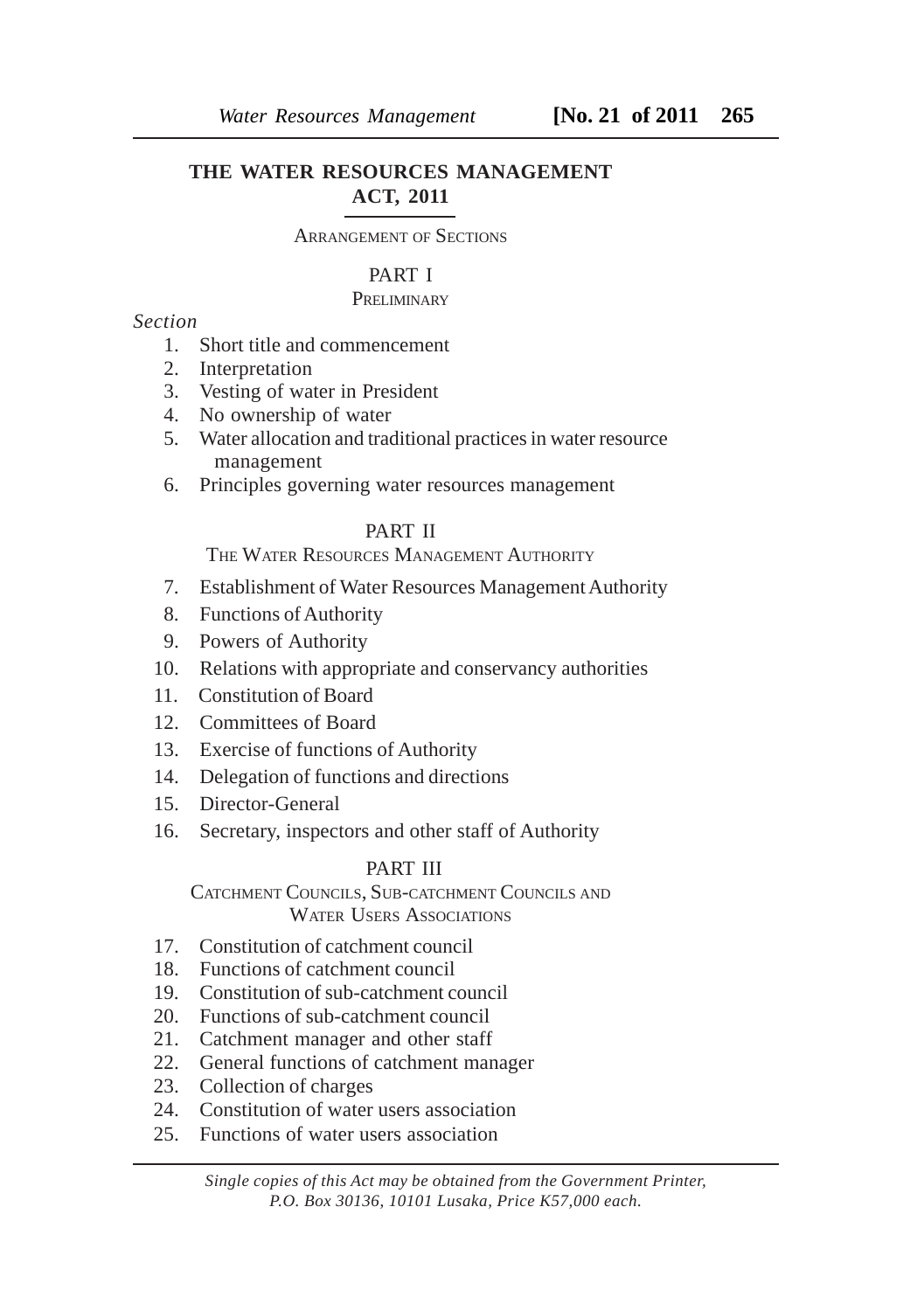# THE WATER RESOURCES MANAGEMENT ACT, 2011

ARRANGEMENT OF SECTIONS

## PART I

PRELIMINARY

*Section*

1. Short title and commencement
2. Interpretation
3. Vesting of water in President
4. No ownership of water
5. Water allocation and traditional practices in water resource management
6. Principles governing water resources management

## PART II

THE WATER RESOURCES MANAGEMENT AUTHORITY

7. Establishment of Water Resources Management Authority
8. Functions of Authority
9. Powers of Authority
10. Relations with appropriate and conservancy authorities
11. Constitution of Board
12. Committees of Board
13. Exercise of functions of Authority
14. Delegation of functions and directions
15. Director-General
16. Secretary, inspectors and other staff of Authority

## PART III

CATCHMENT COUNCILS, SUB-CATCHMENT COUNCILS AND WATER USERS ASSOCIATIONS

17. Constitution of catchment council
18. Functions of catchment council
19. Constitution of sub-catchment council
20. Functions of sub-catchment council
21. Catchment manager and other staff
22. General functions of catchment manager
23. Collection of charges
24. Constitution of water users association
25. Functions of water users association

*Single copies of this Act may be obtained from the Government Printer, P.O. Box 30136, 10101 Lusaka, Price K57,000 each.*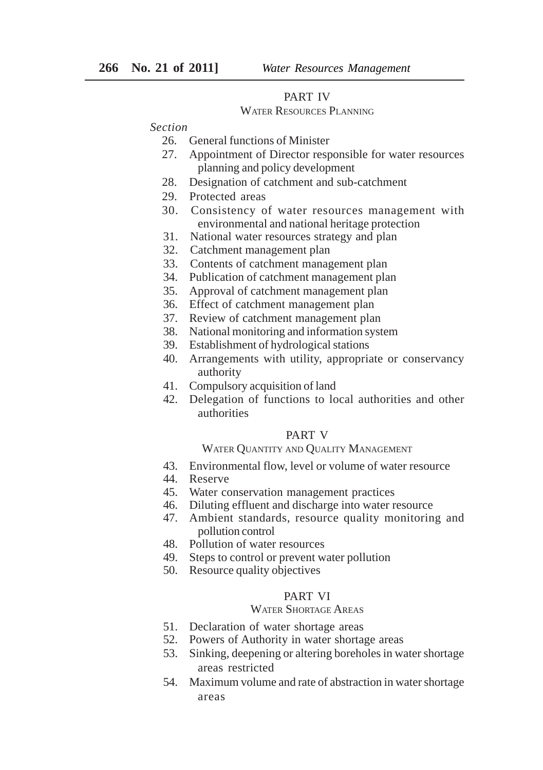## PART IV

### WATER RESOURCES PLANNING

*Section*

26. General functions of Minister
27. Appointment of Director responsible for water resources planning and policy development
28. Designation of catchment and sub-catchment
29. Protected areas
30. Consistency of water resources management with environmental and national heritage protection
31. National water resources strategy and plan
32. Catchment management plan
33. Contents of catchment management plan
34. Publication of catchment management plan
35. Approval of catchment management plan
36. Effect of catchment management plan
37. Review of catchment management plan
38. National monitoring and information system
39. Establishment of hydrological stations
40. Arrangements with utility, appropriate or conservancy authority
41. Compulsory acquisition of land
42. Delegation of functions to local authorities and other authorities

## PART V

### WATER QUANTITY AND QUALITY MANAGEMENT

43. Environmental flow, level or volume of water resource
44. Reserve
45. Water conservation management practices
46. Diluting effluent and discharge into water resource
47. Ambient standards, resource quality monitoring and pollution control
48. Pollution of water resources
49. Steps to control or prevent water pollution
50. Resource quality objectives

## PART VI

### WATER SHORTAGE AREAS

51. Declaration of water shortage areas
52. Powers of Authority in water shortage areas
53. Sinking, deepening or altering boreholes in water shortage areas restricted
54. Maximum volume and rate of abstraction in water shortage areas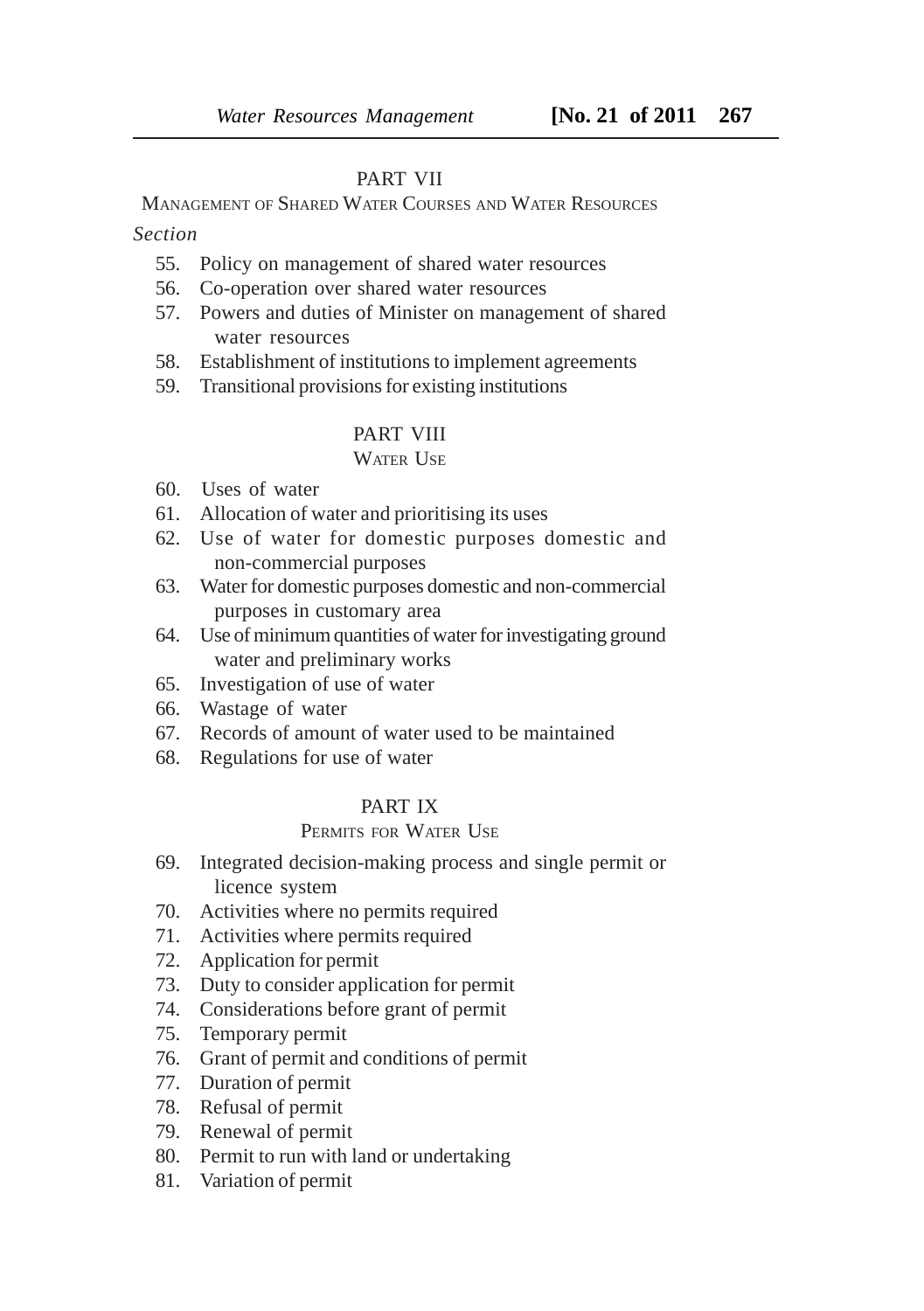## PART VII

MANAGEMENT OF SHARED WATER COURSES AND WATER RESOURCES

*Section*

55. Policy on management of shared water resources
56. Co-operation over shared water resources
57. Powers and duties of Minister on management of shared water resources
58. Establishment of institutions to implement agreements
59. Transitional provisions for existing institutions

## PART VIII

WATER USE

60. Uses of water
61. Allocation of water and prioritising its uses
62. Use of water for domestic purposes domestic and non-commercial purposes
63. Water for domestic purposes domestic and non-commercial purposes in customary area
64. Use of minimum quantities of water for investigating ground water and preliminary works
65. Investigation of use of water
66. Wastage of water
67. Records of amount of water used to be maintained
68. Regulations for use of water

## PART IX

PERMITS FOR WATER USE

69. Integrated decision-making process and single permit or licence system
70. Activities where no permits required
71. Activities where permits required
72. Application for permit
73. Duty to consider application for permit
74. Considerations before grant of permit
75. Temporary permit
76. Grant of permit and conditions of permit
77. Duration of permit
78. Refusal of permit
79. Renewal of permit
80. Permit to run with land or undertaking
81. Variation of permit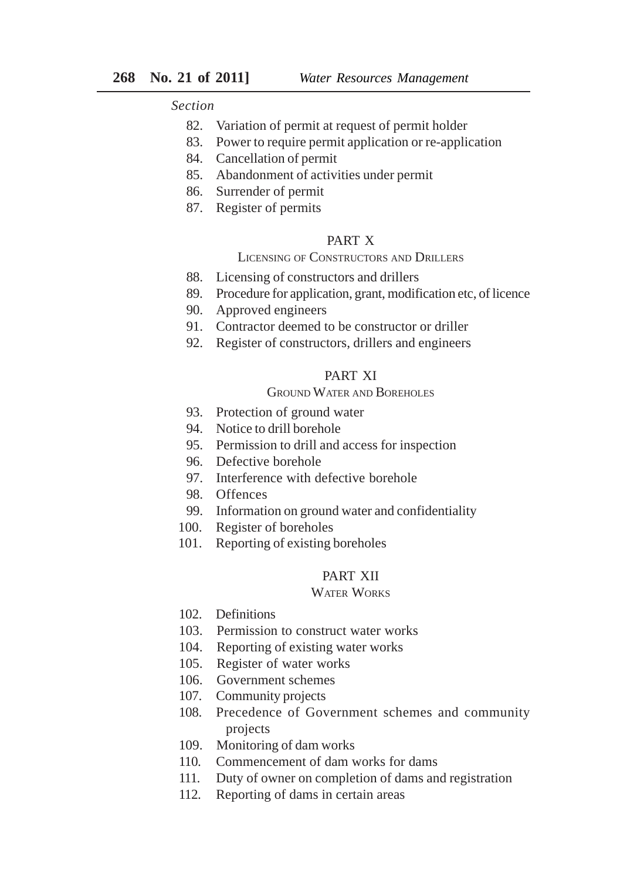*Section*

82. Variation of permit at request of permit holder
83. Power to require permit application or re-application
84. Cancellation of permit
85. Abandonment of activities under permit
86. Surrender of permit
87. Register of permits

## PART X

### LICENSING OF CONSTRUCTORS AND DRILLERS

88. Licensing of constructors and drillers
89. Procedure for application, grant, modification etc, of licence
90. Approved engineers
91. Contractor deemed to be constructor or driller
92. Register of constructors, drillers and engineers

## PART XI

### GROUND WATER AND BOREHOLES

93. Protection of ground water
94. Notice to drill borehole
95. Permission to drill and access for inspection
96. Defective borehole
97. Interference with defective borehole
98. Offences
99. Information on ground water and confidentiality
100. Register of boreholes
101. Reporting of existing boreholes

## PART XII

### WATER WORKS

102. Definitions
103. Permission to construct water works
104. Reporting of existing water works
105. Register of water works
106. Government schemes
107. Community projects
108. Precedence of Government schemes and community projects
109. Monitoring of dam works
110. Commencement of dam works for dams
111. Duty of owner on completion of dams and registration
112. Reporting of dams in certain areas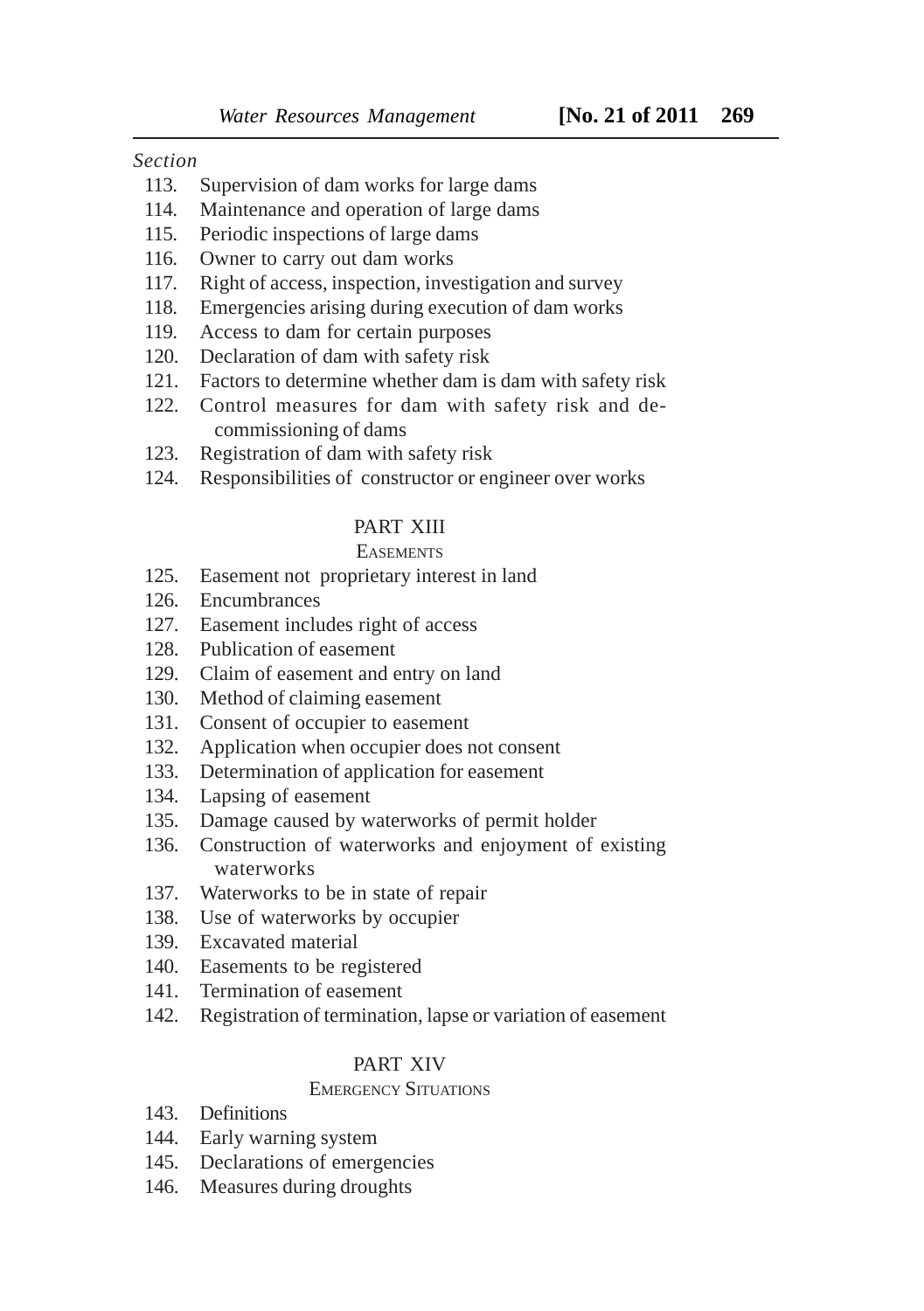*Section*

113. Supervision of dam works for large dams
114. Maintenance and operation of large dams
115. Periodic inspections of large dams
116. Owner to carry out dam works
117. Right of access, inspection, investigation and survey
118. Emergencies arising during execution of dam works
119. Access to dam for certain purposes
120. Declaration of dam with safety risk
121. Factors to determine whether dam is dam with safety risk
122. Control measures for dam with safety risk and de-commissioning of dams
123. Registration of dam with safety risk
124. Responsibilities of constructor or engineer over works

## PART XIII

### EASEMENTS

125. Easement not proprietary interest in land
126. Encumbrances
127. Easement includes right of access
128. Publication of easement
129. Claim of easement and entry on land
130. Method of claiming easement
131. Consent of occupier to easement
132. Application when occupier does not consent
133. Determination of application for easement
134. Lapsing of easement
135. Damage caused by waterworks of permit holder
136. Construction of waterworks and enjoyment of existing waterworks
137. Waterworks to be in state of repair
138. Use of waterworks by occupier
139. Excavated material
140. Easements to be registered
141. Termination of easement
142. Registration of termination, lapse or variation of easement

## PART XIV

### EMERGENCY SITUATIONS

143. Definitions
144. Early warning system
145. Declarations of emergencies
146. Measures during droughts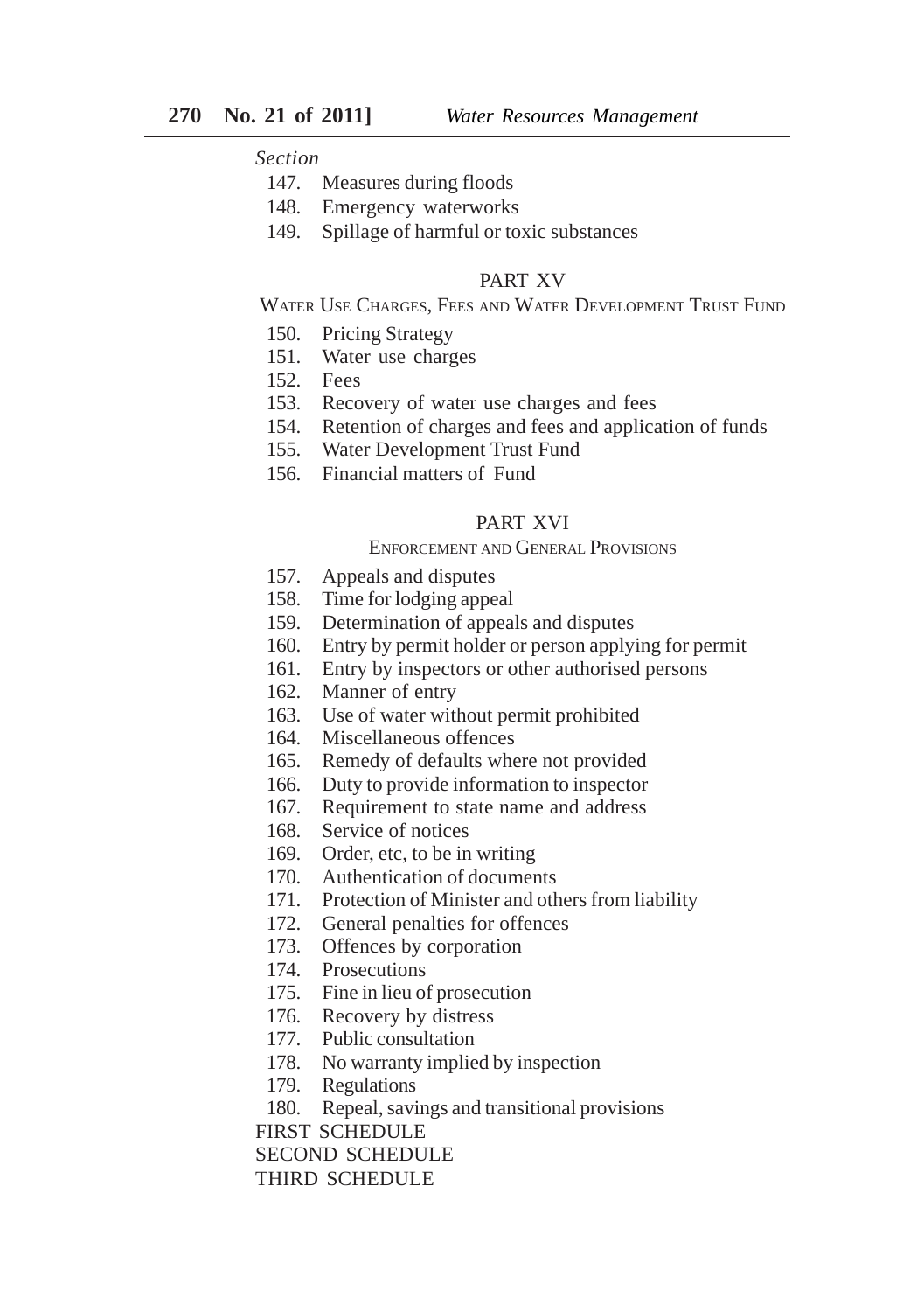*Section*

147. Measures during floods
148. Emergency waterworks
149. Spillage of harmful or toxic substances

## PART XV

### WATER USE CHARGES, FEES AND WATER DEVELOPMENT TRUST FUND

150. Pricing Strategy
151. Water use charges
152. Fees
153. Recovery of water use charges and fees
154. Retention of charges and fees and application of funds
155. Water Development Trust Fund
156. Financial matters of Fund

## PART XVI

### ENFORCEMENT AND GENERAL PROVISIONS

157. Appeals and disputes
158. Time for lodging appeal
159. Determination of appeals and disputes
160. Entry by permit holder or person applying for permit
161. Entry by inspectors or other authorised persons
162. Manner of entry
163. Use of water without permit prohibited
164. Miscellaneous offences
165. Remedy of defaults where not provided
166. Duty to provide information to inspector
167. Requirement to state name and address
168. Service of notices
169. Order, etc, to be in writing
170. Authentication of documents
171. Protection of Minister and others from liability
172. General penalties for offences
173. Offences by corporation
174. Prosecutions
175. Fine in lieu of prosecution
176. Recovery by distress
177. Public consultation
178. No warranty implied by inspection
179. Regulations
180. Repeal, savings and transitional provisions

FIRST SCHEDULE

SECOND SCHEDULE

THIRD SCHEDULE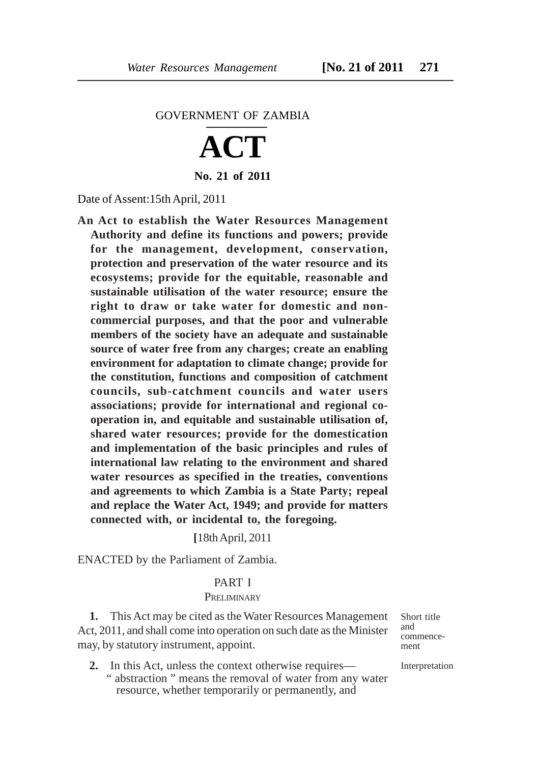GOVERNMENT OF ZAMBIA

# ACT

**No. 21 of 2011**

Date of Assent: 15th April, 2011

**An Act to establish the Water Resources Management Authority and define its functions and powers; provide for the management, development, conservation, protection and preservation of the water resource and its ecosystems; provide for the equitable, reasonable and sustainable utilisation of the water resource; ensure the right to draw or take water for domestic and non-commercial purposes, and that the poor and vulnerable members of the society have an adequate and sustainable source of water free from any charges; create an enabling environment for adaptation to climate change; provide for the constitution, functions and composition of catchment councils, sub-catchment councils and water users associations; provide for international and regional co-operation in, and equitable and sustainable utilisation of, shared water resources; provide for the domestication and implementation of the basic principles and rules of international law relating to the environment and shared water resources as specified in the treaties, conventions and agreements to which Zambia is a State Party; repeal and replace the Water Act, 1949; and provide for matters connected with, or incidental to, the foregoing.**

[18th April, 2011

ENACTED by the Parliament of Zambia.

## PART I

### PRELIMINARY

Short title and commencement

**1.** This Act may be cited as the Water Resources Management Act, 2011, and shall come into operation on such date as the Minister may, by statutory instrument, appoint.

Interpretation

**2.** In this Act, unless the context otherwise requires—

"abstraction" means the removal of water from any water resource, whether temporarily or permanently, and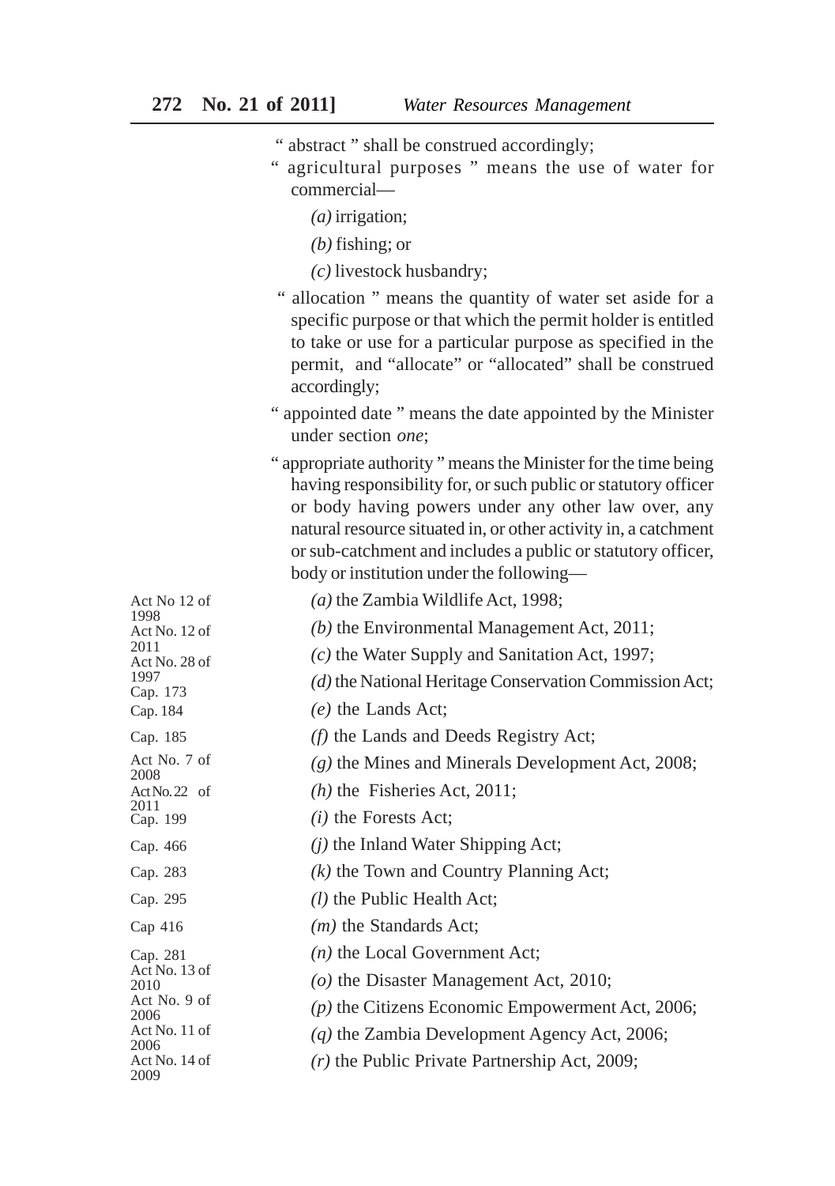"abstract" shall be construed accordingly;

"agricultural purposes" means the use of water for commercial—

*(a)* irrigation;

*(b)* fishing; or

*(c)* livestock husbandry;

"allocation" means the quantity of water set aside for a specific purpose or that which the permit holder is entitled to take or use for a particular purpose as specified in the permit, and "allocate" or "allocated" shall be construed accordingly;

"appointed date" means the date appointed by the Minister under section *one*;

"appropriate authority" means the Minister for the time being having responsibility for, or such public or statutory officer or body having powers under any other law over, any natural resource situated in, or other activity in, a catchment or sub-catchment and includes a public or statutory officer, body or institution under the following—

*(a)* the Zambia Wildlife Act, 1998; — Act No 12 of 1998

*(b)* the Environmental Management Act, 2011; — Act No. 12 of 2011

*(c)* the Water Supply and Sanitation Act, 1997; — Act No. 28 of 1997

*(d)* the National Heritage Conservation Commission Act; — Cap. 173

*(e)* the Lands Act; — Cap. 184

*(f)* the Lands and Deeds Registry Act; — Cap. 185

*(g)* the Mines and Minerals Development Act, 2008; — Act No. 7 of 2008

*(h)* the Fisheries Act, 2011; — Act No. 22 of 2011

*(i)* the Forests Act; — Cap. 199

*(j)* the Inland Water Shipping Act; — Cap. 466

*(k)* the Town and Country Planning Act; — Cap. 283

*(l)* the Public Health Act; — Cap. 295

*(m)* the Standards Act; — Cap 416

*(n)* the Local Government Act; — Cap. 281

*(o)* the Disaster Management Act, 2010; — Act No. 13 of 2010

*(p)* the Citizens Economic Empowerment Act, 2006; — Act No. 9 of 2006

*(q)* the Zambia Development Agency Act, 2006; — Act No. 11 of 2006

*(r)* the Public Private Partnership Act, 2009; — Act No. 14 of 2009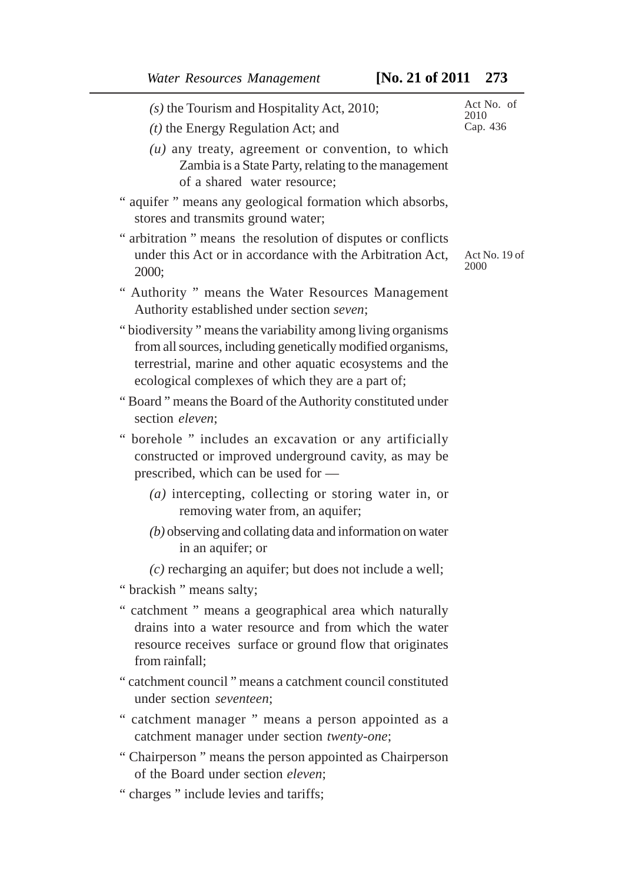(s) the Tourism and Hospitality Act, 2010;

(t) the Energy Regulation Act; and

(u) any treaty, agreement or convention, to which Zambia is a State Party, relating to the management of a shared water resource;

Act No. of 2010
Cap. 436

" aquifer " means any geological formation which absorbs, stores and transmits ground water;

" arbitration " means the resolution of disputes or conflicts under this Act or in accordance with the Arbitration Act, 2000;

Act No. 19 of 2000

" Authority " means the Water Resources Management Authority established under section *seven*;

" biodiversity " means the variability among living organisms from all sources, including genetically modified organisms, terrestrial, marine and other aquatic ecosystems and the ecological complexes of which they are a part of;

" Board " means the Board of the Authority constituted under section *eleven*;

" borehole " includes an excavation or any artificially constructed or improved underground cavity, as may be prescribed, which can be used for —

(a) intercepting, collecting or storing water in, or removing water from, an aquifer;

(b) observing and collating data and information on water in an aquifer; or

(c) recharging an aquifer; but does not include a well;

" brackish " means salty;

" catchment " means a geographical area which naturally drains into a water resource and from which the water resource receives surface or ground flow that originates from rainfall;

" catchment council " means a catchment council constituted under section *seventeen*;

" catchment manager " means a person appointed as a catchment manager under section *twenty-one*;

" Chairperson " means the person appointed as Chairperson of the Board under section *eleven*;

" charges " include levies and tariffs;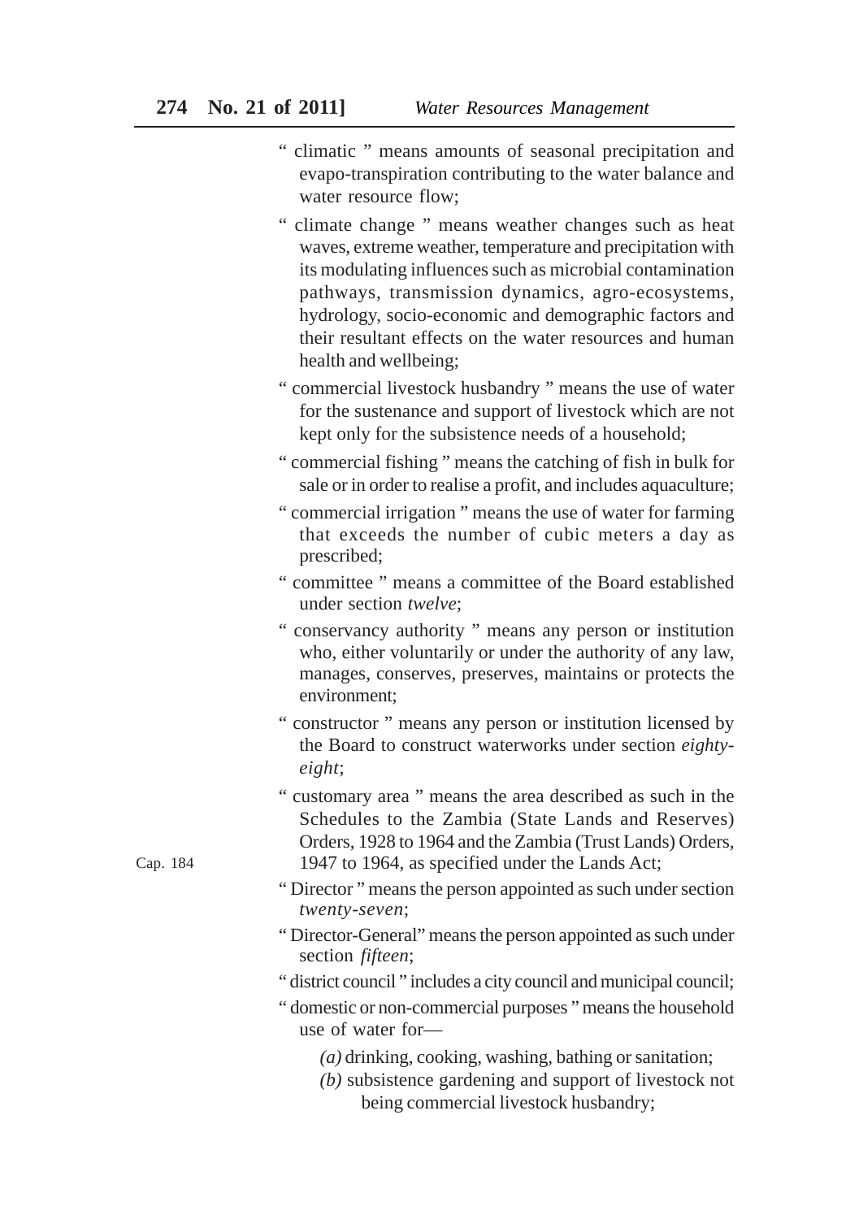" climatic " means amounts of seasonal precipitation and evapo-transpiration contributing to the water balance and water resource flow;

" climate change " means weather changes such as heat waves, extreme weather, temperature and precipitation with its modulating influences such as microbial contamination pathways, transmission dynamics, agro-ecosystems, hydrology, socio-economic and demographic factors and their resultant effects on the water resources and human health and wellbeing;

" commercial livestock husbandry " means the use of water for the sustenance and support of livestock which are not kept only for the subsistence needs of a household;

" commercial fishing " means the catching of fish in bulk for sale or in order to realise a profit, and includes aquaculture;

" commercial irrigation " means the use of water for farming that exceeds the number of cubic meters a day as prescribed;

" committee " means a committee of the Board established under section *twelve*;

" conservancy authority " means any person or institution who, either voluntarily or under the authority of any law, manages, conserves, preserves, maintains or protects the environment;

" constructor " means any person or institution licensed by the Board to construct waterworks under section *eighty-eight*;

" customary area " means the area described as such in the Schedules to the Zambia (State Lands and Reserves) Orders, 1928 to 1964 and the Zambia (Trust Lands) Orders, 1947 to 1964, as specified under the Lands Act;

Cap. 184

" Director " means the person appointed as such under section *twenty-seven*;

" Director-General" means the person appointed as such under section *fifteen*;

" district council " includes a city council and municipal council;

" domestic or non-commercial purposes " means the household use of water for—

*(a)* drinking, cooking, washing, bathing or sanitation;

*(b)* subsistence gardening and support of livestock not being commercial livestock husbandry;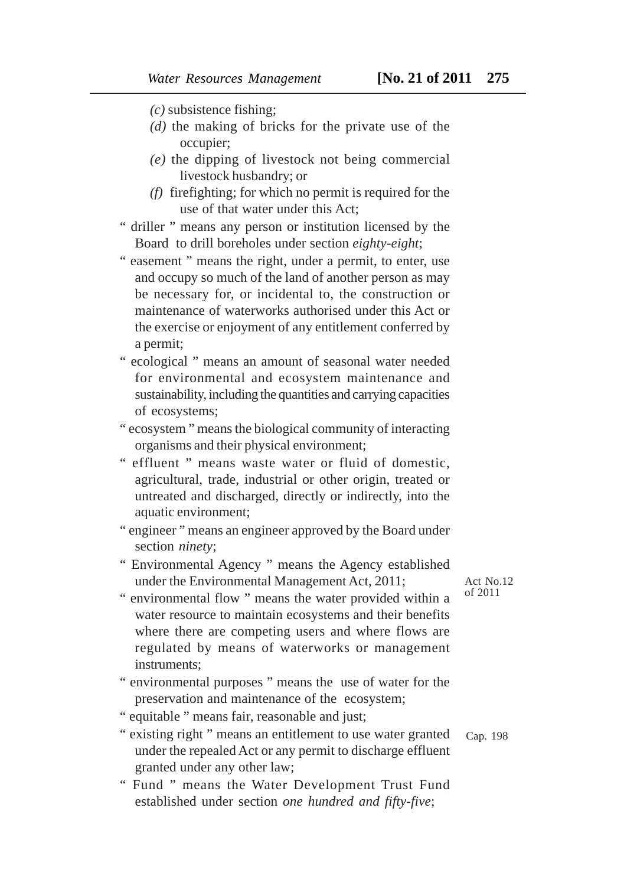*(c)* subsistence fishing;

*(d)* the making of bricks for the private use of the occupier;

*(e)* the dipping of livestock not being commercial livestock husbandry; or

*(f)* firefighting; for which no permit is required for the use of that water under this Act;

" driller " means any person or institution licensed by the Board to drill boreholes under section *eighty-eight*;

" easement " means the right, under a permit, to enter, use and occupy so much of the land of another person as may be necessary for, or incidental to, the construction or maintenance of waterworks authorised under this Act or the exercise or enjoyment of any entitlement conferred by a permit;

" ecological " means an amount of seasonal water needed for environmental and ecosystem maintenance and sustainability, including the quantities and carrying capacities of ecosystems;

" ecosystem " means the biological community of interacting organisms and their physical environment;

" effluent " means waste water or fluid of domestic, agricultural, trade, industrial or other origin, treated or untreated and discharged, directly or indirectly, into the aquatic environment;

" engineer " means an engineer approved by the Board under section *ninety*;

" Environmental Agency " means the Agency established under the Environmental Management Act, 2011; Act No.12 of 2011

" environmental flow " means the water provided within a water resource to maintain ecosystems and their benefits where there are competing users and where flows are regulated by means of waterworks or management instruments;

" environmental purposes " means the use of water for the preservation and maintenance of the ecosystem;

" equitable " means fair, reasonable and just;

" existing right " means an entitlement to use water granted under the repealed Act or any permit to discharge effluent granted under any other law; Cap. 198

" Fund " means the Water Development Trust Fund established under section *one hundred and fifty-five*;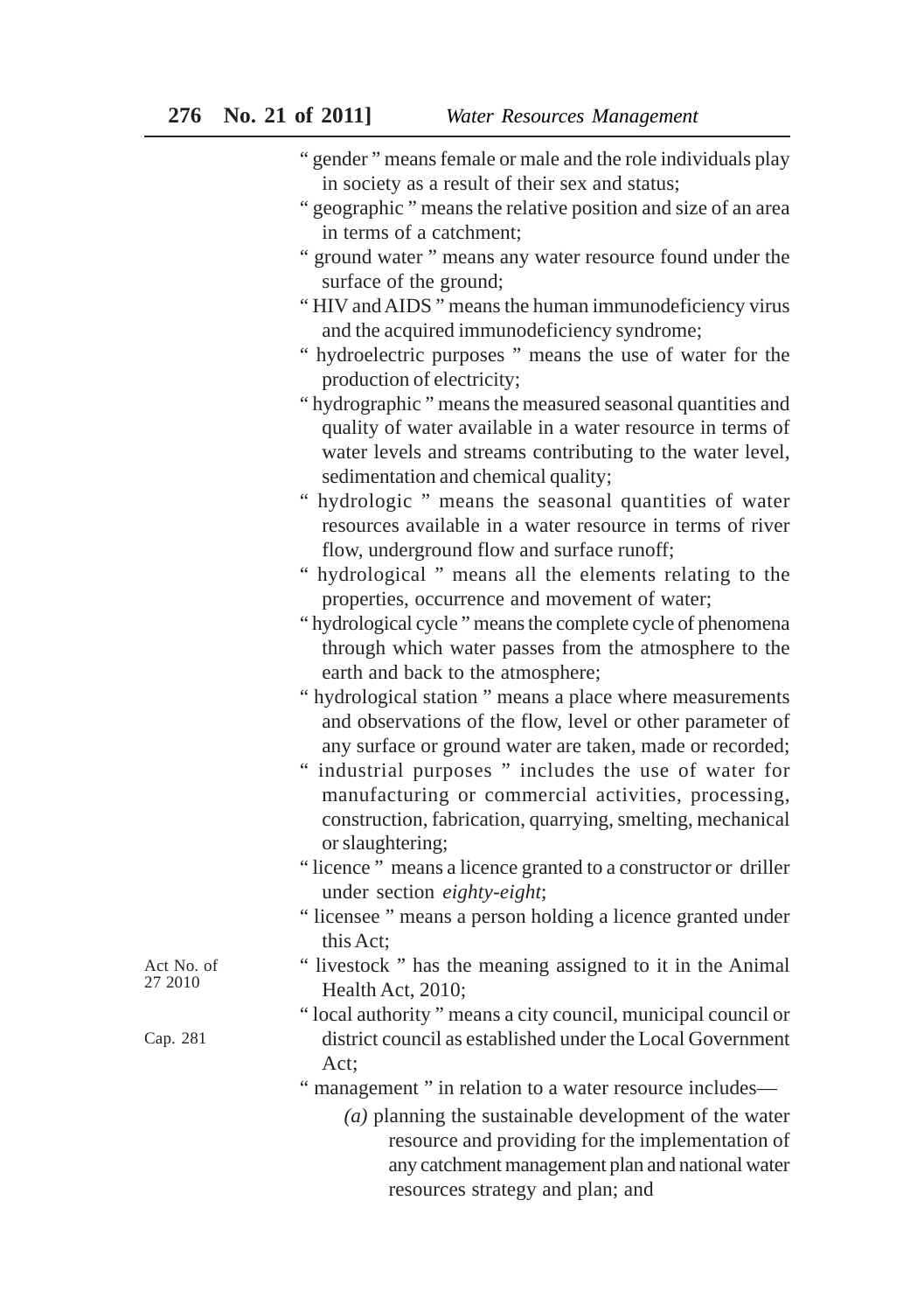"gender" means female or male and the role individuals play in society as a result of their sex and status;

"geographic" means the relative position and size of an area in terms of a catchment;

"ground water" means any water resource found under the surface of the ground;

"HIV and AIDS" means the human immunodeficiency virus and the acquired immunodeficiency syndrome;

"hydroelectric purposes" means the use of water for the production of electricity;

"hydrographic" means the measured seasonal quantities and quality of water available in a water resource in terms of water levels and streams contributing to the water level, sedimentation and chemical quality;

"hydrologic" means the seasonal quantities of water resources available in a water resource in terms of river flow, underground flow and surface runoff;

"hydrological" means all the elements relating to the properties, occurrence and movement of water;

"hydrological cycle" means the complete cycle of phenomena through which water passes from the atmosphere to the earth and back to the atmosphere;

"hydrological station" means a place where measurements and observations of the flow, level or other parameter of any surface or ground water are taken, made or recorded;

"industrial purposes" includes the use of water for manufacturing or commercial activities, processing, construction, fabrication, quarrying, smelting, mechanical or slaughtering;

"licence" means a licence granted to a constructor or driller under section *eighty-eight*;

"licensee" means a person holding a licence granted under this Act;

Act No. of 27 2010

"livestock" has the meaning assigned to it in the Animal Health Act, 2010;

Cap. 281

"local authority" means a city council, municipal council or district council as established under the Local Government Act;

"management" in relation to a water resource includes—

*(a)* planning the sustainable development of the water resource and providing for the implementation of any catchment management plan and national water resources strategy and plan; and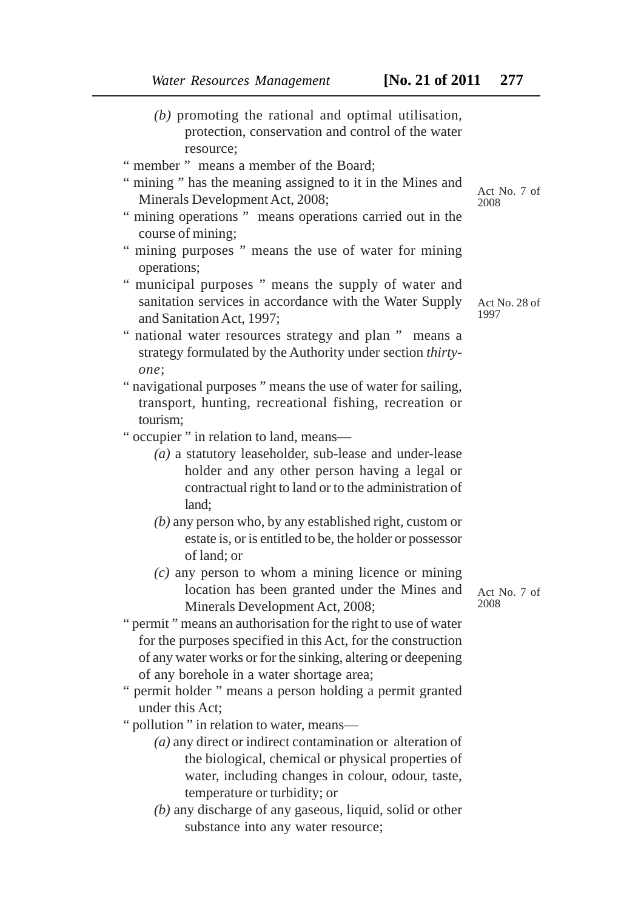*(b)* promoting the rational and optimal utilisation, protection, conservation and control of the water resource;

" member " means a member of the Board;

" mining " has the meaning assigned to it in the Mines and Minerals Development Act, 2008; Act No. 7 of 2008

" mining operations " means operations carried out in the course of mining;

" mining purposes " means the use of water for mining operations;

" municipal purposes " means the supply of water and sanitation services in accordance with the Water Supply and Sanitation Act, 1997; Act No. 28 of 1997

" national water resources strategy and plan " means a strategy formulated by the Authority under section *thirty-one*;

" navigational purposes " means the use of water for sailing, transport, hunting, recreational fishing, recreation or tourism;

" occupier " in relation to land, means—

*(a)* a statutory leaseholder, sub-lease and under-lease holder and any other person having a legal or contractual right to land or to the administration of land;

*(b)* any person who, by any established right, custom or estate is, or is entitled to be, the holder or possessor of land; or

*(c)* any person to whom a mining licence or mining location has been granted under the Mines and Minerals Development Act, 2008; Act No. 7 of 2008

" permit " means an authorisation for the right to use of water for the purposes specified in this Act, for the construction of any water works or for the sinking, altering or deepening of any borehole in a water shortage area;

" permit holder " means a person holding a permit granted under this Act;

" pollution " in relation to water, means—

*(a)* any direct or indirect contamination or alteration of the biological, chemical or physical properties of water, including changes in colour, odour, taste, temperature or turbidity; or

*(b)* any discharge of any gaseous, liquid, solid or other substance into any water resource;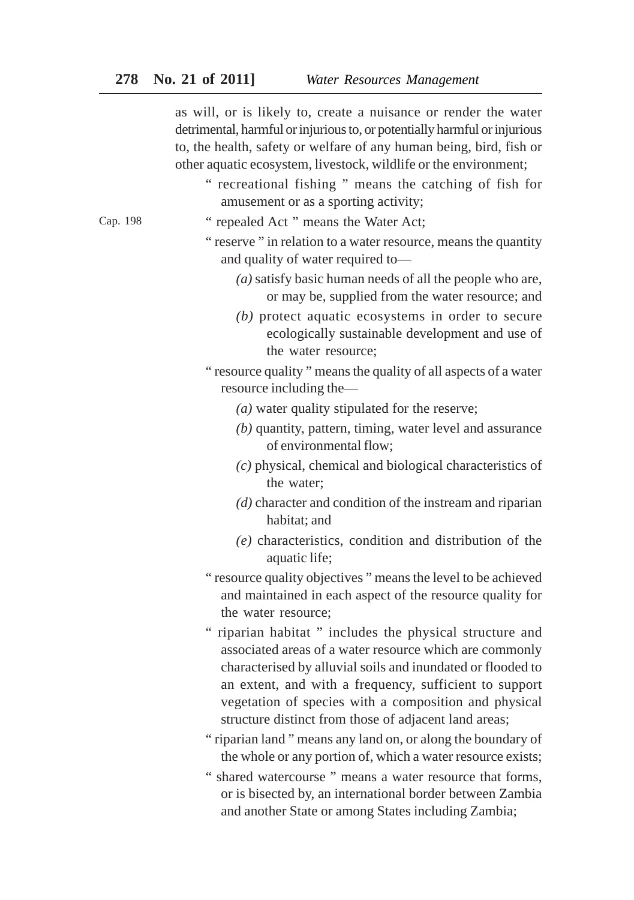as will, or is likely to, create a nuisance or render the water detrimental, harmful or injurious to, or potentially harmful or injurious to, the health, safety or welfare of any human being, bird, fish or other aquatic ecosystem, livestock, wildlife or the environment;

" recreational fishing " means the catching of fish for amusement or as a sporting activity;

Cap. 198

" repealed Act " means the Water Act;

" reserve " in relation to a water resource, means the quantity and quality of water required to—

*(a)* satisfy basic human needs of all the people who are, or may be, supplied from the water resource; and

*(b)* protect aquatic ecosystems in order to secure ecologically sustainable development and use of the water resource;

" resource quality " means the quality of all aspects of a water resource including the—

*(a)* water quality stipulated for the reserve;

*(b)* quantity, pattern, timing, water level and assurance of environmental flow;

*(c)* physical, chemical and biological characteristics of the water;

*(d)* character and condition of the instream and riparian habitat; and

*(e)* characteristics, condition and distribution of the aquatic life;

" resource quality objectives " means the level to be achieved and maintained in each aspect of the resource quality for the water resource;

" riparian habitat " includes the physical structure and associated areas of a water resource which are commonly characterised by alluvial soils and inundated or flooded to an extent, and with a frequency, sufficient to support vegetation of species with a composition and physical structure distinct from those of adjacent land areas;

" riparian land " means any land on, or along the boundary of the whole or any portion of, which a water resource exists;

" shared watercourse " means a water resource that forms, or is bisected by, an international border between Zambia and another State or among States including Zambia;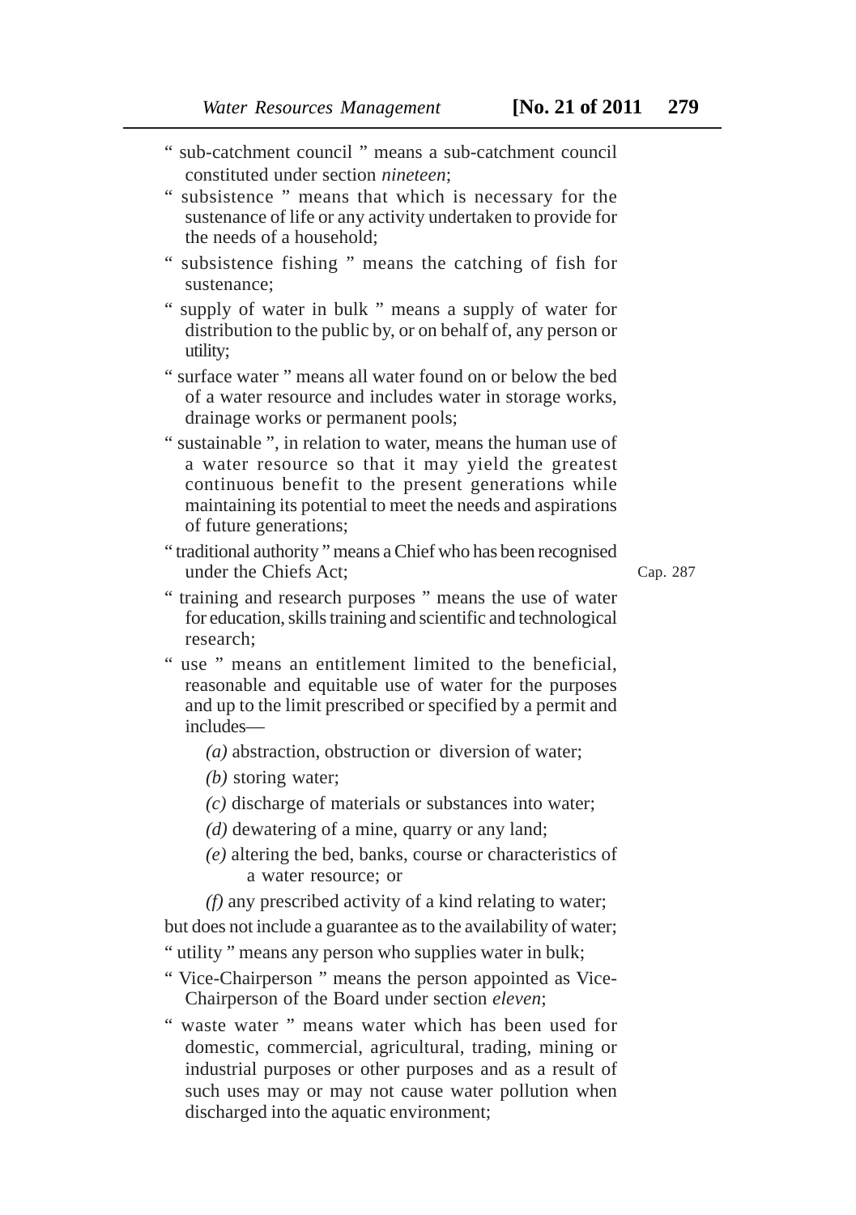" sub-catchment council " means a sub-catchment council constituted under section *nineteen*;

" subsistence " means that which is necessary for the sustenance of life or any activity undertaken to provide for the needs of a household;

" subsistence fishing " means the catching of fish for sustenance;

" supply of water in bulk " means a supply of water for distribution to the public by, or on behalf of, any person or utility;

" surface water " means all water found on or below the bed of a water resource and includes water in storage works, drainage works or permanent pools;

" sustainable ", in relation to water, means the human use of a water resource so that it may yield the greatest continuous benefit to the present generations while maintaining its potential to meet the needs and aspirations of future generations;

" traditional authority " means a Chief who has been recognised under the Chiefs Act;

Cap. 287

" training and research purposes " means the use of water for education, skills training and scientific and technological research;

" use " means an entitlement limited to the beneficial, reasonable and equitable use of water for the purposes and up to the limit prescribed or specified by a permit and includes—

*(a)* abstraction, obstruction or diversion of water;

*(b)* storing water;

*(c)* discharge of materials or substances into water;

*(d)* dewatering of a mine, quarry or any land;

*(e)* altering the bed, banks, course or characteristics of a water resource; or

*(f)* any prescribed activity of a kind relating to water;

but does not include a guarantee as to the availability of water;

" utility " means any person who supplies water in bulk;

" Vice-Chairperson " means the person appointed as Vice-Chairperson of the Board under section *eleven*;

" waste water " means water which has been used for domestic, commercial, agricultural, trading, mining or industrial purposes or other purposes and as a result of such uses may or may not cause water pollution when discharged into the aquatic environment;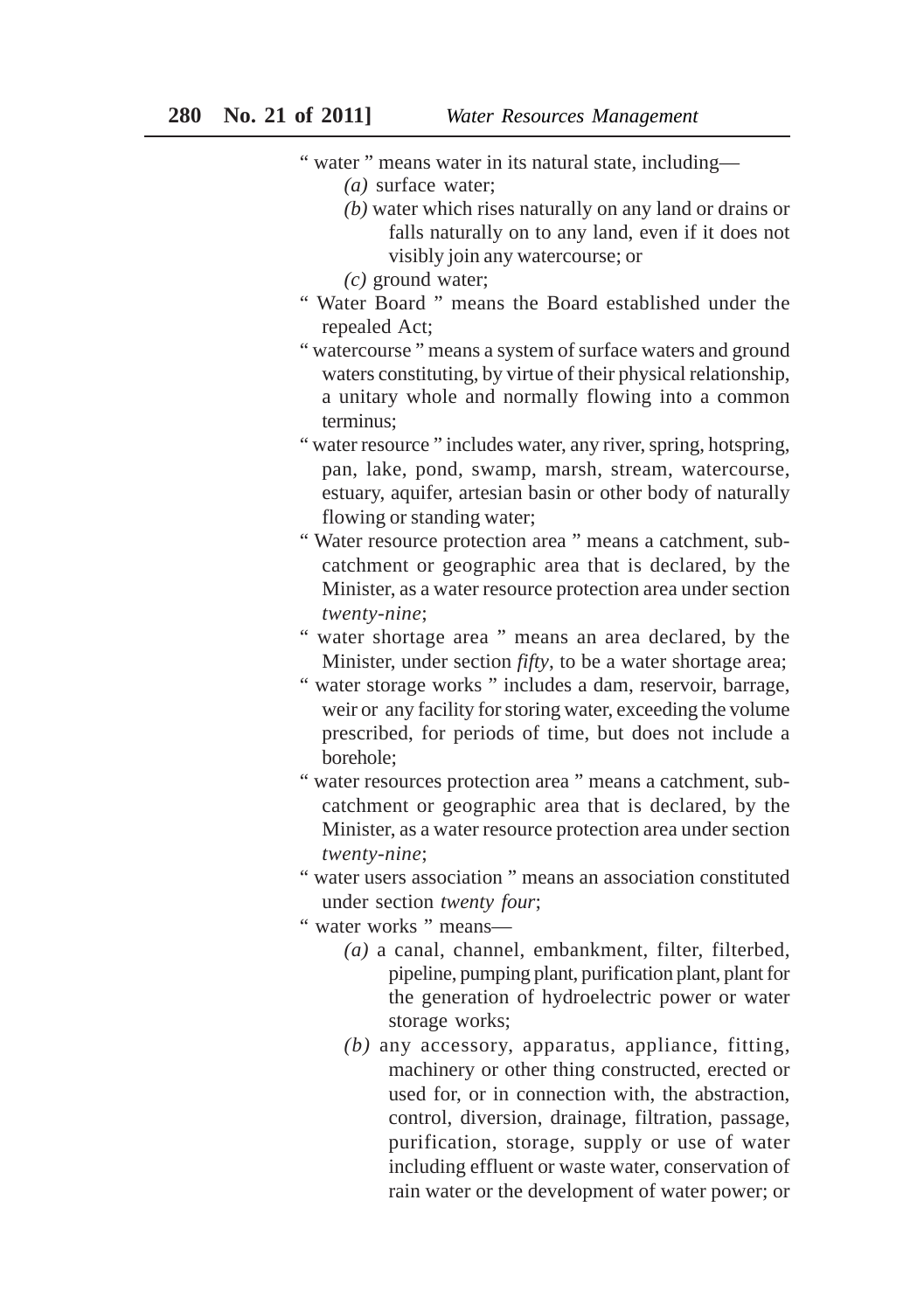" water " means water in its natural state, including—

- *(a)* surface water;
- *(b)* water which rises naturally on any land or drains or falls naturally on to any land, even if it does not visibly join any watercourse; or
- *(c)* ground water;

" Water Board " means the Board established under the repealed Act;

" watercourse " means a system of surface waters and ground waters constituting, by virtue of their physical relationship, a unitary whole and normally flowing into a common terminus;

" water resource " includes water, any river, spring, hotspring, pan, lake, pond, swamp, marsh, stream, watercourse, estuary, aquifer, artesian basin or other body of naturally flowing or standing water;

" Water resource protection area " means a catchment, sub-catchment or geographic area that is declared, by the Minister, as a water resource protection area under section *twenty-nine*;

" water shortage area " means an area declared, by the Minister, under section *fifty*, to be a water shortage area;

" water storage works " includes a dam, reservoir, barrage, weir or any facility for storing water, exceeding the volume prescribed, for periods of time, but does not include a borehole;

" water resources protection area " means a catchment, sub-catchment or geographic area that is declared, by the Minister, as a water resource protection area under section *twenty-nine*;

" water users association " means an association constituted under section *twenty four*;

" water works " means—

- *(a)* a canal, channel, embankment, filter, filterbed, pipeline, pumping plant, purification plant, plant for the generation of hydroelectric power or water storage works;
- *(b)* any accessory, apparatus, appliance, fitting, machinery or other thing constructed, erected or used for, or in connection with, the abstraction, control, diversion, drainage, filtration, passage, purification, storage, supply or use of water including effluent or waste water, conservation of rain water or the development of water power; or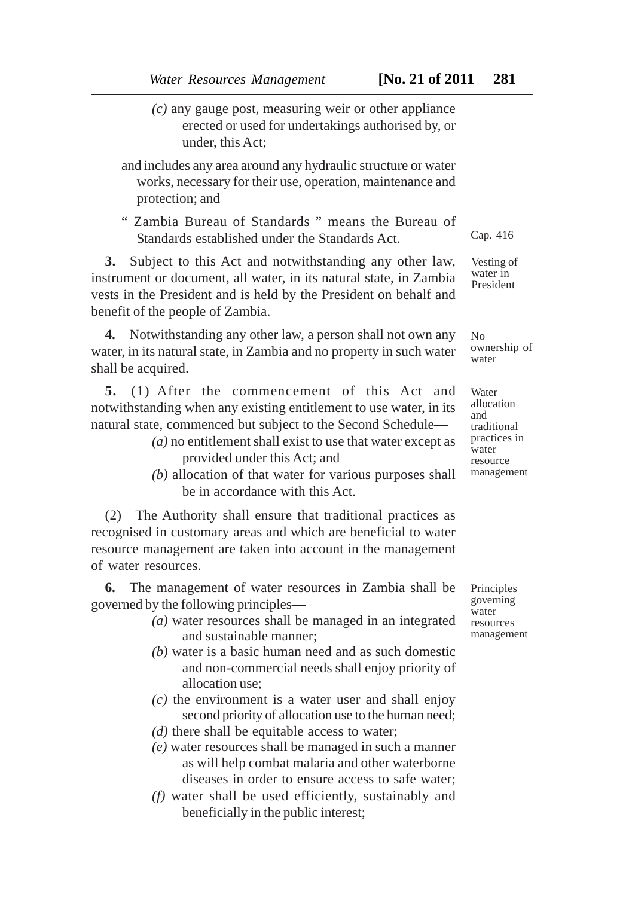*(c)* any gauge post, measuring weir or other appliance erected or used for undertakings authorised by, or under, this Act;

and includes any area around any hydraulic structure or water works, necessary for their use, operation, maintenance and protection; and

" Zambia Bureau of Standards " means the Bureau of Standards established under the Standards Act.

Cap. 416

Vesting of water in President

**3.** Subject to this Act and notwithstanding any other law, instrument or document, all water, in its natural state, in Zambia vests in the President and is held by the President on behalf and benefit of the people of Zambia.

No ownership of water

**4.** Notwithstanding any other law, a person shall not own any water, in its natural state, in Zambia and no property in such water shall be acquired.

Water allocation and traditional practices in water resource management

**5.** (1) After the commencement of this Act and notwithstanding when any existing entitlement to use water, in its natural state, commenced but subject to the Second Schedule—

*(a)* no entitlement shall exist to use that water except as provided under this Act; and

*(b)* allocation of that water for various purposes shall be in accordance with this Act.

(2) The Authority shall ensure that traditional practices as recognised in customary areas and which are beneficial to water resource management are taken into account in the management of water resources.

Principles governing water resources management

**6.** The management of water resources in Zambia shall be governed by the following principles—

*(a)* water resources shall be managed in an integrated and sustainable manner;

*(b)* water is a basic human need and as such domestic and non-commercial needs shall enjoy priority of allocation use;

*(c)* the environment is a water user and shall enjoy second priority of allocation use to the human need;

*(d)* there shall be equitable access to water;

*(e)* water resources shall be managed in such a manner as will help combat malaria and other waterborne diseases in order to ensure access to safe water;

*(f)* water shall be used efficiently, sustainably and beneficially in the public interest;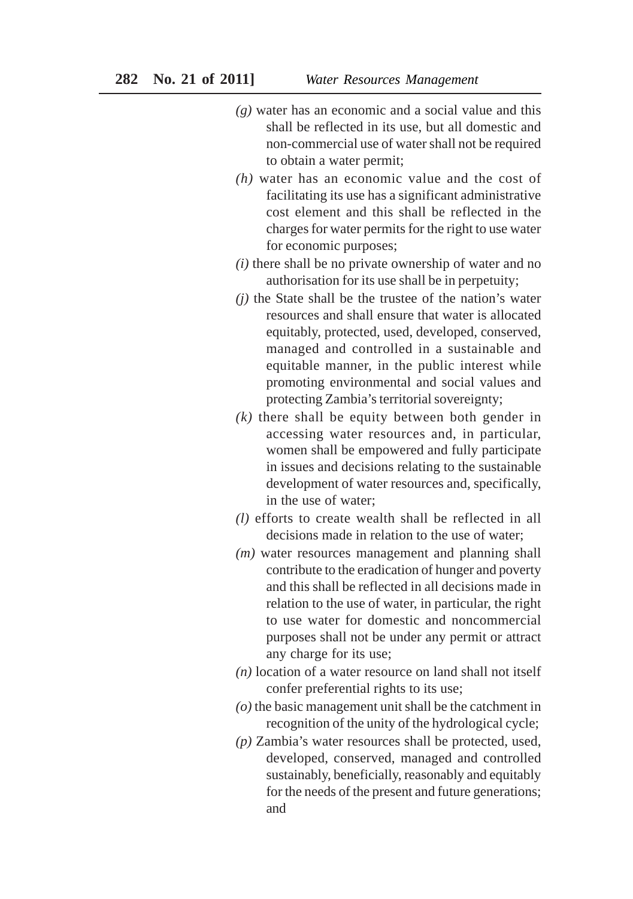*(g)* water has an economic and a social value and this shall be reflected in its use, but all domestic and non-commercial use of water shall not be required to obtain a water permit;

*(h)* water has an economic value and the cost of facilitating its use has a significant administrative cost element and this shall be reflected in the charges for water permits for the right to use water for economic purposes;

*(i)* there shall be no private ownership of water and no authorisation for its use shall be in perpetuity;

*(j)* the State shall be the trustee of the nation's water resources and shall ensure that water is allocated equitably, protected, used, developed, conserved, managed and controlled in a sustainable and equitable manner, in the public interest while promoting environmental and social values and protecting Zambia's territorial sovereignty;

*(k)* there shall be equity between both gender in accessing water resources and, in particular, women shall be empowered and fully participate in issues and decisions relating to the sustainable development of water resources and, specifically, in the use of water;

*(l)* efforts to create wealth shall be reflected in all decisions made in relation to the use of water;

*(m)* water resources management and planning shall contribute to the eradication of hunger and poverty and this shall be reflected in all decisions made in relation to the use of water, in particular, the right to use water for domestic and noncommercial purposes shall not be under any permit or attract any charge for its use;

*(n)* location of a water resource on land shall not itself confer preferential rights to its use;

*(o)* the basic management unit shall be the catchment in recognition of the unity of the hydrological cycle;

*(p)* Zambia's water resources shall be protected, used, developed, conserved, managed and controlled sustainably, beneficially, reasonably and equitably for the needs of the present and future generations; and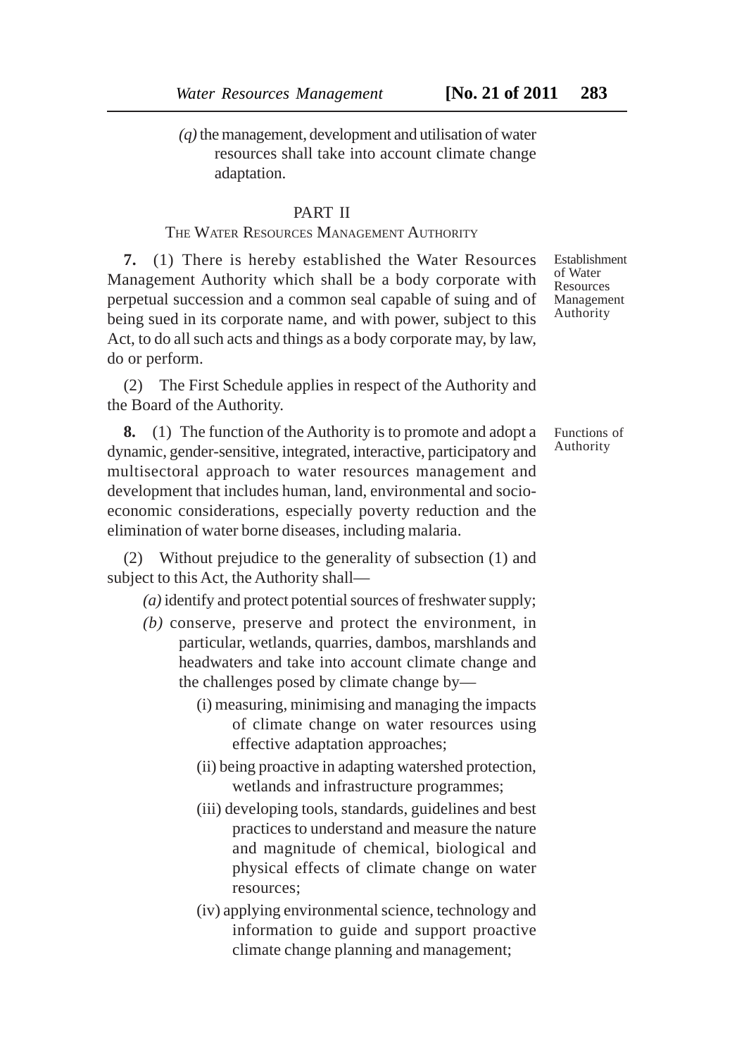*(q)* the management, development and utilisation of water resources shall take into account climate change adaptation.

## PART II

### THE WATER RESOURCES MANAGEMENT AUTHORITY

Establishment of Water Resources Management Authority

**7.** (1) There is hereby established the Water Resources Management Authority which shall be a body corporate with perpetual succession and a common seal capable of suing and of being sued in its corporate name, and with power, subject to this Act, to do all such acts and things as a body corporate may, by law, do or perform.

(2) The First Schedule applies in respect of the Authority and the Board of the Authority.

Functions of Authority

**8.** (1) The function of the Authority is to promote and adopt a dynamic, gender-sensitive, integrated, interactive, participatory and multisectoral approach to water resources management and development that includes human, land, environmental and socio-economic considerations, especially poverty reduction and the elimination of water borne diseases, including malaria.

(2) Without prejudice to the generality of subsection (1) and subject to this Act, the Authority shall—

*(a)* identify and protect potential sources of freshwater supply;

*(b)* conserve, preserve and protect the environment, in particular, wetlands, quarries, dambos, marshlands and headwaters and take into account climate change and the challenges posed by climate change by—

(i) measuring, minimising and managing the impacts of climate change on water resources using effective adaptation approaches;

(ii) being proactive in adapting watershed protection, wetlands and infrastructure programmes;

(iii) developing tools, standards, guidelines and best practices to understand and measure the nature and magnitude of chemical, biological and physical effects of climate change on water resources;

(iv) applying environmental science, technology and information to guide and support proactive climate change planning and management;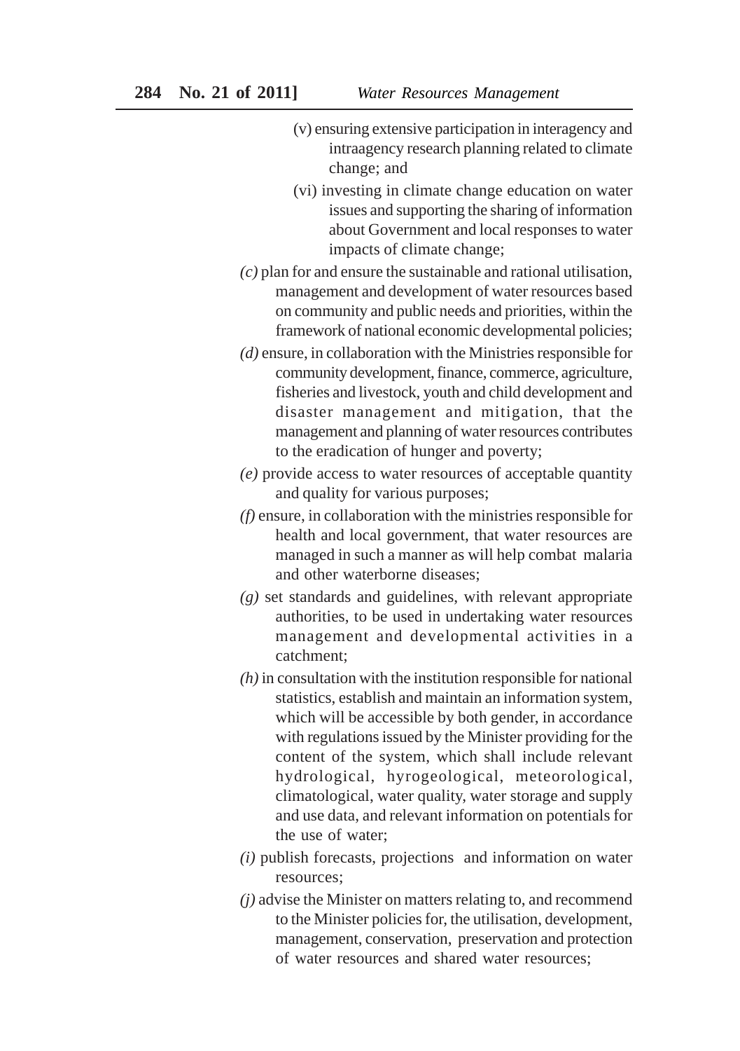(v) ensuring extensive participation in interagency and intraagency research planning related to climate change; and

(vi) investing in climate change education on water issues and supporting the sharing of information about Government and local responses to water impacts of climate change;

*(c)* plan for and ensure the sustainable and rational utilisation, management and development of water resources based on community and public needs and priorities, within the framework of national economic developmental policies;

*(d)* ensure, in collaboration with the Ministries responsible for community development, finance, commerce, agriculture, fisheries and livestock, youth and child development and disaster management and mitigation, that the management and planning of water resources contributes to the eradication of hunger and poverty;

*(e)* provide access to water resources of acceptable quantity and quality for various purposes;

*(f)* ensure, in collaboration with the ministries responsible for health and local government, that water resources are managed in such a manner as will help combat malaria and other waterborne diseases;

*(g)* set standards and guidelines, with relevant appropriate authorities, to be used in undertaking water resources management and developmental activities in a catchment;

*(h)* in consultation with the institution responsible for national statistics, establish and maintain an information system, which will be accessible by both gender, in accordance with regulations issued by the Minister providing for the content of the system, which shall include relevant hydrological, hyrogeological, meteorological, climatological, water quality, water storage and supply and use data, and relevant information on potentials for the use of water;

*(i)* publish forecasts, projections and information on water resources;

*(j)* advise the Minister on matters relating to, and recommend to the Minister policies for, the utilisation, development, management, conservation, preservation and protection of water resources and shared water resources;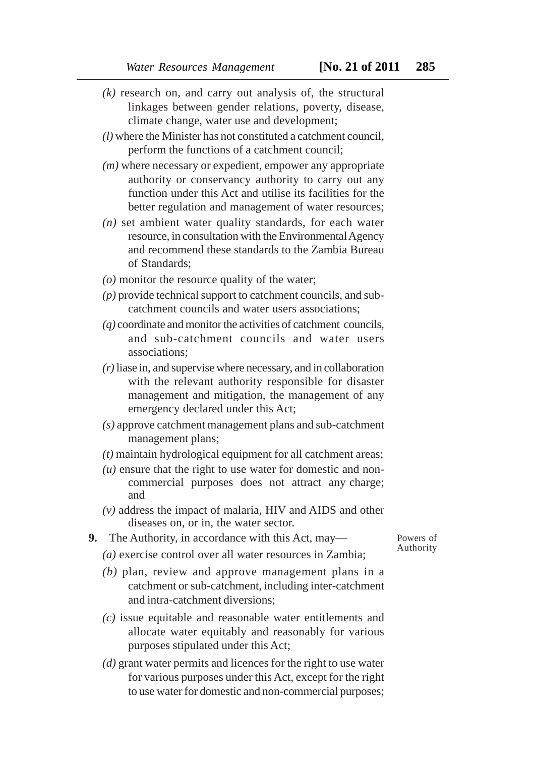*(k)* research on, and carry out analysis of, the structural linkages between gender relations, poverty, disease, climate change, water use and development;

*(l)* where the Minister has not constituted a catchment council, perform the functions of a catchment council;

*(m)* where necessary or expedient, empower any appropriate authority or conservancy authority to carry out any function under this Act and utilise its facilities for the better regulation and management of water resources;

*(n)* set ambient water quality standards, for each water resource, in consultation with the Environmental Agency and recommend these standards to the Zambia Bureau of Standards;

*(o)* monitor the resource quality of the water;

*(p)* provide technical support to catchment councils, and sub-catchment councils and water users associations;

*(q)* coordinate and monitor the activities of catchment councils, and sub-catchment councils and water users associations;

*(r)* liase in, and supervise where necessary, and in collaboration with the relevant authority responsible for disaster management and mitigation, the management of any emergency declared under this Act;

*(s)* approve catchment management plans and sub-catchment management plans;

*(t)* maintain hydrological equipment for all catchment areas;

*(u)* ensure that the right to use water for domestic and non-commercial purposes does not attract any charge; and

*(v)* address the impact of malaria, HIV and AIDS and other diseases on, or in, the water sector.

Powers of Authority

**9.** The Authority, in accordance with this Act, may—

*(a)* exercise control over all water resources in Zambia;

*(b)* plan, review and approve management plans in a catchment or sub-catchment, including inter-catchment and intra-catchment diversions;

*(c)* issue equitable and reasonable water entitlements and allocate water equitably and reasonably for various purposes stipulated under this Act;

*(d)* grant water permits and licences for the right to use water for various purposes under this Act, except for the right to use water for domestic and non-commercial purposes;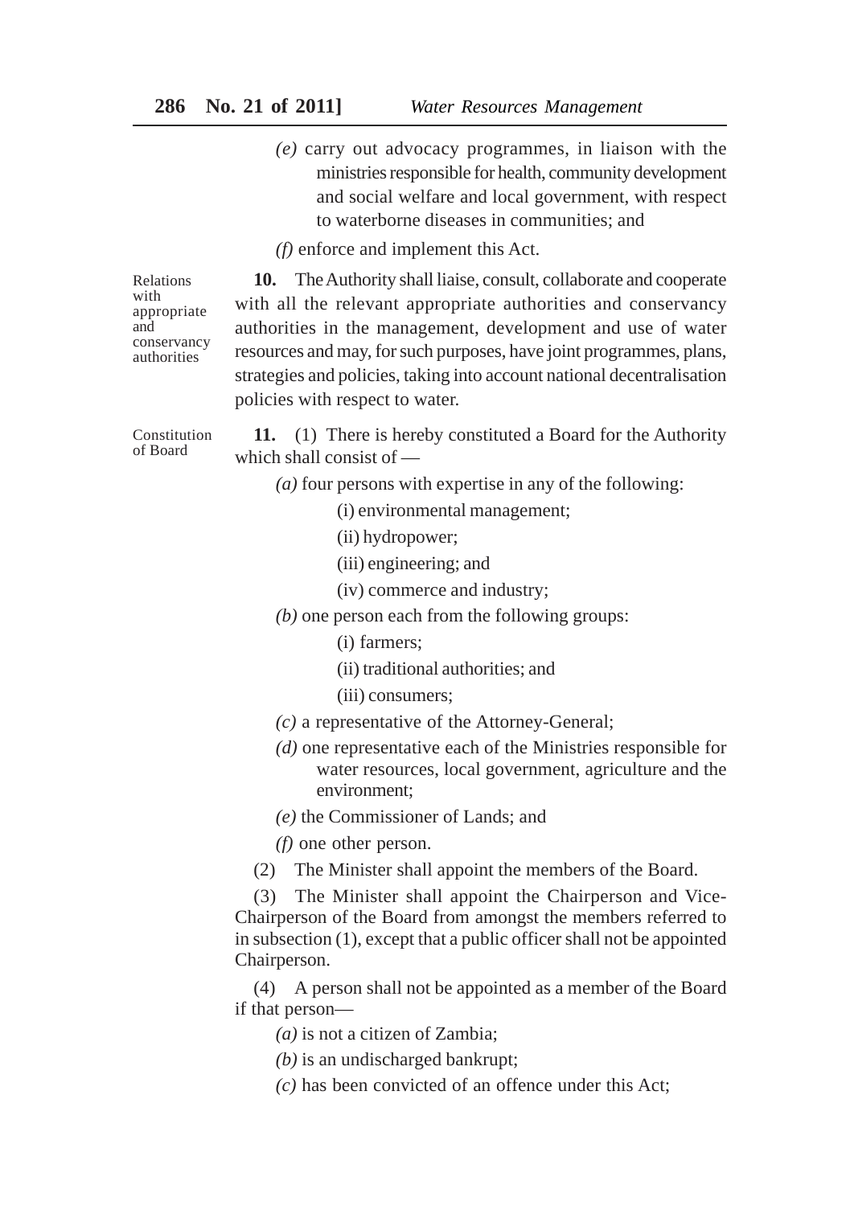*(e)* carry out advocacy programmes, in liaison with the ministries responsible for health, community development and social welfare and local government, with respect to waterborne diseases in communities; and

*(f)* enforce and implement this Act.

Relations with appropriate and conservancy authorities

**10.** The Authority shall liaise, consult, collaborate and cooperate with all the relevant appropriate authorities and conservancy authorities in the management, development and use of water resources and may, for such purposes, have joint programmes, plans, strategies and policies, taking into account national decentralisation policies with respect to water.

Constitution of Board

**11.** (1) There is hereby constituted a Board for the Authority which shall consist of —

*(a)* four persons with expertise in any of the following:

(i) environmental management;

(ii) hydropower;

(iii) engineering; and

(iv) commerce and industry;

*(b)* one person each from the following groups:

(i) farmers;

(ii) traditional authorities; and

(iii) consumers;

*(c)* a representative of the Attorney-General;

*(d)* one representative each of the Ministries responsible for water resources, local government, agriculture and the environment;

*(e)* the Commissioner of Lands; and

*(f)* one other person.

(2) The Minister shall appoint the members of the Board.

(3) The Minister shall appoint the Chairperson and Vice-Chairperson of the Board from amongst the members referred to in subsection (1), except that a public officer shall not be appointed Chairperson.

(4) A person shall not be appointed as a member of the Board if that person—

*(a)* is not a citizen of Zambia;

*(b)* is an undischarged bankrupt;

*(c)* has been convicted of an offence under this Act;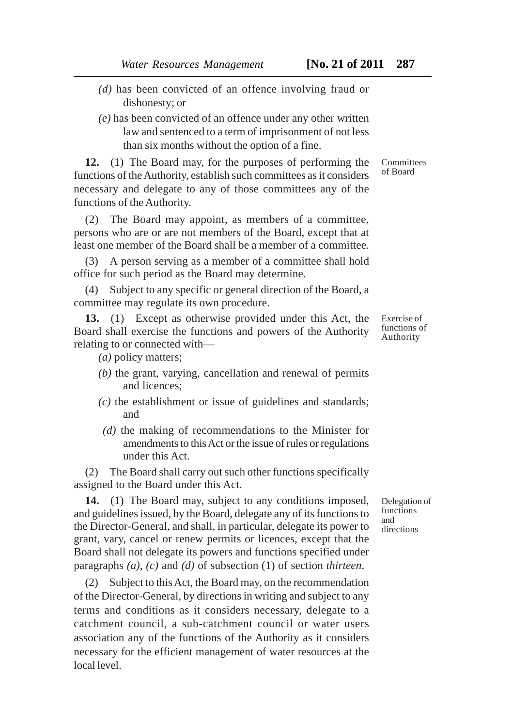*(d)* has been convicted of an offence involving fraud or dishonesty; or

*(e)* has been convicted of an offence under any other written law and sentenced to a term of imprisonment of not less than six months without the option of a fine.

Committees of Board

**12.** (1) The Board may, for the purposes of performing the functions of the Authority, establish such committees as it considers necessary and delegate to any of those committees any of the functions of the Authority.

(2) The Board may appoint, as members of a committee, persons who are or are not members of the Board, except that at least one member of the Board shall be a member of a committee.

(3) A person serving as a member of a committee shall hold office for such period as the Board may determine.

(4) Subject to any specific or general direction of the Board, a committee may regulate its own procedure.

Exercise of functions of Authority

**13.** (1) Except as otherwise provided under this Act, the Board shall exercise the functions and powers of the Authority relating to or connected with—

*(a)* policy matters;

*(b)* the grant, varying, cancellation and renewal of permits and licences;

*(c)* the establishment or issue of guidelines and standards; and

*(d)* the making of recommendations to the Minister for amendments to this Act or the issue of rules or regulations under this Act.

(2) The Board shall carry out such other functions specifically assigned to the Board under this Act.

Delegation of functions and directions

**14.** (1) The Board may, subject to any conditions imposed, and guidelines issued, by the Board, delegate any of its functions to the Director-General, and shall, in particular, delegate its power to grant, vary, cancel or renew permits or licences, except that the Board shall not delegate its powers and functions specified under paragraphs *(a)*, *(c)* and *(d)* of subsection (1) of section *thirteen*.

(2) Subject to this Act, the Board may, on the recommendation of the Director-General, by directions in writing and subject to any terms and conditions as it considers necessary, delegate to a catchment council, a sub-catchment council or water users association any of the functions of the Authority as it considers necessary for the efficient management of water resources at the local level.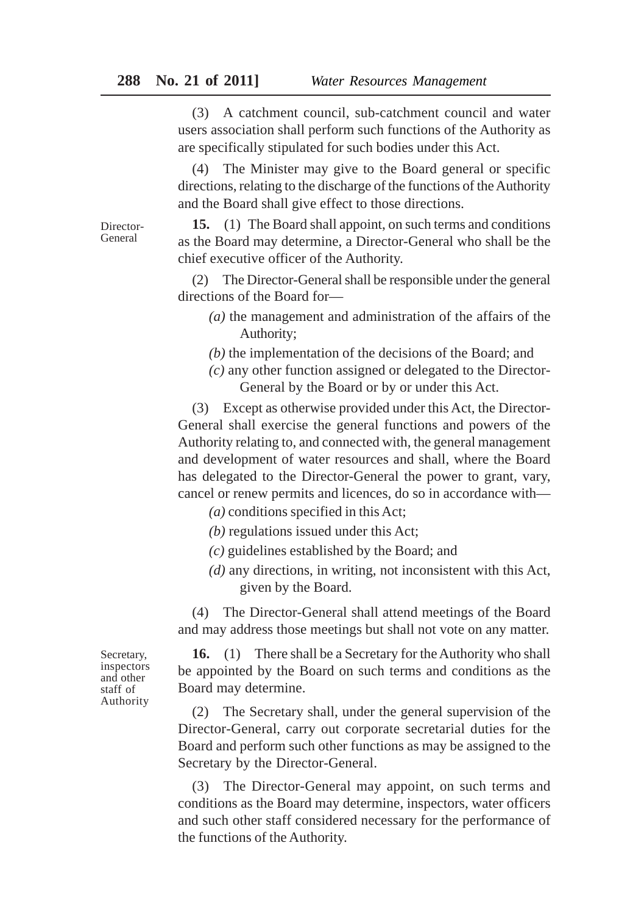(3) A catchment council, sub-catchment council and water users association shall perform such functions of the Authority as are specifically stipulated for such bodies under this Act.

(4) The Minister may give to the Board general or specific directions, relating to the discharge of the functions of the Authority and the Board shall give effect to those directions.

Director-General

**15.** (1) The Board shall appoint, on such terms and conditions as the Board may determine, a Director-General who shall be the chief executive officer of the Authority.

(2) The Director-General shall be responsible under the general directions of the Board for—

*(a)* the management and administration of the affairs of the Authority;

*(b)* the implementation of the decisions of the Board; and

*(c)* any other function assigned or delegated to the Director-General by the Board or by or under this Act.

(3) Except as otherwise provided under this Act, the Director-General shall exercise the general functions and powers of the Authority relating to, and connected with, the general management and development of water resources and shall, where the Board has delegated to the Director-General the power to grant, vary, cancel or renew permits and licences, do so in accordance with—

*(a)* conditions specified in this Act;

*(b)* regulations issued under this Act;

*(c)* guidelines established by the Board; and

*(d)* any directions, in writing, not inconsistent with this Act, given by the Board.

(4) The Director-General shall attend meetings of the Board and may address those meetings but shall not vote on any matter.

Secretary, inspectors and other staff of Authority

**16.** (1) There shall be a Secretary for the Authority who shall be appointed by the Board on such terms and conditions as the Board may determine.

(2) The Secretary shall, under the general supervision of the Director-General, carry out corporate secretarial duties for the Board and perform such other functions as may be assigned to the Secretary by the Director-General.

(3) The Director-General may appoint, on such terms and conditions as the Board may determine, inspectors, water officers and such other staff considered necessary for the performance of the functions of the Authority.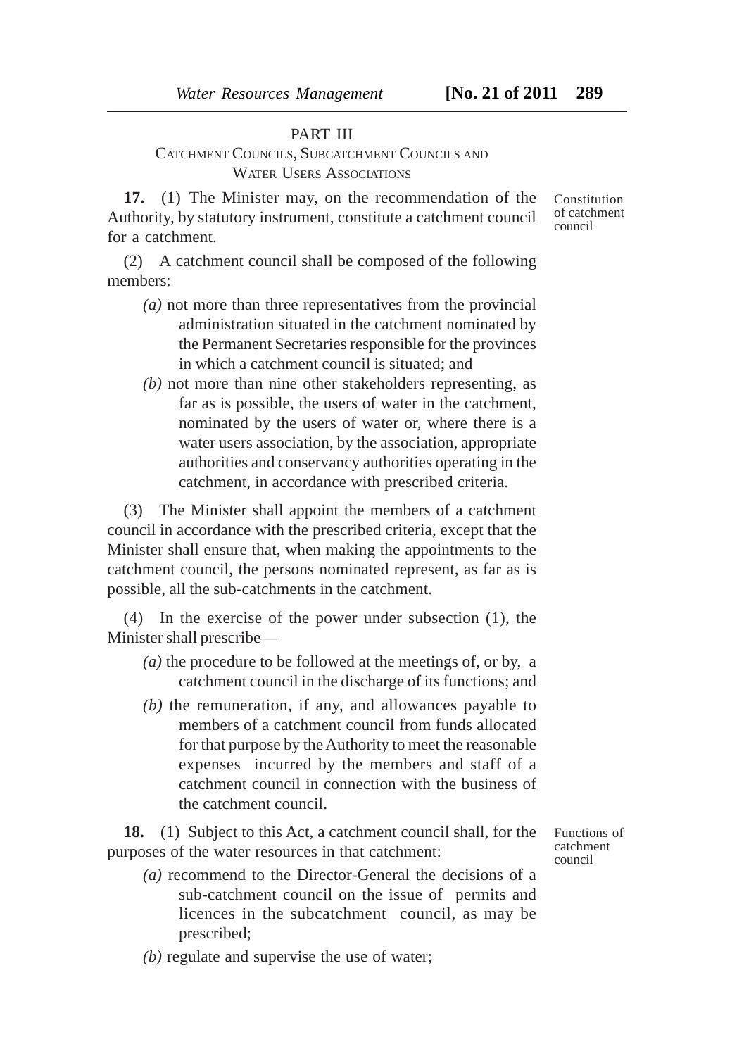## PART III

### Catchment Councils, Subcatchment Councils and Water Users Associations

Constitution of catchment council

**17.** (1) The Minister may, on the recommendation of the Authority, by statutory instrument, constitute a catchment council for a catchment.

(2) A catchment council shall be composed of the following members:

*(a)* not more than three representatives from the provincial administration situated in the catchment nominated by the Permanent Secretaries responsible for the provinces in which a catchment council is situated; and

*(b)* not more than nine other stakeholders representing, as far as is possible, the users of water in the catchment, nominated by the users of water or, where there is a water users association, by the association, appropriate authorities and conservancy authorities operating in the catchment, in accordance with prescribed criteria.

(3) The Minister shall appoint the members of a catchment council in accordance with the prescribed criteria, except that the Minister shall ensure that, when making the appointments to the catchment council, the persons nominated represent, as far as is possible, all the sub-catchments in the catchment.

(4) In the exercise of the power under subsection (1), the Minister shall prescribe—

*(a)* the procedure to be followed at the meetings of, or by, a catchment council in the discharge of its functions; and

*(b)* the remuneration, if any, and allowances payable to members of a catchment council from funds allocated for that purpose by the Authority to meet the reasonable expenses incurred by the members and staff of a catchment council in connection with the business of the catchment council.

Functions of catchment council

**18.** (1) Subject to this Act, a catchment council shall, for the purposes of the water resources in that catchment:

*(a)* recommend to the Director-General the decisions of a sub-catchment council on the issue of permits and licences in the subcatchment council, as may be prescribed;

*(b)* regulate and supervise the use of water;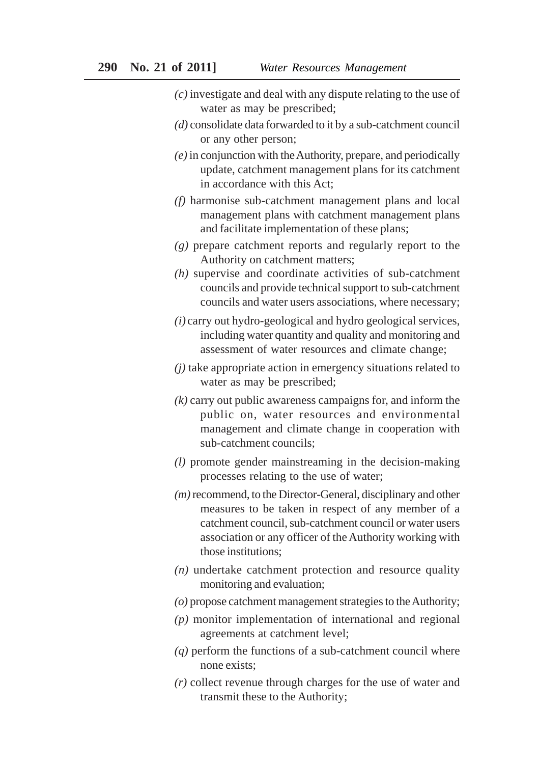*(c)* investigate and deal with any dispute relating to the use of water as may be prescribed;

*(d)* consolidate data forwarded to it by a sub-catchment council or any other person;

*(e)* in conjunction with the Authority, prepare, and periodically update, catchment management plans for its catchment in accordance with this Act;

*(f)* harmonise sub-catchment management plans and local management plans with catchment management plans and facilitate implementation of these plans;

*(g)* prepare catchment reports and regularly report to the Authority on catchment matters;

*(h)* supervise and coordinate activities of sub-catchment councils and provide technical support to sub-catchment councils and water users associations, where necessary;

*(i)* carry out hydro-geological and hydro geological services, including water quantity and quality and monitoring and assessment of water resources and climate change;

*(j)* take appropriate action in emergency situations related to water as may be prescribed;

*(k)* carry out public awareness campaigns for, and inform the public on, water resources and environmental management and climate change in cooperation with sub-catchment councils;

*(l)* promote gender mainstreaming in the decision-making processes relating to the use of water;

*(m)* recommend, to the Director-General, disciplinary and other measures to be taken in respect of any member of a catchment council, sub-catchment council or water users association or any officer of the Authority working with those institutions;

*(n)* undertake catchment protection and resource quality monitoring and evaluation;

*(o)* propose catchment management strategies to the Authority;

*(p)* monitor implementation of international and regional agreements at catchment level;

*(q)* perform the functions of a sub-catchment council where none exists;

*(r)* collect revenue through charges for the use of water and transmit these to the Authority;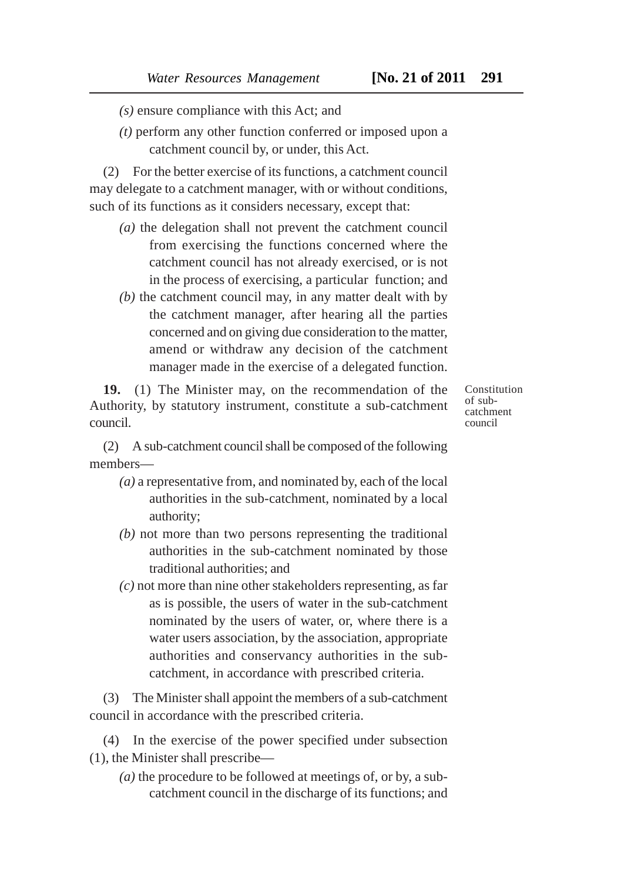*(s)* ensure compliance with this Act; and

*(t)* perform any other function conferred or imposed upon a catchment council by, or under, this Act.

(2) For the better exercise of its functions, a catchment council may delegate to a catchment manager, with or without conditions, such of its functions as it considers necessary, except that:

*(a)* the delegation shall not prevent the catchment council from exercising the functions concerned where the catchment council has not already exercised, or is not in the process of exercising, a particular function; and

*(b)* the catchment council may, in any matter dealt with by the catchment manager, after hearing all the parties concerned and on giving due consideration to the matter, amend or withdraw any decision of the catchment manager made in the exercise of a delegated function.

Constitution of sub-catchment council

**19.** (1) The Minister may, on the recommendation of the Authority, by statutory instrument, constitute a sub-catchment council.

(2) A sub-catchment council shall be composed of the following members—

*(a)* a representative from, and nominated by, each of the local authorities in the sub-catchment, nominated by a local authority;

*(b)* not more than two persons representing the traditional authorities in the sub-catchment nominated by those traditional authorities; and

*(c)* not more than nine other stakeholders representing, as far as is possible, the users of water in the sub-catchment nominated by the users of water, or, where there is a water users association, by the association, appropriate authorities and conservancy authorities in the sub-catchment, in accordance with prescribed criteria.

(3) The Minister shall appoint the members of a sub-catchment council in accordance with the prescribed criteria.

(4) In the exercise of the power specified under subsection (1), the Minister shall prescribe—

*(a)* the procedure to be followed at meetings of, or by, a sub-catchment council in the discharge of its functions; and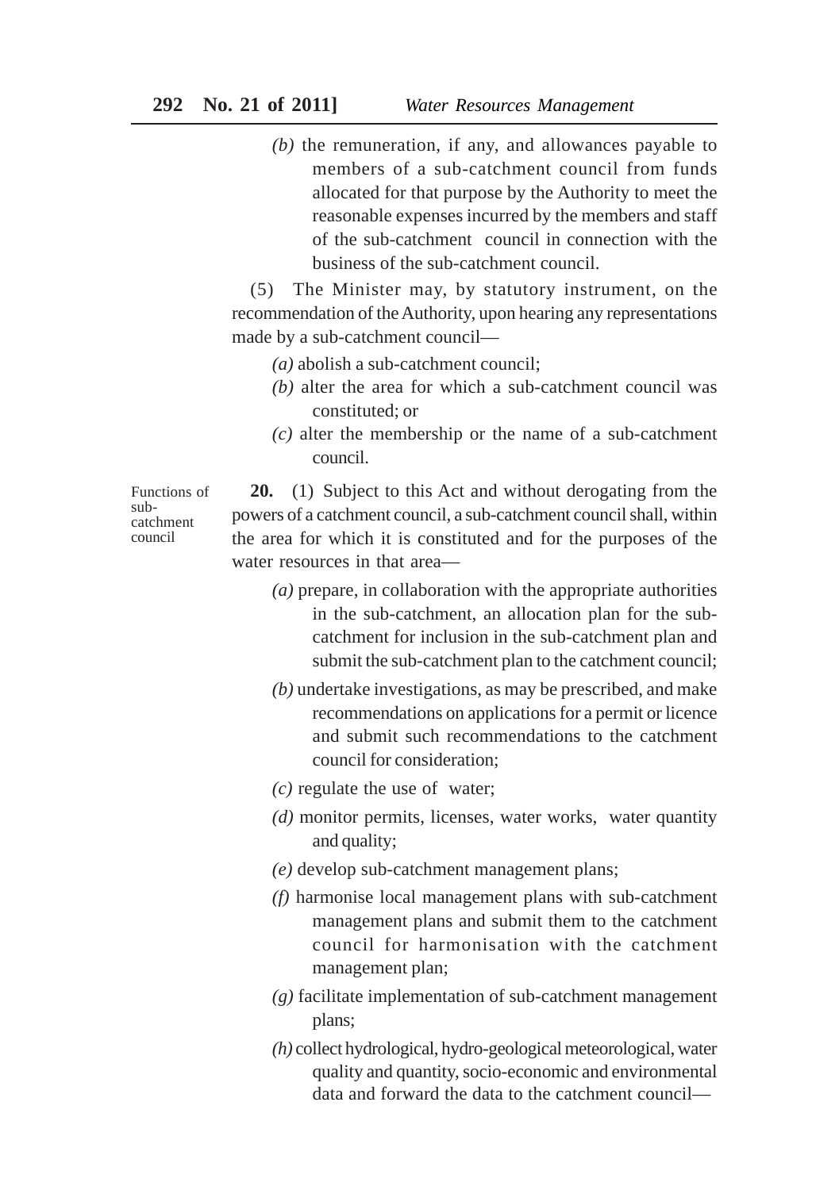*(b)* the remuneration, if any, and allowances payable to members of a sub-catchment council from funds allocated for that purpose by the Authority to meet the reasonable expenses incurred by the members and staff of the sub-catchment council in connection with the business of the sub-catchment council.

(5) The Minister may, by statutory instrument, on the recommendation of the Authority, upon hearing any representations made by a sub-catchment council—

*(a)* abolish a sub-catchment council;

*(b)* alter the area for which a sub-catchment council was constituted; or

*(c)* alter the membership or the name of a sub-catchment council.

Functions of sub-catchment council

**20.** (1) Subject to this Act and without derogating from the powers of a catchment council, a sub-catchment council shall, within the area for which it is constituted and for the purposes of the water resources in that area—

*(a)* prepare, in collaboration with the appropriate authorities in the sub-catchment, an allocation plan for the sub-catchment for inclusion in the sub-catchment plan and submit the sub-catchment plan to the catchment council;

*(b)* undertake investigations, as may be prescribed, and make recommendations on applications for a permit or licence and submit such recommendations to the catchment council for consideration;

*(c)* regulate the use of water;

*(d)* monitor permits, licenses, water works, water quantity and quality;

*(e)* develop sub-catchment management plans;

*(f)* harmonise local management plans with sub-catchment management plans and submit them to the catchment council for harmonisation with the catchment management plan;

*(g)* facilitate implementation of sub-catchment management plans;

*(h)* collect hydrological, hydro-geological meteorological, water quality and quantity, socio-economic and environmental data and forward the data to the catchment council—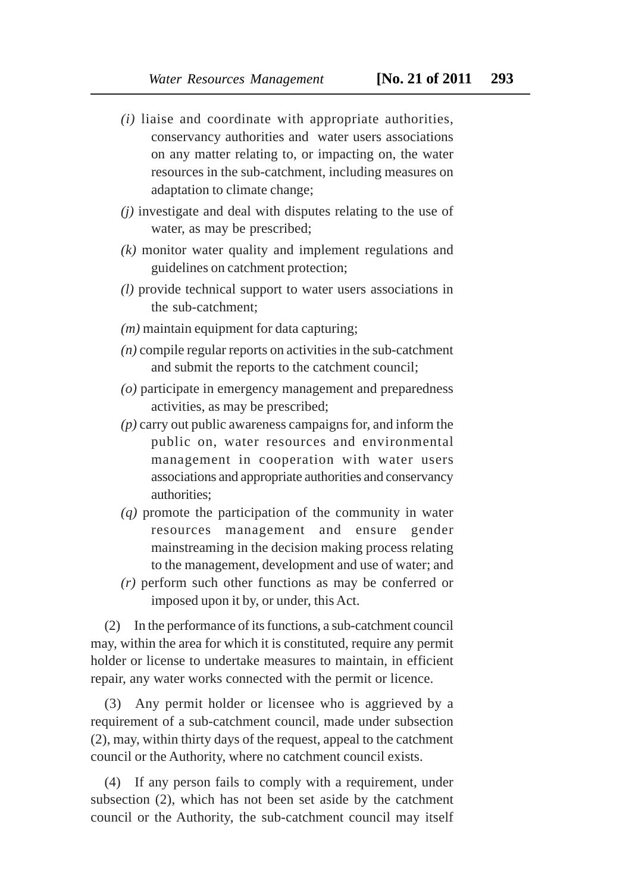*(i)* liaise and coordinate with appropriate authorities, conservancy authorities and water users associations on any matter relating to, or impacting on, the water resources in the sub-catchment, including measures on adaptation to climate change;

*(j)* investigate and deal with disputes relating to the use of water, as may be prescribed;

*(k)* monitor water quality and implement regulations and guidelines on catchment protection;

*(l)* provide technical support to water users associations in the sub-catchment;

*(m)* maintain equipment for data capturing;

*(n)* compile regular reports on activities in the sub-catchment and submit the reports to the catchment council;

*(o)* participate in emergency management and preparedness activities, as may be prescribed;

*(p)* carry out public awareness campaigns for, and inform the public on, water resources and environmental management in cooperation with water users associations and appropriate authorities and conservancy authorities;

*(q)* promote the participation of the community in water resources management and ensure gender mainstreaming in the decision making process relating to the management, development and use of water; and

*(r)* perform such other functions as may be conferred or imposed upon it by, or under, this Act.

(2) In the performance of its functions, a sub-catchment council may, within the area for which it is constituted, require any permit holder or license to undertake measures to maintain, in efficient repair, any water works connected with the permit or licence.

(3) Any permit holder or licensee who is aggrieved by a requirement of a sub-catchment council, made under subsection (2), may, within thirty days of the request, appeal to the catchment council or the Authority, where no catchment council exists.

(4) If any person fails to comply with a requirement, under subsection (2), which has not been set aside by the catchment council or the Authority, the sub-catchment council may itself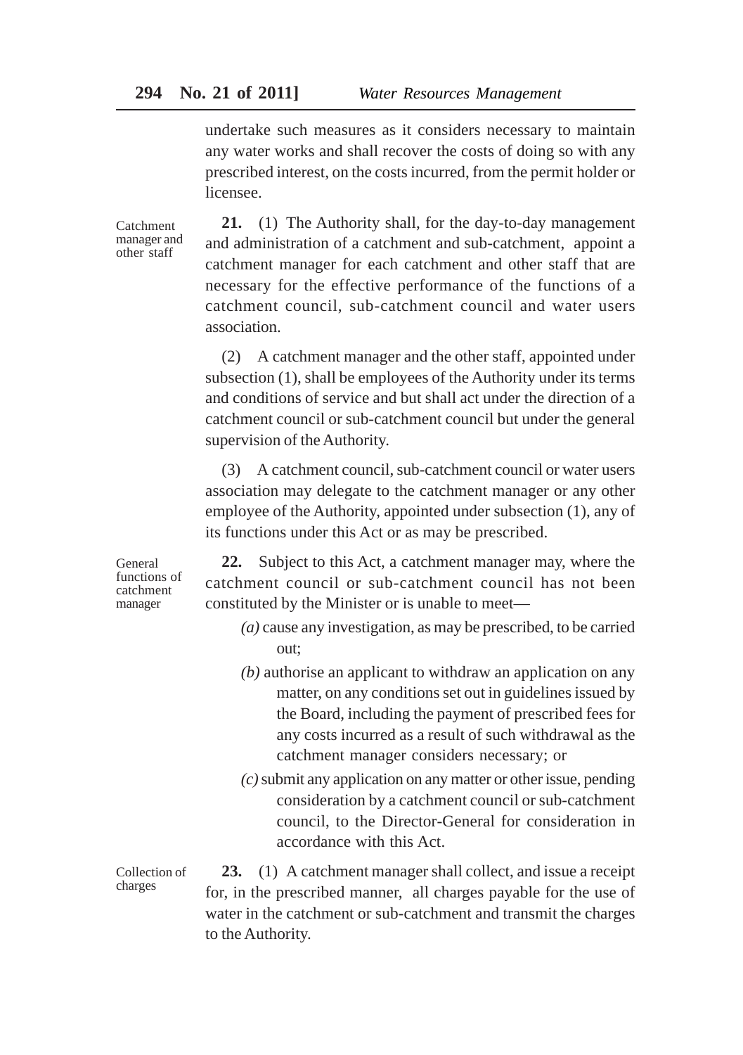undertake such measures as it considers necessary to maintain any water works and shall recover the costs of doing so with any prescribed interest, on the costs incurred, from the permit holder or licensee.

Catchment manager and other staff

**21.** (1) The Authority shall, for the day-to-day management and administration of a catchment and sub-catchment, appoint a catchment manager for each catchment and other staff that are necessary for the effective performance of the functions of a catchment council, sub-catchment council and water users association.

(2) A catchment manager and the other staff, appointed under subsection (1), shall be employees of the Authority under its terms and conditions of service and but shall act under the direction of a catchment council or sub-catchment council but under the general supervision of the Authority.

(3) A catchment council, sub-catchment council or water users association may delegate to the catchment manager or any other employee of the Authority, appointed under subsection (1), any of its functions under this Act or as may be prescribed.

General functions of catchment manager

**22.** Subject to this Act, a catchment manager may, where the catchment council or sub-catchment council has not been constituted by the Minister or is unable to meet—

*(a)* cause any investigation, as may be prescribed, to be carried out;

*(b)* authorise an applicant to withdraw an application on any matter, on any conditions set out in guidelines issued by the Board, including the payment of prescribed fees for any costs incurred as a result of such withdrawal as the catchment manager considers necessary; or

*(c)* submit any application on any matter or other issue, pending consideration by a catchment council or sub-catchment council, to the Director-General for consideration in accordance with this Act.

Collection of charges

**23.** (1) A catchment manager shall collect, and issue a receipt for, in the prescribed manner, all charges payable for the use of water in the catchment or sub-catchment and transmit the charges to the Authority.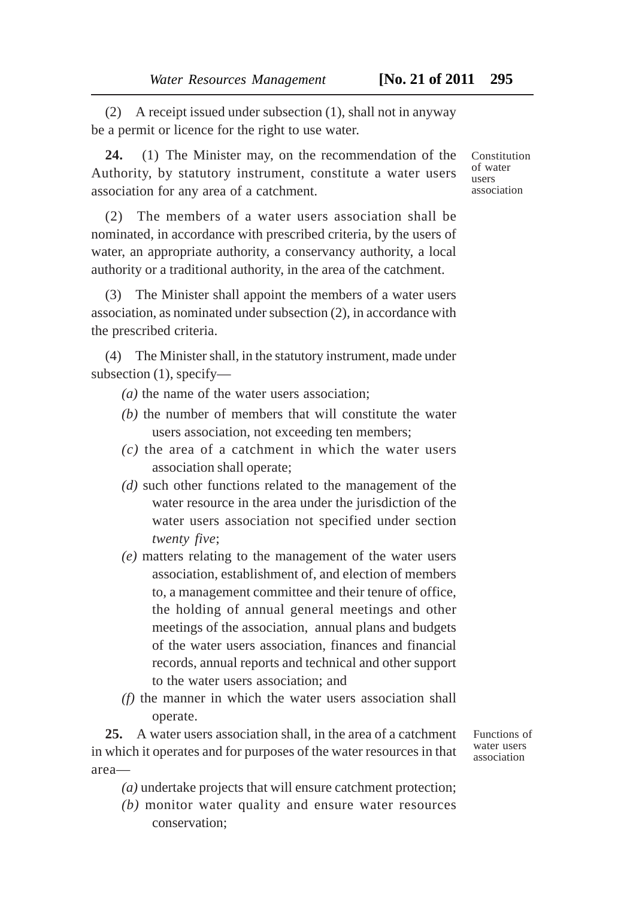(2) A receipt issued under subsection (1), shall not in anyway be a permit or licence for the right to use water.

Constitution of water users association

**24.** (1) The Minister may, on the recommendation of the Authority, by statutory instrument, constitute a water users association for any area of a catchment.

(2) The members of a water users association shall be nominated, in accordance with prescribed criteria, by the users of water, an appropriate authority, a conservancy authority, a local authority or a traditional authority, in the area of the catchment.

(3) The Minister shall appoint the members of a water users association, as nominated under subsection (2), in accordance with the prescribed criteria.

(4) The Minister shall, in the statutory instrument, made under subsection (1), specify—

*(a)* the name of the water users association;

*(b)* the number of members that will constitute the water users association, not exceeding ten members;

*(c)* the area of a catchment in which the water users association shall operate;

*(d)* such other functions related to the management of the water resource in the area under the jurisdiction of the water users association not specified under section *twenty five*;

*(e)* matters relating to the management of the water users association, establishment of, and election of members to, a management committee and their tenure of office, the holding of annual general meetings and other meetings of the association, annual plans and budgets of the water users association, finances and financial records, annual reports and technical and other support to the water users association; and

*(f)* the manner in which the water users association shall operate.

Functions of water users association

**25.** A water users association shall, in the area of a catchment in which it operates and for purposes of the water resources in that area—

*(a)* undertake projects that will ensure catchment protection;

*(b)* monitor water quality and ensure water resources conservation;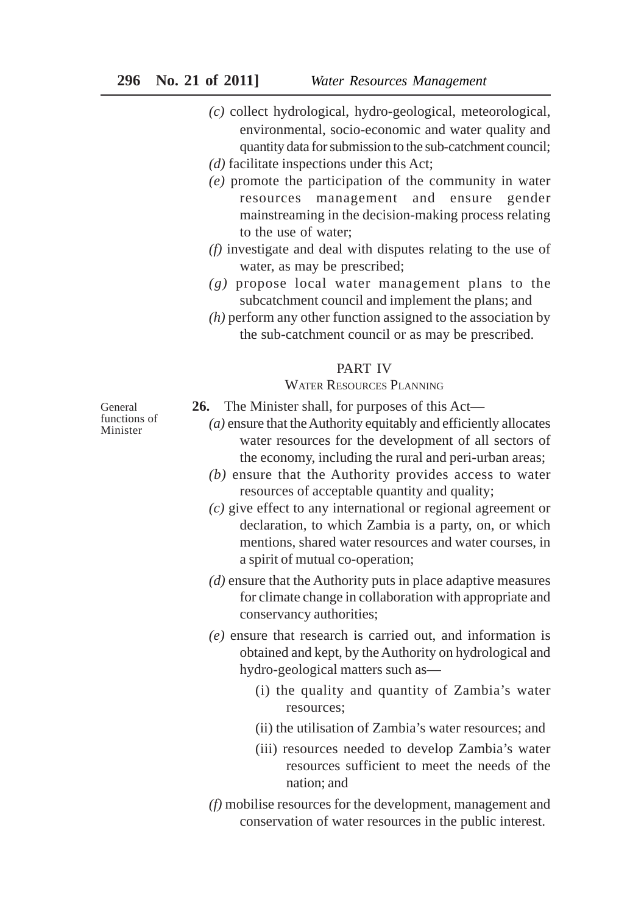*(c)* collect hydrological, hydro-geological, meteorological, environmental, socio-economic and water quality and quantity data for submission to the sub-catchment council;

*(d)* facilitate inspections under this Act;

*(e)* promote the participation of the community in water resources management and ensure gender mainstreaming in the decision-making process relating to the use of water;

*(f)* investigate and deal with disputes relating to the use of water, as may be prescribed;

*(g)* propose local water management plans to the subcatchment council and implement the plans; and

*(h)* perform any other function assigned to the association by the sub-catchment council or as may be prescribed.

## PART IV

### WATER RESOURCES PLANNING

General functions of Minister

**26.** The Minister shall, for purposes of this Act—

*(a)* ensure that the Authority equitably and efficiently allocates water resources for the development of all sectors of the economy, including the rural and peri-urban areas;

*(b)* ensure that the Authority provides access to water resources of acceptable quantity and quality;

*(c)* give effect to any international or regional agreement or declaration, to which Zambia is a party, on, or which mentions, shared water resources and water courses, in a spirit of mutual co-operation;

*(d)* ensure that the Authority puts in place adaptive measures for climate change in collaboration with appropriate and conservancy authorities;

*(e)* ensure that research is carried out, and information is obtained and kept, by the Authority on hydrological and hydro-geological matters such as—

(i) the quality and quantity of Zambia's water resources;

(ii) the utilisation of Zambia's water resources; and

(iii) resources needed to develop Zambia's water resources sufficient to meet the needs of the nation; and

*(f)* mobilise resources for the development, management and conservation of water resources in the public interest.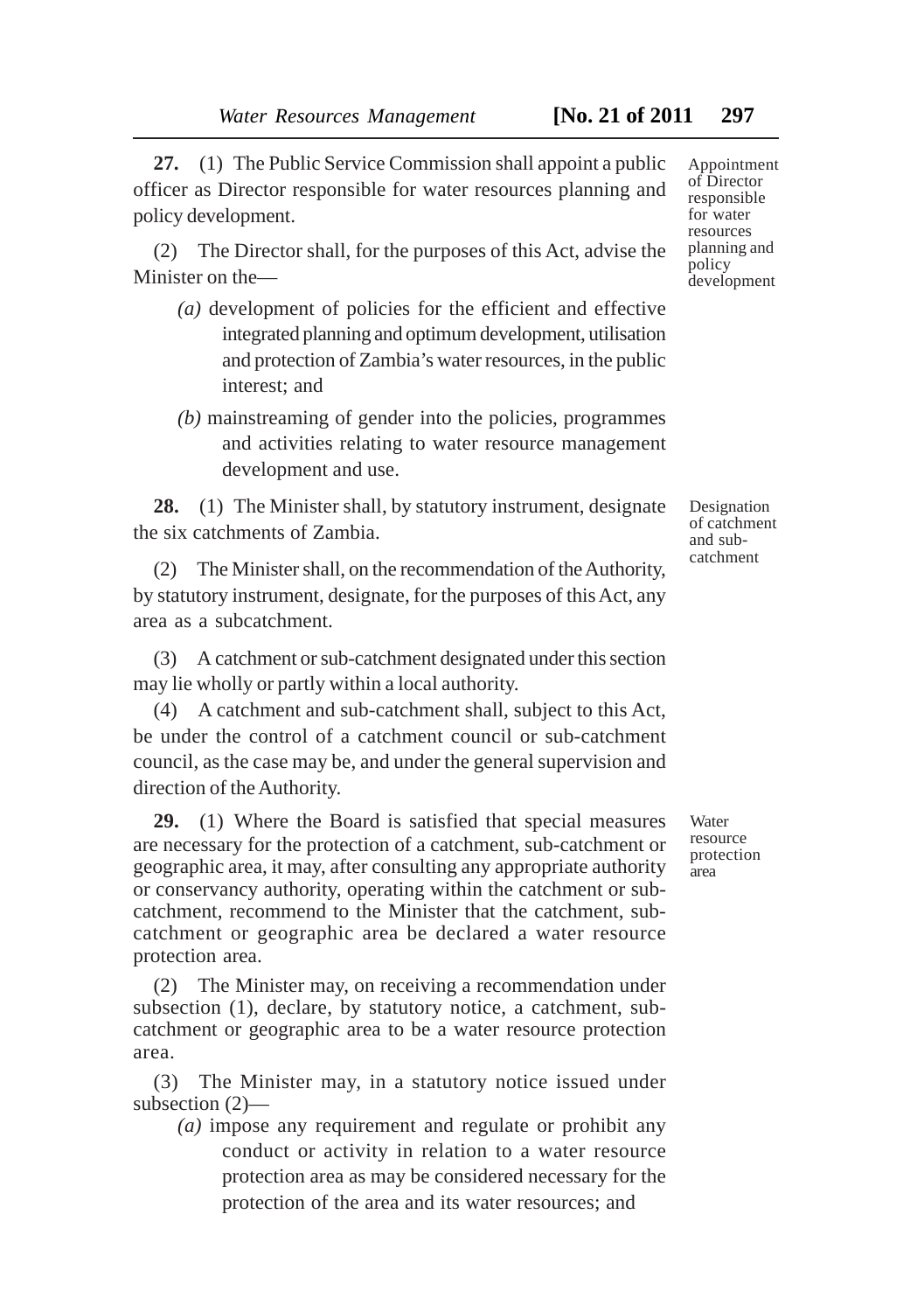**27.** (1) The Public Service Commission shall appoint a public officer as Director responsible for water resources planning and policy development.

Appointment of Director responsible for water resources planning and policy development

(2) The Director shall, for the purposes of this Act, advise the Minister on the—

*(a)* development of policies for the efficient and effective integrated planning and optimum development, utilisation and protection of Zambia's water resources, in the public interest; and

*(b)* mainstreaming of gender into the policies, programmes and activities relating to water resource management development and use.

**28.** (1) The Minister shall, by statutory instrument, designate the six catchments of Zambia.

Designation of catchment and sub-catchment

(2) The Minister shall, on the recommendation of the Authority, by statutory instrument, designate, for the purposes of this Act, any area as a subcatchment.

(3) A catchment or sub-catchment designated under this section may lie wholly or partly within a local authority.

(4) A catchment and sub-catchment shall, subject to this Act, be under the control of a catchment council or sub-catchment council, as the case may be, and under the general supervision and direction of the Authority.

**29.** (1) Where the Board is satisfied that special measures are necessary for the protection of a catchment, sub-catchment or geographic area, it may, after consulting any appropriate authority or conservancy authority, operating within the catchment or sub-catchment, recommend to the Minister that the catchment, sub-catchment or geographic area be declared a water resource protection area.

Water resource protection area

(2) The Minister may, on receiving a recommendation under subsection (1), declare, by statutory notice, a catchment, sub-catchment or geographic area to be a water resource protection area.

(3) The Minister may, in a statutory notice issued under subsection (2)—

*(a)* impose any requirement and regulate or prohibit any conduct or activity in relation to a water resource protection area as may be considered necessary for the protection of the area and its water resources; and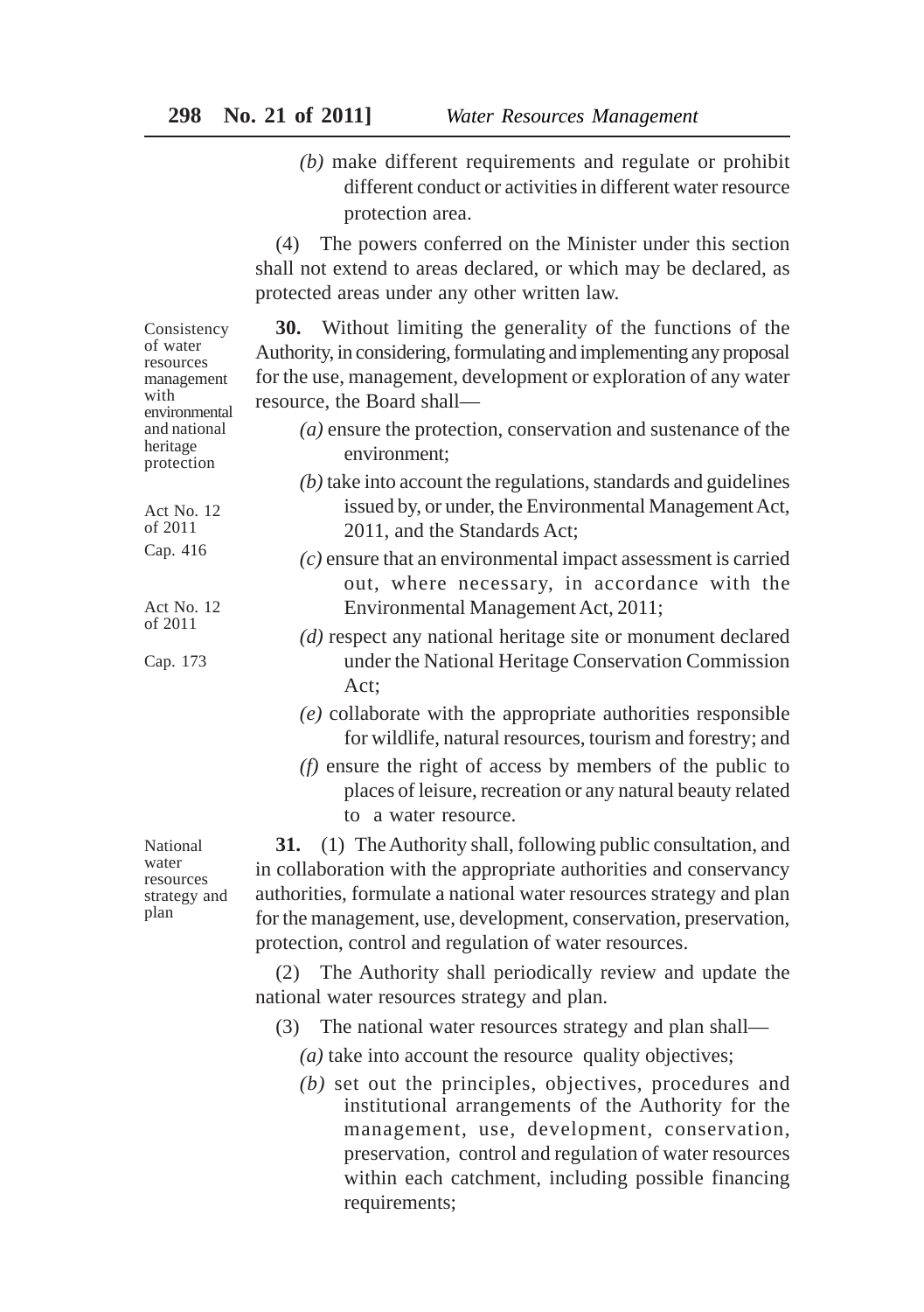*(b)* make different requirements and regulate or prohibit different conduct or activities in different water resource protection area.

(4) The powers conferred on the Minister under this section shall not extend to areas declared, or which may be declared, as protected areas under any other written law.

Consistency of water resources management with environmental and national heritage protection

**30.** Without limiting the generality of the functions of the Authority, in considering, formulating and implementing any proposal for the use, management, development or exploration of any water resource, the Board shall—

*(a)* ensure the protection, conservation and sustenance of the environment;

*(b)* take into account the regulations, standards and guidelines issued by, or under, the Environmental Management Act, 2011, and the Standards Act; (Act No. 12 of 2011; Cap. 416)

*(c)* ensure that an environmental impact assessment is carried out, where necessary, in accordance with the Environmental Management Act, 2011; (Act No. 12 of 2011)

*(d)* respect any national heritage site or monument declared under the National Heritage Conservation Commission Act; (Cap. 173)

*(e)* collaborate with the appropriate authorities responsible for wildlife, natural resources, tourism and forestry; and

*(f)* ensure the right of access by members of the public to places of leisure, recreation or any natural beauty related to a water resource.

National water resources strategy and plan

**31.** (1) The Authority shall, following public consultation, and in collaboration with the appropriate authorities and conservancy authorities, formulate a national water resources strategy and plan for the management, use, development, conservation, preservation, protection, control and regulation of water resources.

(2) The Authority shall periodically review and update the national water resources strategy and plan.

(3) The national water resources strategy and plan shall—

*(a)* take into account the resource quality objectives;

*(b)* set out the principles, objectives, procedures and institutional arrangements of the Authority for the management, use, development, conservation, preservation, control and regulation of water resources within each catchment, including possible financing requirements;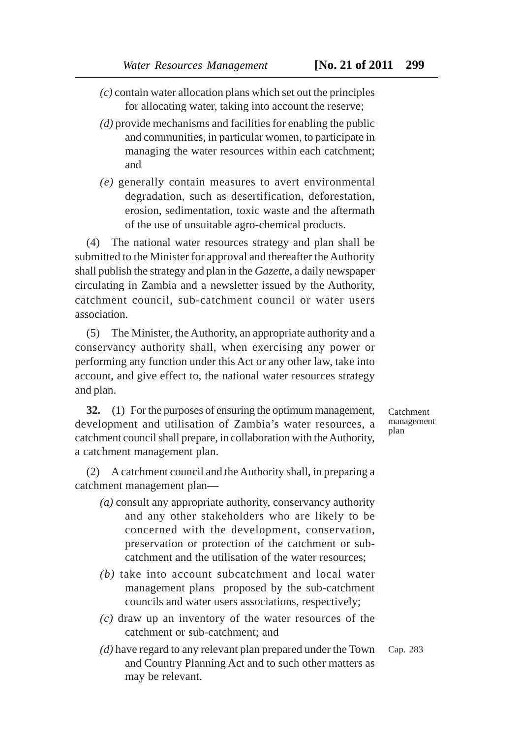*(c)* contain water allocation plans which set out the principles for allocating water, taking into account the reserve;

*(d)* provide mechanisms and facilities for enabling the public and communities, in particular women, to participate in managing the water resources within each catchment; and

*(e)* generally contain measures to avert environmental degradation, such as desertification, deforestation, erosion, sedimentation, toxic waste and the aftermath of the use of unsuitable agro-chemical products.

(4) The national water resources strategy and plan shall be submitted to the Minister for approval and thereafter the Authority shall publish the strategy and plan in the *Gazette*, a daily newspaper circulating in Zambia and a newsletter issued by the Authority, catchment council, sub-catchment council or water users association.

(5) The Minister, the Authority, an appropriate authority and a conservancy authority shall, when exercising any power or performing any function under this Act or any other law, take into account, and give effect to, the national water resources strategy and plan.

Catchment management plan

**32.** (1) For the purposes of ensuring the optimum management, development and utilisation of Zambia's water resources, a catchment council shall prepare, in collaboration with the Authority, a catchment management plan.

(2) A catchment council and the Authority shall, in preparing a catchment management plan—

*(a)* consult any appropriate authority, conservancy authority and any other stakeholders who are likely to be concerned with the development, conservation, preservation or protection of the catchment or sub-catchment and the utilisation of the water resources;

*(b)* take into account subcatchment and local water management plans proposed by the sub-catchment councils and water users associations, respectively;

*(c)* draw up an inventory of the water resources of the catchment or sub-catchment; and

*(d)* have regard to any relevant plan prepared under the Town and Country Planning Act and to such other matters as may be relevant.

Cap. 283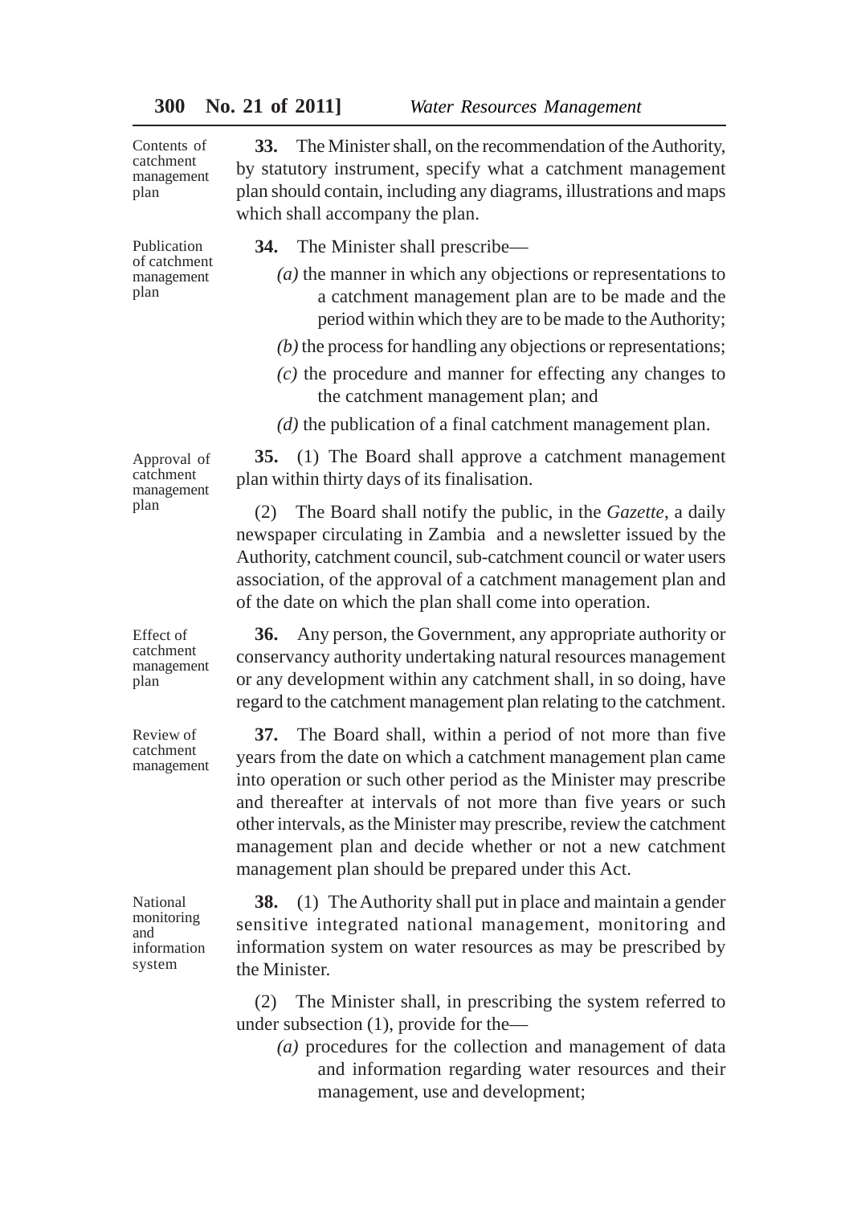**Contents of catchment management plan**

**33.** The Minister shall, on the recommendation of the Authority, by statutory instrument, specify what a catchment management plan should contain, including any diagrams, illustrations and maps which shall accompany the plan.

**Publication of catchment management plan**

**34.** The Minister shall prescribe—

*(a)* the manner in which any objections or representations to a catchment management plan are to be made and the period within which they are to be made to the Authority;

*(b)* the process for handling any objections or representations;

*(c)* the procedure and manner for effecting any changes to the catchment management plan; and

*(d)* the publication of a final catchment management plan.

**Approval of catchment management plan**

**35.** (1) The Board shall approve a catchment management plan within thirty days of its finalisation.

(2) The Board shall notify the public, in the *Gazette*, a daily newspaper circulating in Zambia and a newsletter issued by the Authority, catchment council, sub-catchment council or water users association, of the approval of a catchment management plan and of the date on which the plan shall come into operation.

**Effect of catchment management plan**

**36.** Any person, the Government, any appropriate authority or conservancy authority undertaking natural resources management or any development within any catchment shall, in so doing, have regard to the catchment management plan relating to the catchment.

**Review of catchment management**

**37.** The Board shall, within a period of not more than five years from the date on which a catchment management plan came into operation or such other period as the Minister may prescribe and thereafter at intervals of not more than five years or such other intervals, as the Minister may prescribe, review the catchment management plan and decide whether or not a new catchment management plan should be prepared under this Act.

**National monitoring and information system**

**38.** (1) The Authority shall put in place and maintain a gender sensitive integrated national management, monitoring and information system on water resources as may be prescribed by the Minister.

(2) The Minister shall, in prescribing the system referred to under subsection (1), provide for the—

*(a)* procedures for the collection and management of data and information regarding water resources and their management, use and development;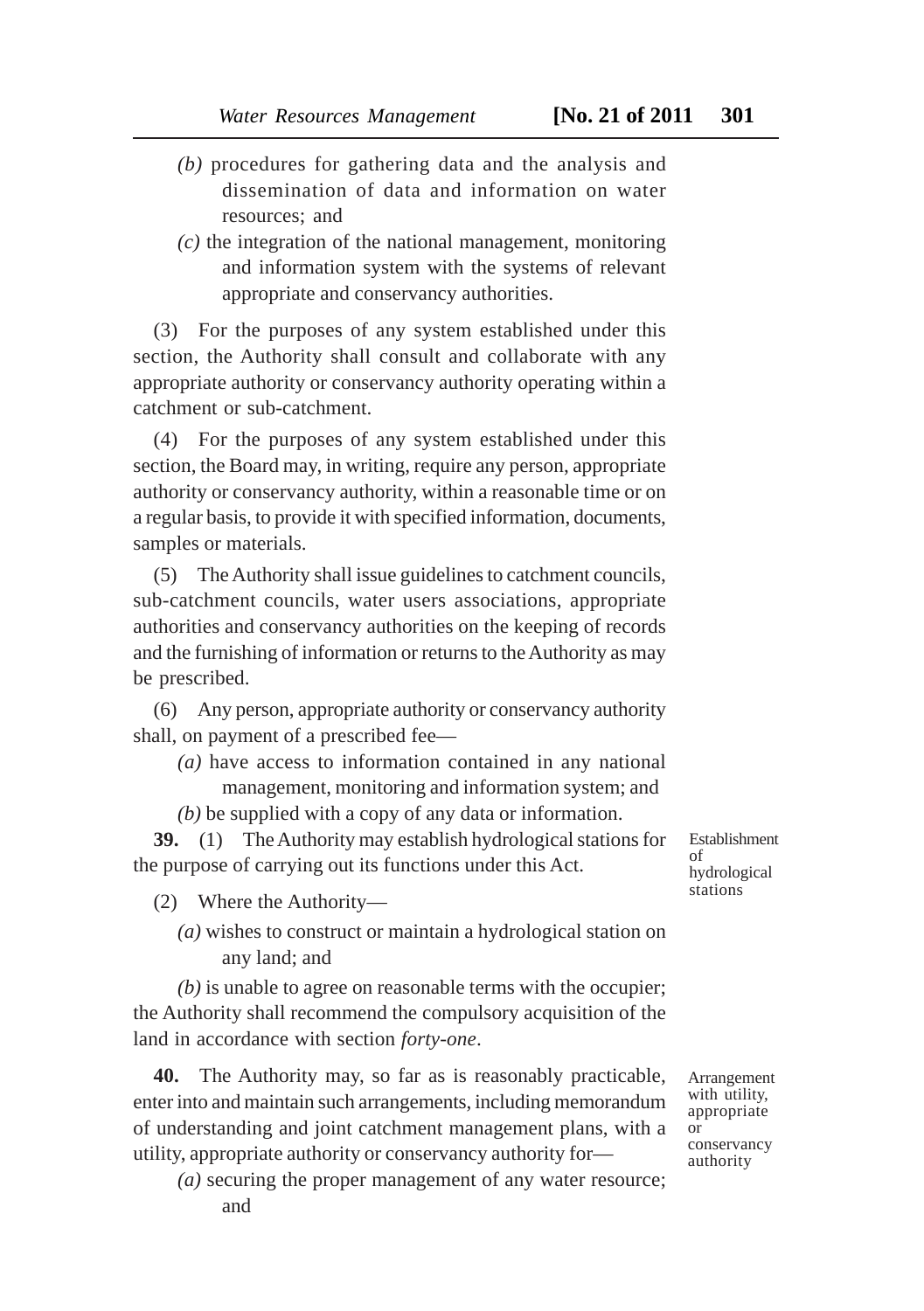*(b)* procedures for gathering data and the analysis and dissemination of data and information on water resources; and

*(c)* the integration of the national management, monitoring and information system with the systems of relevant appropriate and conservancy authorities.

(3) For the purposes of any system established under this section, the Authority shall consult and collaborate with any appropriate authority or conservancy authority operating within a catchment or sub-catchment.

(4) For the purposes of any system established under this section, the Board may, in writing, require any person, appropriate authority or conservancy authority, within a reasonable time or on a regular basis, to provide it with specified information, documents, samples or materials.

(5) The Authority shall issue guidelines to catchment councils, sub-catchment councils, water users associations, appropriate authorities and conservancy authorities on the keeping of records and the furnishing of information or returns to the Authority as may be prescribed.

(6) Any person, appropriate authority or conservancy authority shall, on payment of a prescribed fee—

*(a)* have access to information contained in any national management, monitoring and information system; and

*(b)* be supplied with a copy of any data or information.

Establishment of hydrological stations

**39.** (1) The Authority may establish hydrological stations for the purpose of carrying out its functions under this Act.

(2) Where the Authority—

*(a)* wishes to construct or maintain a hydrological station on any land; and

*(b)* is unable to agree on reasonable terms with the occupier;

the Authority shall recommend the compulsory acquisition of the land in accordance with section *forty-one*.

Arrangement with utility, appropriate or conservancy authority

**40.** The Authority may, so far as is reasonably practicable, enter into and maintain such arrangements, including memorandum of understanding and joint catchment management plans, with a utility, appropriate authority or conservancy authority for—

*(a)* securing the proper management of any water resource; and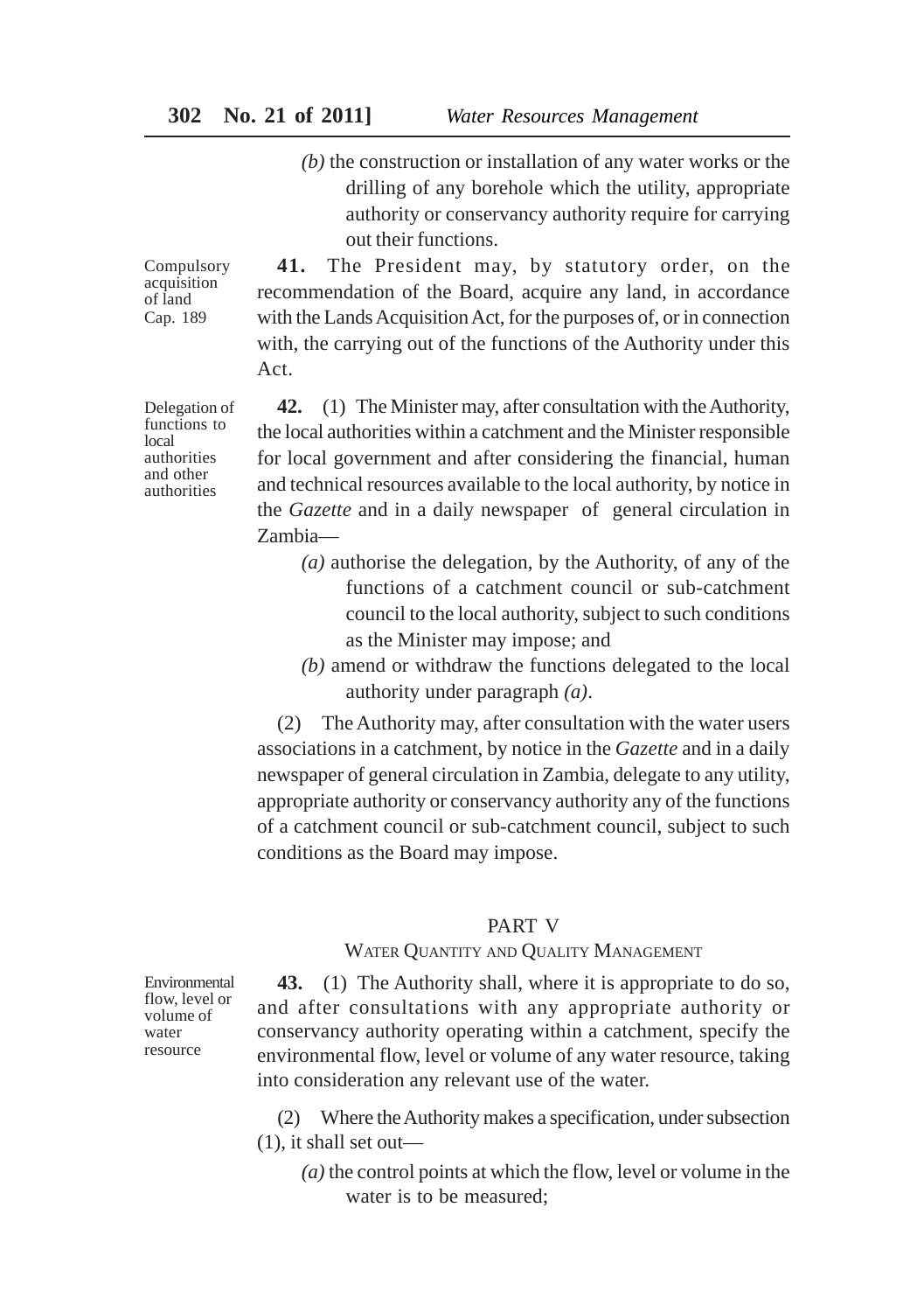*(b)* the construction or installation of any water works or the drilling of any borehole which the utility, appropriate authority or conservancy authority require for carrying out their functions.

Compulsory acquisition of land Cap. 189

**41.** The President may, by statutory order, on the recommendation of the Board, acquire any land, in accordance with the Lands Acquisition Act, for the purposes of, or in connection with, the carrying out of the functions of the Authority under this Act.

Delegation of functions to local authorities and other authorities

**42.** (1) The Minister may, after consultation with the Authority, the local authorities within a catchment and the Minister responsible for local government and after considering the financial, human and technical resources available to the local authority, by notice in the *Gazette* and in a daily newspaper of general circulation in Zambia—

*(a)* authorise the delegation, by the Authority, of any of the functions of a catchment council or sub-catchment council to the local authority, subject to such conditions as the Minister may impose; and

*(b)* amend or withdraw the functions delegated to the local authority under paragraph *(a)*.

(2) The Authority may, after consultation with the water users associations in a catchment, by notice in the *Gazette* and in a daily newspaper of general circulation in Zambia, delegate to any utility, appropriate authority or conservancy authority any of the functions of a catchment council or sub-catchment council, subject to such conditions as the Board may impose.

## PART V

### WATER QUANTITY AND QUALITY MANAGEMENT

Environmental flow, level or volume of water resource

**43.** (1) The Authority shall, where it is appropriate to do so, and after consultations with any appropriate authority or conservancy authority operating within a catchment, specify the environmental flow, level or volume of any water resource, taking into consideration any relevant use of the water.

(2) Where the Authority makes a specification, under subsection (1), it shall set out—

*(a)* the control points at which the flow, level or volume in the water is to be measured;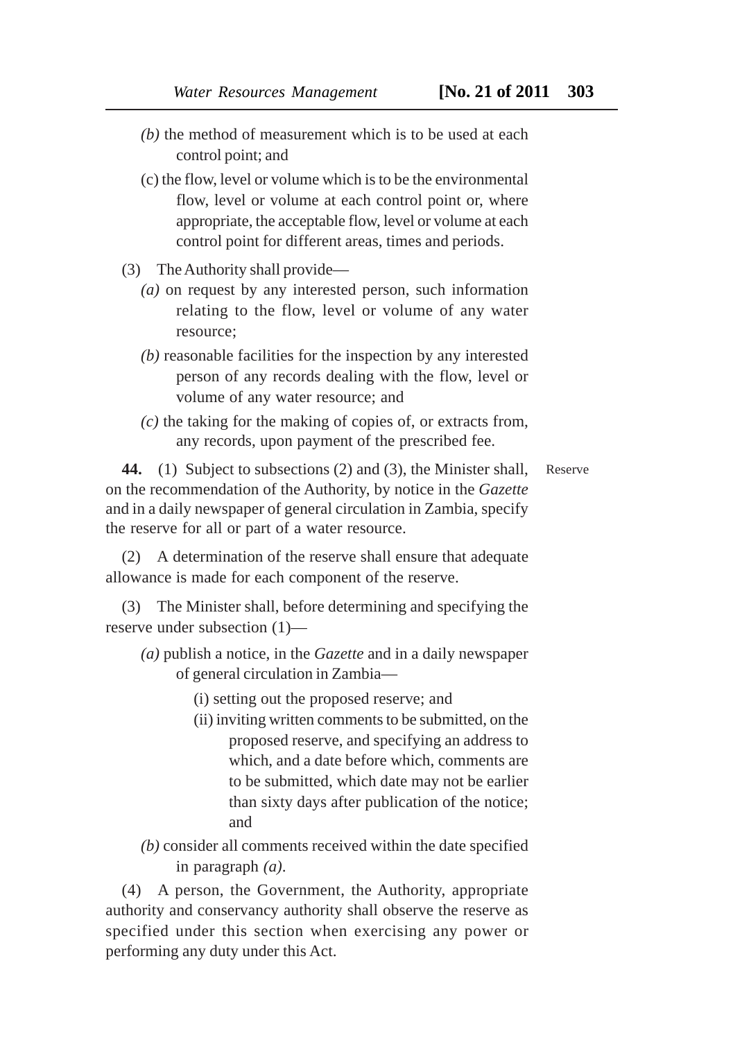*(b)* the method of measurement which is to be used at each control point; and

(c) the flow, level or volume which is to be the environmental flow, level or volume at each control point or, where appropriate, the acceptable flow, level or volume at each control point for different areas, times and periods.

(3) The Authority shall provide—

*(a)* on request by any interested person, such information relating to the flow, level or volume of any water resource;

*(b)* reasonable facilities for the inspection by any interested person of any records dealing with the flow, level or volume of any water resource; and

*(c)* the taking for the making of copies of, or extracts from, any records, upon payment of the prescribed fee.

Reserve

**44.** (1) Subject to subsections (2) and (3), the Minister shall, on the recommendation of the Authority, by notice in the *Gazette* and in a daily newspaper of general circulation in Zambia, specify the reserve for all or part of a water resource.

(2) A determination of the reserve shall ensure that adequate allowance is made for each component of the reserve.

(3) The Minister shall, before determining and specifying the reserve under subsection (1)—

*(a)* publish a notice, in the *Gazette* and in a daily newspaper of general circulation in Zambia—

(i) setting out the proposed reserve; and

(ii) inviting written comments to be submitted, on the proposed reserve, and specifying an address to which, and a date before which, comments are to be submitted, which date may not be earlier than sixty days after publication of the notice; and

*(b)* consider all comments received within the date specified in paragraph *(a)*.

(4) A person, the Government, the Authority, appropriate authority and conservancy authority shall observe the reserve as specified under this section when exercising any power or performing any duty under this Act.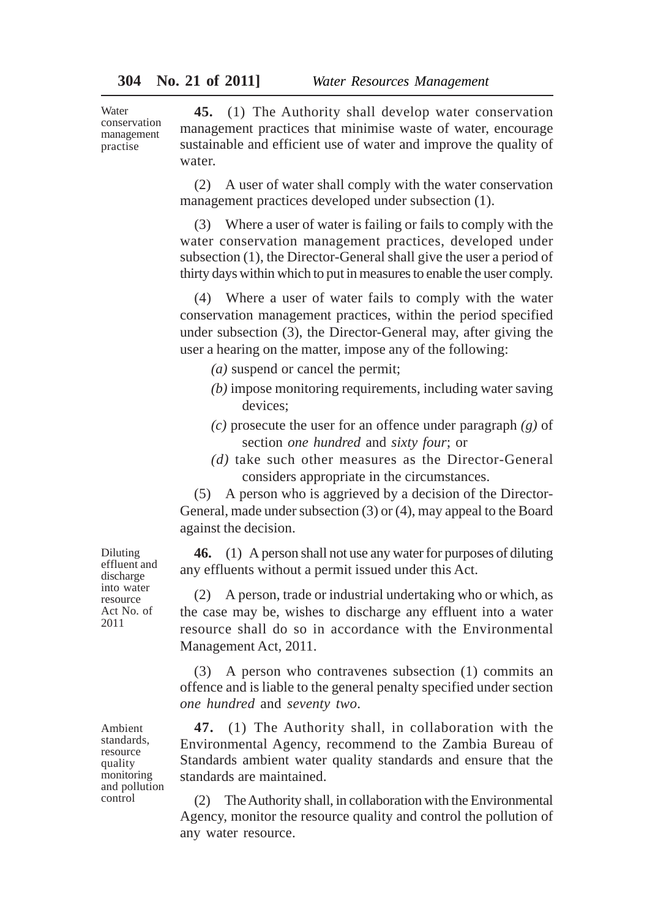Water conservation management practise

**45.** (1) The Authority shall develop water conservation management practices that minimise waste of water, encourage sustainable and efficient use of water and improve the quality of water.

(2) A user of water shall comply with the water conservation management practices developed under subsection (1).

(3) Where a user of water is failing or fails to comply with the water conservation management practices, developed under subsection (1), the Director-General shall give the user a period of thirty days within which to put in measures to enable the user comply.

(4) Where a user of water fails to comply with the water conservation management practices, within the period specified under subsection (3), the Director-General may, after giving the user a hearing on the matter, impose any of the following:

*(a)* suspend or cancel the permit;

*(b)* impose monitoring requirements, including water saving devices;

*(c)* prosecute the user for an offence under paragraph *(g)* of section *one hundred* and *sixty four*; or

*(d)* take such other measures as the Director-General considers appropriate in the circumstances.

(5) A person who is aggrieved by a decision of the Director-General, made under subsection (3) or (4), may appeal to the Board against the decision.

Diluting effluent and discharge into water resource Act No. of 2011

**46.** (1) A person shall not use any water for purposes of diluting any effluents without a permit issued under this Act.

(2) A person, trade or industrial undertaking who or which, as the case may be, wishes to discharge any effluent into a water resource shall do so in accordance with the Environmental Management Act, 2011.

(3) A person who contravenes subsection (1) commits an offence and is liable to the general penalty specified under section *one hundred* and *seventy two*.

Ambient standards, resource quality monitoring and pollution control

**47.** (1) The Authority shall, in collaboration with the Environmental Agency, recommend to the Zambia Bureau of Standards ambient water quality standards and ensure that the standards are maintained.

(2) The Authority shall, in collaboration with the Environmental Agency, monitor the resource quality and control the pollution of any water resource.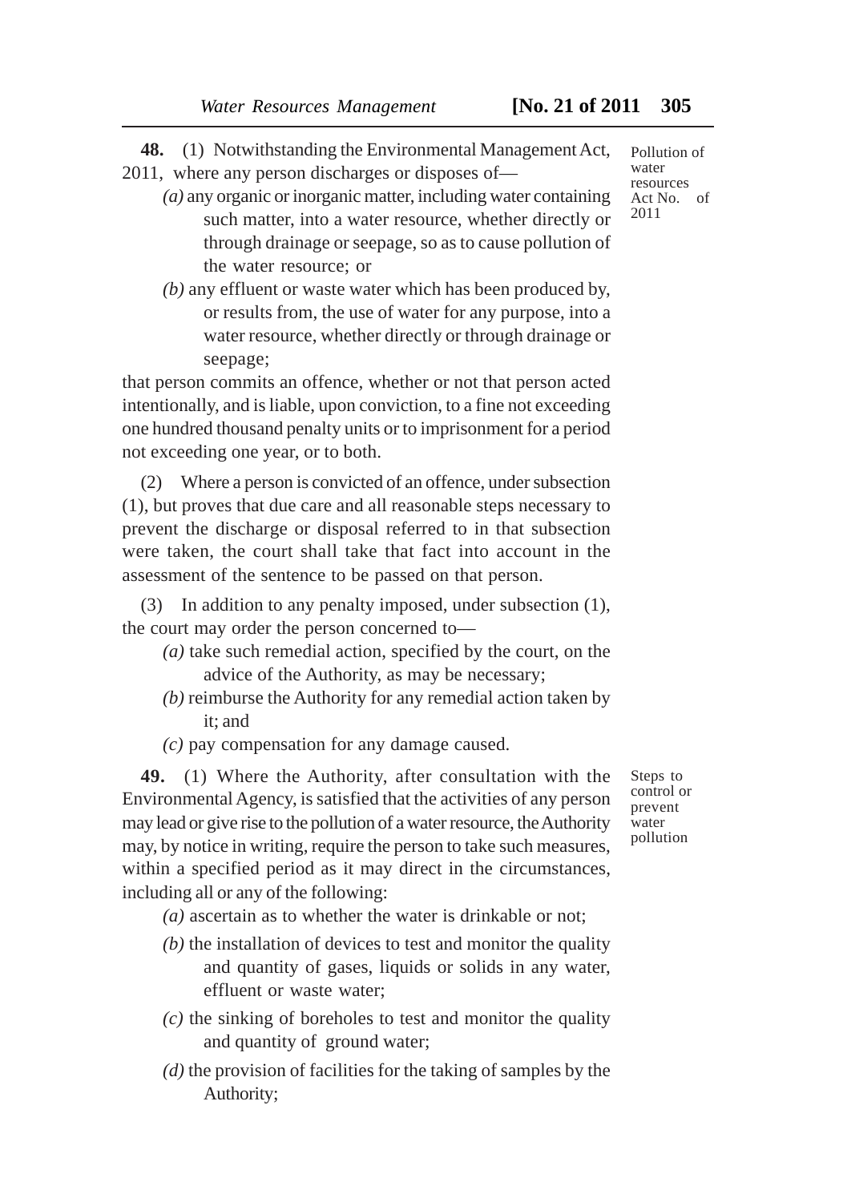**48.** (1) Notwithstanding the Environmental Management Act, 2011, where any person discharges or disposes of—

*Pollution of water resources Act No. of 2011*

*(a)* any organic or inorganic matter, including water containing such matter, into a water resource, whether directly or through drainage or seepage, so as to cause pollution of the water resource; or

*(b)* any effluent or waste water which has been produced by, or results from, the use of water for any purpose, into a water resource, whether directly or through drainage or seepage;

that person commits an offence, whether or not that person acted intentionally, and is liable, upon conviction, to a fine not exceeding one hundred thousand penalty units or to imprisonment for a period not exceeding one year, or to both.

(2) Where a person is convicted of an offence, under subsection (1), but proves that due care and all reasonable steps necessary to prevent the discharge or disposal referred to in that subsection were taken, the court shall take that fact into account in the assessment of the sentence to be passed on that person.

(3) In addition to any penalty imposed, under subsection (1), the court may order the person concerned to—

*(a)* take such remedial action, specified by the court, on the advice of the Authority, as may be necessary;

*(b)* reimburse the Authority for any remedial action taken by it; and

*(c)* pay compensation for any damage caused.

**49.** (1) Where the Authority, after consultation with the Environmental Agency, is satisfied that the activities of any person may lead or give rise to the pollution of a water resource, the Authority may, by notice in writing, require the person to take such measures, within a specified period as it may direct in the circumstances, including all or any of the following:

*Steps to control or prevent water pollution*

*(a)* ascertain as to whether the water is drinkable or not;

*(b)* the installation of devices to test and monitor the quality and quantity of gases, liquids or solids in any water, effluent or waste water;

*(c)* the sinking of boreholes to test and monitor the quality and quantity of ground water;

*(d)* the provision of facilities for the taking of samples by the Authority;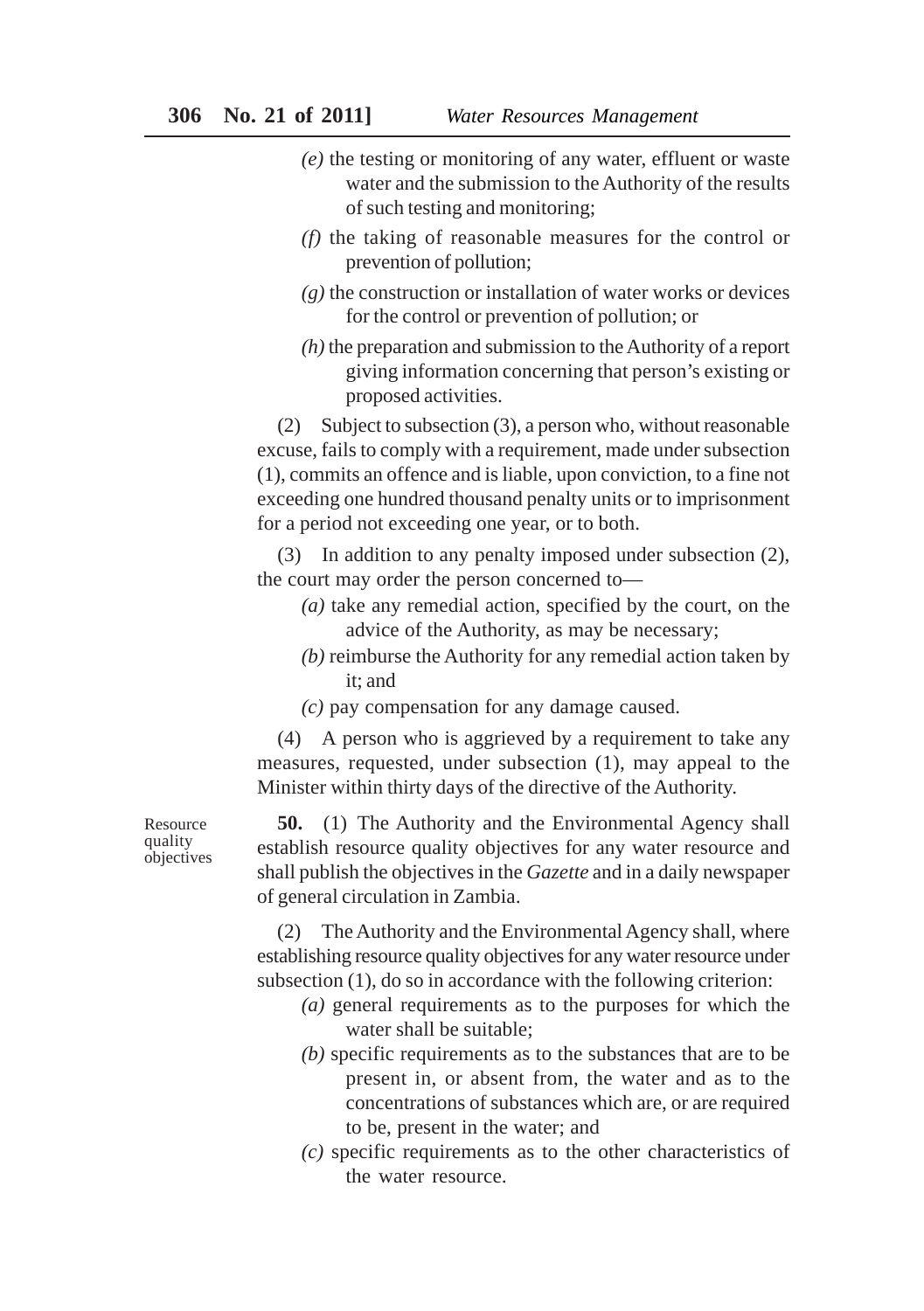*(e)* the testing or monitoring of any water, effluent or waste water and the submission to the Authority of the results of such testing and monitoring;

*(f)* the taking of reasonable measures for the control or prevention of pollution;

*(g)* the construction or installation of water works or devices for the control or prevention of pollution; or

*(h)* the preparation and submission to the Authority of a report giving information concerning that person's existing or proposed activities.

(2) Subject to subsection (3), a person who, without reasonable excuse, fails to comply with a requirement, made under subsection (1), commits an offence and is liable, upon conviction, to a fine not exceeding one hundred thousand penalty units or to imprisonment for a period not exceeding one year, or to both.

(3) In addition to any penalty imposed under subsection (2), the court may order the person concerned to—

*(a)* take any remedial action, specified by the court, on the advice of the Authority, as may be necessary;

*(b)* reimburse the Authority for any remedial action taken by it; and

*(c)* pay compensation for any damage caused.

(4) A person who is aggrieved by a requirement to take any measures, requested, under subsection (1), may appeal to the Minister within thirty days of the directive of the Authority.

Resource quality objectives

**50.** (1) The Authority and the Environmental Agency shall establish resource quality objectives for any water resource and shall publish the objectives in the *Gazette* and in a daily newspaper of general circulation in Zambia.

(2) The Authority and the Environmental Agency shall, where establishing resource quality objectives for any water resource under subsection (1), do so in accordance with the following criterion:

*(a)* general requirements as to the purposes for which the water shall be suitable;

*(b)* specific requirements as to the substances that are to be present in, or absent from, the water and as to the concentrations of substances which are, or are required to be, present in the water; and

*(c)* specific requirements as to the other characteristics of the water resource.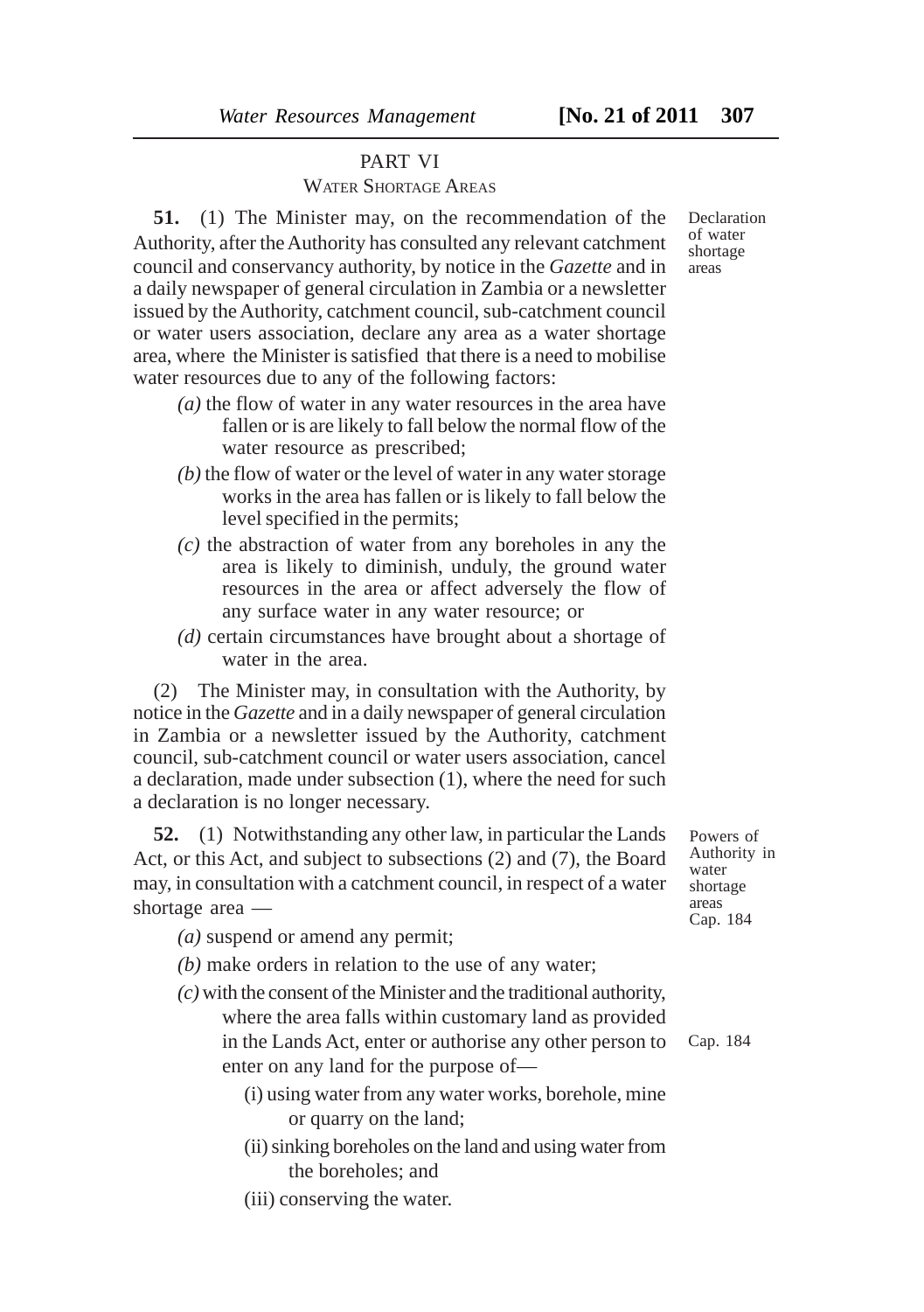## PART VI

### WATER SHORTAGE AREAS

Declaration of water shortage areas

**51.** (1) The Minister may, on the recommendation of the Authority, after the Authority has consulted any relevant catchment council and conservancy authority, by notice in the *Gazette* and in a daily newspaper of general circulation in Zambia or a newsletter issued by the Authority, catchment council, sub-catchment council or water users association, declare any area as a water shortage area, where the Minister is satisfied that there is a need to mobilise water resources due to any of the following factors:

*(a)* the flow of water in any water resources in the area have fallen or is are likely to fall below the normal flow of the water resource as prescribed;

*(b)* the flow of water or the level of water in any water storage works in the area has fallen or is likely to fall below the level specified in the permits;

*(c)* the abstraction of water from any boreholes in any the area is likely to diminish, unduly, the ground water resources in the area or affect adversely the flow of any surface water in any water resource; or

*(d)* certain circumstances have brought about a shortage of water in the area.

(2) The Minister may, in consultation with the Authority, by notice in the *Gazette* and in a daily newspaper of general circulation in Zambia or a newsletter issued by the Authority, catchment council, sub-catchment council or water users association, cancel a declaration, made under subsection (1), where the need for such a declaration is no longer necessary.

Powers of Authority in water shortage areas
Cap. 184

**52.** (1) Notwithstanding any other law, in particular the Lands Act, or this Act, and subject to subsections (2) and (7), the Board may, in consultation with a catchment council, in respect of a water shortage area —

*(a)* suspend or amend any permit;

*(b)* make orders in relation to the use of any water;

*(c)* with the consent of the Minister and the traditional authority, where the area falls within customary land as provided in the Lands Act, enter or authorise any other person to enter on any land for the purpose of—

Cap. 184

(i) using water from any water works, borehole, mine or quarry on the land;

(ii) sinking boreholes on the land and using water from the boreholes; and

(iii) conserving the water.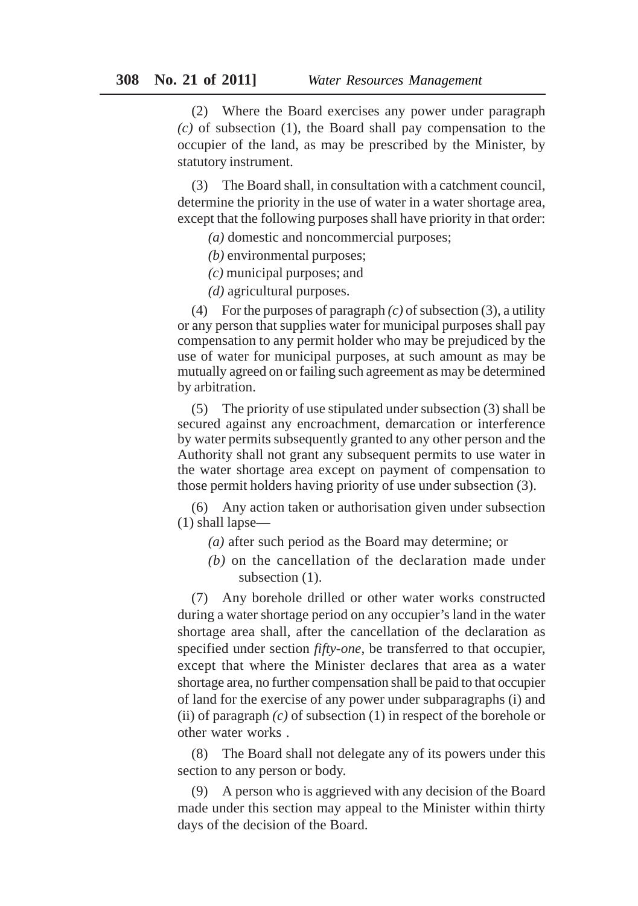(2) Where the Board exercises any power under paragraph *(c)* of subsection (1), the Board shall pay compensation to the occupier of the land, as may be prescribed by the Minister, by statutory instrument.

(3) The Board shall, in consultation with a catchment council, determine the priority in the use of water in a water shortage area, except that the following purposes shall have priority in that order:

*(a)* domestic and noncommercial purposes;

*(b)* environmental purposes;

*(c)* municipal purposes; and

*(d)* agricultural purposes.

(4) For the purposes of paragraph *(c)* of subsection (3), a utility or any person that supplies water for municipal purposes shall pay compensation to any permit holder who may be prejudiced by the use of water for municipal purposes, at such amount as may be mutually agreed on or failing such agreement as may be determined by arbitration.

(5) The priority of use stipulated under subsection (3) shall be secured against any encroachment, demarcation or interference by water permits subsequently granted to any other person and the Authority shall not grant any subsequent permits to use water in the water shortage area except on payment of compensation to those permit holders having priority of use under subsection (3).

(6) Any action taken or authorisation given under subsection (1) shall lapse—

*(a)* after such period as the Board may determine; or

*(b)* on the cancellation of the declaration made under subsection (1).

(7) Any borehole drilled or other water works constructed during a water shortage period on any occupier's land in the water shortage area shall, after the cancellation of the declaration as specified under section *fifty-one*, be transferred to that occupier, except that where the Minister declares that area as a water shortage area, no further compensation shall be paid to that occupier of land for the exercise of any power under subparagraphs (i) and (ii) of paragraph *(c)* of subsection (1) in respect of the borehole or other water works .

(8) The Board shall not delegate any of its powers under this section to any person or body.

(9) A person who is aggrieved with any decision of the Board made under this section may appeal to the Minister within thirty days of the decision of the Board.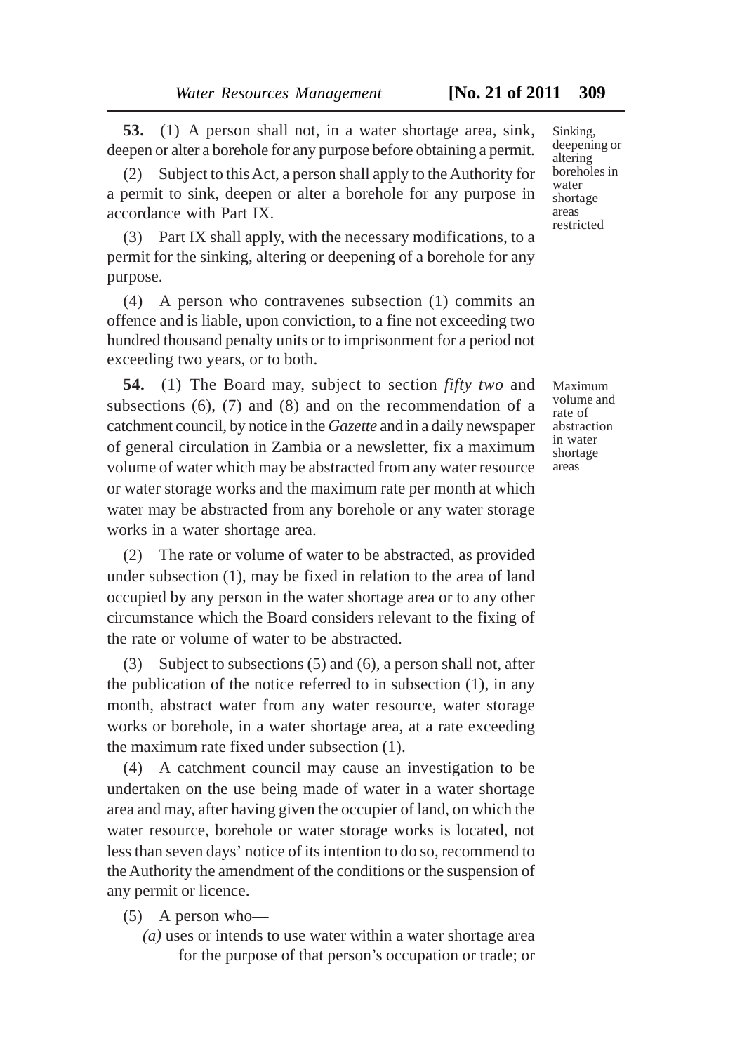**53.** (1) A person shall not, in a water shortage area, sink, deepen or alter a borehole for any purpose before obtaining a permit.

Sinking, deepening or altering boreholes in water shortage areas restricted

(2) Subject to this Act, a person shall apply to the Authority for a permit to sink, deepen or alter a borehole for any purpose in accordance with Part IX.

(3) Part IX shall apply, with the necessary modifications, to a permit for the sinking, altering or deepening of a borehole for any purpose.

(4) A person who contravenes subsection (1) commits an offence and is liable, upon conviction, to a fine not exceeding two hundred thousand penalty units or to imprisonment for a period not exceeding two years, or to both.

**54.** (1) The Board may, subject to section *fifty two* and subsections (6), (7) and (8) and on the recommendation of a catchment council, by notice in the *Gazette* and in a daily newspaper of general circulation in Zambia or a newsletter, fix a maximum volume of water which may be abstracted from any water resource or water storage works and the maximum rate per month at which water may be abstracted from any borehole or any water storage works in a water shortage area.

Maximum volume and rate of abstraction in water shortage areas

(2) The rate or volume of water to be abstracted, as provided under subsection (1), may be fixed in relation to the area of land occupied by any person in the water shortage area or to any other circumstance which the Board considers relevant to the fixing of the rate or volume of water to be abstracted.

(3) Subject to subsections (5) and (6), a person shall not, after the publication of the notice referred to in subsection (1), in any month, abstract water from any water resource, water storage works or borehole, in a water shortage area, at a rate exceeding the maximum rate fixed under subsection (1).

(4) A catchment council may cause an investigation to be undertaken on the use being made of water in a water shortage area and may, after having given the occupier of land, on which the water resource, borehole or water storage works is located, not less than seven days' notice of its intention to do so, recommend to the Authority the amendment of the conditions or the suspension of any permit or licence.

(5) A person who—

*(a)* uses or intends to use water within a water shortage area for the purpose of that person's occupation or trade; or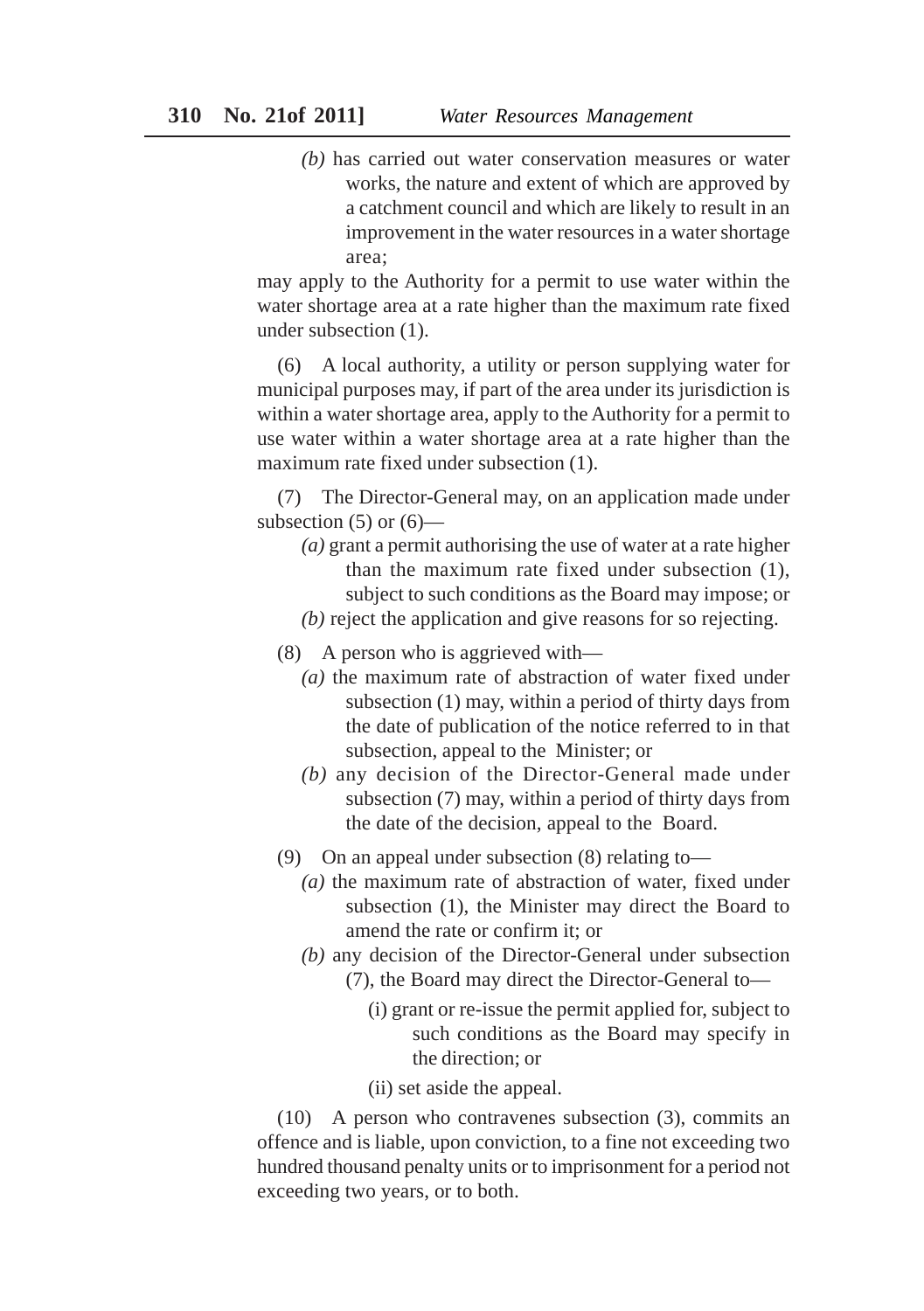*(b)* has carried out water conservation measures or water works, the nature and extent of which are approved by a catchment council and which are likely to result in an improvement in the water resources in a water shortage area;

may apply to the Authority for a permit to use water within the water shortage area at a rate higher than the maximum rate fixed under subsection (1).

(6) A local authority, a utility or person supplying water for municipal purposes may, if part of the area under its jurisdiction is within a water shortage area, apply to the Authority for a permit to use water within a water shortage area at a rate higher than the maximum rate fixed under subsection (1).

(7) The Director-General may, on an application made under subsection (5) or (6)—

*(a)* grant a permit authorising the use of water at a rate higher than the maximum rate fixed under subsection (1), subject to such conditions as the Board may impose; or

*(b)* reject the application and give reasons for so rejecting.

(8) A person who is aggrieved with—

*(a)* the maximum rate of abstraction of water fixed under subsection (1) may, within a period of thirty days from the date of publication of the notice referred to in that subsection, appeal to the Minister; or

*(b)* any decision of the Director-General made under subsection (7) may, within a period of thirty days from the date of the decision, appeal to the Board.

(9) On an appeal under subsection (8) relating to—

*(a)* the maximum rate of abstraction of water, fixed under subsection (1), the Minister may direct the Board to amend the rate or confirm it; or

*(b)* any decision of the Director-General under subsection (7), the Board may direct the Director-General to—

(i) grant or re-issue the permit applied for, subject to such conditions as the Board may specify in the direction; or

(ii) set aside the appeal.

(10) A person who contravenes subsection (3), commits an offence and is liable, upon conviction, to a fine not exceeding two hundred thousand penalty units or to imprisonment for a period not exceeding two years, or to both.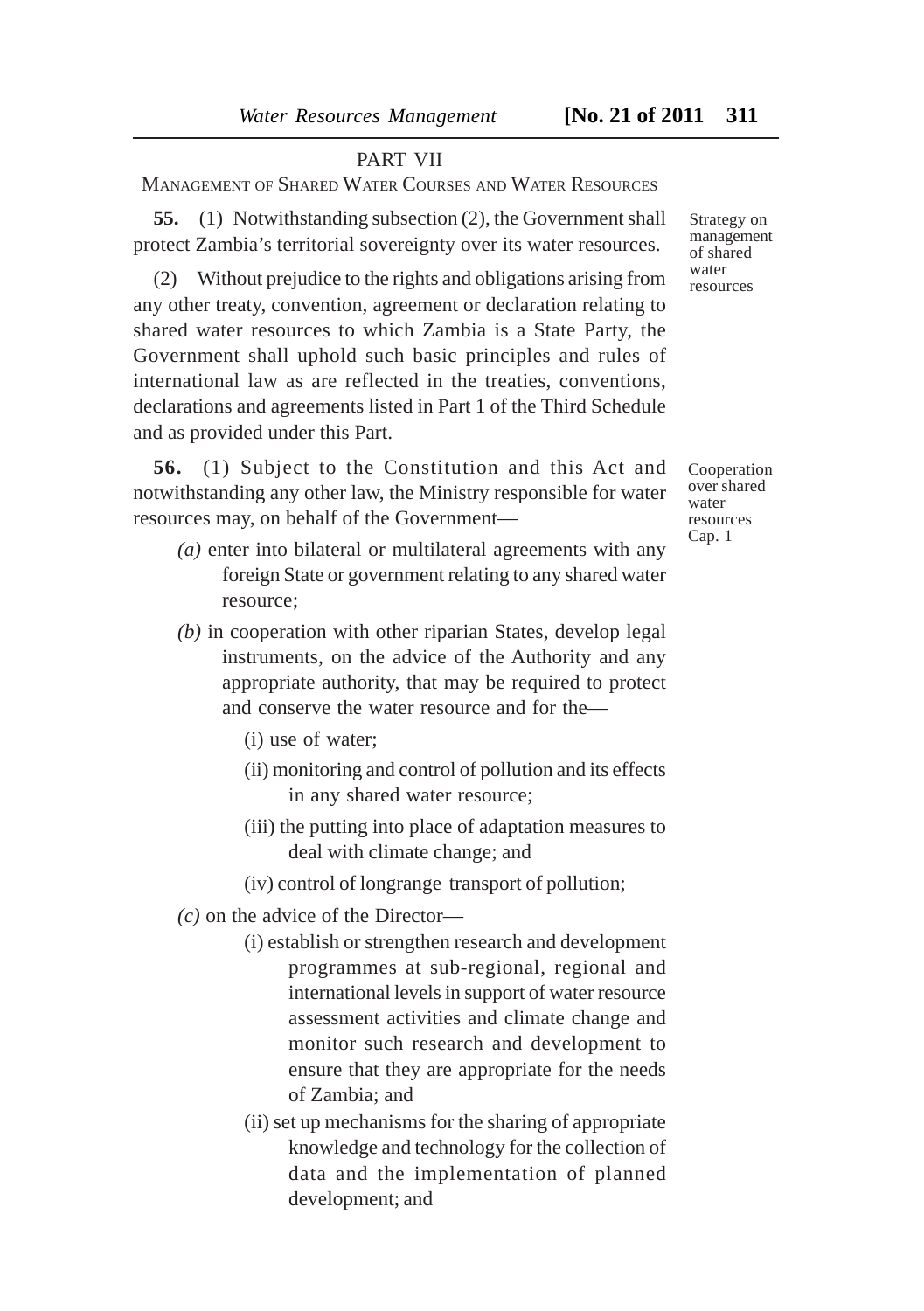## PART VII

### MANAGEMENT OF SHARED WATER COURSES AND WATER RESOURCES

Strategy on management of shared water resources

**55.** (1) Notwithstanding subsection (2), the Government shall protect Zambia's territorial sovereignty over its water resources.

(2) Without prejudice to the rights and obligations arising from any other treaty, convention, agreement or declaration relating to shared water resources to which Zambia is a State Party, the Government shall uphold such basic principles and rules of international law as are reflected in the treaties, conventions, declarations and agreements listed in Part 1 of the Third Schedule and as provided under this Part.

Cooperation over shared water resources Cap. 1

**56.** (1) Subject to the Constitution and this Act and notwithstanding any other law, the Ministry responsible for water resources may, on behalf of the Government—

*(a)* enter into bilateral or multilateral agreements with any foreign State or government relating to any shared water resource;

*(b)* in cooperation with other riparian States, develop legal instruments, on the advice of the Authority and any appropriate authority, that may be required to protect and conserve the water resource and for the—

(i) use of water;

(ii) monitoring and control of pollution and its effects in any shared water resource;

(iii) the putting into place of adaptation measures to deal with climate change; and

(iv) control of longrange transport of pollution;

*(c)* on the advice of the Director—

(i) establish or strengthen research and development programmes at sub-regional, regional and international levels in support of water resource assessment activities and climate change and monitor such research and development to ensure that they are appropriate for the needs of Zambia; and

(ii) set up mechanisms for the sharing of appropriate knowledge and technology for the collection of data and the implementation of planned development; and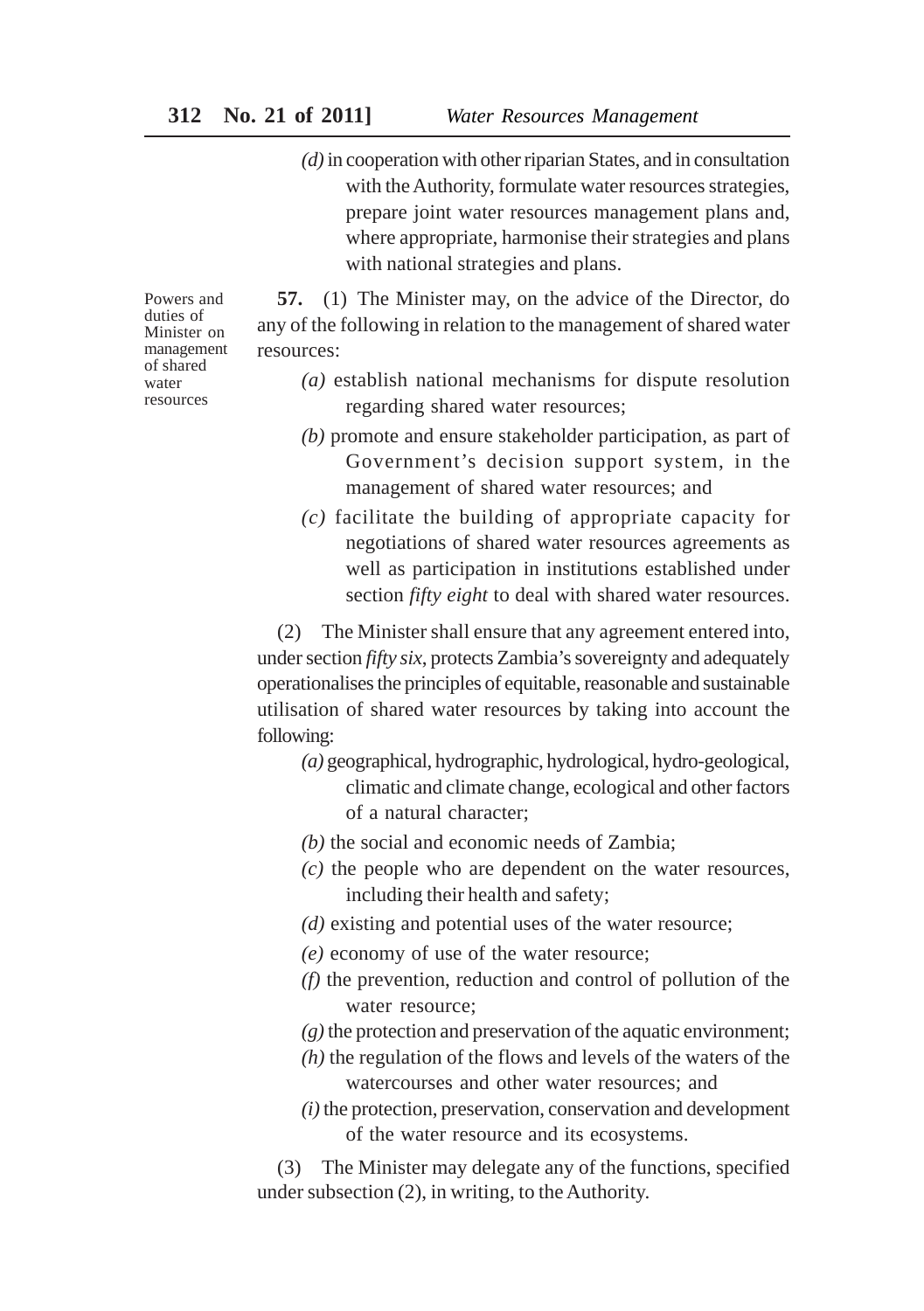*(d)* in cooperation with other riparian States, and in consultation with the Authority, formulate water resources strategies, prepare joint water resources management plans and, where appropriate, harmonise their strategies and plans with national strategies and plans.

Powers and duties of Minister on management of shared water resources

**57.** (1) The Minister may, on the advice of the Director, do any of the following in relation to the management of shared water resources:

*(a)* establish national mechanisms for dispute resolution regarding shared water resources;

*(b)* promote and ensure stakeholder participation, as part of Government's decision support system, in the management of shared water resources; and

*(c)* facilitate the building of appropriate capacity for negotiations of shared water resources agreements as well as participation in institutions established under section *fifty eight* to deal with shared water resources.

(2) The Minister shall ensure that any agreement entered into, under section *fifty six*, protects Zambia's sovereignty and adequately operationalises the principles of equitable, reasonable and sustainable utilisation of shared water resources by taking into account the following:

*(a)* geographical, hydrographic, hydrological, hydro-geological, climatic and climate change, ecological and other factors of a natural character;

*(b)* the social and economic needs of Zambia;

*(c)* the people who are dependent on the water resources, including their health and safety;

*(d)* existing and potential uses of the water resource;

*(e)* economy of use of the water resource;

*(f)* the prevention, reduction and control of pollution of the water resource;

*(g)* the protection and preservation of the aquatic environment;

*(h)* the regulation of the flows and levels of the waters of the watercourses and other water resources; and

*(i)* the protection, preservation, conservation and development of the water resource and its ecosystems.

(3) The Minister may delegate any of the functions, specified under subsection (2), in writing, to the Authority.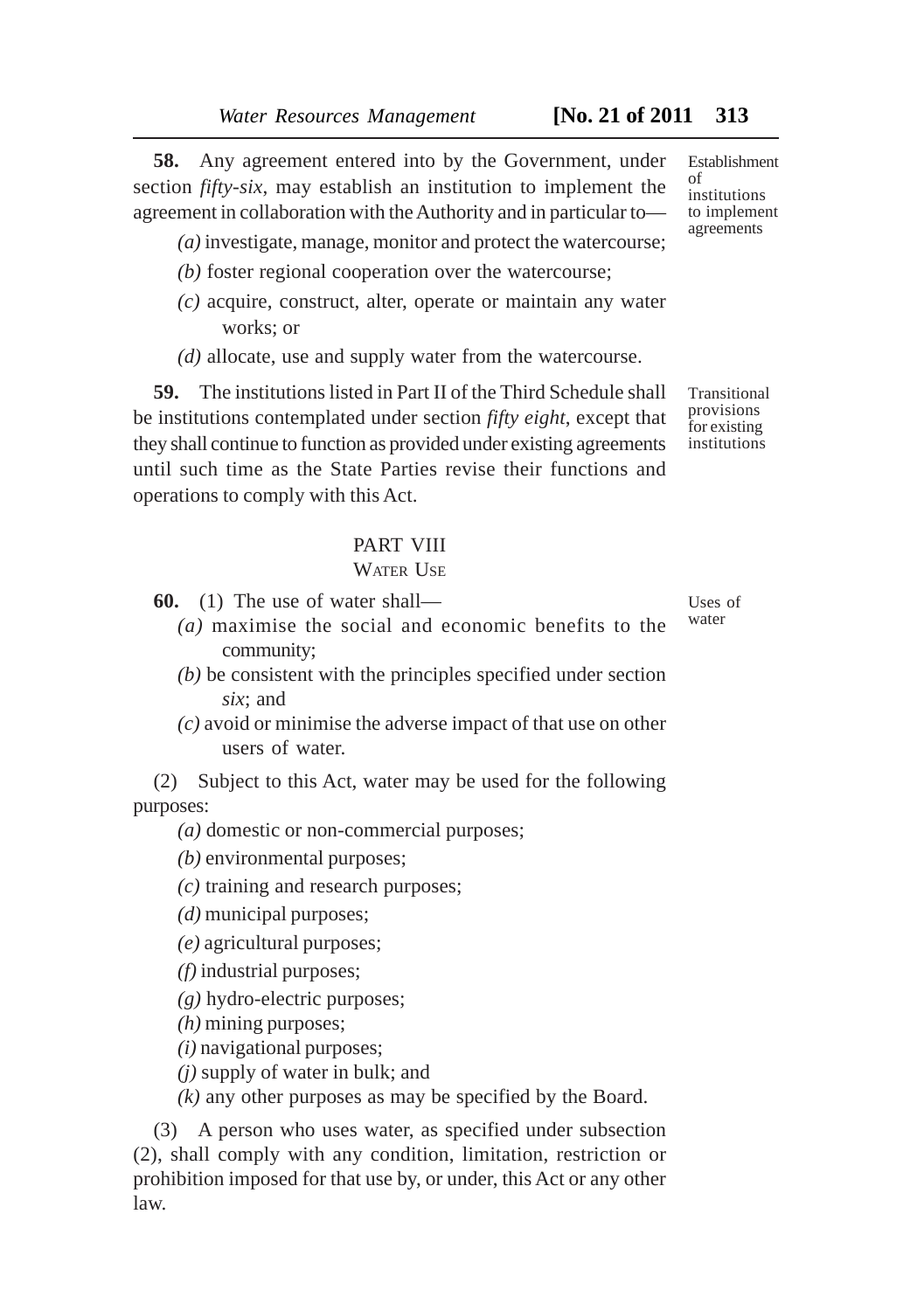**58.** Any agreement entered into by the Government, under section *fifty-six*, may establish an institution to implement the agreement in collaboration with the Authority and in particular to—

Establishment of institutions to implement agreements

*(a)* investigate, manage, monitor and protect the watercourse;

*(b)* foster regional cooperation over the watercourse;

*(c)* acquire, construct, alter, operate or maintain any water works; or

*(d)* allocate, use and supply water from the watercourse.

**59.** The institutions listed in Part II of the Third Schedule shall be institutions contemplated under section *fifty eight*, except that they shall continue to function as provided under existing agreements until such time as the State Parties revise their functions and operations to comply with this Act.

Transitional provisions for existing institutions

## PART VIII
### WATER USE

**60.** (1) The use of water shall—

Uses of water

*(a)* maximise the social and economic benefits to the community;

*(b)* be consistent with the principles specified under section *six*; and

*(c)* avoid or minimise the adverse impact of that use on other users of water.

(2) Subject to this Act, water may be used for the following purposes:

*(a)* domestic or non-commercial purposes;

*(b)* environmental purposes;

*(c)* training and research purposes;

*(d)* municipal purposes;

*(e)* agricultural purposes;

*(f)* industrial purposes;

*(g)* hydro-electric purposes;

*(h)* mining purposes;

*(i)* navigational purposes;

*(j)* supply of water in bulk; and

*(k)* any other purposes as may be specified by the Board.

(3) A person who uses water, as specified under subsection (2), shall comply with any condition, limitation, restriction or prohibition imposed for that use by, or under, this Act or any other law.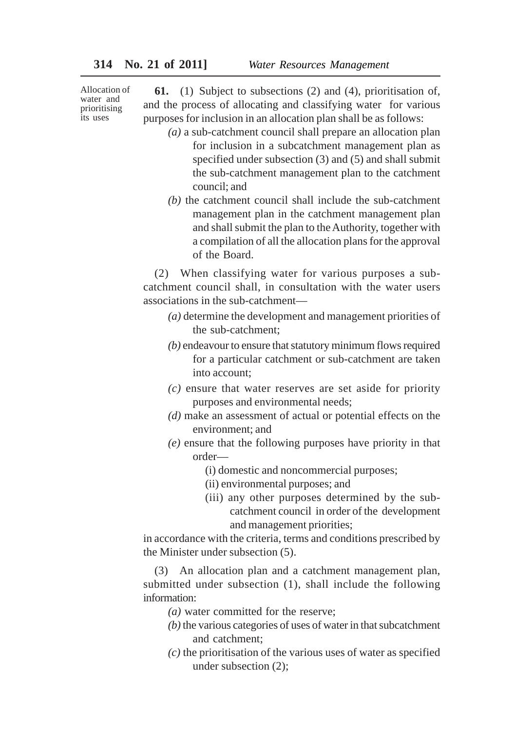Allocation of water and prioritising its uses

**61.** (1) Subject to subsections (2) and (4), prioritisation of, and the process of allocating and classifying water for various purposes for inclusion in an allocation plan shall be as follows:

*(a)* a sub-catchment council shall prepare an allocation plan for inclusion in a subcatchment management plan as specified under subsection (3) and (5) and shall submit the sub-catchment management plan to the catchment council; and

*(b)* the catchment council shall include the sub-catchment management plan in the catchment management plan and shall submit the plan to the Authority, together with a compilation of all the allocation plans for the approval of the Board.

(2) When classifying water for various purposes a sub-catchment council shall, in consultation with the water users associations in the sub-catchment—

*(a)* determine the development and management priorities of the sub-catchment;

*(b)* endeavour to ensure that statutory minimum flows required for a particular catchment or sub-catchment are taken into account;

*(c)* ensure that water reserves are set aside for priority purposes and environmental needs;

*(d)* make an assessment of actual or potential effects on the environment; and

*(e)* ensure that the following purposes have priority in that order—

(i) domestic and noncommercial purposes;

(ii) environmental purposes; and

(iii) any other purposes determined by the sub-catchment council in order of the development and management priorities;

in accordance with the criteria, terms and conditions prescribed by the Minister under subsection (5).

(3) An allocation plan and a catchment management plan, submitted under subsection (1), shall include the following information:

*(a)* water committed for the reserve;

*(b)* the various categories of uses of water in that subcatchment and catchment;

*(c)* the prioritisation of the various uses of water as specified under subsection (2);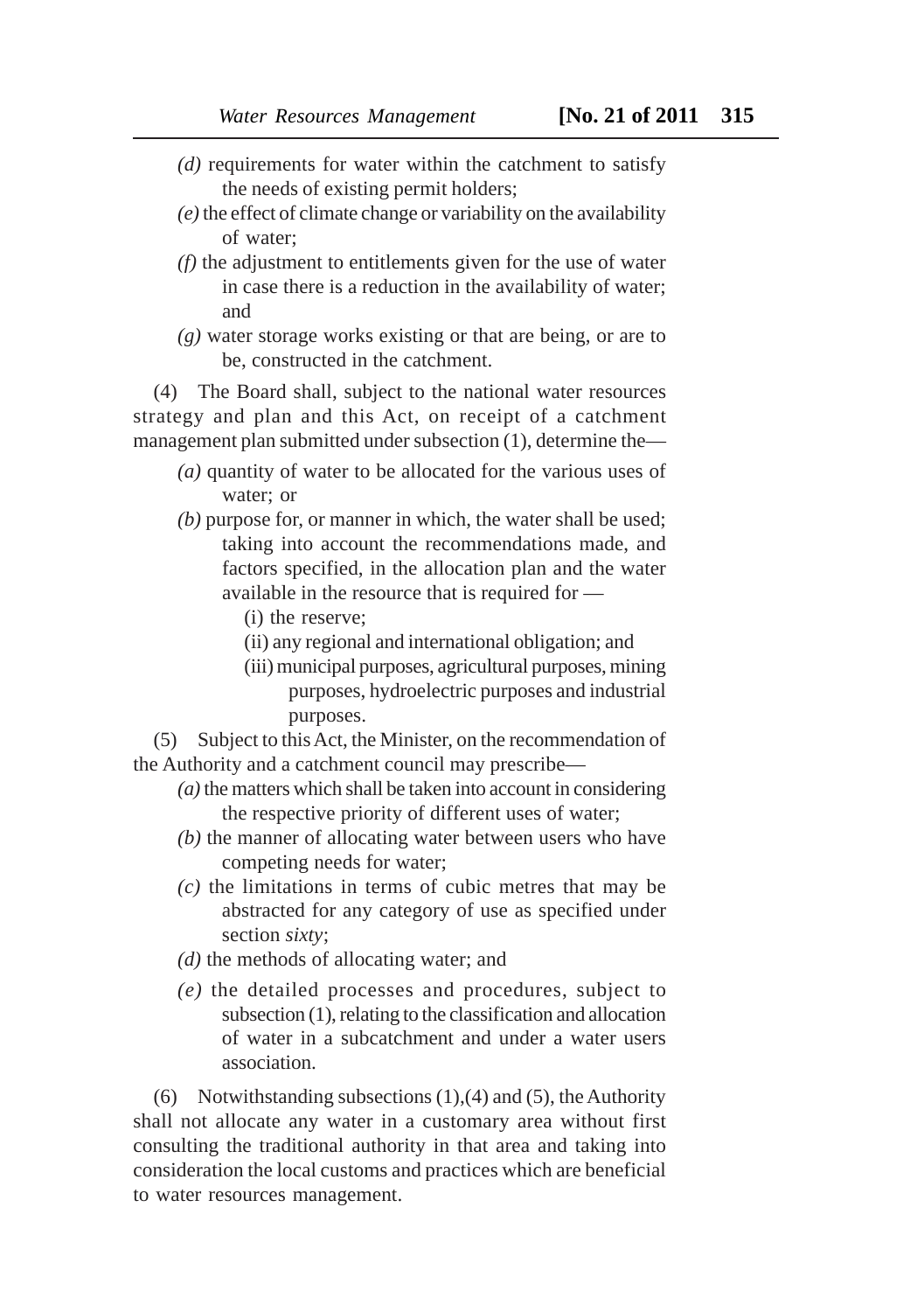*(d)* requirements for water within the catchment to satisfy the needs of existing permit holders;

*(e)* the effect of climate change or variability on the availability of water;

*(f)* the adjustment to entitlements given for the use of water in case there is a reduction in the availability of water; and

*(g)* water storage works existing or that are being, or are to be, constructed in the catchment.

(4) The Board shall, subject to the national water resources strategy and plan and this Act, on receipt of a catchment management plan submitted under subsection (1), determine the—

*(a)* quantity of water to be allocated for the various uses of water; or

*(b)* purpose for, or manner in which, the water shall be used; taking into account the recommendations made, and factors specified, in the allocation plan and the water available in the resource that is required for —

(i) the reserve;

(ii) any regional and international obligation; and

(iii) municipal purposes, agricultural purposes, mining purposes, hydroelectric purposes and industrial purposes.

(5) Subject to this Act, the Minister, on the recommendation of the Authority and a catchment council may prescribe—

*(a)* the matters which shall be taken into account in considering the respective priority of different uses of water;

*(b)* the manner of allocating water between users who have competing needs for water;

*(c)* the limitations in terms of cubic metres that may be abstracted for any category of use as specified under section *sixty*;

*(d)* the methods of allocating water; and

*(e)* the detailed processes and procedures, subject to subsection (1), relating to the classification and allocation of water in a subcatchment and under a water users association.

(6) Notwithstanding subsections (1),(4) and (5), the Authority shall not allocate any water in a customary area without first consulting the traditional authority in that area and taking into consideration the local customs and practices which are beneficial to water resources management.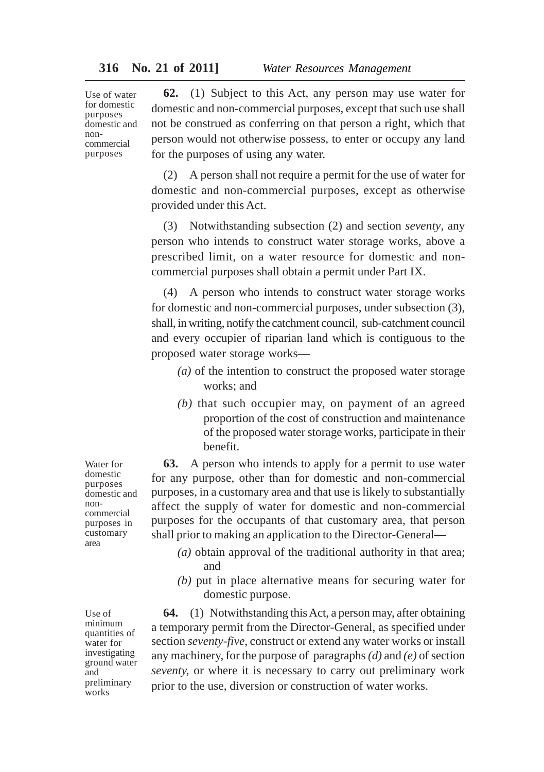Use of water for domestic purposes domestic and non-commercial purposes

**62.** (1) Subject to this Act, any person may use water for domestic and non-commercial purposes, except that such use shall not be construed as conferring on that person a right, which that person would not otherwise possess, to enter or occupy any land for the purposes of using any water.

(2) A person shall not require a permit for the use of water for domestic and non-commercial purposes, except as otherwise provided under this Act.

(3) Notwithstanding subsection (2) and section *seventy*, any person who intends to construct water storage works, above a prescribed limit, on a water resource for domestic and non-commercial purposes shall obtain a permit under Part IX.

(4) A person who intends to construct water storage works for domestic and non-commercial purposes, under subsection (3), shall, in writing, notify the catchment council, sub-catchment council and every occupier of riparian land which is contiguous to the proposed water storage works—

*(a)* of the intention to construct the proposed water storage works; and

*(b)* that such occupier may, on payment of an agreed proportion of the cost of construction and maintenance of the proposed water storage works, participate in their benefit.

Water for domestic purposes domestic and non-commercial purposes in customary area

**63.** A person who intends to apply for a permit to use water for any purpose, other than for domestic and non-commercial purposes, in a customary area and that use is likely to substantially affect the supply of water for domestic and non-commercial purposes for the occupants of that customary area, that person shall prior to making an application to the Director-General—

*(a)* obtain approval of the traditional authority in that area; and

*(b)* put in place alternative means for securing water for domestic purpose.

Use of minimum quantities of water for investigating ground water and preliminary works

**64.** (1) Notwithstanding this Act, a person may, after obtaining a temporary permit from the Director-General, as specified under section *seventy-five*, construct or extend any water works or install any machinery, for the purpose of paragraphs *(d)* and *(e)* of section *seventy*, or where it is necessary to carry out preliminary work prior to the use, diversion or construction of water works.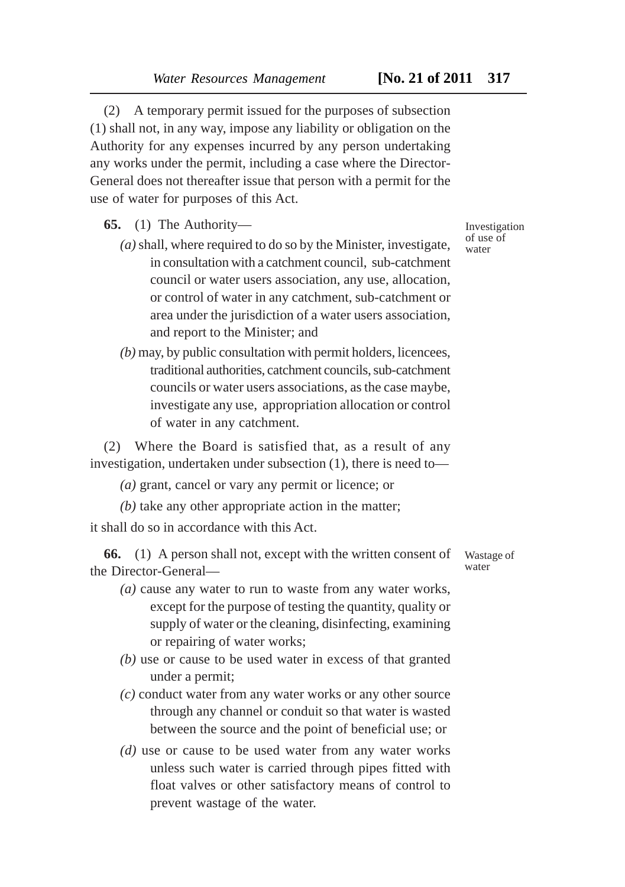(2) A temporary permit issued for the purposes of subsection (1) shall not, in any way, impose any liability or obligation on the Authority for any expenses incurred by any person undertaking any works under the permit, including a case where the Director-General does not thereafter issue that person with a permit for the use of water for purposes of this Act.

Investigation of use of water

**65.** (1) The Authority—

*(a)* shall, where required to do so by the Minister, investigate, in consultation with a catchment council, sub-catchment council or water users association, any use, allocation, or control of water in any catchment, sub-catchment or area under the jurisdiction of a water users association, and report to the Minister; and

*(b)* may, by public consultation with permit holders, licencees, traditional authorities, catchment councils, sub-catchment councils or water users associations, as the case maybe, investigate any use, appropriation allocation or control of water in any catchment.

(2) Where the Board is satisfied that, as a result of any investigation, undertaken under subsection (1), there is need to—

*(a)* grant, cancel or vary any permit or licence; or

*(b)* take any other appropriate action in the matter;

it shall do so in accordance with this Act.

Wastage of water

**66.** (1) A person shall not, except with the written consent of the Director-General—

*(a)* cause any water to run to waste from any water works, except for the purpose of testing the quantity, quality or supply of water or the cleaning, disinfecting, examining or repairing of water works;

*(b)* use or cause to be used water in excess of that granted under a permit;

*(c)* conduct water from any water works or any other source through any channel or conduit so that water is wasted between the source and the point of beneficial use; or

*(d)* use or cause to be used water from any water works unless such water is carried through pipes fitted with float valves or other satisfactory means of control to prevent wastage of the water.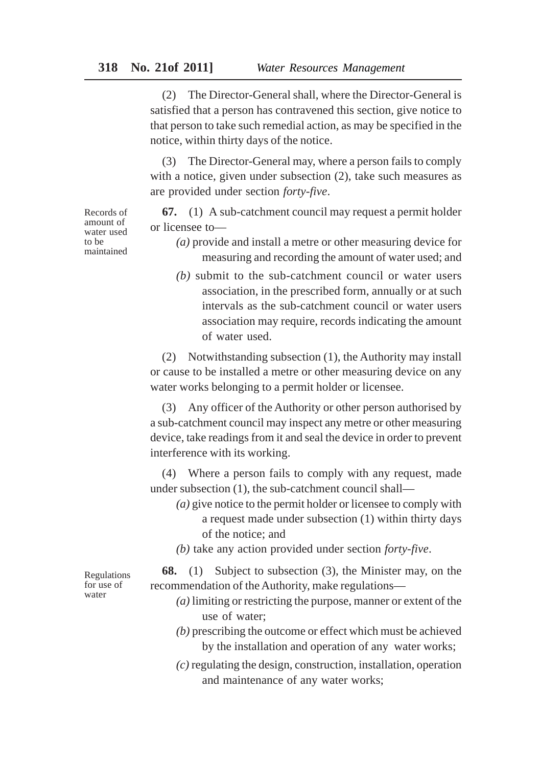(2) The Director-General shall, where the Director-General is satisfied that a person has contravened this section, give notice to that person to take such remedial action, as may be specified in the notice, within thirty days of the notice.

(3) The Director-General may, where a person fails to comply with a notice, given under subsection (2), take such measures as are provided under section *forty-five*.

Records of amount of water used to be maintained

**67.** (1) A sub-catchment council may request a permit holder or licensee to—

*(a)* provide and install a metre or other measuring device for measuring and recording the amount of water used; and

*(b)* submit to the sub-catchment council or water users association, in the prescribed form, annually or at such intervals as the sub-catchment council or water users association may require, records indicating the amount of water used.

(2) Notwithstanding subsection (1), the Authority may install or cause to be installed a metre or other measuring device on any water works belonging to a permit holder or licensee.

(3) Any officer of the Authority or other person authorised by a sub-catchment council may inspect any metre or other measuring device, take readings from it and seal the device in order to prevent interference with its working.

(4) Where a person fails to comply with any request, made under subsection (1), the sub-catchment council shall—

*(a)* give notice to the permit holder or licensee to comply with a request made under subsection (1) within thirty days of the notice; and

*(b)* take any action provided under section *forty-five*.

Regulations for use of water

**68.** (1) Subject to subsection (3), the Minister may, on the recommendation of the Authority, make regulations—

*(a)* limiting or restricting the purpose, manner or extent of the use of water;

*(b)* prescribing the outcome or effect which must be achieved by the installation and operation of any water works;

*(c)* regulating the design, construction, installation, operation and maintenance of any water works;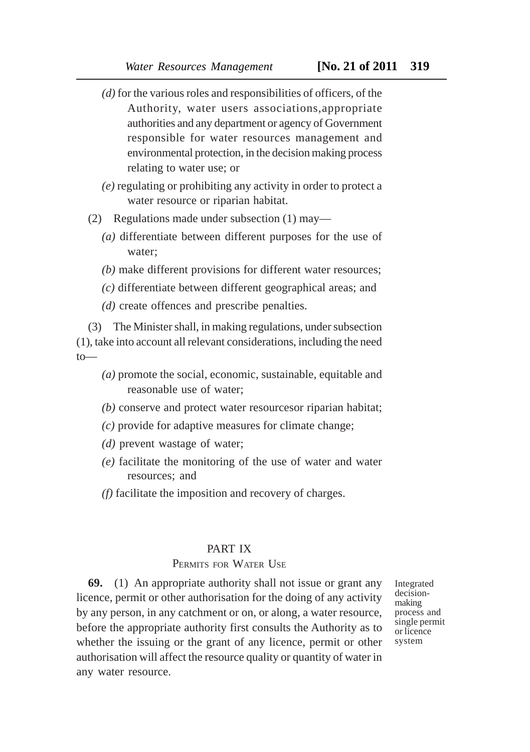*(d)* for the various roles and responsibilities of officers, of the Authority, water users associations,appropriate authorities and any department or agency of Government responsible for water resources management and environmental protection, in the decision making process relating to water use; or

*(e)* regulating or prohibiting any activity in order to protect a water resource or riparian habitat.

(2) Regulations made under subsection (1) may—

*(a)* differentiate between different purposes for the use of water;

*(b)* make different provisions for different water resources;

*(c)* differentiate between different geographical areas; and

*(d)* create offences and prescribe penalties.

(3) The Minister shall, in making regulations, under subsection (1), take into account all relevant considerations, including the need to—

*(a)* promote the social, economic, sustainable, equitable and reasonable use of water;

*(b)* conserve and protect water resourcesor riparian habitat;

*(c)* provide for adaptive measures for climate change;

*(d)* prevent wastage of water;

*(e)* facilitate the monitoring of the use of water and water resources; and

*(f)* facilitate the imposition and recovery of charges.

## PART IX

### PERMITS FOR WATER USE

Integrated decision-making process and single permit or licence system

**69.** (1) An appropriate authority shall not issue or grant any licence, permit or other authorisation for the doing of any activity by any person, in any catchment or on, or along, a water resource, before the appropriate authority first consults the Authority as to whether the issuing or the grant of any licence, permit or other authorisation will affect the resource quality or quantity of water in any water resource.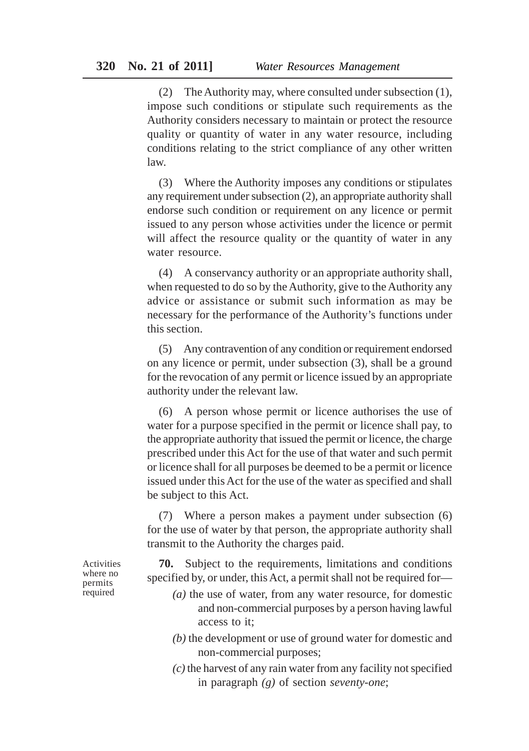(2) The Authority may, where consulted under subsection (1), impose such conditions or stipulate such requirements as the Authority considers necessary to maintain or protect the resource quality or quantity of water in any water resource, including conditions relating to the strict compliance of any other written law.

(3) Where the Authority imposes any conditions or stipulates any requirement under subsection (2), an appropriate authority shall endorse such condition or requirement on any licence or permit issued to any person whose activities under the licence or permit will affect the resource quality or the quantity of water in any water resource.

(4) A conservancy authority or an appropriate authority shall, when requested to do so by the Authority, give to the Authority any advice or assistance or submit such information as may be necessary for the performance of the Authority's functions under this section.

(5) Any contravention of any condition or requirement endorsed on any licence or permit, under subsection (3), shall be a ground for the revocation of any permit or licence issued by an appropriate authority under the relevant law.

(6) A person whose permit or licence authorises the use of water for a purpose specified in the permit or licence shall pay, to the appropriate authority that issued the permit or licence, the charge prescribed under this Act for the use of that water and such permit or licence shall for all purposes be deemed to be a permit or licence issued under this Act for the use of the water as specified and shall be subject to this Act.

(7) Where a person makes a payment under subsection (6) for the use of water by that person, the appropriate authority shall transmit to the Authority the charges paid.

Activities where no permits required

**70.** Subject to the requirements, limitations and conditions specified by, or under, this Act, a permit shall not be required for—

*(a)* the use of water, from any water resource, for domestic and non-commercial purposes by a person having lawful access to it;

*(b)* the development or use of ground water for domestic and non-commercial purposes;

*(c)* the harvest of any rain water from any facility not specified in paragraph *(g)* of section *seventy-one*;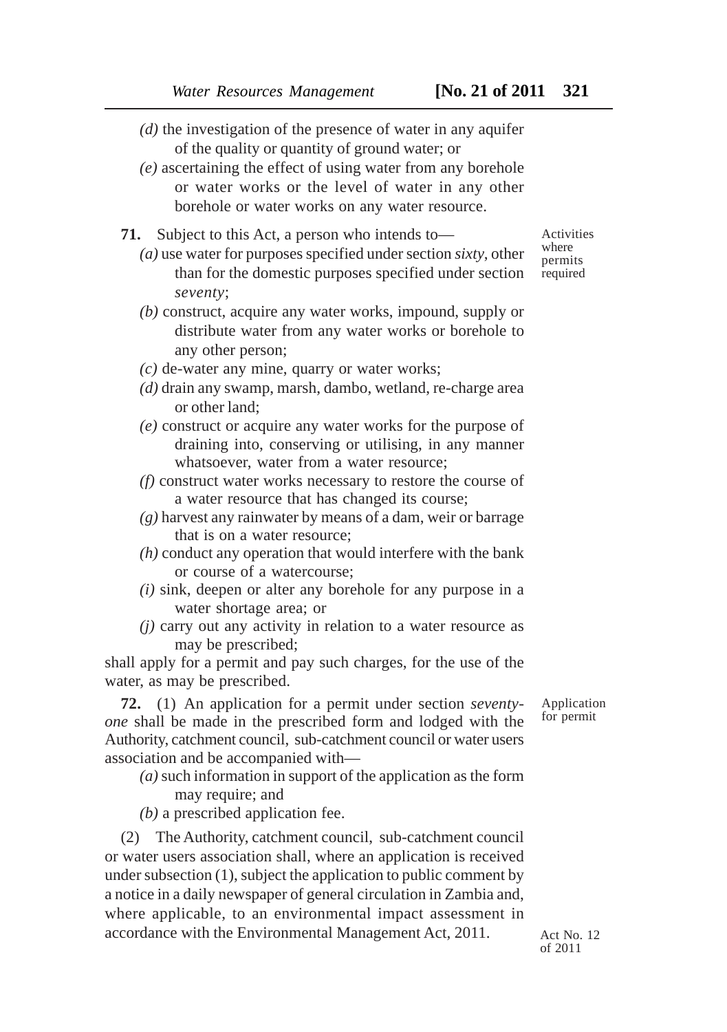*(d)* the investigation of the presence of water in any aquifer of the quality or quantity of ground water; or

*(e)* ascertaining the effect of using water from any borehole or water works or the level of water in any other borehole or water works on any water resource.

Activities where permits required

**71.** Subject to this Act, a person who intends to—

*(a)* use water for purposes specified under section *sixty*, other than for the domestic purposes specified under section *seventy*;

*(b)* construct, acquire any water works, impound, supply or distribute water from any water works or borehole to any other person;

*(c)* de-water any mine, quarry or water works;

*(d)* drain any swamp, marsh, dambo, wetland, re-charge area or other land;

*(e)* construct or acquire any water works for the purpose of draining into, conserving or utilising, in any manner whatsoever, water from a water resource;

*(f)* construct water works necessary to restore the course of a water resource that has changed its course;

*(g)* harvest any rainwater by means of a dam, weir or barrage that is on a water resource;

*(h)* conduct any operation that would interfere with the bank or course of a watercourse;

*(i)* sink, deepen or alter any borehole for any purpose in a water shortage area; or

*(j)* carry out any activity in relation to a water resource as may be prescribed;

shall apply for a permit and pay such charges, for the use of the water, as may be prescribed.

Application for permit

**72.** (1) An application for a permit under section *seventy-one* shall be made in the prescribed form and lodged with the Authority, catchment council, sub-catchment council or water users association and be accompanied with—

*(a)* such information in support of the application as the form may require; and

*(b)* a prescribed application fee.

(2) The Authority, catchment council, sub-catchment council or water users association shall, where an application is received under subsection (1), subject the application to public comment by a notice in a daily newspaper of general circulation in Zambia and, where applicable, to an environmental impact assessment in accordance with the Environmental Management Act, 2011.

Act No. 12 of 2011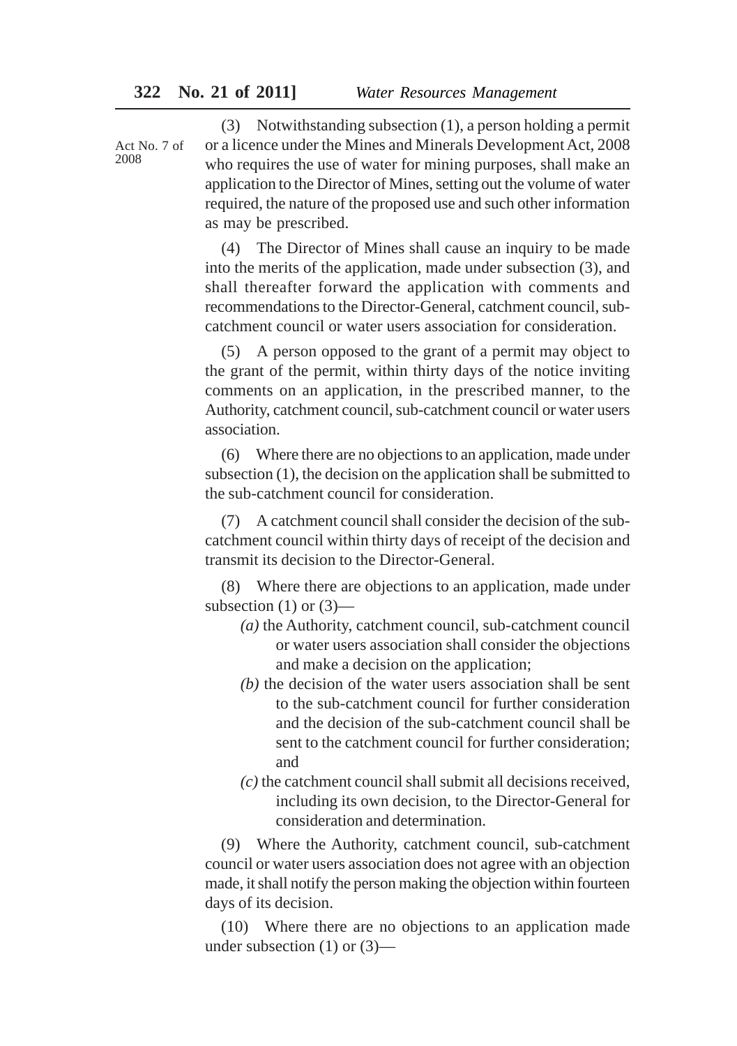Act No. 7 of 2008

(3) Notwithstanding subsection (1), a person holding a permit or a licence under the Mines and Minerals Development Act, 2008 who requires the use of water for mining purposes, shall make an application to the Director of Mines, setting out the volume of water required, the nature of the proposed use and such other information as may be prescribed.

(4) The Director of Mines shall cause an inquiry to be made into the merits of the application, made under subsection (3), and shall thereafter forward the application with comments and recommendations to the Director-General, catchment council, sub-catchment council or water users association for consideration.

(5) A person opposed to the grant of a permit may object to the grant of the permit, within thirty days of the notice inviting comments on an application, in the prescribed manner, to the Authority, catchment council, sub-catchment council or water users association.

(6) Where there are no objections to an application, made under subsection (1), the decision on the application shall be submitted to the sub-catchment council for consideration.

(7) A catchment council shall consider the decision of the sub-catchment council within thirty days of receipt of the decision and transmit its decision to the Director-General.

(8) Where there are objections to an application, made under subsection (1) or (3)—

*(a)* the Authority, catchment council, sub-catchment council or water users association shall consider the objections and make a decision on the application;

*(b)* the decision of the water users association shall be sent to the sub-catchment council for further consideration and the decision of the sub-catchment council shall be sent to the catchment council for further consideration; and

*(c)* the catchment council shall submit all decisions received, including its own decision, to the Director-General for consideration and determination.

(9) Where the Authority, catchment council, sub-catchment council or water users association does not agree with an objection made, it shall notify the person making the objection within fourteen days of its decision.

(10) Where there are no objections to an application made under subsection (1) or (3)—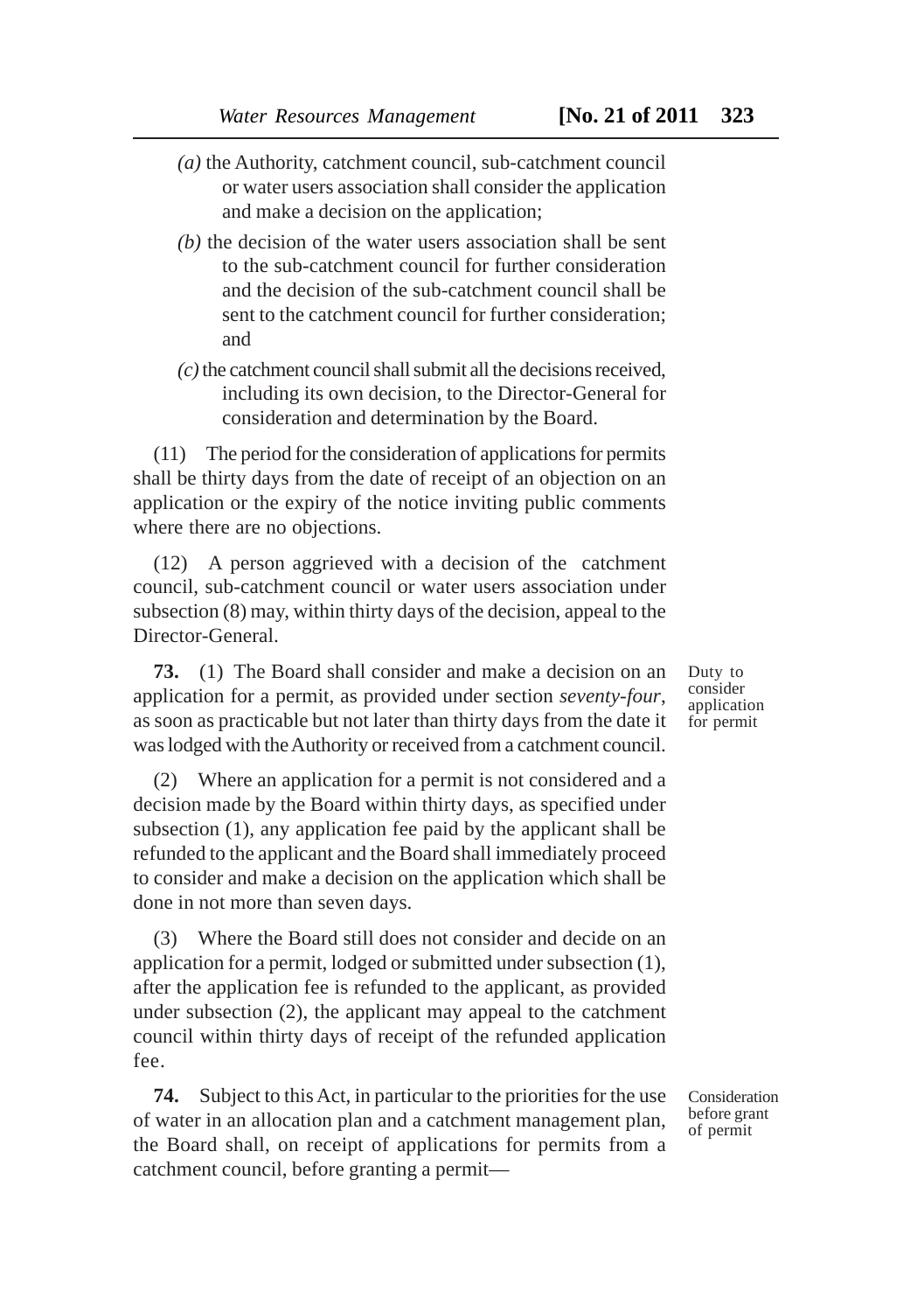(a) the Authority, catchment council, sub-catchment council or water users association shall consider the application and make a decision on the application;

(b) the decision of the water users association shall be sent to the sub-catchment council for further consideration and the decision of the sub-catchment council shall be sent to the catchment council for further consideration; and

(c) the catchment council shall submit all the decisions received, including its own decision, to the Director-General for consideration and determination by the Board.

(11) The period for the consideration of applications for permits shall be thirty days from the date of receipt of an objection on an application or the expiry of the notice inviting public comments where there are no objections.

(12) A person aggrieved with a decision of the catchment council, sub-catchment council or water users association under subsection (8) may, within thirty days of the decision, appeal to the Director-General.

Duty to consider application for permit

**73.** (1) The Board shall consider and make a decision on an application for a permit, as provided under section *seventy-four*, as soon as practicable but not later than thirty days from the date it was lodged with the Authority or received from a catchment council.

(2) Where an application for a permit is not considered and a decision made by the Board within thirty days, as specified under subsection (1), any application fee paid by the applicant shall be refunded to the applicant and the Board shall immediately proceed to consider and make a decision on the application which shall be done in not more than seven days.

(3) Where the Board still does not consider and decide on an application for a permit, lodged or submitted under subsection (1), after the application fee is refunded to the applicant, as provided under subsection (2), the applicant may appeal to the catchment council within thirty days of receipt of the refunded application fee.

Consideration before grant of permit

**74.** Subject to this Act, in particular to the priorities for the use of water in an allocation plan and a catchment management plan, the Board shall, on receipt of applications for permits from a catchment council, before granting a permit—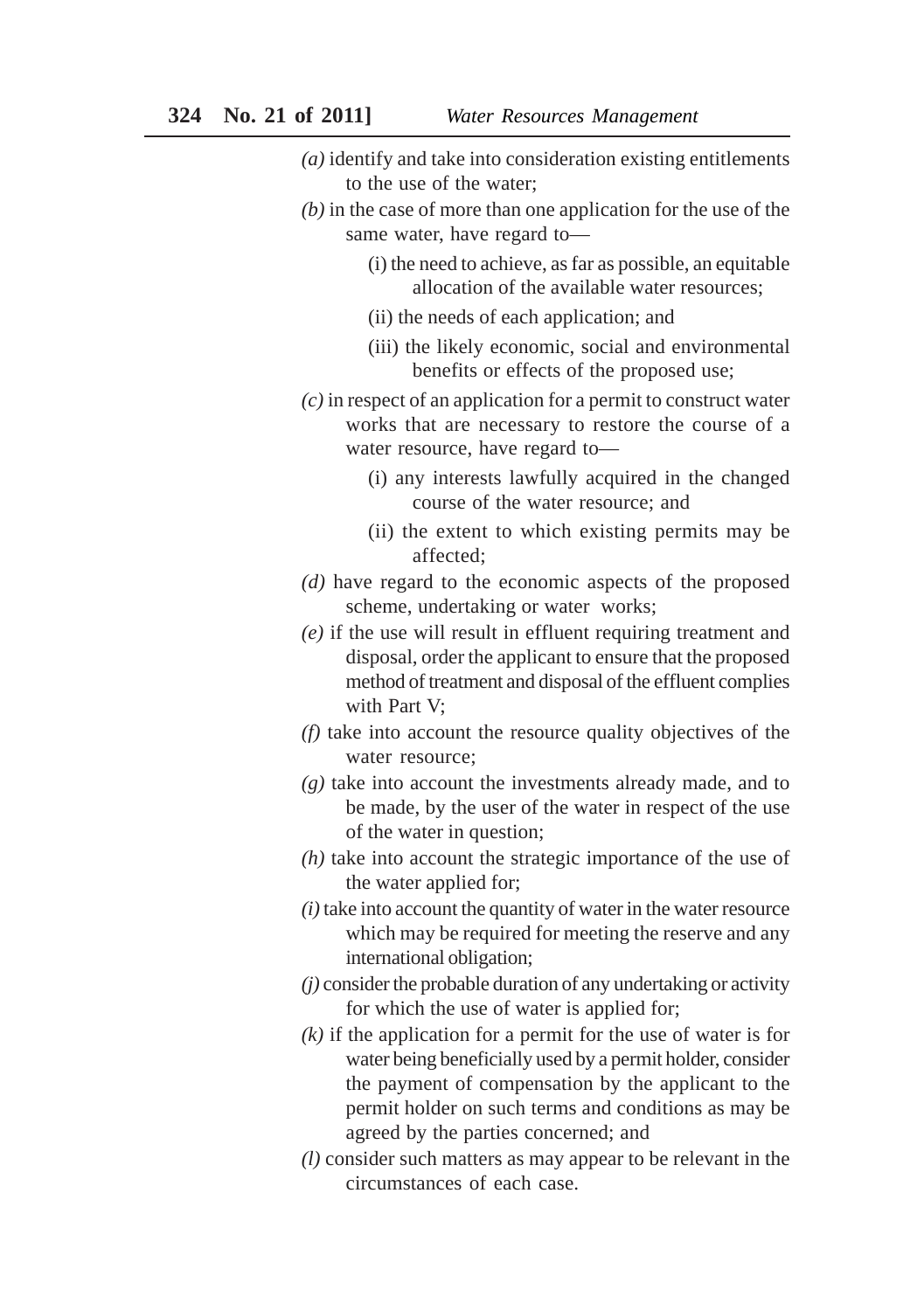*(a)* identify and take into consideration existing entitlements to the use of the water;

*(b)* in the case of more than one application for the use of the same water, have regard to—

(i) the need to achieve, as far as possible, an equitable allocation of the available water resources;

(ii) the needs of each application; and

(iii) the likely economic, social and environmental benefits or effects of the proposed use;

*(c)* in respect of an application for a permit to construct water works that are necessary to restore the course of a water resource, have regard to—

(i) any interests lawfully acquired in the changed course of the water resource; and

(ii) the extent to which existing permits may be affected;

*(d)* have regard to the economic aspects of the proposed scheme, undertaking or water works;

*(e)* if the use will result in effluent requiring treatment and disposal, order the applicant to ensure that the proposed method of treatment and disposal of the effluent complies with Part V;

*(f)* take into account the resource quality objectives of the water resource;

*(g)* take into account the investments already made, and to be made, by the user of the water in respect of the use of the water in question;

*(h)* take into account the strategic importance of the use of the water applied for;

*(i)* take into account the quantity of water in the water resource which may be required for meeting the reserve and any international obligation;

*(j)* consider the probable duration of any undertaking or activity for which the use of water is applied for;

*(k)* if the application for a permit for the use of water is for water being beneficially used by a permit holder, consider the payment of compensation by the applicant to the permit holder on such terms and conditions as may be agreed by the parties concerned; and

*(l)* consider such matters as may appear to be relevant in the circumstances of each case.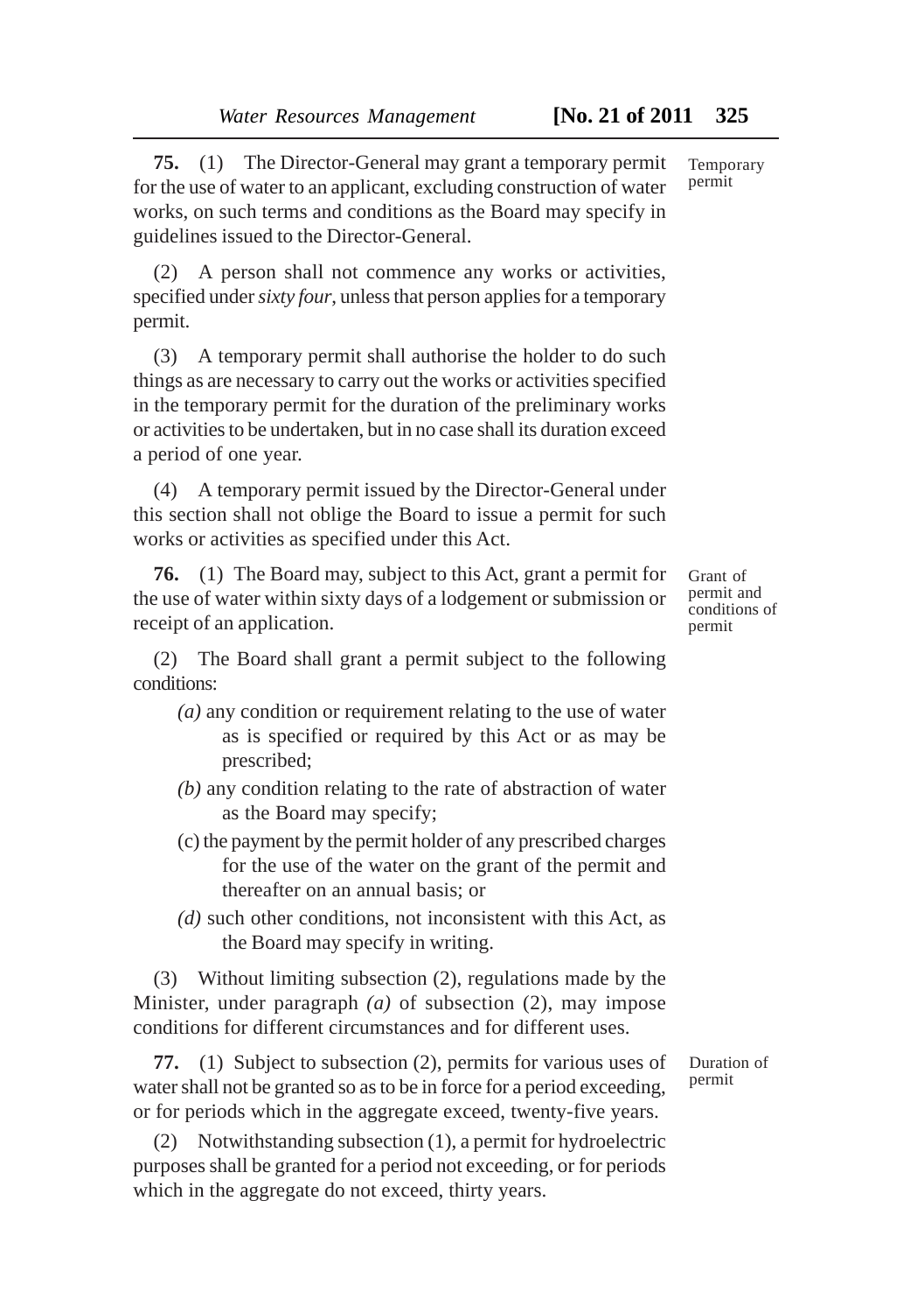**75.** (1) The Director-General may grant a temporary permit for the use of water to an applicant, excluding construction of water works, on such terms and conditions as the Board may specify in guidelines issued to the Director-General.

Temporary permit

(2) A person shall not commence any works or activities, specified under *sixty four*, unless that person applies for a temporary permit.

(3) A temporary permit shall authorise the holder to do such things as are necessary to carry out the works or activities specified in the temporary permit for the duration of the preliminary works or activities to be undertaken, but in no case shall its duration exceed a period of one year.

(4) A temporary permit issued by the Director-General under this section shall not oblige the Board to issue a permit for such works or activities as specified under this Act.

**76.** (1) The Board may, subject to this Act, grant a permit for the use of water within sixty days of a lodgement or submission or receipt of an application.

Grant of permit and conditions of permit

(2) The Board shall grant a permit subject to the following conditions:

*(a)* any condition or requirement relating to the use of water as is specified or required by this Act or as may be prescribed;

*(b)* any condition relating to the rate of abstraction of water as the Board may specify;

(c) the payment by the permit holder of any prescribed charges for the use of the water on the grant of the permit and thereafter on an annual basis; or

*(d)* such other conditions, not inconsistent with this Act, as the Board may specify in writing.

(3) Without limiting subsection (2), regulations made by the Minister, under paragraph *(a)* of subsection (2), may impose conditions for different circumstances and for different uses.

**77.** (1) Subject to subsection (2), permits for various uses of water shall not be granted so as to be in force for a period exceeding, or for periods which in the aggregate exceed, twenty-five years.

Duration of permit

(2) Notwithstanding subsection (1), a permit for hydroelectric purposes shall be granted for a period not exceeding, or for periods which in the aggregate do not exceed, thirty years.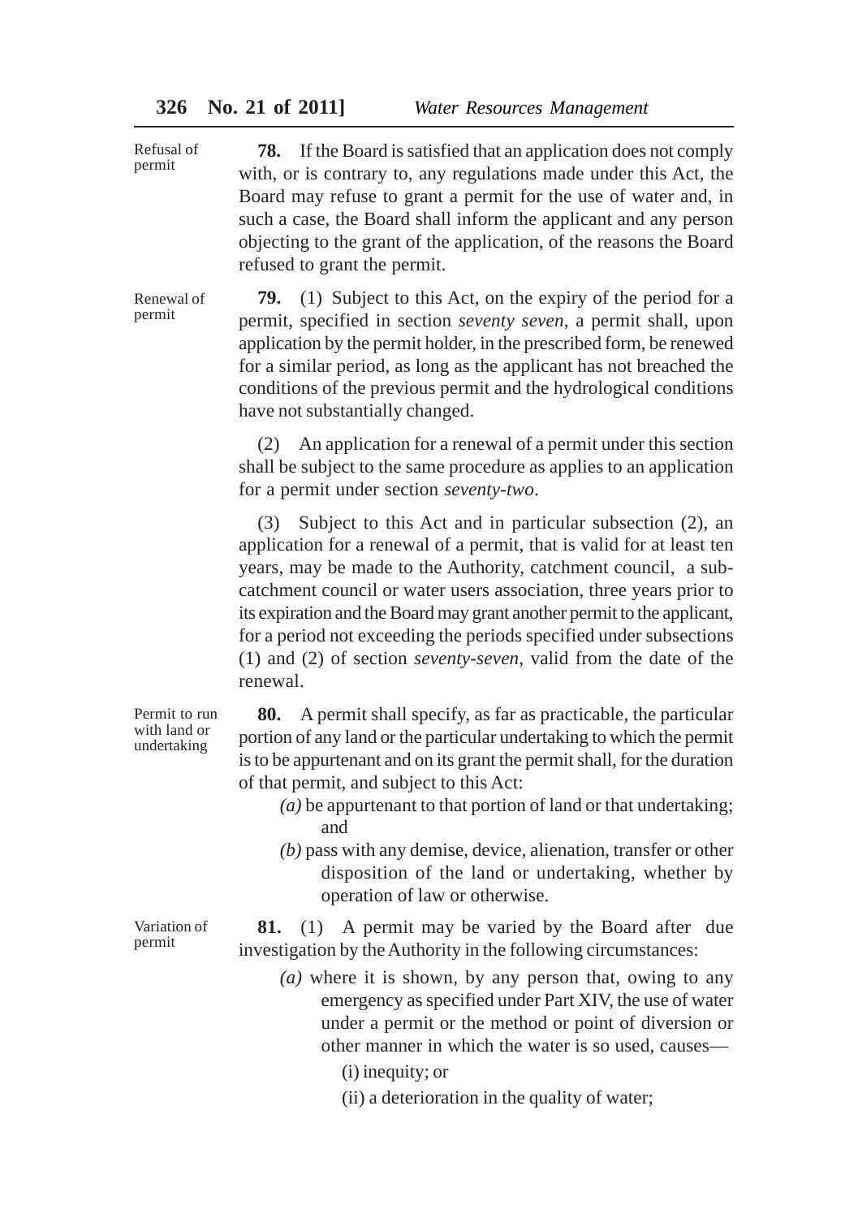Refusal of permit

**78.** If the Board is satisfied that an application does not comply with, or is contrary to, any regulations made under this Act, the Board may refuse to grant a permit for the use of water and, in such a case, the Board shall inform the applicant and any person objecting to the grant of the application, of the reasons the Board refused to grant the permit.

Renewal of permit

**79.** (1) Subject to this Act, on the expiry of the period for a permit, specified in section *seventy seven*, a permit shall, upon application by the permit holder, in the prescribed form, be renewed for a similar period, as long as the applicant has not breached the conditions of the previous permit and the hydrological conditions have not substantially changed.

(2) An application for a renewal of a permit under this section shall be subject to the same procedure as applies to an application for a permit under section *seventy-two*.

(3) Subject to this Act and in particular subsection (2), an application for a renewal of a permit, that is valid for at least ten years, may be made to the Authority, catchment council, a sub-catchment council or water users association, three years prior to its expiration and the Board may grant another permit to the applicant, for a period not exceeding the periods specified under subsections (1) and (2) of section *seventy-seven*, valid from the date of the renewal.

Permit to run with land or undertaking

**80.** A permit shall specify, as far as practicable, the particular portion of any land or the particular undertaking to which the permit is to be appurtenant and on its grant the permit shall, for the duration of that permit, and subject to this Act:

*(a)* be appurtenant to that portion of land or that undertaking; and

*(b)* pass with any demise, device, alienation, transfer or other disposition of the land or undertaking, whether by operation of law or otherwise.

Variation of permit

**81.** (1) A permit may be varied by the Board after due investigation by the Authority in the following circumstances:

*(a)* where it is shown, by any person that, owing to any emergency as specified under Part XIV, the use of water under a permit or the method or point of diversion or other manner in which the water is so used, causes—

(i) inequity; or

(ii) a deterioration in the quality of water;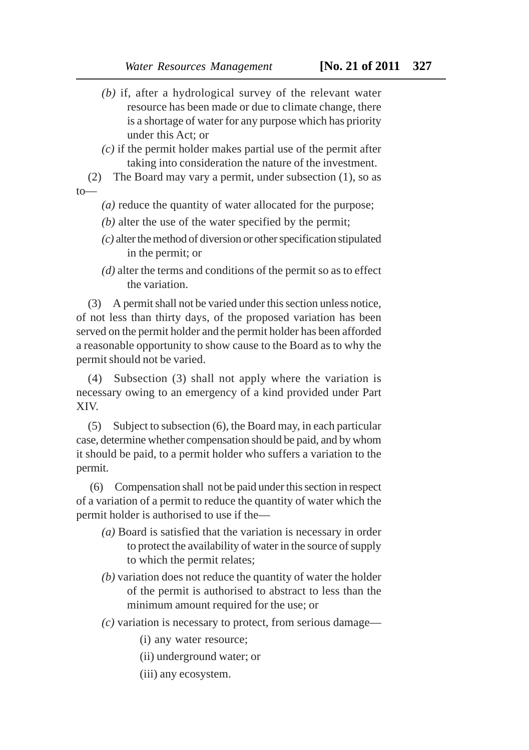*(b)* if, after a hydrological survey of the relevant water resource has been made or due to climate change, there is a shortage of water for any purpose which has priority under this Act; or

*(c)* if the permit holder makes partial use of the permit after taking into consideration the nature of the investment.

(2) The Board may vary a permit, under subsection (1), so as to—

*(a)* reduce the quantity of water allocated for the purpose;

*(b)* alter the use of the water specified by the permit;

*(c)* alter the method of diversion or other specification stipulated in the permit; or

*(d)* alter the terms and conditions of the permit so as to effect the variation.

(3) A permit shall not be varied under this section unless notice, of not less than thirty days, of the proposed variation has been served on the permit holder and the permit holder has been afforded a reasonable opportunity to show cause to the Board as to why the permit should not be varied.

(4) Subsection (3) shall not apply where the variation is necessary owing to an emergency of a kind provided under Part XIV.

(5) Subject to subsection (6), the Board may, in each particular case, determine whether compensation should be paid, and by whom it should be paid, to a permit holder who suffers a variation to the permit.

(6) Compensation shall not be paid under this section in respect of a variation of a permit to reduce the quantity of water which the permit holder is authorised to use if the—

*(a)* Board is satisfied that the variation is necessary in order to protect the availability of water in the source of supply to which the permit relates;

*(b)* variation does not reduce the quantity of water the holder of the permit is authorised to abstract to less than the minimum amount required for the use; or

*(c)* variation is necessary to protect, from serious damage—

(i) any water resource;

(ii) underground water; or

(iii) any ecosystem.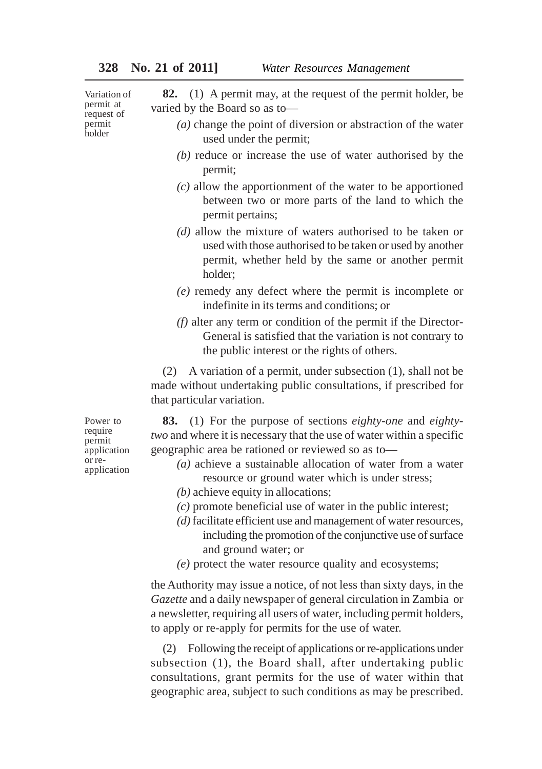**Variation of permit at request of permit holder**

**82.** (1) A permit may, at the request of the permit holder, be varied by the Board so as to—

*(a)* change the point of diversion or abstraction of the water used under the permit;

*(b)* reduce or increase the use of water authorised by the permit;

*(c)* allow the apportionment of the water to be apportioned between two or more parts of the land to which the permit pertains;

*(d)* allow the mixture of waters authorised to be taken or used with those authorised to be taken or used by another permit, whether held by the same or another permit holder;

*(e)* remedy any defect where the permit is incomplete or indefinite in its terms and conditions; or

*(f)* alter any term or condition of the permit if the Director-General is satisfied that the variation is not contrary to the public interest or the rights of others.

(2) A variation of a permit, under subsection (1), shall not be made without undertaking public consultations, if prescribed for that particular variation.

**Power to require permit application or re-application**

**83.** (1) For the purpose of sections *eighty-one* and *eighty-two* and where it is necessary that the use of water within a specific geographic area be rationed or reviewed so as to—

*(a)* achieve a sustainable allocation of water from a water resource or ground water which is under stress;

*(b)* achieve equity in allocations;

*(c)* promote beneficial use of water in the public interest;

*(d)* facilitate efficient use and management of water resources, including the promotion of the conjunctive use of surface and ground water; or

*(e)* protect the water resource quality and ecosystems;

the Authority may issue a notice, of not less than sixty days, in the *Gazette* and a daily newspaper of general circulation in Zambia or a newsletter, requiring all users of water, including permit holders, to apply or re-apply for permits for the use of water.

(2) Following the receipt of applications or re-applications under subsection (1), the Board shall, after undertaking public consultations, grant permits for the use of water within that geographic area, subject to such conditions as may be prescribed.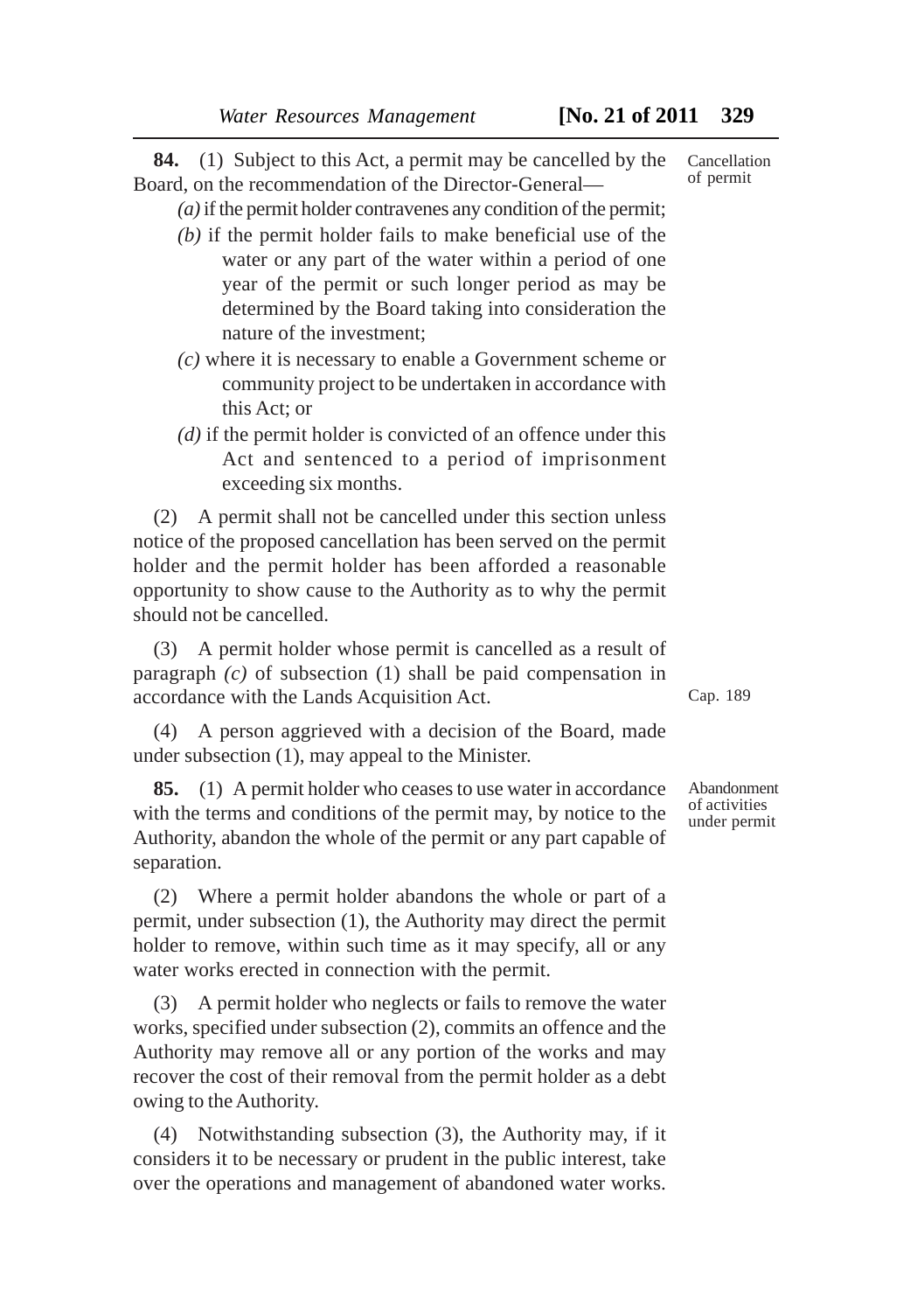**84.** (1) Subject to this Act, a permit may be cancelled by the Board, on the recommendation of the Director-General— Cancellation of permit

*(a)* if the permit holder contravenes any condition of the permit;

*(b)* if the permit holder fails to make beneficial use of the water or any part of the water within a period of one year of the permit or such longer period as may be determined by the Board taking into consideration the nature of the investment;

*(c)* where it is necessary to enable a Government scheme or community project to be undertaken in accordance with this Act; or

*(d)* if the permit holder is convicted of an offence under this Act and sentenced to a period of imprisonment exceeding six months.

(2) A permit shall not be cancelled under this section unless notice of the proposed cancellation has been served on the permit holder and the permit holder has been afforded a reasonable opportunity to show cause to the Authority as to why the permit should not be cancelled.

(3) A permit holder whose permit is cancelled as a result of paragraph *(c)* of subsection (1) shall be paid compensation in accordance with the Lands Acquisition Act. Cap. 189

(4) A person aggrieved with a decision of the Board, made under subsection (1), may appeal to the Minister.

**85.** (1) A permit holder who ceases to use water in accordance with the terms and conditions of the permit may, by notice to the Authority, abandon the whole of the permit or any part capable of separation. Abandonment of activities under permit

(2) Where a permit holder abandons the whole or part of a permit, under subsection (1), the Authority may direct the permit holder to remove, within such time as it may specify, all or any water works erected in connection with the permit.

(3) A permit holder who neglects or fails to remove the water works, specified under subsection (2), commits an offence and the Authority may remove all or any portion of the works and may recover the cost of their removal from the permit holder as a debt owing to the Authority.

(4) Notwithstanding subsection (3), the Authority may, if it considers it to be necessary or prudent in the public interest, take over the operations and management of abandoned water works.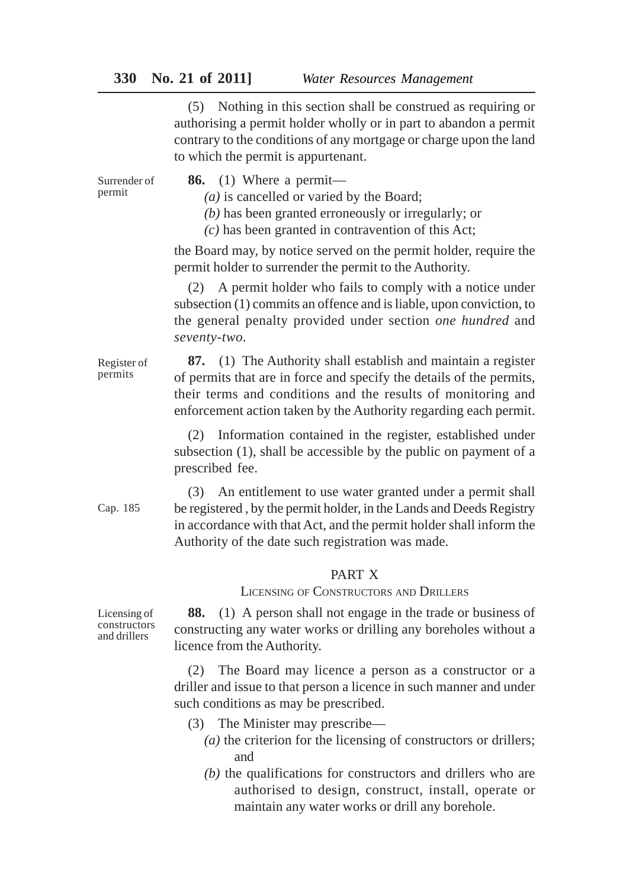(5) Nothing in this section shall be construed as requiring or authorising a permit holder wholly or in part to abandon a permit contrary to the conditions of any mortgage or charge upon the land to which the permit is appurtenant.

Surrender of permit

**86.** (1) Where a permit—

*(a)* is cancelled or varied by the Board;

*(b)* has been granted erroneously or irregularly; or

*(c)* has been granted in contravention of this Act;

the Board may, by notice served on the permit holder, require the permit holder to surrender the permit to the Authority.

(2) A permit holder who fails to comply with a notice under subsection (1) commits an offence and is liable, upon conviction, to the general penalty provided under section *one hundred* and *seventy-two*.

Register of permits

**87.** (1) The Authority shall establish and maintain a register of permits that are in force and specify the details of the permits, their terms and conditions and the results of monitoring and enforcement action taken by the Authority regarding each permit.

(2) Information contained in the register, established under subsection (1), shall be accessible by the public on payment of a prescribed fee.

Cap. 185

(3) An entitlement to use water granted under a permit shall be registered , by the permit holder, in the Lands and Deeds Registry in accordance with that Act, and the permit holder shall inform the Authority of the date such registration was made.

## PART X

### LICENSING OF CONSTRUCTORS AND DRILLERS

Licensing of constructors and drillers

**88.** (1) A person shall not engage in the trade or business of constructing any water works or drilling any boreholes without a licence from the Authority.

(2) The Board may licence a person as a constructor or a driller and issue to that person a licence in such manner and under such conditions as may be prescribed.

(3) The Minister may prescribe—

*(a)* the criterion for the licensing of constructors or drillers; and

*(b)* the qualifications for constructors and drillers who are authorised to design, construct, install, operate or maintain any water works or drill any borehole.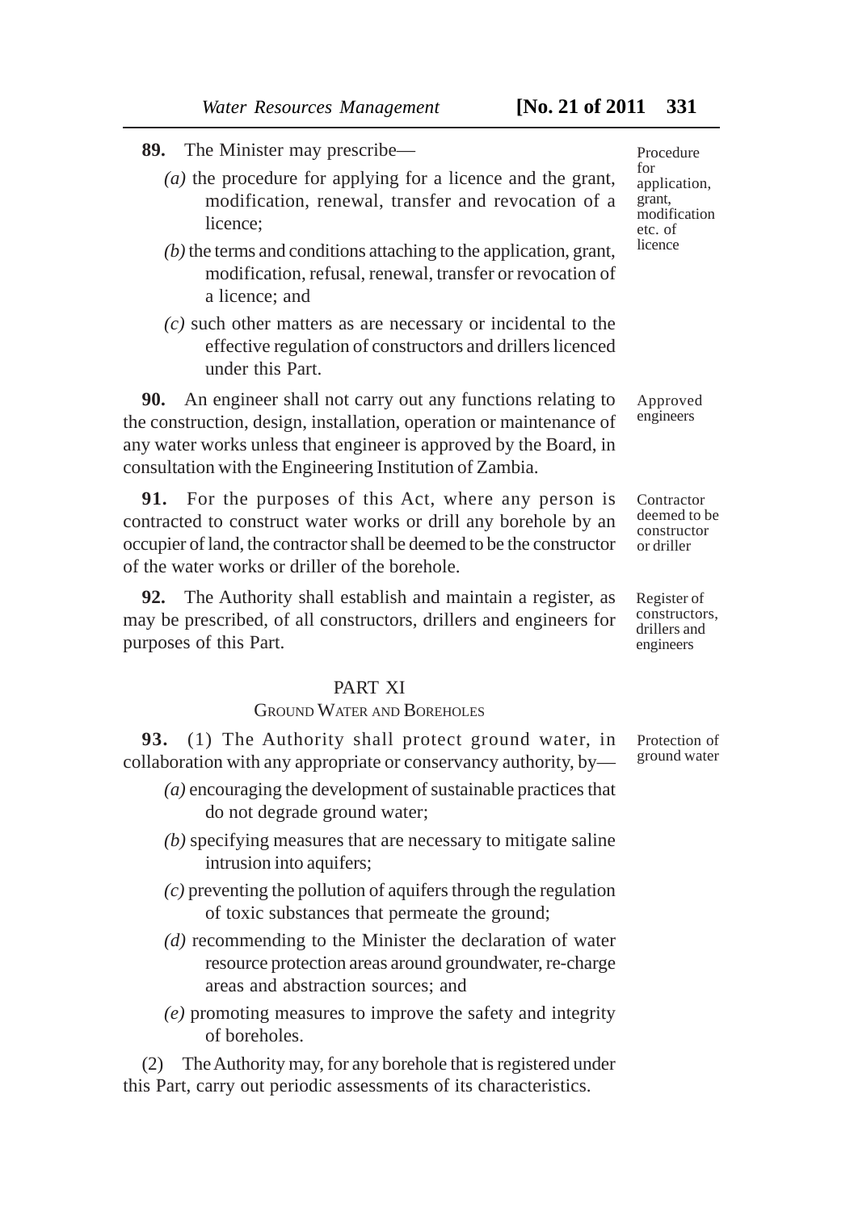**89.** The Minister may prescribe—

*(a)* the procedure for applying for a licence and the grant, modification, renewal, transfer and revocation of a licence;

*(b)* the terms and conditions attaching to the application, grant, modification, refusal, renewal, transfer or revocation of a licence; and

*(c)* such other matters as are necessary or incidental to the effective regulation of constructors and drillers licenced under this Part.

Procedure for application, grant, modification etc. of licence

**90.** An engineer shall not carry out any functions relating to the construction, design, installation, operation or maintenance of any water works unless that engineer is approved by the Board, in consultation with the Engineering Institution of Zambia.

Approved engineers

**91.** For the purposes of this Act, where any person is contracted to construct water works or drill any borehole by an occupier of land, the contractor shall be deemed to be the constructor of the water works or driller of the borehole.

Contractor deemed to be constructor or driller

**92.** The Authority shall establish and maintain a register, as may be prescribed, of all constructors, drillers and engineers for purposes of this Part.

Register of constructors, drillers and engineers

## PART XI
### GROUND WATER AND BOREHOLES

**93.** (1) The Authority shall protect ground water, in collaboration with any appropriate or conservancy authority, by—

Protection of ground water

*(a)* encouraging the development of sustainable practices that do not degrade ground water;

*(b)* specifying measures that are necessary to mitigate saline intrusion into aquifers;

*(c)* preventing the pollution of aquifers through the regulation of toxic substances that permeate the ground;

*(d)* recommending to the Minister the declaration of water resource protection areas around groundwater, re-charge areas and abstraction sources; and

*(e)* promoting measures to improve the safety and integrity of boreholes.

(2) The Authority may, for any borehole that is registered under this Part, carry out periodic assessments of its characteristics.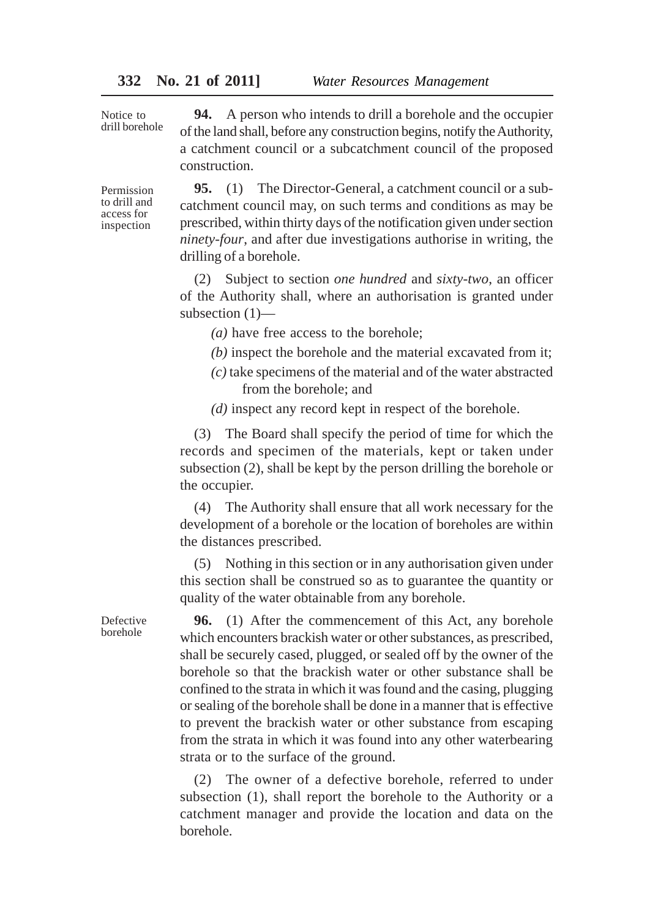**Notice to drill borehole**

**94.** A person who intends to drill a borehole and the occupier of the land shall, before any construction begins, notify the Authority, a catchment council or a subcatchment council of the proposed construction.

**Permission to drill and access for inspection**

**95.** (1) The Director-General, a catchment council or a sub-catchment council may, on such terms and conditions as may be prescribed, within thirty days of the notification given under section *ninety-four*, and after due investigations authorise in writing, the drilling of a borehole.

(2) Subject to section *one hundred* and *sixty-two*, an officer of the Authority shall, where an authorisation is granted under subsection (1)—

*(a)* have free access to the borehole;

*(b)* inspect the borehole and the material excavated from it;

*(c)* take specimens of the material and of the water abstracted from the borehole; and

*(d)* inspect any record kept in respect of the borehole.

(3) The Board shall specify the period of time for which the records and specimen of the materials, kept or taken under subsection (2), shall be kept by the person drilling the borehole or the occupier.

(4) The Authority shall ensure that all work necessary for the development of a borehole or the location of boreholes are within the distances prescribed.

(5) Nothing in this section or in any authorisation given under this section shall be construed so as to guarantee the quantity or quality of the water obtainable from any borehole.

**Defective borehole**

**96.** (1) After the commencement of this Act, any borehole which encounters brackish water or other substances, as prescribed, shall be securely cased, plugged, or sealed off by the owner of the borehole so that the brackish water or other substance shall be confined to the strata in which it was found and the casing, plugging or sealing of the borehole shall be done in a manner that is effective to prevent the brackish water or other substance from escaping from the strata in which it was found into any other waterbearing strata or to the surface of the ground.

(2) The owner of a defective borehole, referred to under subsection (1), shall report the borehole to the Authority or a catchment manager and provide the location and data on the borehole.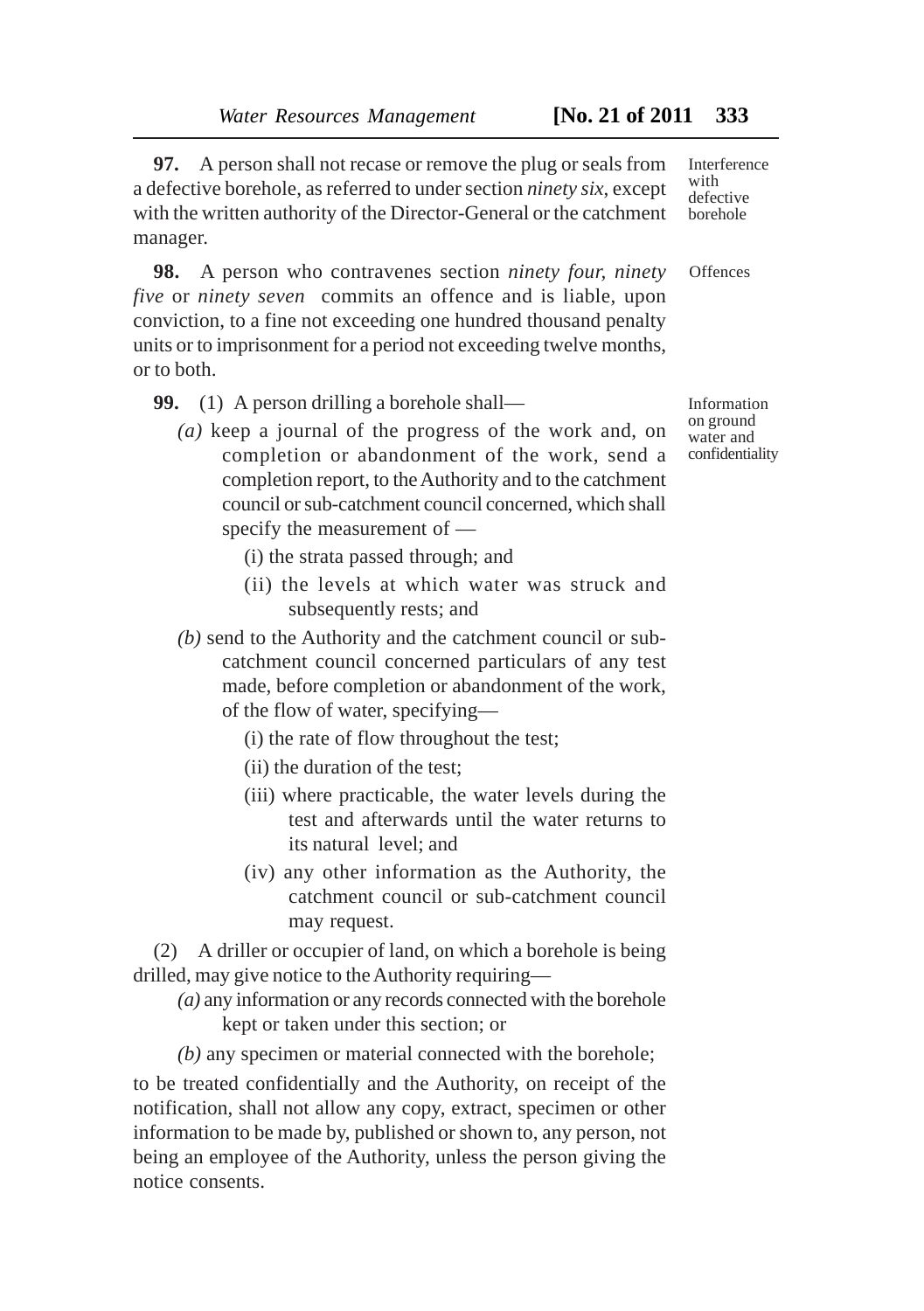**97.** A person shall not recase or remove the plug or seals from a defective borehole, as referred to under section *ninety six*, except with the written authority of the Director-General or the catchment manager.

Interference with defective borehole

**98.** A person who contravenes section *ninety four, ninety five* or *ninety seven* commits an offence and is liable, upon conviction, to a fine not exceeding one hundred thousand penalty units or to imprisonment for a period not exceeding twelve months, or to both.

Offences

**99.** (1) A person drilling a borehole shall—

Information on ground water and confidentiality

*(a)* keep a journal of the progress of the work and, on completion or abandonment of the work, send a completion report, to the Authority and to the catchment council or sub-catchment council concerned, which shall specify the measurement of —

(i) the strata passed through; and

(ii) the levels at which water was struck and subsequently rests; and

*(b)* send to the Authority and the catchment council or sub-catchment council concerned particulars of any test made, before completion or abandonment of the work, of the flow of water, specifying—

(i) the rate of flow throughout the test;

(ii) the duration of the test;

(iii) where practicable, the water levels during the test and afterwards until the water returns to its natural level; and

(iv) any other information as the Authority, the catchment council or sub-catchment council may request.

(2) A driller or occupier of land, on which a borehole is being drilled, may give notice to the Authority requiring—

*(a)* any information or any records connected with the borehole kept or taken under this section; or

*(b)* any specimen or material connected with the borehole;

to be treated confidentially and the Authority, on receipt of the notification, shall not allow any copy, extract, specimen or other information to be made by, published or shown to, any person, not being an employee of the Authority, unless the person giving the notice consents.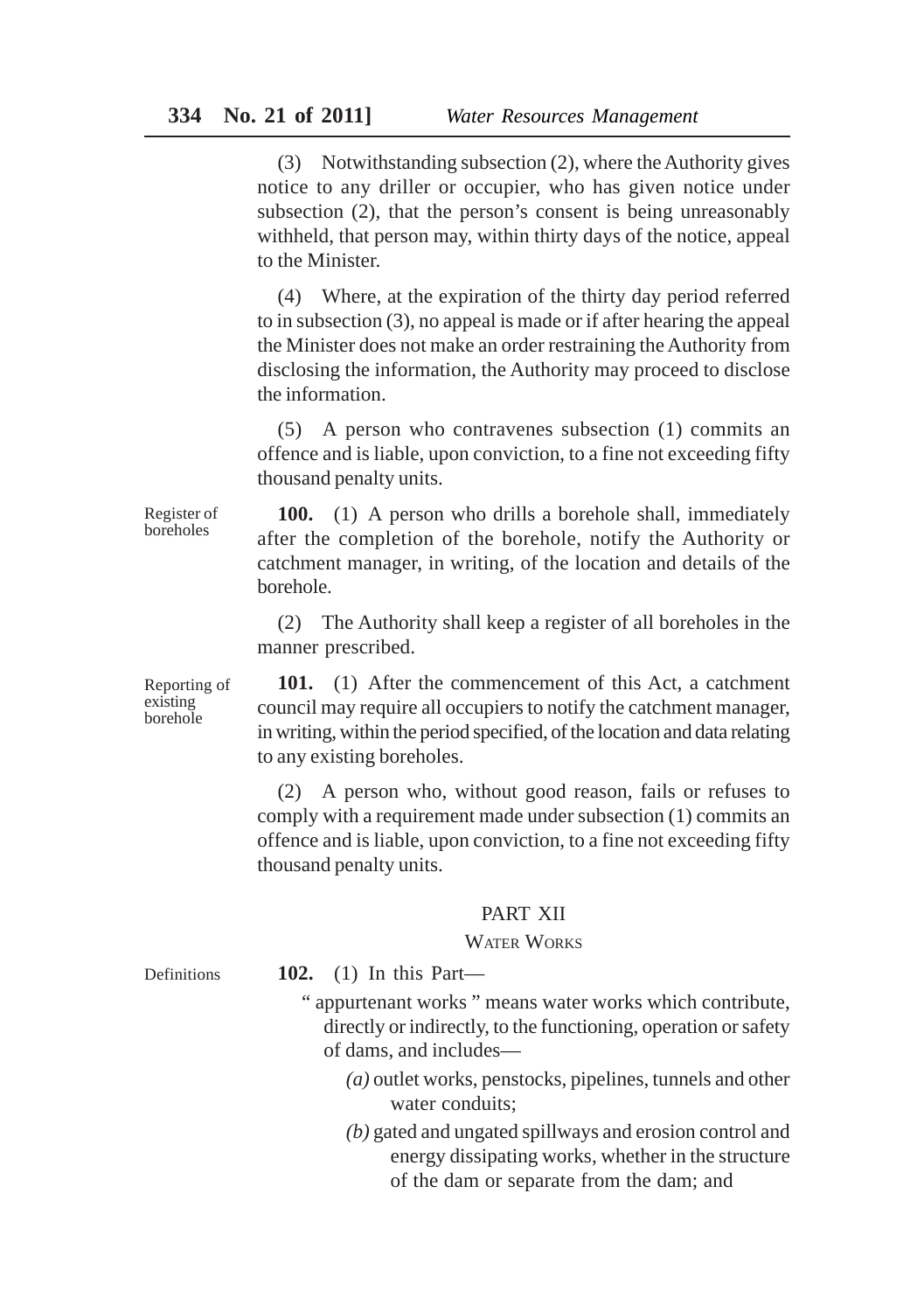(3) Notwithstanding subsection (2), where the Authority gives notice to any driller or occupier, who has given notice under subsection (2), that the person's consent is being unreasonably withheld, that person may, within thirty days of the notice, appeal to the Minister.

(4) Where, at the expiration of the thirty day period referred to in subsection (3), no appeal is made or if after hearing the appeal the Minister does not make an order restraining the Authority from disclosing the information, the Authority may proceed to disclose the information.

(5) A person who contravenes subsection (1) commits an offence and is liable, upon conviction, to a fine not exceeding fifty thousand penalty units.

Register of boreholes

**100.** (1) A person who drills a borehole shall, immediately after the completion of the borehole, notify the Authority or catchment manager, in writing, of the location and details of the borehole.

(2) The Authority shall keep a register of all boreholes in the manner prescribed.

Reporting of existing borehole

**101.** (1) After the commencement of this Act, a catchment council may require all occupiers to notify the catchment manager, in writing, within the period specified, of the location and data relating to any existing boreholes.

(2) A person who, without good reason, fails or refuses to comply with a requirement made under subsection (1) commits an offence and is liable, upon conviction, to a fine not exceeding fifty thousand penalty units.

## PART XII

### WATER WORKS

Definitions

**102.** (1) In this Part—

" appurtenant works " means water works which contribute, directly or indirectly, to the functioning, operation or safety of dams, and includes—

*(a)* outlet works, penstocks, pipelines, tunnels and other water conduits;

*(b)* gated and ungated spillways and erosion control and energy dissipating works, whether in the structure of the dam or separate from the dam; and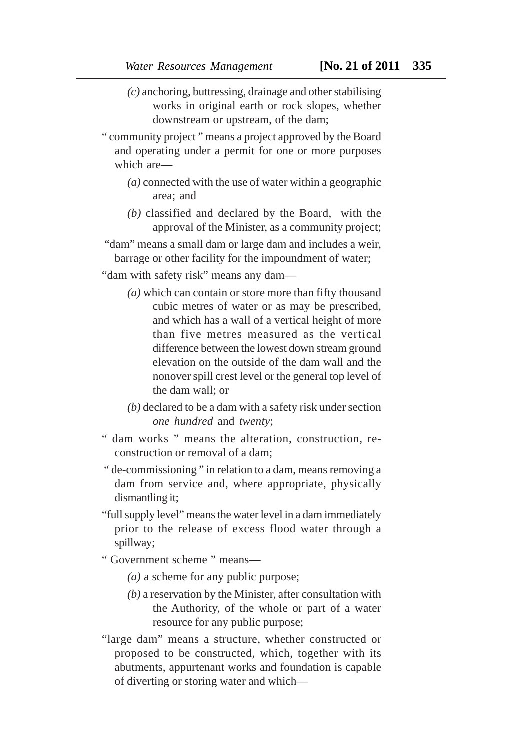*(c)* anchoring, buttressing, drainage and other stabilising works in original earth or rock slopes, whether downstream or upstream, of the dam;

" community project " means a project approved by the Board and operating under a permit for one or more purposes which are—

*(a)* connected with the use of water within a geographic area; and

*(b)* classified and declared by the Board, with the approval of the Minister, as a community project;

"dam" means a small dam or large dam and includes a weir, barrage or other facility for the impoundment of water;

"dam with safety risk" means any dam—

*(a)* which can contain or store more than fifty thousand cubic metres of water or as may be prescribed, and which has a wall of a vertical height of more than five metres measured as the vertical difference between the lowest down stream ground elevation on the outside of the dam wall and the nonover spill crest level or the general top level of the dam wall; or

*(b)* declared to be a dam with a safety risk under section *one hundred* and *twenty*;

" dam works " means the alteration, construction, re-construction or removal of a dam;

" de-commissioning " in relation to a dam, means removing a dam from service and, where appropriate, physically dismantling it;

"full supply level" means the water level in a dam immediately prior to the release of excess flood water through a spillway;

" Government scheme " means—

*(a)* a scheme for any public purpose;

*(b)* a reservation by the Minister, after consultation with the Authority, of the whole or part of a water resource for any public purpose;

"large dam" means a structure, whether constructed or proposed to be constructed, which, together with its abutments, appurtenant works and foundation is capable of diverting or storing water and which—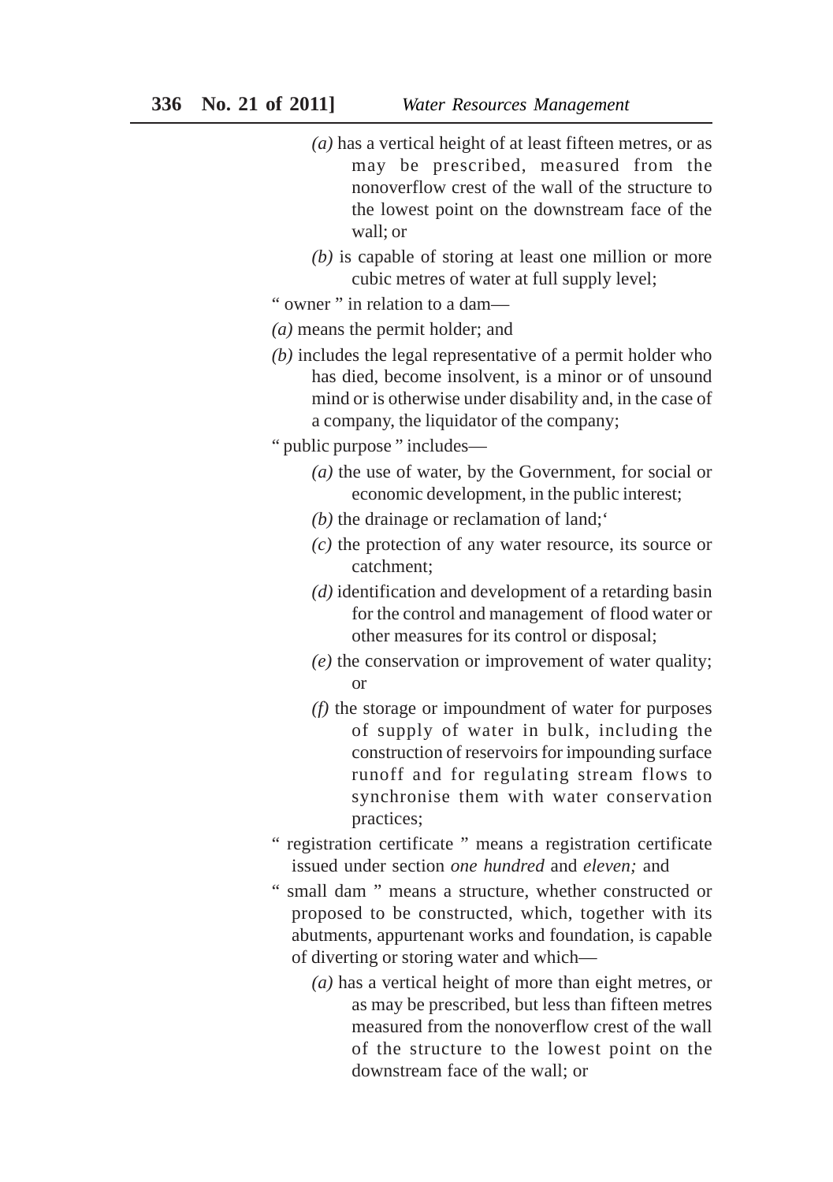*(a)* has a vertical height of at least fifteen metres, or as may be prescribed, measured from the nonoverflow crest of the wall of the structure to the lowest point on the downstream face of the wall; or

*(b)* is capable of storing at least one million or more cubic metres of water at full supply level;

" owner " in relation to a dam—

*(a)* means the permit holder; and

*(b)* includes the legal representative of a permit holder who has died, become insolvent, is a minor or of unsound mind or is otherwise under disability and, in the case of a company, the liquidator of the company;

" public purpose " includes—

*(a)* the use of water, by the Government, for social or economic development, in the public interest;

*(b)* the drainage or reclamation of land;'

*(c)* the protection of any water resource, its source or catchment;

*(d)* identification and development of a retarding basin for the control and management of flood water or other measures for its control or disposal;

*(e)* the conservation or improvement of water quality; or

*(f)* the storage or impoundment of water for purposes of supply of water in bulk, including the construction of reservoirs for impounding surface runoff and for regulating stream flows to synchronise them with water conservation practices;

" registration certificate " means a registration certificate issued under section *one hundred* and *eleven;* and

" small dam " means a structure, whether constructed or proposed to be constructed, which, together with its abutments, appurtenant works and foundation, is capable of diverting or storing water and which—

*(a)* has a vertical height of more than eight metres, or as may be prescribed, but less than fifteen metres measured from the nonoverflow crest of the wall of the structure to the lowest point on the downstream face of the wall; or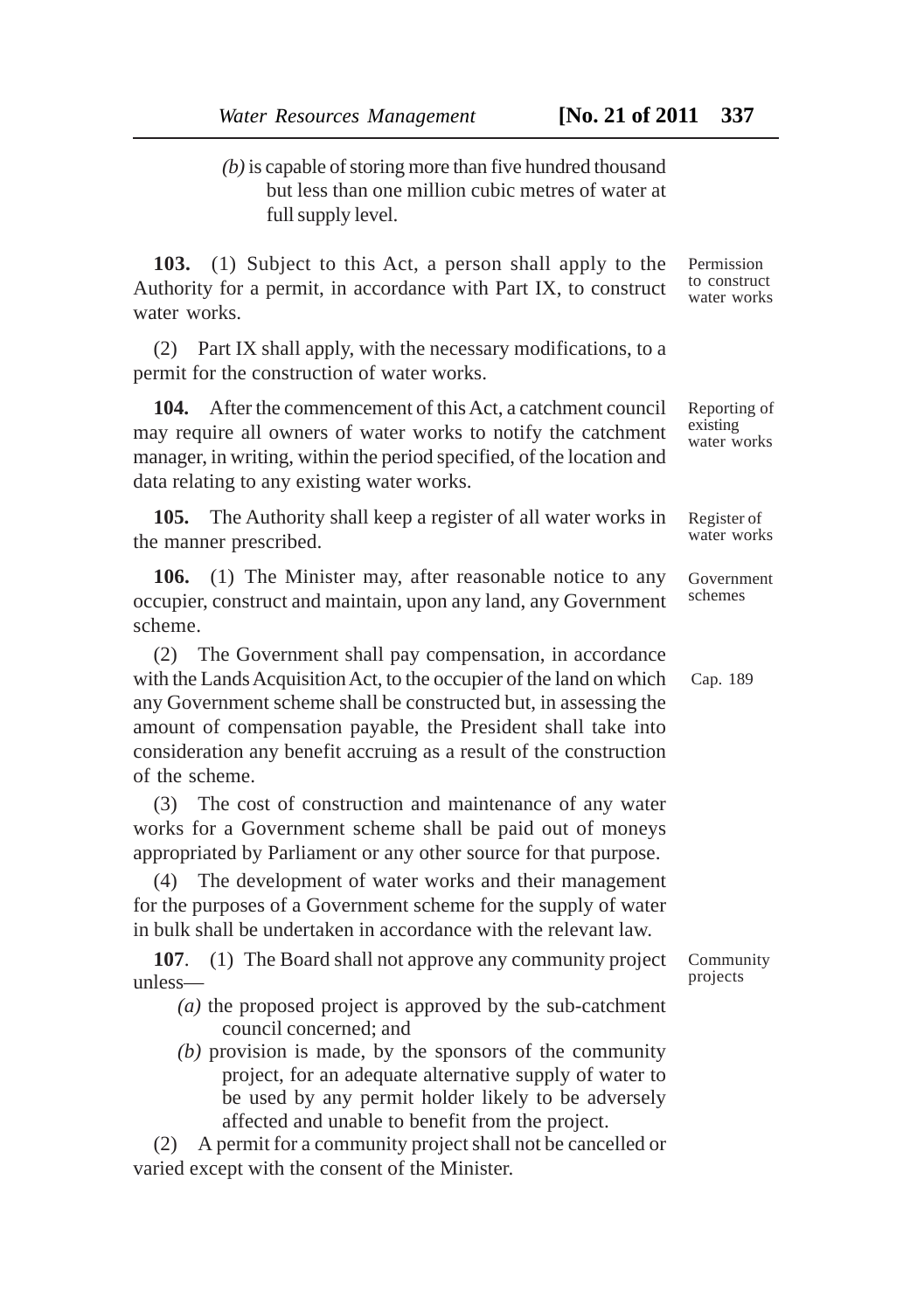*(b)* is capable of storing more than five hundred thousand but less than one million cubic metres of water at full supply level.

**103.** (1) Subject to this Act, a person shall apply to the Authority for a permit, in accordance with Part IX, to construct water works.

Permission to construct water works

(2) Part IX shall apply, with the necessary modifications, to a permit for the construction of water works.

**104.** After the commencement of this Act, a catchment council may require all owners of water works to notify the catchment manager, in writing, within the period specified, of the location and data relating to any existing water works.

Reporting of existing water works

**105.** The Authority shall keep a register of all water works in the manner prescribed.

Register of water works

**106.** (1) The Minister may, after reasonable notice to any occupier, construct and maintain, upon any land, any Government scheme.

Government schemes

(2) The Government shall pay compensation, in accordance with the Lands Acquisition Act, to the occupier of the land on which any Government scheme shall be constructed but, in assessing the amount of compensation payable, the President shall take into consideration any benefit accruing as a result of the construction of the scheme.

Cap. 189

(3) The cost of construction and maintenance of any water works for a Government scheme shall be paid out of moneys appropriated by Parliament or any other source for that purpose.

(4) The development of water works and their management for the purposes of a Government scheme for the supply of water in bulk shall be undertaken in accordance with the relevant law.

**107**. (1) The Board shall not approve any community project unless—

Community projects

*(a)* the proposed project is approved by the sub-catchment council concerned; and

*(b)* provision is made, by the sponsors of the community project, for an adequate alternative supply of water to be used by any permit holder likely to be adversely affected and unable to benefit from the project.

(2) A permit for a community project shall not be cancelled or varied except with the consent of the Minister.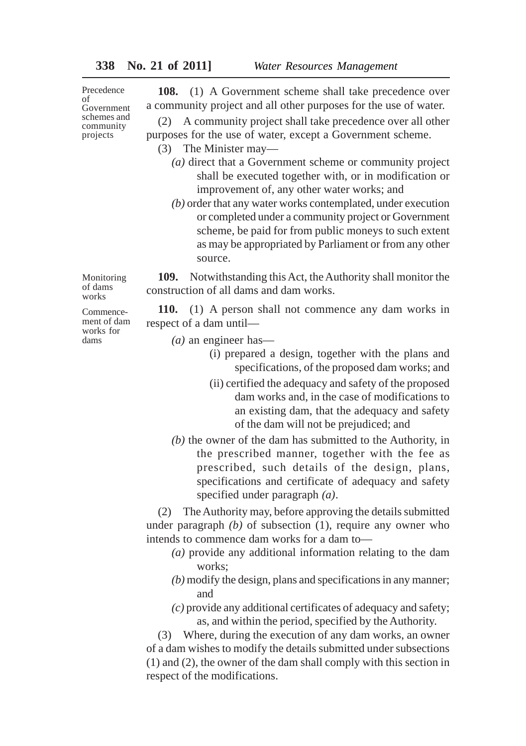**Precedence of Government schemes and community projects**

**108.** (1) A Government scheme shall take precedence over a community project and all other purposes for the use of water.

(2) A community project shall take precedence over all other purposes for the use of water, except a Government scheme.

(3) The Minister may—

*(a)* direct that a Government scheme or community project shall be executed together with, or in modification or improvement of, any other water works; and

*(b)* order that any water works contemplated, under execution or completed under a community project or Government scheme, be paid for from public moneys to such extent as may be appropriated by Parliament or from any other source.

**Monitoring of dams works**

**109.** Notwithstanding this Act, the Authority shall monitor the construction of all dams and dam works.

**Commencement of dam works for dams**

**110.** (1) A person shall not commence any dam works in respect of a dam until—

*(a)* an engineer has—

(i) prepared a design, together with the plans and specifications, of the proposed dam works; and

(ii) certified the adequacy and safety of the proposed dam works and, in the case of modifications to an existing dam, that the adequacy and safety of the dam will not be prejudiced; and

*(b)* the owner of the dam has submitted to the Authority, in the prescribed manner, together with the fee as prescribed, such details of the design, plans, specifications and certificate of adequacy and safety specified under paragraph *(a)*.

(2) The Authority may, before approving the details submitted under paragraph *(b)* of subsection (1), require any owner who intends to commence dam works for a dam to—

*(a)* provide any additional information relating to the dam works;

*(b)* modify the design, plans and specifications in any manner; and

*(c)* provide any additional certificates of adequacy and safety;

as, and within the period, specified by the Authority.

(3) Where, during the execution of any dam works, an owner of a dam wishes to modify the details submitted under subsections (1) and (2), the owner of the dam shall comply with this section in respect of the modifications.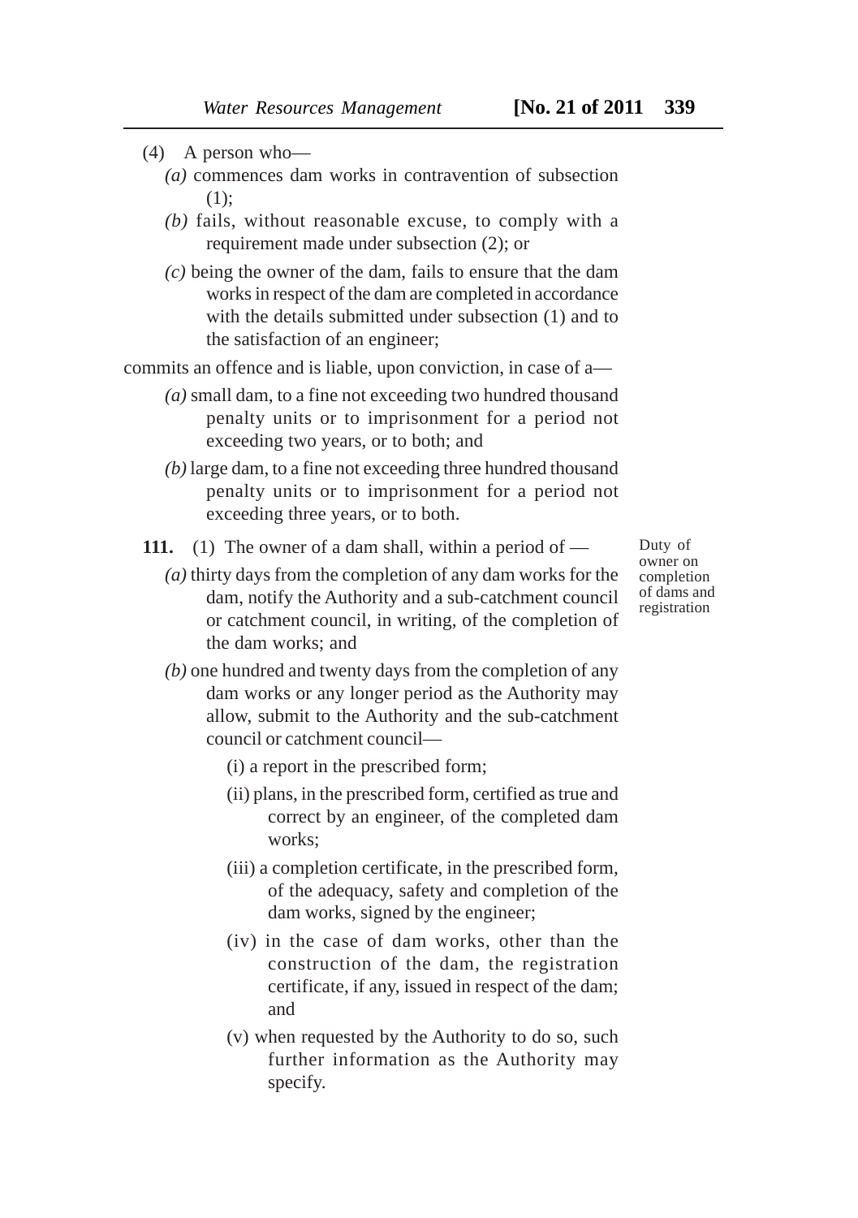(4) A person who—

*(a)* commences dam works in contravention of subsection (1);

*(b)* fails, without reasonable excuse, to comply with a requirement made under subsection (2); or

*(c)* being the owner of the dam, fails to ensure that the dam works in respect of the dam are completed in accordance with the details submitted under subsection (1) and to the satisfaction of an engineer;

commits an offence and is liable, upon conviction, in case of a—

*(a)* small dam, to a fine not exceeding two hundred thousand penalty units or to imprisonment for a period not exceeding two years, or to both; and

*(b)* large dam, to a fine not exceeding three hundred thousand penalty units or to imprisonment for a period not exceeding three years, or to both.

Duty of owner on completion of dams and registration

**111.** (1) The owner of a dam shall, within a period of —

*(a)* thirty days from the completion of any dam works for the dam, notify the Authority and a sub-catchment council or catchment council, in writing, of the completion of the dam works; and

*(b)* one hundred and twenty days from the completion of any dam works or any longer period as the Authority may allow, submit to the Authority and the sub-catchment council or catchment council—

(i) a report in the prescribed form;

(ii) plans, in the prescribed form, certified as true and correct by an engineer, of the completed dam works;

(iii) a completion certificate, in the prescribed form, of the adequacy, safety and completion of the dam works, signed by the engineer;

(iv) in the case of dam works, other than the construction of the dam, the registration certificate, if any, issued in respect of the dam; and

(v) when requested by the Authority to do so, such further information as the Authority may specify.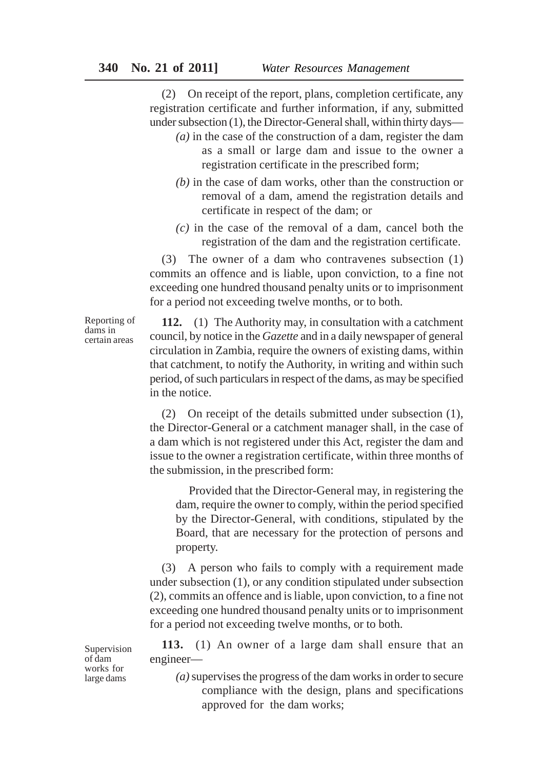(2) On receipt of the report, plans, completion certificate, any registration certificate and further information, if any, submitted under subsection (1), the Director-General shall, within thirty days—

*(a)* in the case of the construction of a dam, register the dam as a small or large dam and issue to the owner a registration certificate in the prescribed form;

*(b)* in the case of dam works, other than the construction or removal of a dam, amend the registration details and certificate in respect of the dam; or

*(c)* in the case of the removal of a dam, cancel both the registration of the dam and the registration certificate.

(3) The owner of a dam who contravenes subsection (1) commits an offence and is liable, upon conviction, to a fine not exceeding one hundred thousand penalty units or to imprisonment for a period not exceeding twelve months, or to both.

Reporting of dams in certain areas

**112.** (1) The Authority may, in consultation with a catchment council, by notice in the *Gazette* and in a daily newspaper of general circulation in Zambia, require the owners of existing dams, within that catchment, to notify the Authority, in writing and within such period, of such particulars in respect of the dams, as may be specified in the notice.

(2) On receipt of the details submitted under subsection (1), the Director-General or a catchment manager shall, in the case of a dam which is not registered under this Act, register the dam and issue to the owner a registration certificate, within three months of the submission, in the prescribed form:

Provided that the Director-General may, in registering the dam, require the owner to comply, within the period specified by the Director-General, with conditions, stipulated by the Board, that are necessary for the protection of persons and property.

(3) A person who fails to comply with a requirement made under subsection (1), or any condition stipulated under subsection (2), commits an offence and is liable, upon conviction, to a fine not exceeding one hundred thousand penalty units or to imprisonment for a period not exceeding twelve months, or to both.

Supervision of dam works for large dams

**113.** (1) An owner of a large dam shall ensure that an engineer—

*(a)* supervises the progress of the dam works in order to secure compliance with the design, plans and specifications approved for the dam works;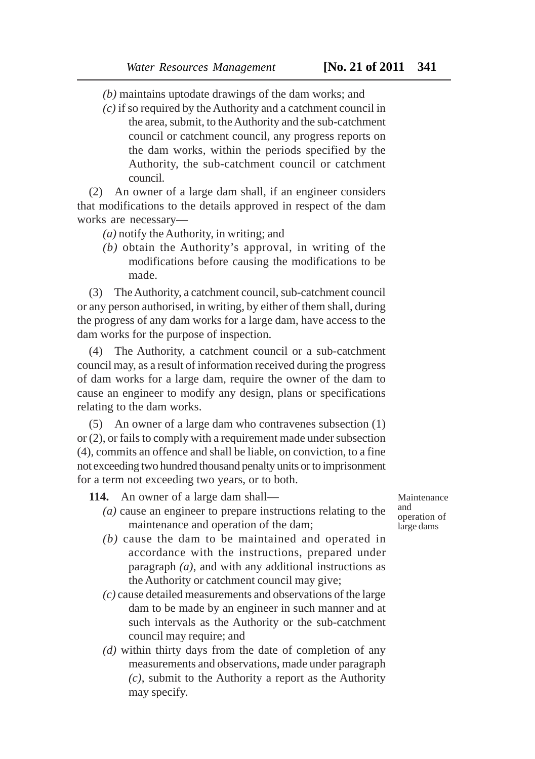*(b)* maintains uptodate drawings of the dam works; and

*(c)* if so required by the Authority and a catchment council in the area, submit, to the Authority and the sub-catchment council or catchment council, any progress reports on the dam works, within the periods specified by the Authority, the sub-catchment council or catchment council.

(2) An owner of a large dam shall, if an engineer considers that modifications to the details approved in respect of the dam works are necessary—

*(a)* notify the Authority, in writing; and

*(b)* obtain the Authority's approval, in writing of the modifications before causing the modifications to be made.

(3) The Authority, a catchment council, sub-catchment council or any person authorised, in writing, by either of them shall, during the progress of any dam works for a large dam, have access to the dam works for the purpose of inspection.

(4) The Authority, a catchment council or a sub-catchment council may, as a result of information received during the progress of dam works for a large dam, require the owner of the dam to cause an engineer to modify any design, plans or specifications relating to the dam works.

(5) An owner of a large dam who contravenes subsection (1) or (2), or fails to comply with a requirement made under subsection (4), commits an offence and shall be liable, on conviction, to a fine not exceeding two hundred thousand penalty units or to imprisonment for a term not exceeding two years, or to both.

Maintenance and operation of large dams

**114.** An owner of a large dam shall—

*(a)* cause an engineer to prepare instructions relating to the maintenance and operation of the dam;

*(b)* cause the dam to be maintained and operated in accordance with the instructions, prepared under paragraph *(a)*, and with any additional instructions as the Authority or catchment council may give;

*(c)* cause detailed measurements and observations of the large dam to be made by an engineer in such manner and at such intervals as the Authority or the sub-catchment council may require; and

*(d)* within thirty days from the date of completion of any measurements and observations, made under paragraph *(c)*, submit to the Authority a report as the Authority may specify.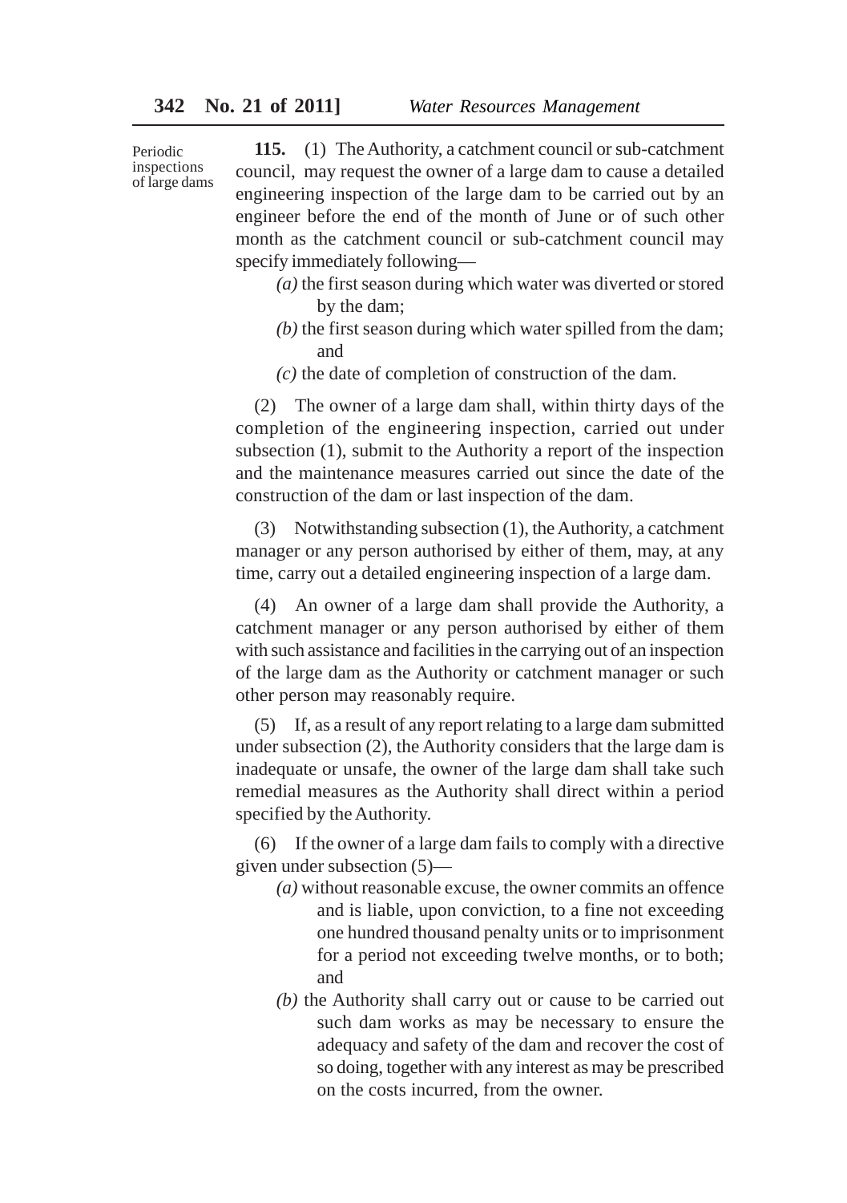Periodic inspections of large dams

**115.** (1) The Authority, a catchment council or sub-catchment council, may request the owner of a large dam to cause a detailed engineering inspection of the large dam to be carried out by an engineer before the end of the month of June or of such other month as the catchment council or sub-catchment council may specify immediately following—

*(a)* the first season during which water was diverted or stored by the dam;

*(b)* the first season during which water spilled from the dam; and

*(c)* the date of completion of construction of the dam.

(2) The owner of a large dam shall, within thirty days of the completion of the engineering inspection, carried out under subsection (1), submit to the Authority a report of the inspection and the maintenance measures carried out since the date of the construction of the dam or last inspection of the dam.

(3) Notwithstanding subsection (1), the Authority, a catchment manager or any person authorised by either of them, may, at any time, carry out a detailed engineering inspection of a large dam.

(4) An owner of a large dam shall provide the Authority, a catchment manager or any person authorised by either of them with such assistance and facilities in the carrying out of an inspection of the large dam as the Authority or catchment manager or such other person may reasonably require.

(5) If, as a result of any report relating to a large dam submitted under subsection (2), the Authority considers that the large dam is inadequate or unsafe, the owner of the large dam shall take such remedial measures as the Authority shall direct within a period specified by the Authority.

(6) If the owner of a large dam fails to comply with a directive given under subsection (5)—

*(a)* without reasonable excuse, the owner commits an offence and is liable, upon conviction, to a fine not exceeding one hundred thousand penalty units or to imprisonment for a period not exceeding twelve months, or to both; and

*(b)* the Authority shall carry out or cause to be carried out such dam works as may be necessary to ensure the adequacy and safety of the dam and recover the cost of so doing, together with any interest as may be prescribed on the costs incurred, from the owner.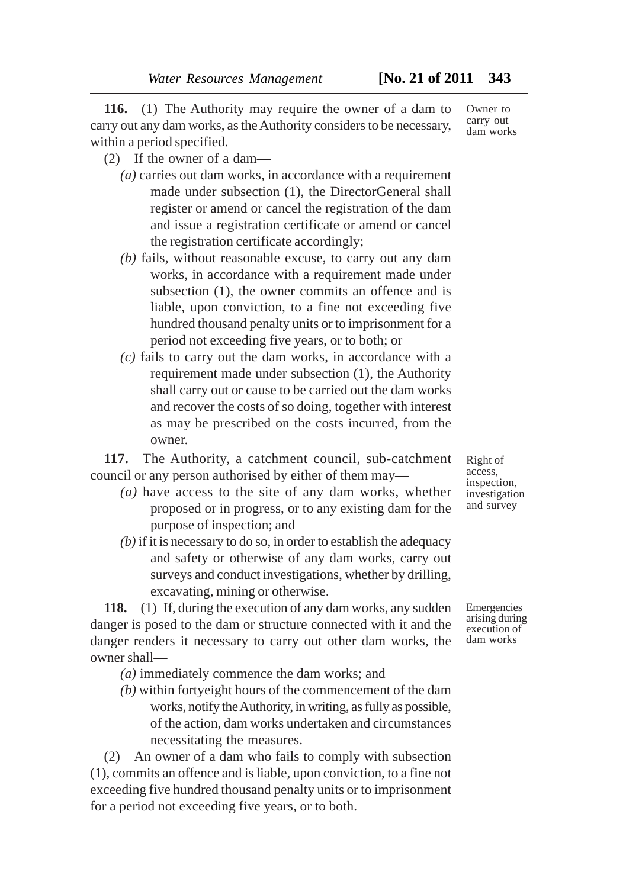**116.** (1) The Authority may require the owner of a dam to carry out any dam works, as the Authority considers to be necessary, within a period specified.

*Owner to carry out dam works*

(2) If the owner of a dam—

*(a)* carries out dam works, in accordance with a requirement made under subsection (1), the DirectorGeneral shall register or amend or cancel the registration of the dam and issue a registration certificate or amend or cancel the registration certificate accordingly;

*(b)* fails, without reasonable excuse, to carry out any dam works, in accordance with a requirement made under subsection (1), the owner commits an offence and is liable, upon conviction, to a fine not exceeding five hundred thousand penalty units or to imprisonment for a period not exceeding five years, or to both; or

*(c)* fails to carry out the dam works, in accordance with a requirement made under subsection (1), the Authority shall carry out or cause to be carried out the dam works and recover the costs of so doing, together with interest as may be prescribed on the costs incurred, from the owner.

**117.** The Authority, a catchment council, sub-catchment council or any person authorised by either of them may—

*Right of access, inspection, investigation and survey*

*(a)* have access to the site of any dam works, whether proposed or in progress, or to any existing dam for the purpose of inspection; and

*(b)* if it is necessary to do so, in order to establish the adequacy and safety or otherwise of any dam works, carry out surveys and conduct investigations, whether by drilling, excavating, mining or otherwise.

**118.** (1) If, during the execution of any dam works, any sudden danger is posed to the dam or structure connected with it and the danger renders it necessary to carry out other dam works, the owner shall—

*Emergencies arising during execution of dam works*

*(a)* immediately commence the dam works; and

*(b)* within fortyeight hours of the commencement of the dam works, notify the Authority, in writing, as fully as possible, of the action, dam works undertaken and circumstances necessitating the measures.

(2) An owner of a dam who fails to comply with subsection (1), commits an offence and is liable, upon conviction, to a fine not exceeding five hundred thousand penalty units or to imprisonment for a period not exceeding five years, or to both.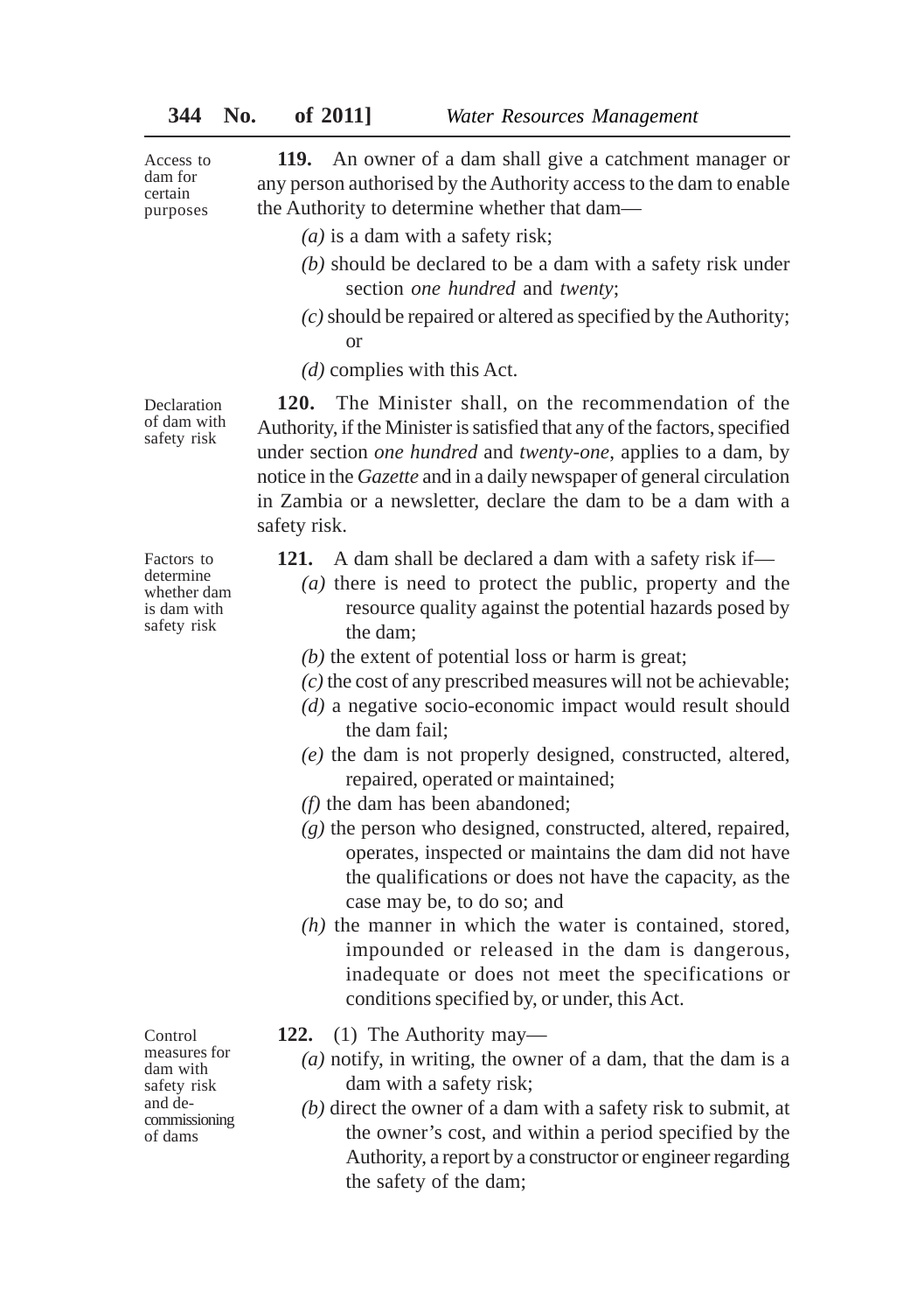Access to dam for certain purposes

**119.** An owner of a dam shall give a catchment manager or any person authorised by the Authority access to the dam to enable the Authority to determine whether that dam—

*(a)* is a dam with a safety risk;

*(b)* should be declared to be a dam with a safety risk under section *one hundred* and *twenty*;

*(c)* should be repaired or altered as specified by the Authority; or

*(d)* complies with this Act.

Declaration of dam with safety risk

**120.** The Minister shall, on the recommendation of the Authority, if the Minister is satisfied that any of the factors, specified under section *one hundred* and *twenty-one*, applies to a dam, by notice in the *Gazette* and in a daily newspaper of general circulation in Zambia or a newsletter, declare the dam to be a dam with a safety risk.

Factors to determine whether dam is dam with safety risk

**121.** A dam shall be declared a dam with a safety risk if—

*(a)* there is need to protect the public, property and the resource quality against the potential hazards posed by the dam;

*(b)* the extent of potential loss or harm is great;

*(c)* the cost of any prescribed measures will not be achievable;

*(d)* a negative socio-economic impact would result should the dam fail;

*(e)* the dam is not properly designed, constructed, altered, repaired, operated or maintained;

*(f)* the dam has been abandoned;

*(g)* the person who designed, constructed, altered, repaired, operates, inspected or maintains the dam did not have the qualifications or does not have the capacity, as the case may be, to do so; and

*(h)* the manner in which the water is contained, stored, impounded or released in the dam is dangerous, inadequate or does not meet the specifications or conditions specified by, or under, this Act.

Control measures for dam with safety risk and de-commissioning of dams

**122.** (1) The Authority may—

*(a)* notify, in writing, the owner of a dam, that the dam is a dam with a safety risk;

*(b)* direct the owner of a dam with a safety risk to submit, at the owner's cost, and within a period specified by the Authority, a report by a constructor or engineer regarding the safety of the dam;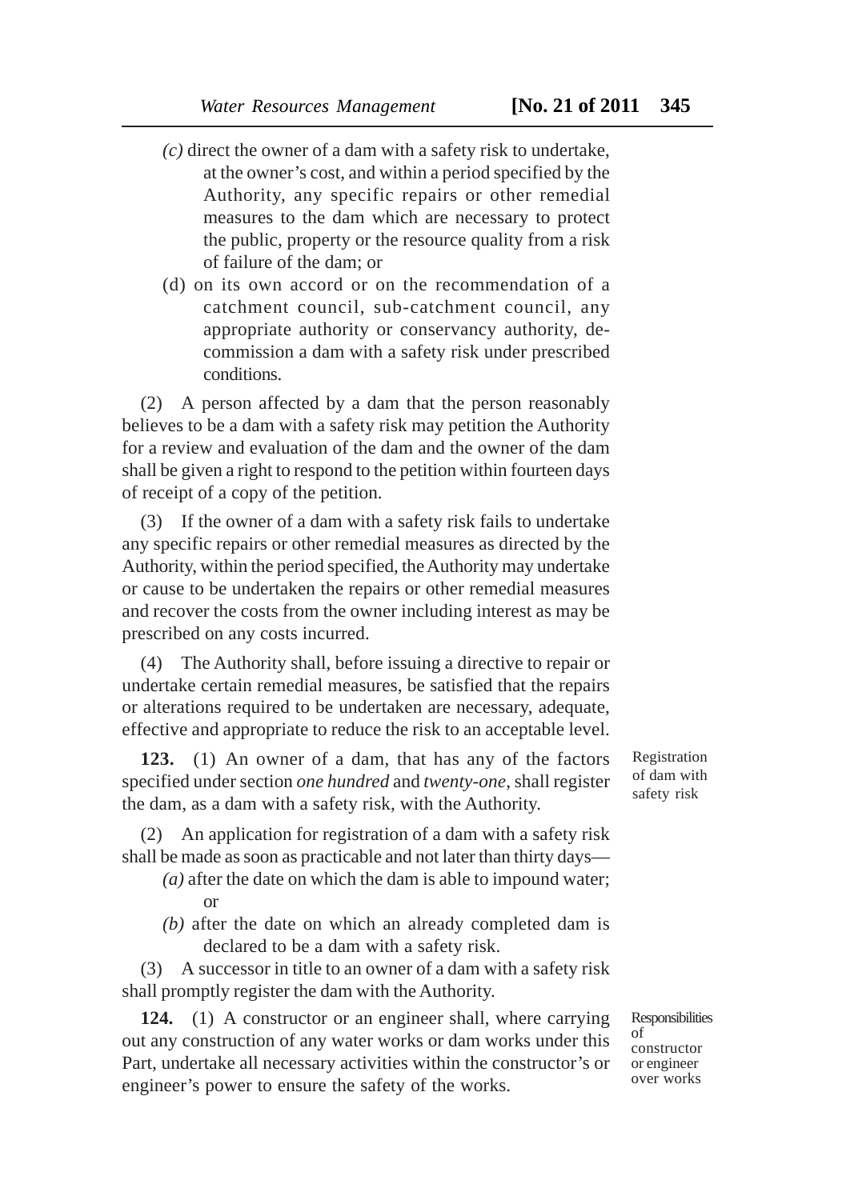*(c)* direct the owner of a dam with a safety risk to undertake, at the owner's cost, and within a period specified by the Authority, any specific repairs or other remedial measures to the dam which are necessary to protect the public, property or the resource quality from a risk of failure of the dam; or

(d) on its own accord or on the recommendation of a catchment council, sub-catchment council, any appropriate authority or conservancy authority, de-commission a dam with a safety risk under prescribed conditions.

(2) A person affected by a dam that the person reasonably believes to be a dam with a safety risk may petition the Authority for a review and evaluation of the dam and the owner of the dam shall be given a right to respond to the petition within fourteen days of receipt of a copy of the petition.

(3) If the owner of a dam with a safety risk fails to undertake any specific repairs or other remedial measures as directed by the Authority, within the period specified, the Authority may undertake or cause to be undertaken the repairs or other remedial measures and recover the costs from the owner including interest as may be prescribed on any costs incurred.

(4) The Authority shall, before issuing a directive to repair or undertake certain remedial measures, be satisfied that the repairs or alterations required to be undertaken are necessary, adequate, effective and appropriate to reduce the risk to an acceptable level.

Registration of dam with safety risk

**123.** (1) An owner of a dam, that has any of the factors specified under section *one hundred* and *twenty-one*, shall register the dam, as a dam with a safety risk, with the Authority.

(2) An application for registration of a dam with a safety risk shall be made as soon as practicable and not later than thirty days—

*(a)* after the date on which the dam is able to impound water; or

*(b)* after the date on which an already completed dam is declared to be a dam with a safety risk.

(3) A successor in title to an owner of a dam with a safety risk shall promptly register the dam with the Authority.

Responsibilities of constructor or engineer over works

**124.** (1) A constructor or an engineer shall, where carrying out any construction of any water works or dam works under this Part, undertake all necessary activities within the constructor's or engineer's power to ensure the safety of the works.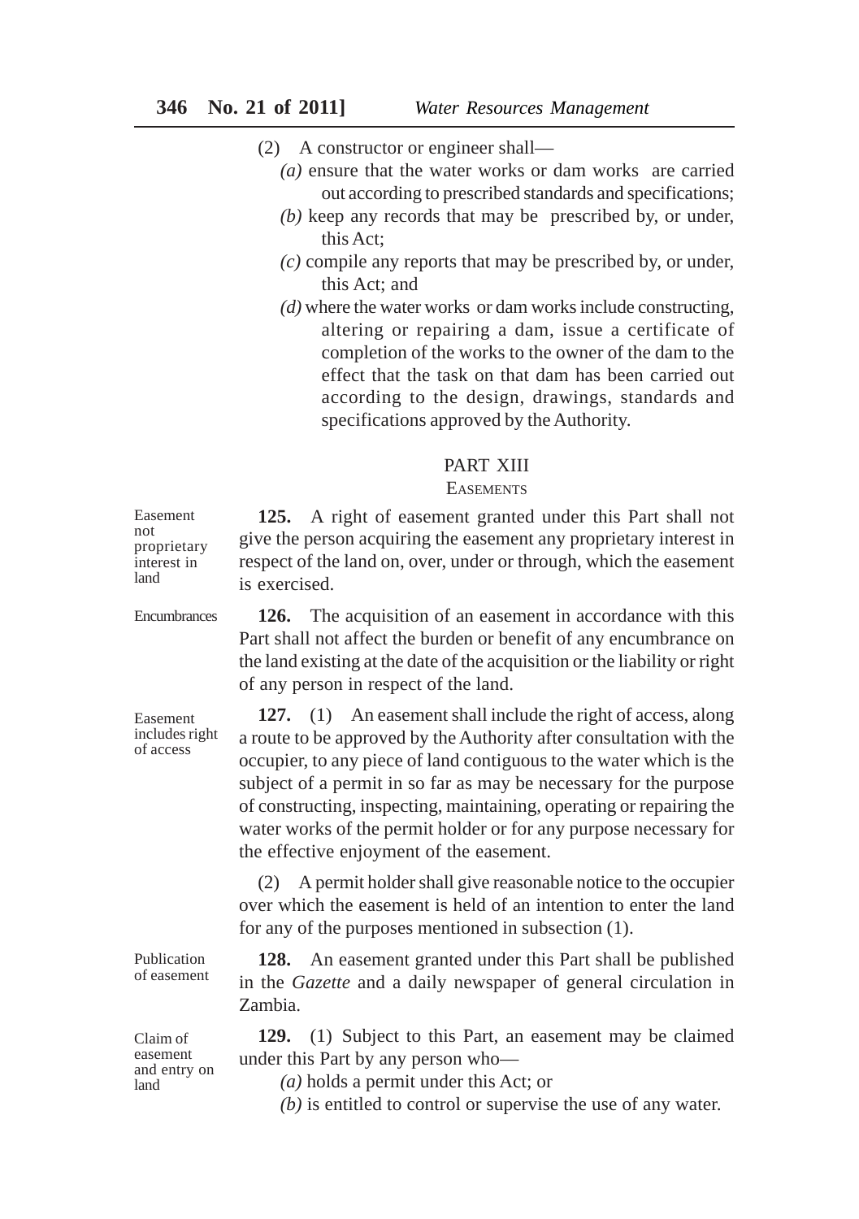(2) A constructor or engineer shall—

*(a)* ensure that the water works or dam works are carried out according to prescribed standards and specifications;

*(b)* keep any records that may be prescribed by, or under, this Act;

*(c)* compile any reports that may be prescribed by, or under, this Act; and

*(d)* where the water works or dam works include constructing, altering or repairing a dam, issue a certificate of completion of the works to the owner of the dam to the effect that the task on that dam has been carried out according to the design, drawings, standards and specifications approved by the Authority.

## PART XIII

### EASEMENTS

*Easement not proprietary interest in land*

**125.** A right of easement granted under this Part shall not give the person acquiring the easement any proprietary interest in respect of the land on, over, under or through, which the easement is exercised.

*Encumbrances*

**126.** The acquisition of an easement in accordance with this Part shall not affect the burden or benefit of any encumbrance on the land existing at the date of the acquisition or the liability or right of any person in respect of the land.

*Easement includes right of access*

**127.** (1) An easement shall include the right of access, along a route to be approved by the Authority after consultation with the occupier, to any piece of land contiguous to the water which is the subject of a permit in so far as may be necessary for the purpose of constructing, inspecting, maintaining, operating or repairing the water works of the permit holder or for any purpose necessary for the effective enjoyment of the easement.

(2) A permit holder shall give reasonable notice to the occupier over which the easement is held of an intention to enter the land for any of the purposes mentioned in subsection (1).

*Publication of easement*

**128.** An easement granted under this Part shall be published in the *Gazette* and a daily newspaper of general circulation in Zambia.

*Claim of easement and entry on land*

**129.** (1) Subject to this Part, an easement may be claimed under this Part by any person who—

*(a)* holds a permit under this Act; or

*(b)* is entitled to control or supervise the use of any water.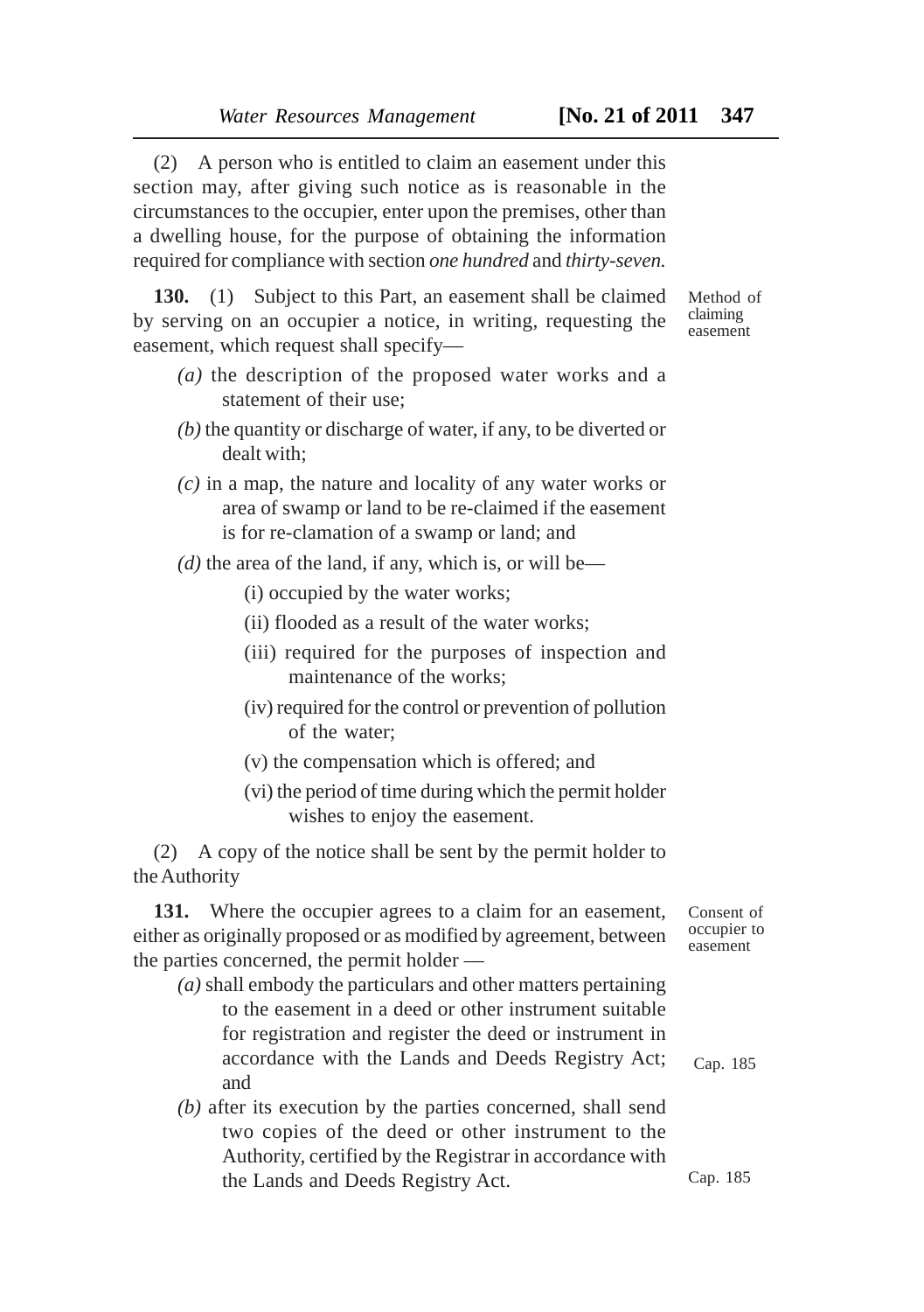(2) A person who is entitled to claim an easement under this section may, after giving such notice as is reasonable in the circumstances to the occupier, enter upon the premises, other than a dwelling house, for the purpose of obtaining the information required for compliance with section *one hundred* and *thirty-seven.*

**130.** (1) Subject to this Part, an easement shall be claimed by serving on an occupier a notice, in writing, requesting the easement, which request shall specify—

Method of claiming easement

*(a)* the description of the proposed water works and a statement of their use;

*(b)* the quantity or discharge of water, if any, to be diverted or dealt with;

*(c)* in a map, the nature and locality of any water works or area of swamp or land to be re-claimed if the easement is for re-clamation of a swamp or land; and

*(d)* the area of the land, if any, which is, or will be—

(i) occupied by the water works;

(ii) flooded as a result of the water works;

(iii) required for the purposes of inspection and maintenance of the works;

(iv) required for the control or prevention of pollution of the water;

(v) the compensation which is offered; and

(vi) the period of time during which the permit holder wishes to enjoy the easement.

(2) A copy of the notice shall be sent by the permit holder to the Authority

**131.** Where the occupier agrees to a claim for an easement, either as originally proposed or as modified by agreement, between the parties concerned, the permit holder —

Consent of occupier to easement

*(a)* shall embody the particulars and other matters pertaining to the easement in a deed or other instrument suitable for registration and register the deed or instrument in accordance with the Lands and Deeds Registry Act; and

Cap. 185

*(b)* after its execution by the parties concerned, shall send two copies of the deed or other instrument to the Authority, certified by the Registrar in accordance with the Lands and Deeds Registry Act.

Cap. 185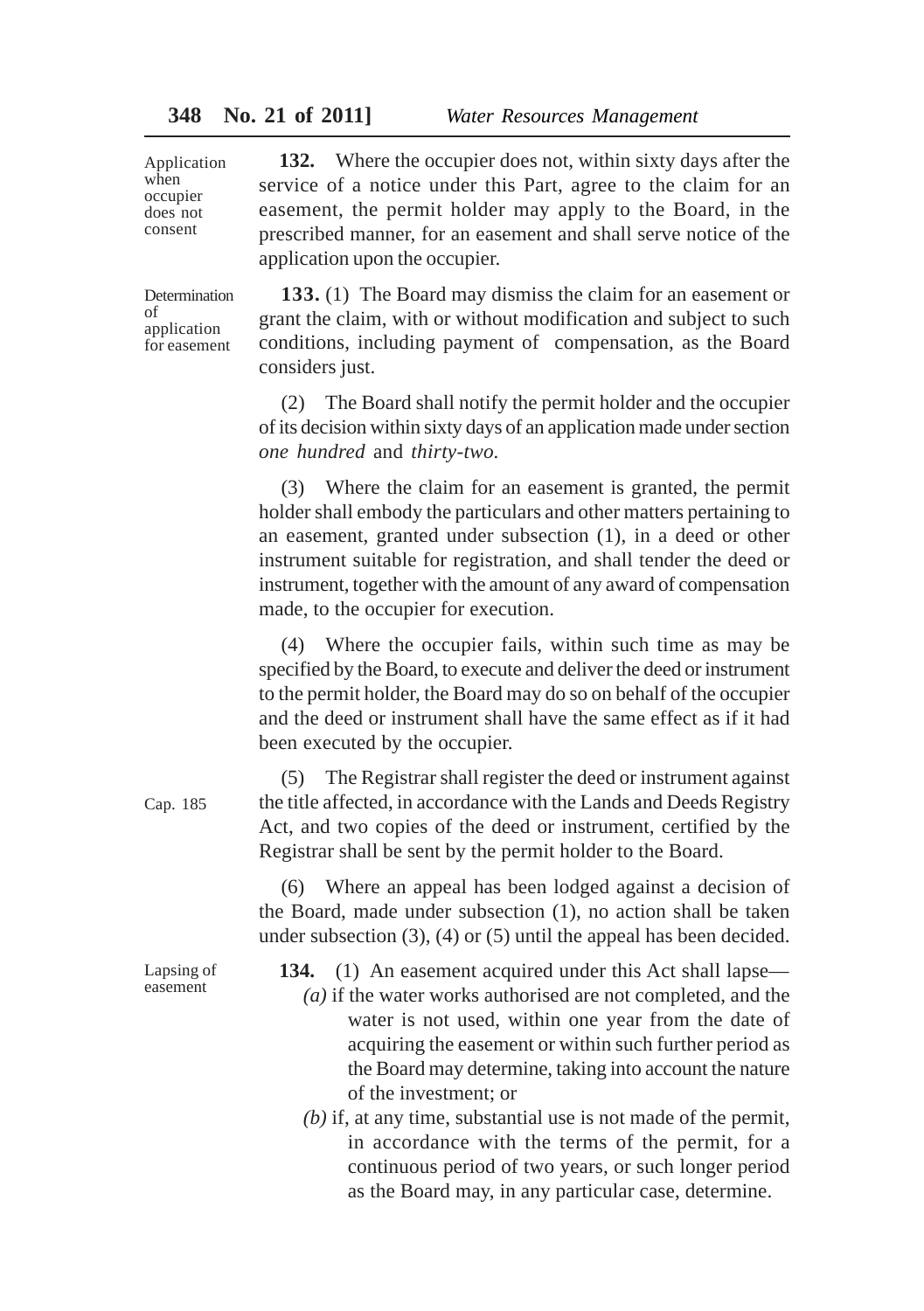Application when occupier does not consent

**132.** Where the occupier does not, within sixty days after the service of a notice under this Part, agree to the claim for an easement, the permit holder may apply to the Board, in the prescribed manner, for an easement and shall serve notice of the application upon the occupier.

Determination of application for easement

**133.** (1) The Board may dismiss the claim for an easement or grant the claim, with or without modification and subject to such conditions, including payment of compensation, as the Board considers just.

(2) The Board shall notify the permit holder and the occupier of its decision within sixty days of an application made under section *one hundred* and *thirty-two*.

(3) Where the claim for an easement is granted, the permit holder shall embody the particulars and other matters pertaining to an easement, granted under subsection (1), in a deed or other instrument suitable for registration, and shall tender the deed or instrument, together with the amount of any award of compensation made, to the occupier for execution.

(4) Where the occupier fails, within such time as may be specified by the Board, to execute and deliver the deed or instrument to the permit holder, the Board may do so on behalf of the occupier and the deed or instrument shall have the same effect as if it had been executed by the occupier.

Cap. 185

(5) The Registrar shall register the deed or instrument against the title affected, in accordance with the Lands and Deeds Registry Act, and two copies of the deed or instrument, certified by the Registrar shall be sent by the permit holder to the Board.

(6) Where an appeal has been lodged against a decision of the Board, made under subsection (1), no action shall be taken under subsection (3), (4) or (5) until the appeal has been decided.

Lapsing of easement

**134.** (1) An easement acquired under this Act shall lapse—

*(a)* if the water works authorised are not completed, and the water is not used, within one year from the date of acquiring the easement or within such further period as the Board may determine, taking into account the nature of the investment; or

*(b)* if, at any time, substantial use is not made of the permit, in accordance with the terms of the permit, for a continuous period of two years, or such longer period as the Board may, in any particular case, determine.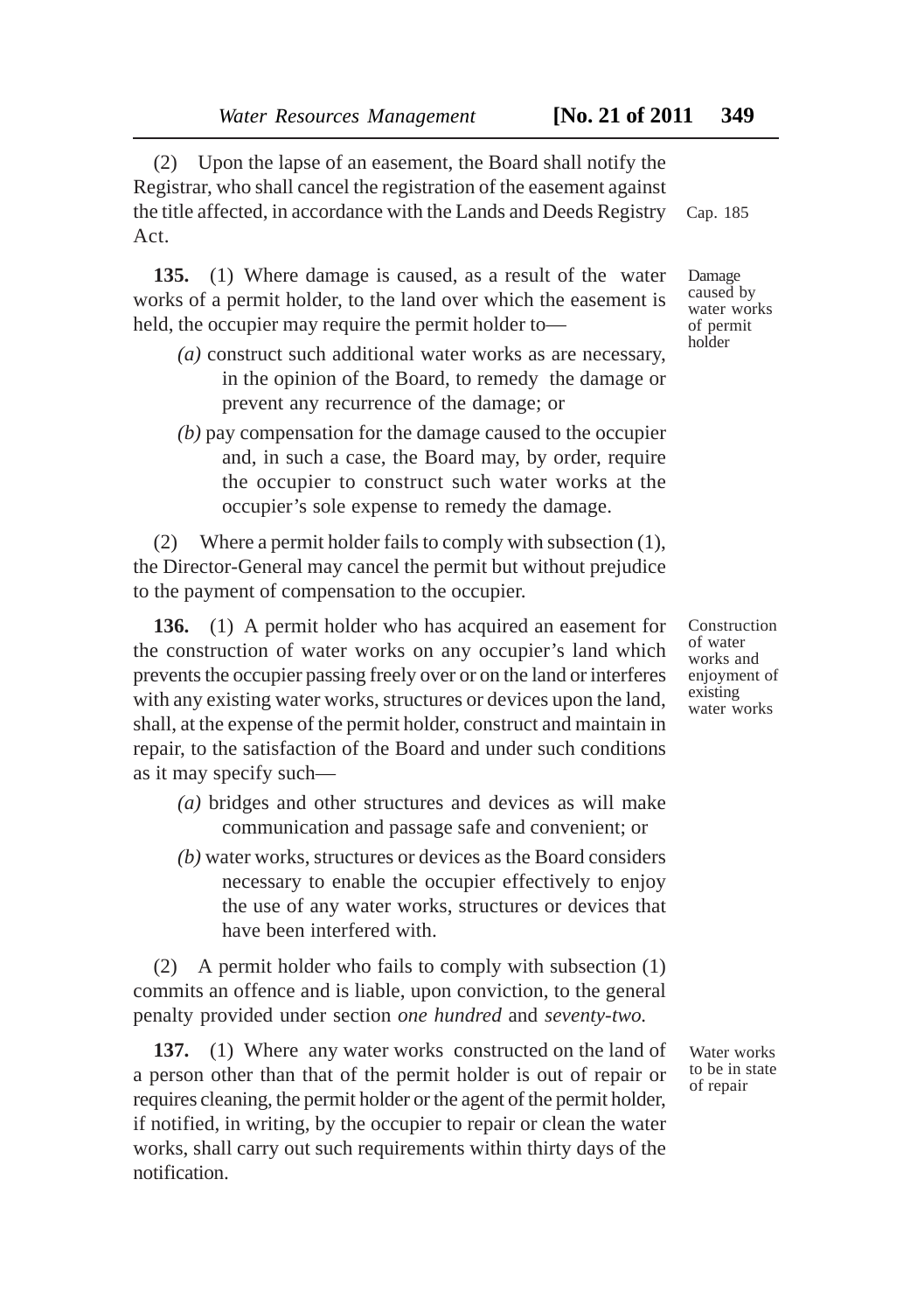(2) Upon the lapse of an easement, the Board shall notify the Registrar, who shall cancel the registration of the easement against the title affected, in accordance with the Lands and Deeds Registry Act. Cap. 185

Damage caused by water works of permit holder

**135.** (1) Where damage is caused, as a result of the water works of a permit holder, to the land over which the easement is held, the occupier may require the permit holder to—

*(a)* construct such additional water works as are necessary, in the opinion of the Board, to remedy the damage or prevent any recurrence of the damage; or

*(b)* pay compensation for the damage caused to the occupier and, in such a case, the Board may, by order, require the occupier to construct such water works at the occupier's sole expense to remedy the damage.

(2) Where a permit holder fails to comply with subsection (1), the Director-General may cancel the permit but without prejudice to the payment of compensation to the occupier.

Construction of water works and enjoyment of existing water works

**136.** (1) A permit holder who has acquired an easement for the construction of water works on any occupier's land which prevents the occupier passing freely over or on the land or interferes with any existing water works, structures or devices upon the land, shall, at the expense of the permit holder, construct and maintain in repair, to the satisfaction of the Board and under such conditions as it may specify such—

*(a)* bridges and other structures and devices as will make communication and passage safe and convenient; or

*(b)* water works, structures or devices as the Board considers necessary to enable the occupier effectively to enjoy the use of any water works, structures or devices that have been interfered with.

(2) A permit holder who fails to comply with subsection (1) commits an offence and is liable, upon conviction, to the general penalty provided under section *one hundred* and *seventy-two.*

Water works to be in state of repair

**137.** (1) Where any water works constructed on the land of a person other than that of the permit holder is out of repair or requires cleaning, the permit holder or the agent of the permit holder, if notified, in writing, by the occupier to repair or clean the water works, shall carry out such requirements within thirty days of the notification.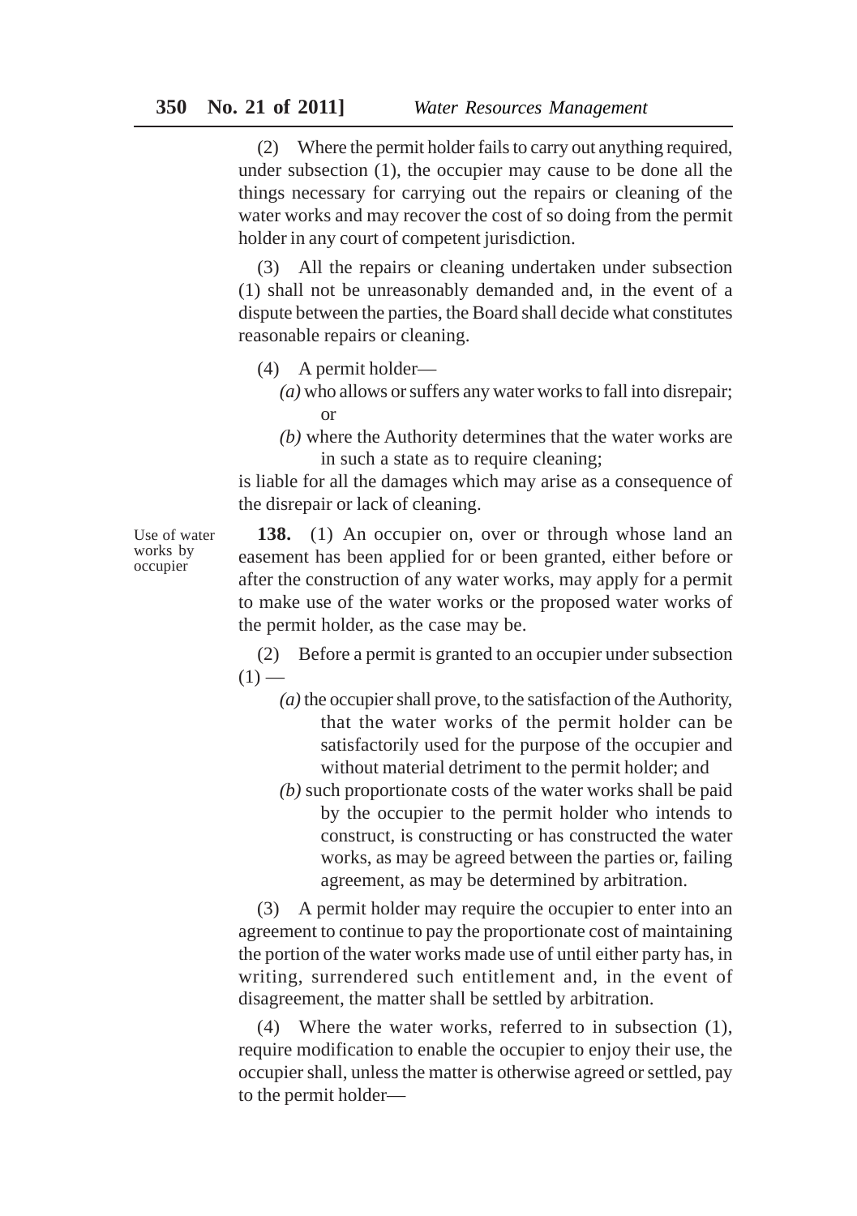(2) Where the permit holder fails to carry out anything required, under subsection (1), the occupier may cause to be done all the things necessary for carrying out the repairs or cleaning of the water works and may recover the cost of so doing from the permit holder in any court of competent jurisdiction.

(3) All the repairs or cleaning undertaken under subsection (1) shall not be unreasonably demanded and, in the event of a dispute between the parties, the Board shall decide what constitutes reasonable repairs or cleaning.

(4) A permit holder—

*(a)* who allows or suffers any water works to fall into disrepair; or

*(b)* where the Authority determines that the water works are in such a state as to require cleaning;

is liable for all the damages which may arise as a consequence of the disrepair or lack of cleaning.

Use of water works by occupier

**138.** (1) An occupier on, over or through whose land an easement has been applied for or been granted, either before or after the construction of any water works, may apply for a permit to make use of the water works or the proposed water works of the permit holder, as the case may be.

(2) Before a permit is granted to an occupier under subsection (1) —

*(a)* the occupier shall prove, to the satisfaction of the Authority, that the water works of the permit holder can be satisfactorily used for the purpose of the occupier and without material detriment to the permit holder; and

*(b)* such proportionate costs of the water works shall be paid by the occupier to the permit holder who intends to construct, is constructing or has constructed the water works, as may be agreed between the parties or, failing agreement, as may be determined by arbitration.

(3) A permit holder may require the occupier to enter into an agreement to continue to pay the proportionate cost of maintaining the portion of the water works made use of until either party has, in writing, surrendered such entitlement and, in the event of disagreement, the matter shall be settled by arbitration.

(4) Where the water works, referred to in subsection (1), require modification to enable the occupier to enjoy their use, the occupier shall, unless the matter is otherwise agreed or settled, pay to the permit holder—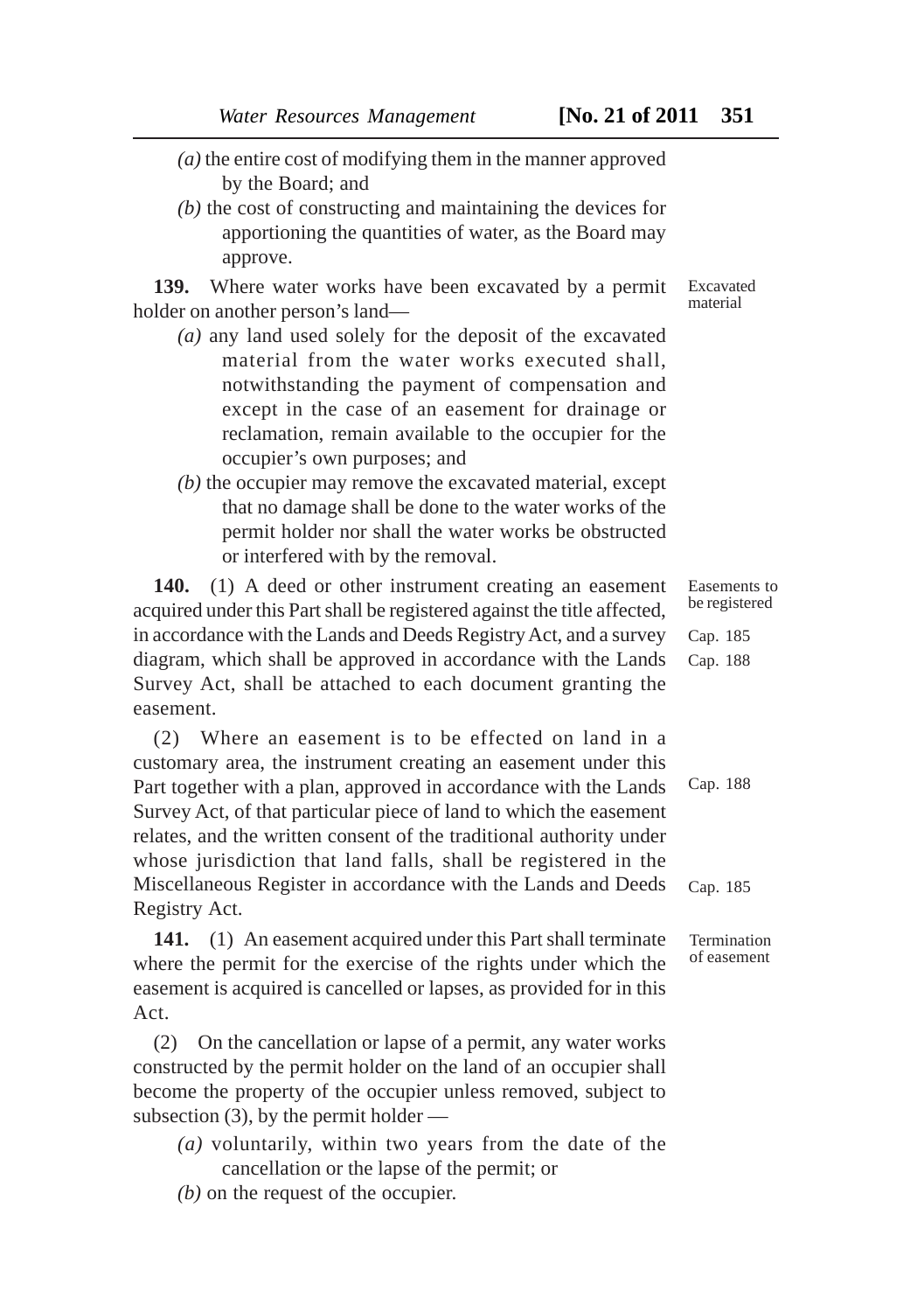*(a)* the entire cost of modifying them in the manner approved by the Board; and

*(b)* the cost of constructing and maintaining the devices for apportioning the quantities of water, as the Board may approve.

Excavated material

**139.** Where water works have been excavated by a permit holder on another person's land—

*(a)* any land used solely for the deposit of the excavated material from the water works executed shall, notwithstanding the payment of compensation and except in the case of an easement for drainage or reclamation, remain available to the occupier for the occupier's own purposes; and

*(b)* the occupier may remove the excavated material, except that no damage shall be done to the water works of the permit holder nor shall the water works be obstructed or interfered with by the removal.

Easements to be registered

Cap. 185

Cap. 188

**140.** (1) A deed or other instrument creating an easement acquired under this Part shall be registered against the title affected, in accordance with the Lands and Deeds Registry Act, and a survey diagram, which shall be approved in accordance with the Lands Survey Act, shall be attached to each document granting the easement.

Cap. 188

Cap. 185

(2) Where an easement is to be effected on land in a customary area, the instrument creating an easement under this Part together with a plan, approved in accordance with the Lands Survey Act, of that particular piece of land to which the easement relates, and the written consent of the traditional authority under whose jurisdiction that land falls, shall be registered in the Miscellaneous Register in accordance with the Lands and Deeds Registry Act.

Termination of easement

**141.** (1) An easement acquired under this Part shall terminate where the permit for the exercise of the rights under which the easement is acquired is cancelled or lapses, as provided for in this Act.

(2) On the cancellation or lapse of a permit, any water works constructed by the permit holder on the land of an occupier shall become the property of the occupier unless removed, subject to subsection (3), by the permit holder —

*(a)* voluntarily, within two years from the date of the cancellation or the lapse of the permit; or

*(b)* on the request of the occupier.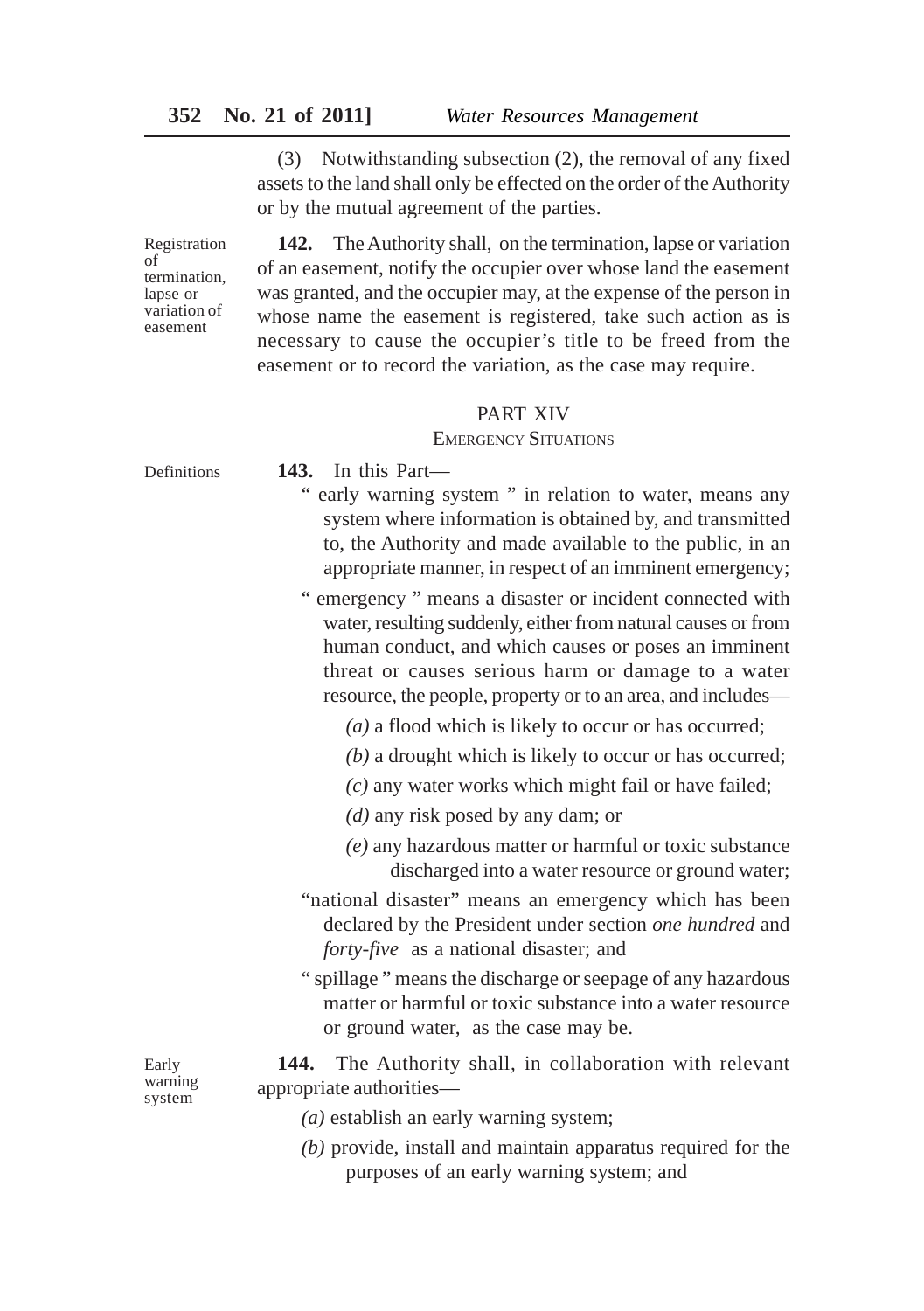(3) Notwithstanding subsection (2), the removal of any fixed assets to the land shall only be effected on the order of the Authority or by the mutual agreement of the parties.

Registration of termination, lapse or variation of easement

**142.** The Authority shall, on the termination, lapse or variation of an easement, notify the occupier over whose land the easement was granted, and the occupier may, at the expense of the person in whose name the easement is registered, take such action as is necessary to cause the occupier's title to be freed from the easement or to record the variation, as the case may require.

## PART XIV

### EMERGENCY SITUATIONS

Definitions

**143.** In this Part—

" early warning system " in relation to water, means any system where information is obtained by, and transmitted to, the Authority and made available to the public, in an appropriate manner, in respect of an imminent emergency;

" emergency " means a disaster or incident connected with water, resulting suddenly, either from natural causes or from human conduct, and which causes or poses an imminent threat or causes serious harm or damage to a water resource, the people, property or to an area, and includes—

*(a)* a flood which is likely to occur or has occurred;

*(b)* a drought which is likely to occur or has occurred;

*(c)* any water works which might fail or have failed;

*(d)* any risk posed by any dam; or

*(e)* any hazardous matter or harmful or toxic substance discharged into a water resource or ground water;

"national disaster" means an emergency which has been declared by the President under section *one hundred* and *forty-five* as a national disaster; and

" spillage " means the discharge or seepage of any hazardous matter or harmful or toxic substance into a water resource or ground water, as the case may be.

Early warning system

**144.** The Authority shall, in collaboration with relevant appropriate authorities—

*(a)* establish an early warning system;

*(b)* provide, install and maintain apparatus required for the purposes of an early warning system; and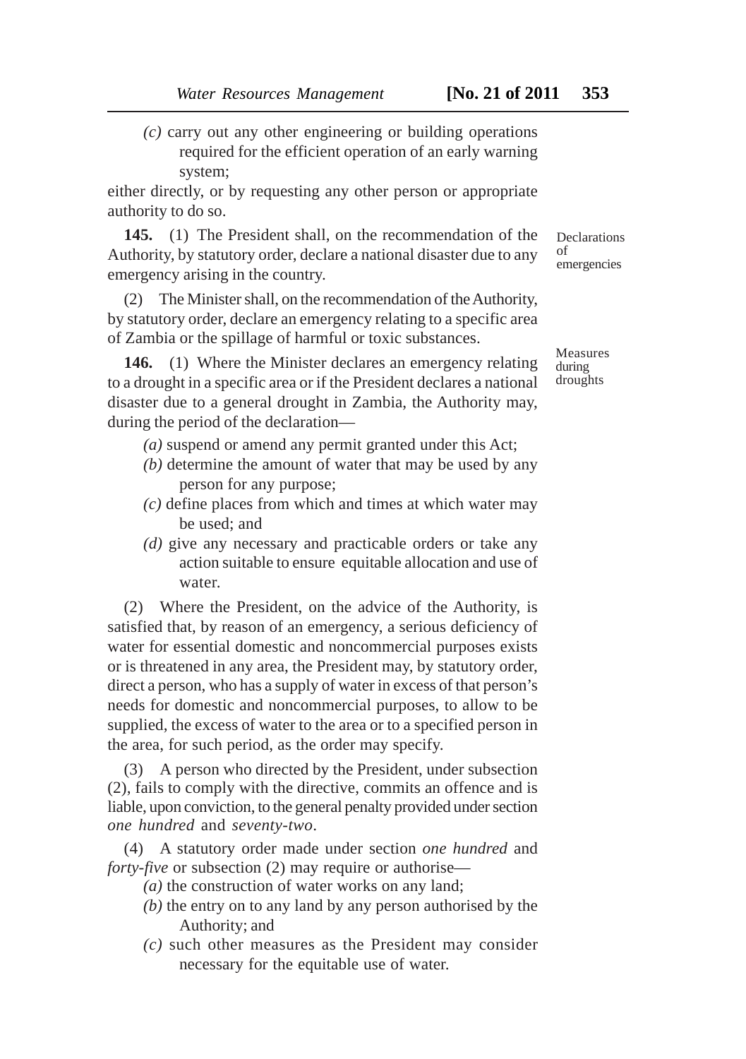*(c)* carry out any other engineering or building operations required for the efficient operation of an early warning system;

either directly, or by requesting any other person or appropriate authority to do so.

Declarations of emergencies

**145.** (1) The President shall, on the recommendation of the Authority, by statutory order, declare a national disaster due to any emergency arising in the country.

(2) The Minister shall, on the recommendation of the Authority, by statutory order, declare an emergency relating to a specific area of Zambia or the spillage of harmful or toxic substances.

Measures during droughts

**146.** (1) Where the Minister declares an emergency relating to a drought in a specific area or if the President declares a national disaster due to a general drought in Zambia, the Authority may, during the period of the declaration—

*(a)* suspend or amend any permit granted under this Act;

*(b)* determine the amount of water that may be used by any person for any purpose;

*(c)* define places from which and times at which water may be used; and

*(d)* give any necessary and practicable orders or take any action suitable to ensure equitable allocation and use of water.

(2) Where the President, on the advice of the Authority, is satisfied that, by reason of an emergency, a serious deficiency of water for essential domestic and noncommercial purposes exists or is threatened in any area, the President may, by statutory order, direct a person, who has a supply of water in excess of that person's needs for domestic and noncommercial purposes, to allow to be supplied, the excess of water to the area or to a specified person in the area, for such period, as the order may specify.

(3) A person who directed by the President, under subsection (2), fails to comply with the directive, commits an offence and is liable, upon conviction, to the general penalty provided under section *one hundred* and *seventy-two*.

(4) A statutory order made under section *one hundred* and *forty-five* or subsection (2) may require or authorise—

*(a)* the construction of water works on any land;

*(b)* the entry on to any land by any person authorised by the Authority; and

*(c)* such other measures as the President may consider necessary for the equitable use of water.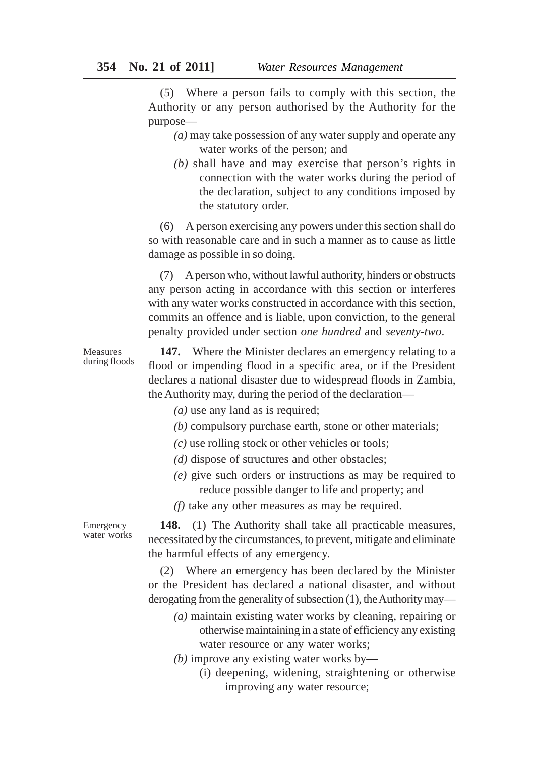(5) Where a person fails to comply with this section, the Authority or any person authorised by the Authority for the purpose—

*(a)* may take possession of any water supply and operate any water works of the person; and

*(b)* shall have and may exercise that person's rights in connection with the water works during the period of the declaration, subject to any conditions imposed by the statutory order.

(6) A person exercising any powers under this section shall do so with reasonable care and in such a manner as to cause as little damage as possible in so doing.

(7) A person who, without lawful authority, hinders or obstructs any person acting in accordance with this section or interferes with any water works constructed in accordance with this section, commits an offence and is liable, upon conviction, to the general penalty provided under section *one hundred* and *seventy-two*.

Measures during floods

**147.** Where the Minister declares an emergency relating to a flood or impending flood in a specific area, or if the President declares a national disaster due to widespread floods in Zambia, the Authority may, during the period of the declaration—

*(a)* use any land as is required;

*(b)* compulsory purchase earth, stone or other materials;

*(c)* use rolling stock or other vehicles or tools;

*(d)* dispose of structures and other obstacles;

*(e)* give such orders or instructions as may be required to reduce possible danger to life and property; and

*(f)* take any other measures as may be required.

Emergency water works

**148.** (1) The Authority shall take all practicable measures, necessitated by the circumstances, to prevent, mitigate and eliminate the harmful effects of any emergency.

(2) Where an emergency has been declared by the Minister or the President has declared a national disaster, and without derogating from the generality of subsection (1), the Authority may—

*(a)* maintain existing water works by cleaning, repairing or otherwise maintaining in a state of efficiency any existing water resource or any water works;

*(b)* improve any existing water works by—

(i) deepening, widening, straightening or otherwise improving any water resource;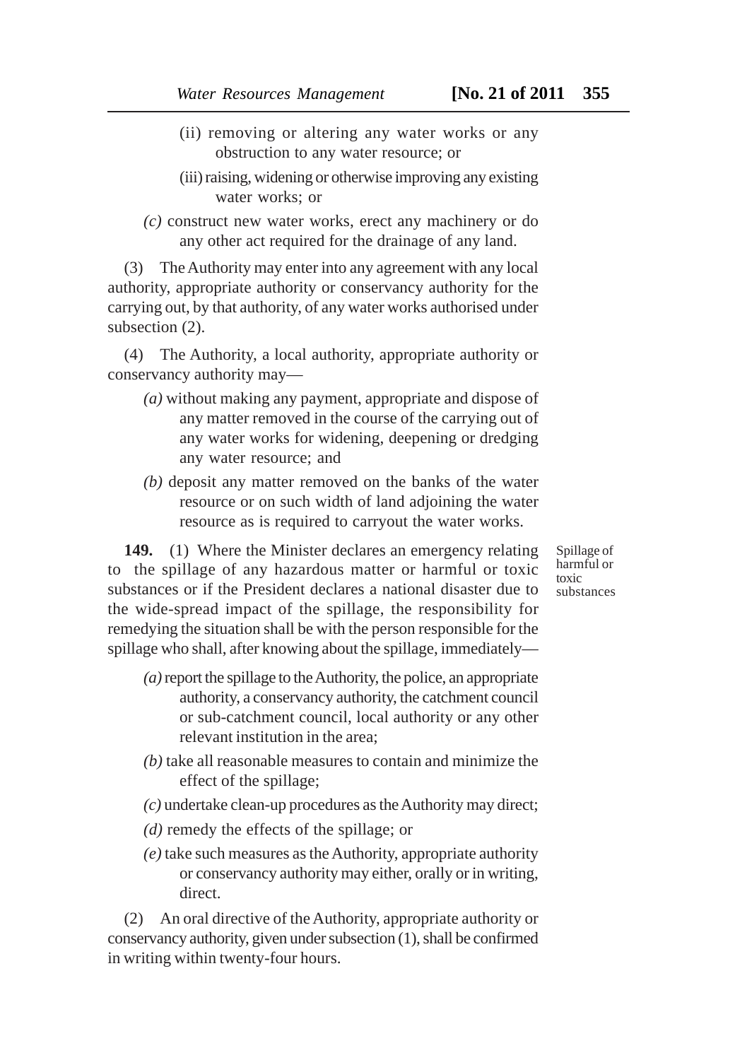(ii) removing or altering any water works or any obstruction to any water resource; or

(iii) raising, widening or otherwise improving any existing water works; or

*(c)* construct new water works, erect any machinery or do any other act required for the drainage of any land.

(3) The Authority may enter into any agreement with any local authority, appropriate authority or conservancy authority for the carrying out, by that authority, of any water works authorised under subsection (2).

(4) The Authority, a local authority, appropriate authority or conservancy authority may—

*(a)* without making any payment, appropriate and dispose of any matter removed in the course of the carrying out of any water works for widening, deepening or dredging any water resource; and

*(b)* deposit any matter removed on the banks of the water resource or on such width of land adjoining the water resource as is required to carryout the water works.

Spillage of harmful or toxic substances

**149.** (1) Where the Minister declares an emergency relating to the spillage of any hazardous matter or harmful or toxic substances or if the President declares a national disaster due to the wide-spread impact of the spillage, the responsibility for remedying the situation shall be with the person responsible for the spillage who shall, after knowing about the spillage, immediately—

*(a)* report the spillage to the Authority, the police, an appropriate authority, a conservancy authority, the catchment council or sub-catchment council, local authority or any other relevant institution in the area;

*(b)* take all reasonable measures to contain and minimize the effect of the spillage;

*(c)* undertake clean-up procedures as the Authority may direct;

*(d)* remedy the effects of the spillage; or

*(e)* take such measures as the Authority, appropriate authority or conservancy authority may either, orally or in writing, direct.

(2) An oral directive of the Authority, appropriate authority or conservancy authority, given under subsection (1), shall be confirmed in writing within twenty-four hours.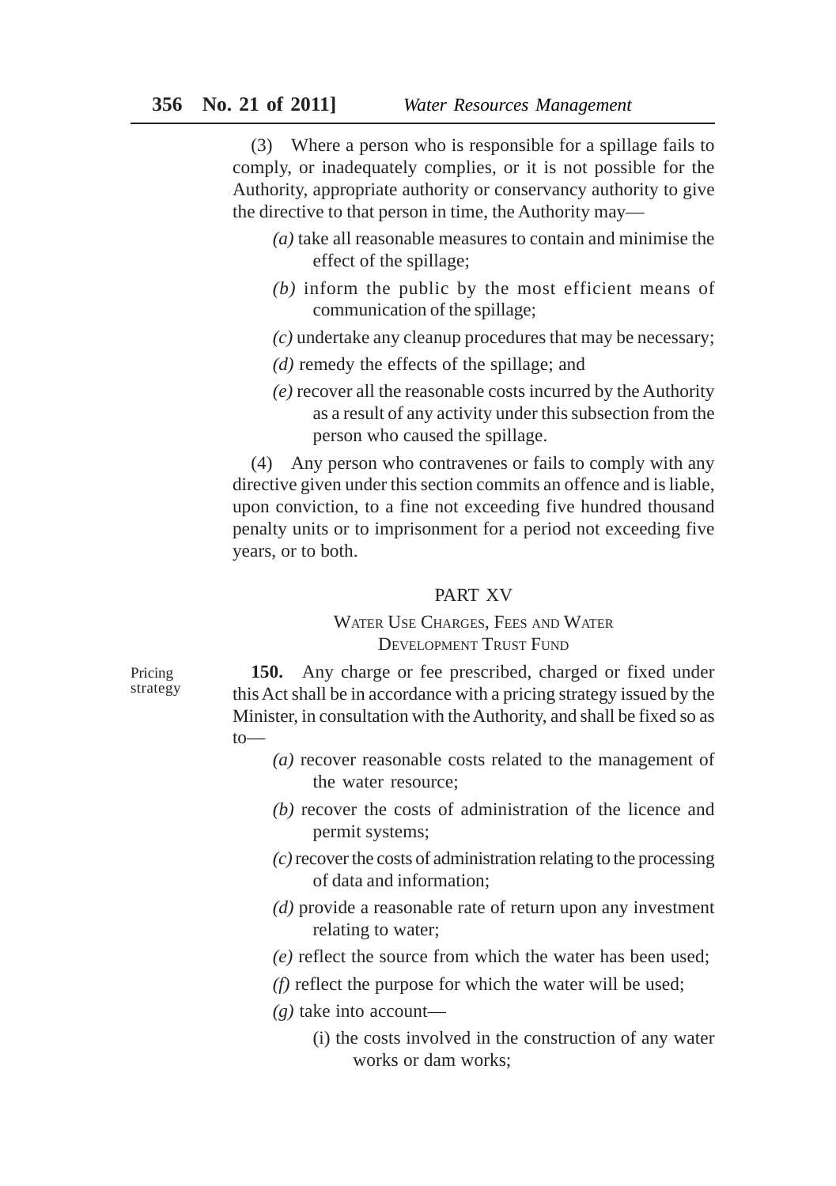(3) Where a person who is responsible for a spillage fails to comply, or inadequately complies, or it is not possible for the Authority, appropriate authority or conservancy authority to give the directive to that person in time, the Authority may—

*(a)* take all reasonable measures to contain and minimise the effect of the spillage;

*(b)* inform the public by the most efficient means of communication of the spillage;

*(c)* undertake any cleanup procedures that may be necessary;

*(d)* remedy the effects of the spillage; and

*(e)* recover all the reasonable costs incurred by the Authority as a result of any activity under this subsection from the person who caused the spillage.

(4) Any person who contravenes or fails to comply with any directive given under this section commits an offence and is liable, upon conviction, to a fine not exceeding five hundred thousand penalty units or to imprisonment for a period not exceeding five years, or to both.

## PART XV

### WATER USE CHARGES, FEES AND WATER DEVELOPMENT TRUST FUND

Pricing strategy

**150.** Any charge or fee prescribed, charged or fixed under this Act shall be in accordance with a pricing strategy issued by the Minister, in consultation with the Authority, and shall be fixed so as to—

*(a)* recover reasonable costs related to the management of the water resource;

*(b)* recover the costs of administration of the licence and permit systems;

*(c)* recover the costs of administration relating to the processing of data and information;

*(d)* provide a reasonable rate of return upon any investment relating to water;

*(e)* reflect the source from which the water has been used;

*(f)* reflect the purpose for which the water will be used;

*(g)* take into account—

(i) the costs involved in the construction of any water works or dam works;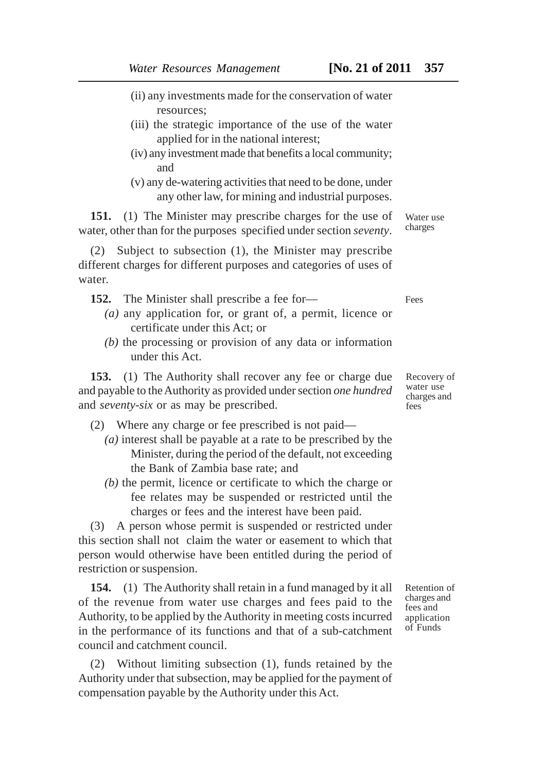(ii) any investments made for the conservation of water resources;

(iii) the strategic importance of the use of the water applied for in the national interest;

(iv) any investment made that benefits a local community; and

(v) any de-watering activities that need to be done, under any other law, for mining and industrial purposes.

Water use charges

**151.** (1) The Minister may prescribe charges for the use of water, other than for the purposes specified under section *seventy*.

(2) Subject to subsection (1), the Minister may prescribe different charges for different purposes and categories of uses of water.

Fees

**152.** The Minister shall prescribe a fee for—

*(a)* any application for, or grant of, a permit, licence or certificate under this Act; or

*(b)* the processing or provision of any data or information under this Act.

Recovery of water use charges and fees

**153.** (1) The Authority shall recover any fee or charge due and payable to the Authority as provided under section *one hundred* and *seventy-six* or as may be prescribed.

(2) Where any charge or fee prescribed is not paid—

*(a)* interest shall be payable at a rate to be prescribed by the Minister, during the period of the default, not exceeding the Bank of Zambia base rate; and

*(b)* the permit, licence or certificate to which the charge or fee relates may be suspended or restricted until the charges or fees and the interest have been paid.

(3) A person whose permit is suspended or restricted under this section shall not claim the water or easement to which that person would otherwise have been entitled during the period of restriction or suspension.

Retention of charges and fees and application of Funds

**154.** (1) The Authority shall retain in a fund managed by it all of the revenue from water use charges and fees paid to the Authority, to be applied by the Authority in meeting costs incurred in the performance of its functions and that of a sub-catchment council and catchment council.

(2) Without limiting subsection (1), funds retained by the Authority under that subsection, may be applied for the payment of compensation payable by the Authority under this Act.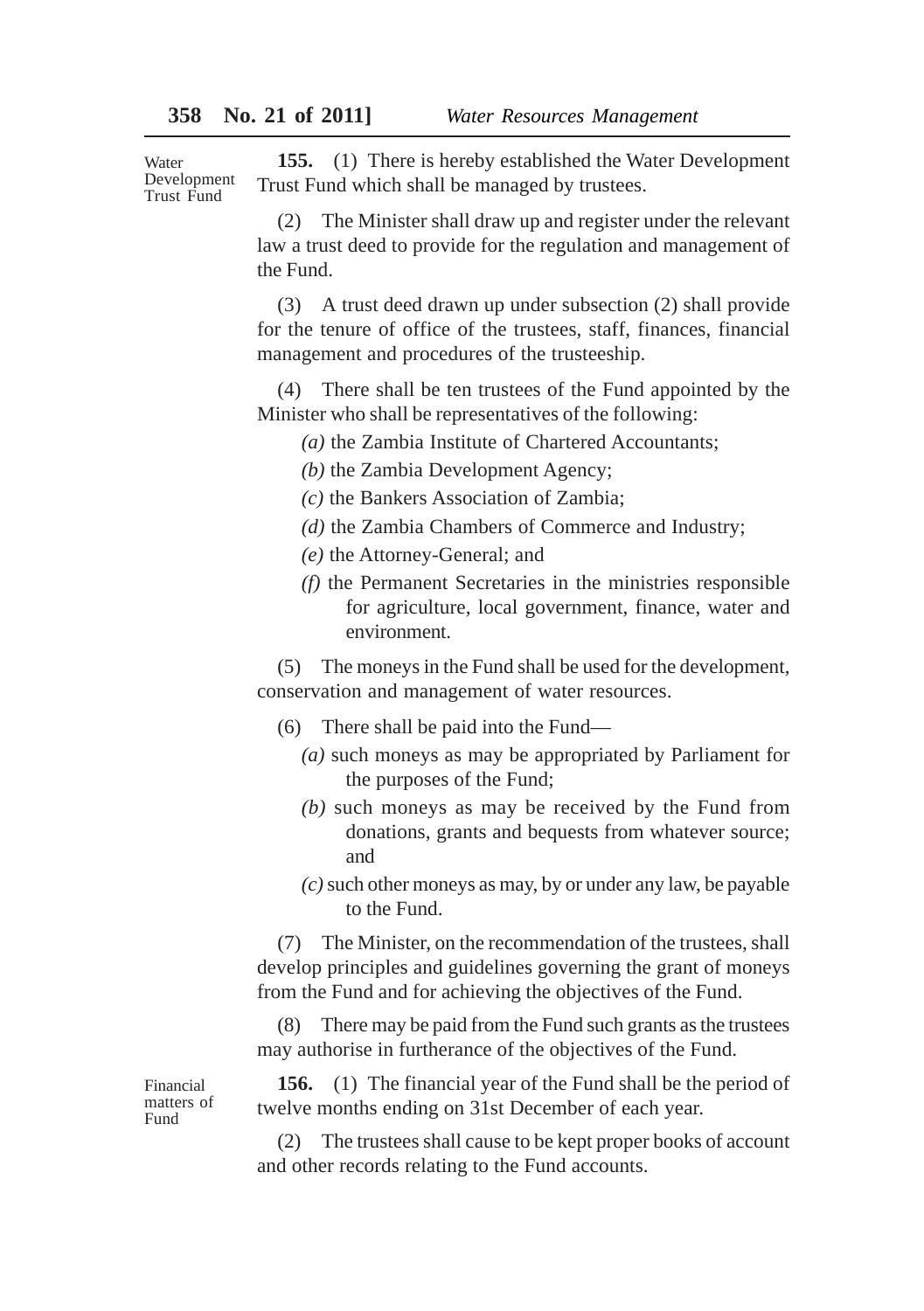*Water Development Trust Fund*

**155.** (1) There is hereby established the Water Development Trust Fund which shall be managed by trustees.

(2) The Minister shall draw up and register under the relevant law a trust deed to provide for the regulation and management of the Fund.

(3) A trust deed drawn up under subsection (2) shall provide for the tenure of office of the trustees, staff, finances, financial management and procedures of the trusteeship.

(4) There shall be ten trustees of the Fund appointed by the Minister who shall be representatives of the following:

*(a)* the Zambia Institute of Chartered Accountants;

*(b)* the Zambia Development Agency;

*(c)* the Bankers Association of Zambia;

*(d)* the Zambia Chambers of Commerce and Industry;

*(e)* the Attorney-General; and

*(f)* the Permanent Secretaries in the ministries responsible for agriculture, local government, finance, water and environment.

(5) The moneys in the Fund shall be used for the development, conservation and management of water resources.

(6) There shall be paid into the Fund—

*(a)* such moneys as may be appropriated by Parliament for the purposes of the Fund;

*(b)* such moneys as may be received by the Fund from donations, grants and bequests from whatever source; and

*(c)* such other moneys as may, by or under any law, be payable to the Fund.

(7) The Minister, on the recommendation of the trustees, shall develop principles and guidelines governing the grant of moneys from the Fund and for achieving the objectives of the Fund.

(8) There may be paid from the Fund such grants as the trustees may authorise in furtherance of the objectives of the Fund.

*Financial matters of Fund*

**156.** (1) The financial year of the Fund shall be the period of twelve months ending on 31st December of each year.

(2) The trustees shall cause to be kept proper books of account and other records relating to the Fund accounts.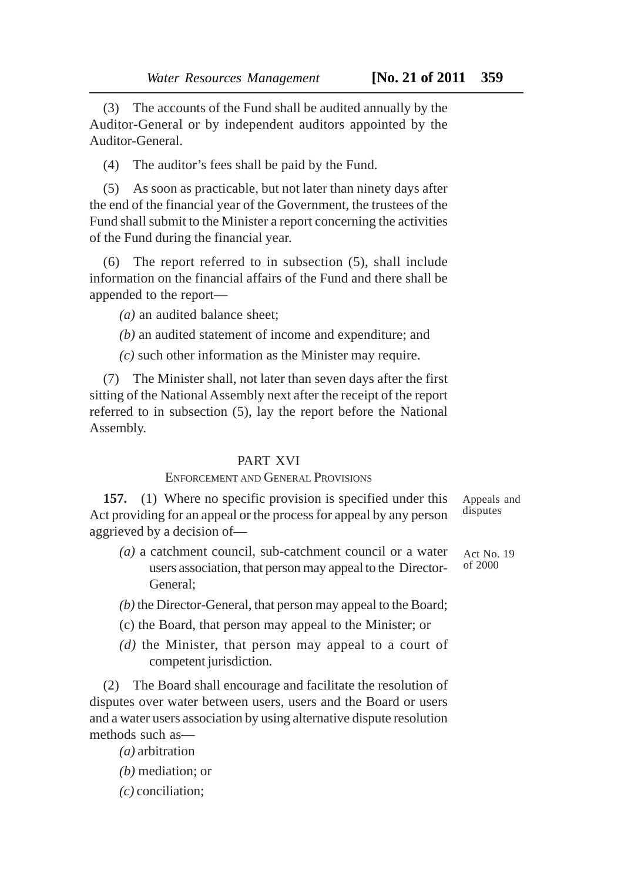(3) The accounts of the Fund shall be audited annually by the Auditor-General or by independent auditors appointed by the Auditor-General.

(4) The auditor's fees shall be paid by the Fund.

(5) As soon as practicable, but not later than ninety days after the end of the financial year of the Government, the trustees of the Fund shall submit to the Minister a report concerning the activities of the Fund during the financial year.

(6) The report referred to in subsection (5), shall include information on the financial affairs of the Fund and there shall be appended to the report—

*(a)* an audited balance sheet;

*(b)* an audited statement of income and expenditure; and

*(c)* such other information as the Minister may require.

(7) The Minister shall, not later than seven days after the first sitting of the National Assembly next after the receipt of the report referred to in subsection (5), lay the report before the National Assembly.

## PART XVI

### ENFORCEMENT AND GENERAL PROVISIONS

Appeals and disputes

Act No. 19 of 2000

**157.** (1) Where no specific provision is specified under this Act providing for an appeal or the process for appeal by any person aggrieved by a decision of—

*(a)* a catchment council, sub-catchment council or a water users association, that person may appeal to the Director-General;

*(b)* the Director-General, that person may appeal to the Board;

(c) the Board, that person may appeal to the Minister; or

*(d)* the Minister, that person may appeal to a court of competent jurisdiction.

(2) The Board shall encourage and facilitate the resolution of disputes over water between users, users and the Board or users and a water users association by using alternative dispute resolution methods such as—

*(a)* arbitration

*(b)* mediation; or

*(c)* conciliation;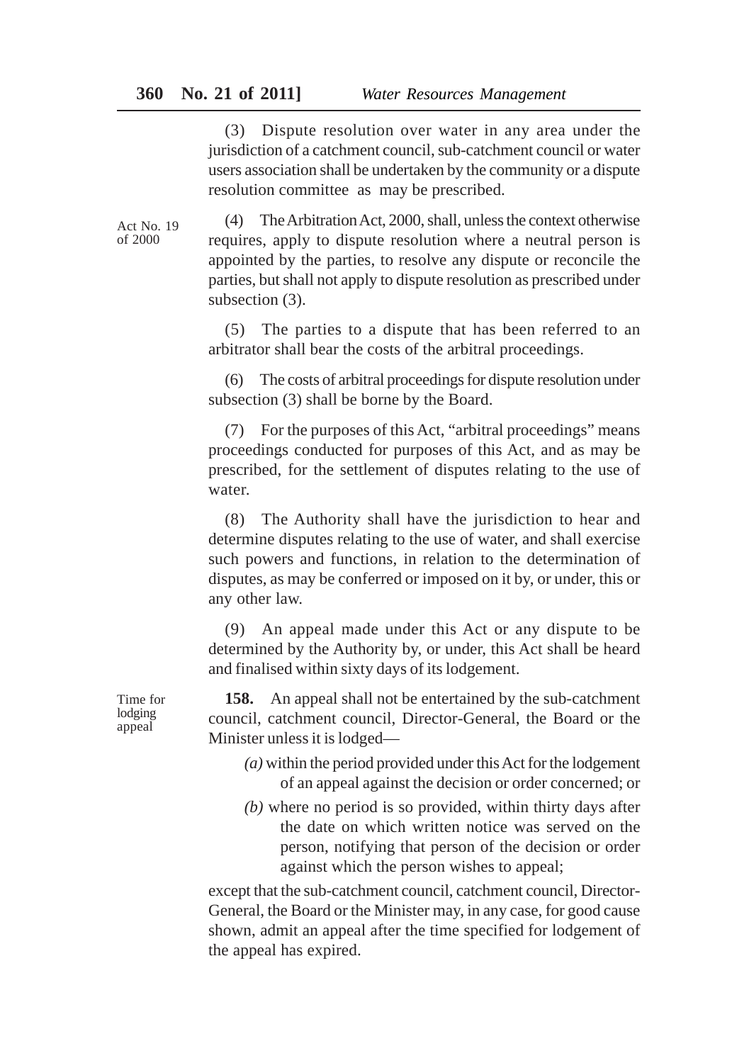(3) Dispute resolution over water in any area under the jurisdiction of a catchment council, sub-catchment council or water users association shall be undertaken by the community or a dispute resolution committee as may be prescribed.

Act No. 19 of 2000

(4) The Arbitration Act, 2000, shall, unless the context otherwise requires, apply to dispute resolution where a neutral person is appointed by the parties, to resolve any dispute or reconcile the parties, but shall not apply to dispute resolution as prescribed under subsection (3).

(5) The parties to a dispute that has been referred to an arbitrator shall bear the costs of the arbitral proceedings.

(6) The costs of arbitral proceedings for dispute resolution under subsection (3) shall be borne by the Board.

(7) For the purposes of this Act, "arbitral proceedings" means proceedings conducted for purposes of this Act, and as may be prescribed, for the settlement of disputes relating to the use of water.

(8) The Authority shall have the jurisdiction to hear and determine disputes relating to the use of water, and shall exercise such powers and functions, in relation to the determination of disputes, as may be conferred or imposed on it by, or under, this or any other law.

(9) An appeal made under this Act or any dispute to be determined by the Authority by, or under, this Act shall be heard and finalised within sixty days of its lodgement.

Time for lodging appeal

**158.** An appeal shall not be entertained by the sub-catchment council, catchment council, Director-General, the Board or the Minister unless it is lodged—

*(a)* within the period provided under this Act for the lodgement of an appeal against the decision or order concerned; or

*(b)* where no period is so provided, within thirty days after the date on which written notice was served on the person, notifying that person of the decision or order against which the person wishes to appeal;

except that the sub-catchment council, catchment council, Director-General, the Board or the Minister may, in any case, for good cause shown, admit an appeal after the time specified for lodgement of the appeal has expired.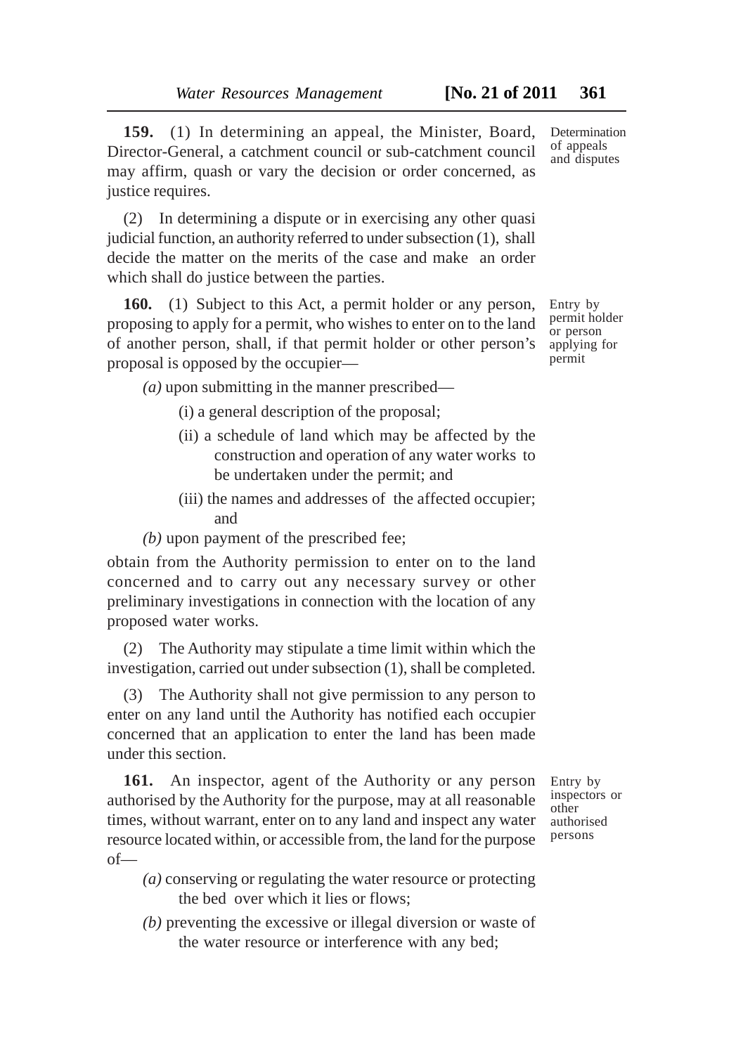**159.** (1) In determining an appeal, the Minister, Board, Director-General, a catchment council or sub-catchment council may affirm, quash or vary the decision or order concerned, as justice requires.

Determination of appeals and disputes

(2) In determining a dispute or in exercising any other quasi judicial function, an authority referred to under subsection (1), shall decide the matter on the merits of the case and make an order which shall do justice between the parties.

**160.** (1) Subject to this Act, a permit holder or any person, proposing to apply for a permit, who wishes to enter on to the land of another person, shall, if that permit holder or other person's proposal is opposed by the occupier—

Entry by permit holder or person applying for permit

*(a)* upon submitting in the manner prescribed—

(i) a general description of the proposal;

(ii) a schedule of land which may be affected by the construction and operation of any water works to be undertaken under the permit; and

(iii) the names and addresses of the affected occupier; and

*(b)* upon payment of the prescribed fee;

obtain from the Authority permission to enter on to the land concerned and to carry out any necessary survey or other preliminary investigations in connection with the location of any proposed water works.

(2) The Authority may stipulate a time limit within which the investigation, carried out under subsection (1), shall be completed.

(3) The Authority shall not give permission to any person to enter on any land until the Authority has notified each occupier concerned that an application to enter the land has been made under this section.

**161.** An inspector, agent of the Authority or any person authorised by the Authority for the purpose, may at all reasonable times, without warrant, enter on to any land and inspect any water resource located within, or accessible from, the land for the purpose of—

Entry by inspectors or other authorised persons

*(a)* conserving or regulating the water resource or protecting the bed over which it lies or flows;

*(b)* preventing the excessive or illegal diversion or waste of the water resource or interference with any bed;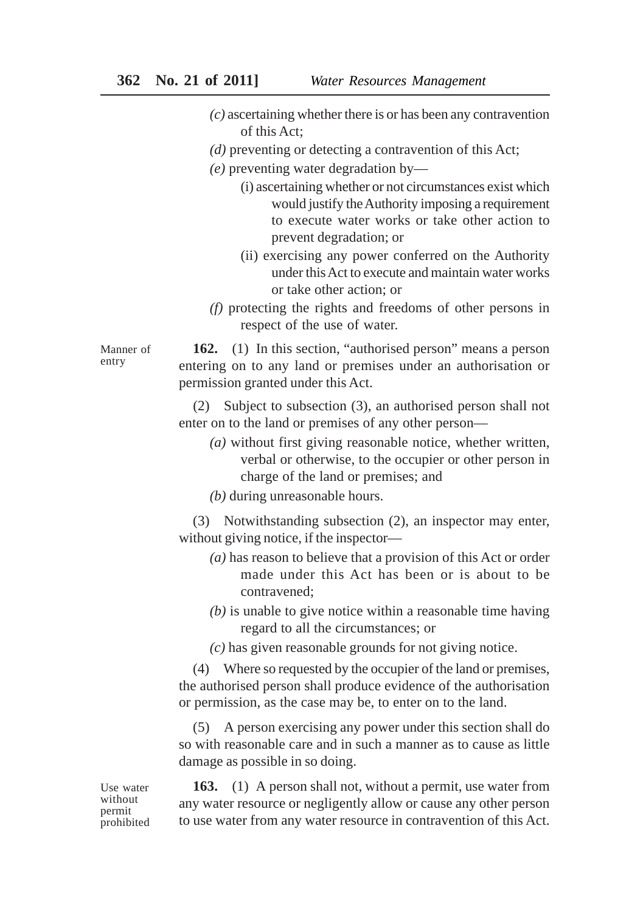*(c)* ascertaining whether there is or has been any contravention of this Act;

*(d)* preventing or detecting a contravention of this Act;

*(e)* preventing water degradation by—

(i) ascertaining whether or not circumstances exist which would justify the Authority imposing a requirement to execute water works or take other action to prevent degradation; or

(ii) exercising any power conferred on the Authority under this Act to execute and maintain water works or take other action; or

*(f)* protecting the rights and freedoms of other persons in respect of the use of water.

Manner of entry

**162.** (1) In this section, "authorised person" means a person entering on to any land or premises under an authorisation or permission granted under this Act.

(2) Subject to subsection (3), an authorised person shall not enter on to the land or premises of any other person—

*(a)* without first giving reasonable notice, whether written, verbal or otherwise, to the occupier or other person in charge of the land or premises; and

*(b)* during unreasonable hours.

(3) Notwithstanding subsection (2), an inspector may enter, without giving notice, if the inspector—

*(a)* has reason to believe that a provision of this Act or order made under this Act has been or is about to be contravened;

*(b)* is unable to give notice within a reasonable time having regard to all the circumstances; or

*(c)* has given reasonable grounds for not giving notice.

(4) Where so requested by the occupier of the land or premises, the authorised person shall produce evidence of the authorisation or permission, as the case may be, to enter on to the land.

(5) A person exercising any power under this section shall do so with reasonable care and in such a manner as to cause as little damage as possible in so doing.

Use water without permit prohibited

**163.** (1) A person shall not, without a permit, use water from any water resource or negligently allow or cause any other person to use water from any water resource in contravention of this Act.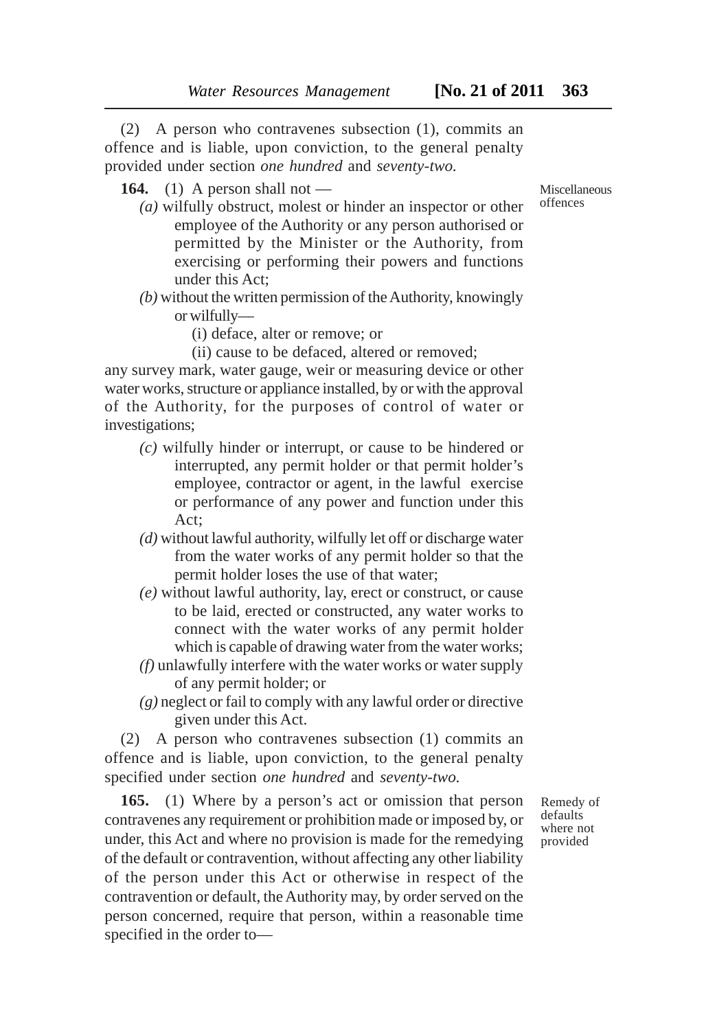(2) A person who contravenes subsection (1), commits an offence and is liable, upon conviction, to the general penalty provided under section *one hundred* and *seventy-two.*

Miscellaneous offences

**164.** (1) A person shall not —

*(a)* wilfully obstruct, molest or hinder an inspector or other employee of the Authority or any person authorised or permitted by the Minister or the Authority, from exercising or performing their powers and functions under this Act;

*(b)* without the written permission of the Authority, knowingly or wilfully—

(i) deface, alter or remove; or

(ii) cause to be defaced, altered or removed;

any survey mark, water gauge, weir or measuring device or other water works, structure or appliance installed, by or with the approval of the Authority, for the purposes of control of water or investigations;

*(c)* wilfully hinder or interrupt, or cause to be hindered or interrupted, any permit holder or that permit holder's employee, contractor or agent, in the lawful exercise or performance of any power and function under this Act;

*(d)* without lawful authority, wilfully let off or discharge water from the water works of any permit holder so that the permit holder loses the use of that water;

*(e)* without lawful authority, lay, erect or construct, or cause to be laid, erected or constructed, any water works to connect with the water works of any permit holder which is capable of drawing water from the water works;

*(f)* unlawfully interfere with the water works or water supply of any permit holder; or

*(g)* neglect or fail to comply with any lawful order or directive given under this Act.

(2) A person who contravenes subsection (1) commits an offence and is liable, upon conviction, to the general penalty specified under section *one hundred* and *seventy-two.*

Remedy of defaults where not provided

**165.** (1) Where by a person's act or omission that person contravenes any requirement or prohibition made or imposed by, or under, this Act and where no provision is made for the remedying of the default or contravention, without affecting any other liability of the person under this Act or otherwise in respect of the contravention or default, the Authority may, by order served on the person concerned, require that person, within a reasonable time specified in the order to—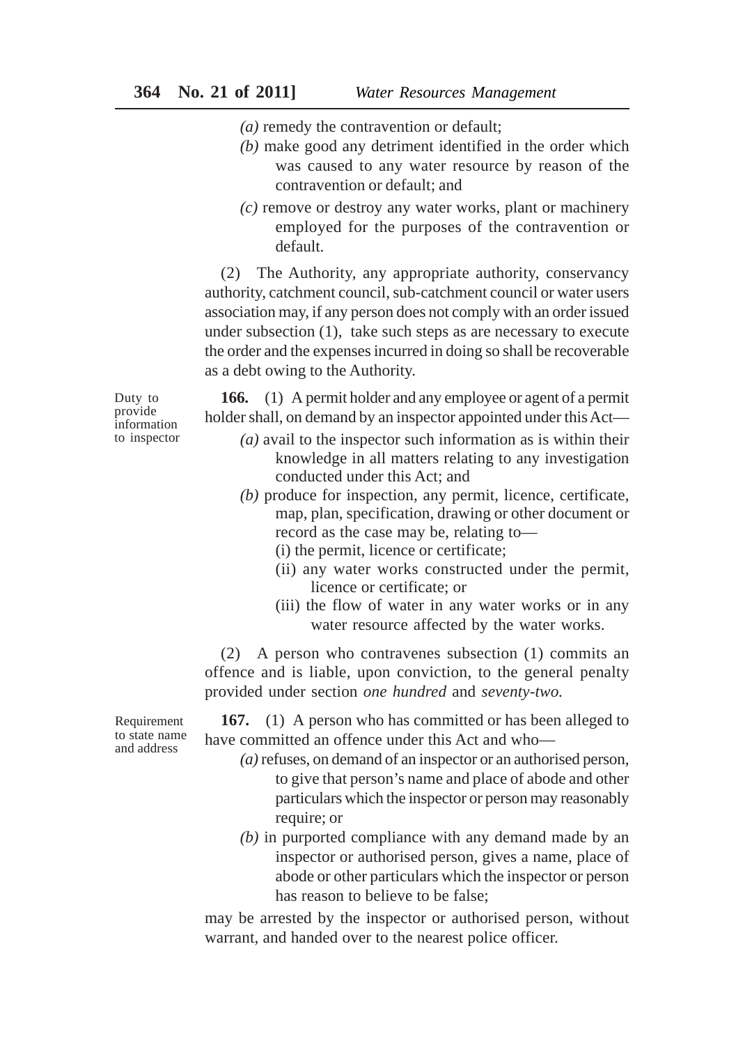*(a)* remedy the contravention or default;

*(b)* make good any detriment identified in the order which was caused to any water resource by reason of the contravention or default; and

*(c)* remove or destroy any water works, plant or machinery employed for the purposes of the contravention or default.

(2) The Authority, any appropriate authority, conservancy authority, catchment council, sub-catchment council or water users association may, if any person does not comply with an order issued under subsection (1), take such steps as are necessary to execute the order and the expenses incurred in doing so shall be recoverable as a debt owing to the Authority.

Duty to provide information to inspector

**166.** (1) A permit holder and any employee or agent of a permit holder shall, on demand by an inspector appointed under this Act—

*(a)* avail to the inspector such information as is within their knowledge in all matters relating to any investigation conducted under this Act; and

*(b)* produce for inspection, any permit, licence, certificate, map, plan, specification, drawing or other document or record as the case may be, relating to—

(i) the permit, licence or certificate;

(ii) any water works constructed under the permit, licence or certificate; or

(iii) the flow of water in any water works or in any water resource affected by the water works.

(2) A person who contravenes subsection (1) commits an offence and is liable, upon conviction, to the general penalty provided under section *one hundred* and *seventy-two.*

Requirement to state name and address

**167.** (1) A person who has committed or has been alleged to have committed an offence under this Act and who—

*(a)* refuses, on demand of an inspector or an authorised person, to give that person's name and place of abode and other particulars which the inspector or person may reasonably require; or

*(b)* in purported compliance with any demand made by an inspector or authorised person, gives a name, place of abode or other particulars which the inspector or person has reason to believe to be false;

may be arrested by the inspector or authorised person, without warrant, and handed over to the nearest police officer.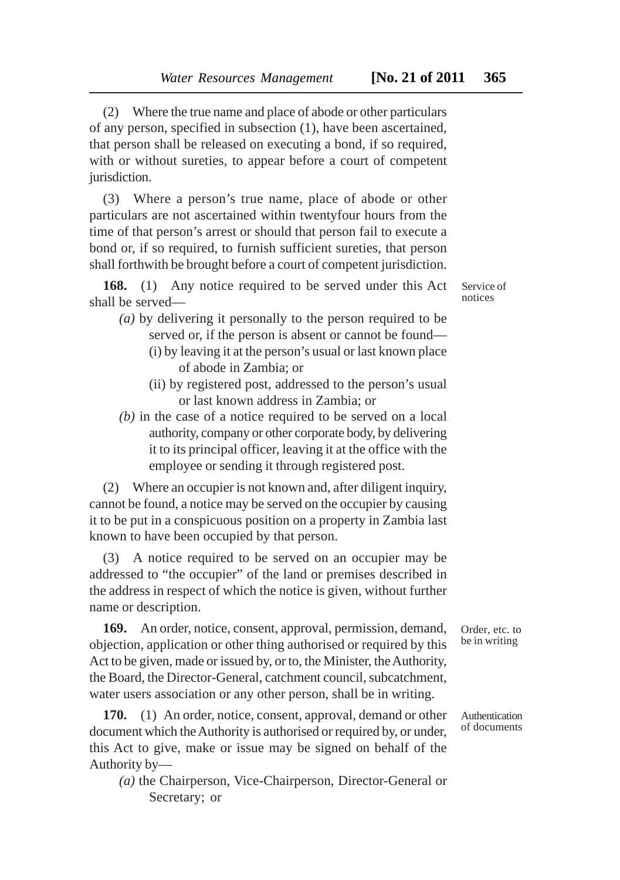(2) Where the true name and place of abode or other particulars of any person, specified in subsection (1), have been ascertained, that person shall be released on executing a bond, if so required, with or without sureties, to appear before a court of competent jurisdiction.

(3) Where a person's true name, place of abode or other particulars are not ascertained within twentyfour hours from the time of that person's arrest or should that person fail to execute a bond or, if so required, to furnish sufficient sureties, that person shall forthwith be brought before a court of competent jurisdiction.

Service of notices

**168.** (1) Any notice required to be served under this Act shall be served—

*(a)* by delivering it personally to the person required to be served or, if the person is absent or cannot be found—

(i) by leaving it at the person's usual or last known place of abode in Zambia; or

(ii) by registered post, addressed to the person's usual or last known address in Zambia; or

*(b)* in the case of a notice required to be served on a local authority, company or other corporate body, by delivering it to its principal officer, leaving it at the office with the employee or sending it through registered post.

(2) Where an occupier is not known and, after diligent inquiry, cannot be found, a notice may be served on the occupier by causing it to be put in a conspicuous position on a property in Zambia last known to have been occupied by that person.

(3) A notice required to be served on an occupier may be addressed to "the occupier" of the land or premises described in the address in respect of which the notice is given, without further name or description.

Order, etc. to be in writing

**169.** An order, notice, consent, approval, permission, demand, objection, application or other thing authorised or required by this Act to be given, made or issued by, or to, the Minister, the Authority, the Board, the Director-General, catchment council, subcatchment, water users association or any other person, shall be in writing.

Authentication of documents

**170.** (1) An order, notice, consent, approval, demand or other document which the Authority is authorised or required by, or under, this Act to give, make or issue may be signed on behalf of the Authority by—

*(a)* the Chairperson, Vice-Chairperson, Director-General or Secretary; or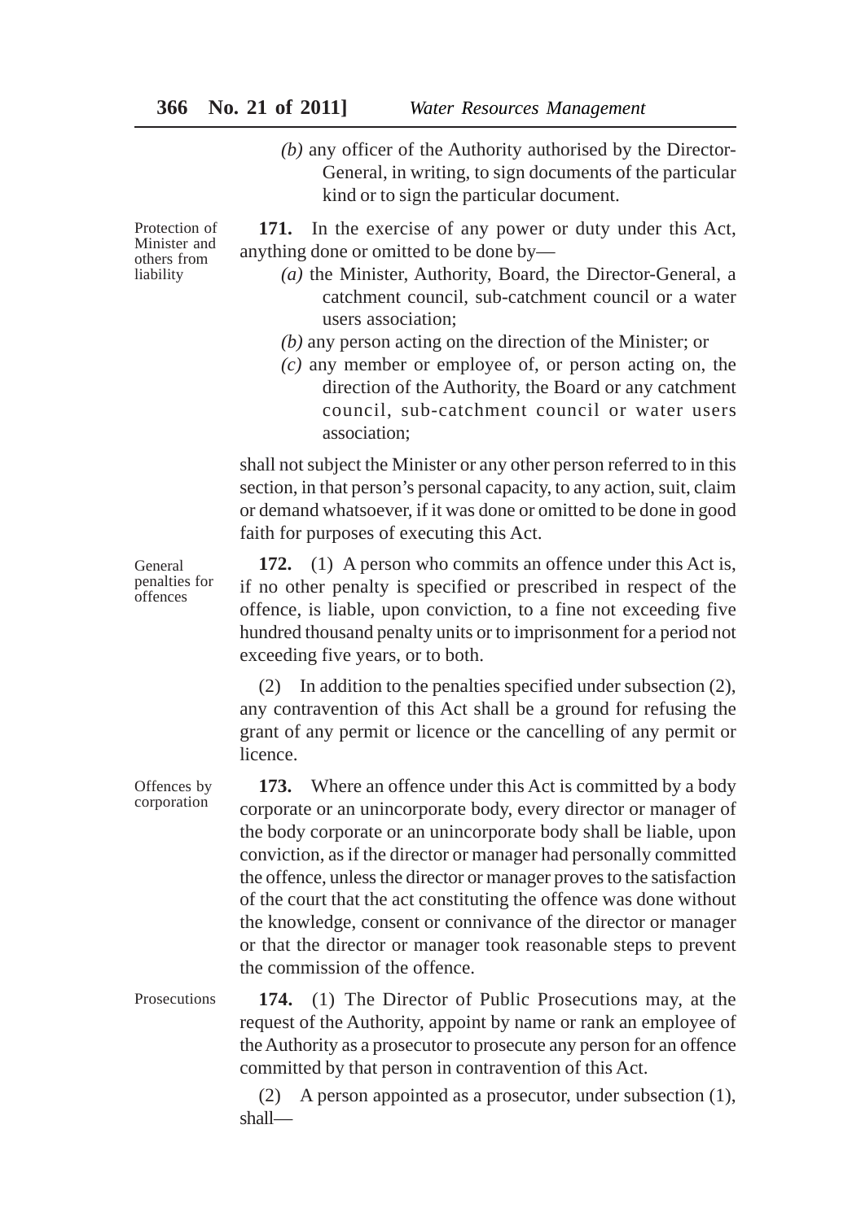*(b)* any officer of the Authority authorised by the Director-General, in writing, to sign documents of the particular kind or to sign the particular document.

Protection of Minister and others from liability

**171.** In the exercise of any power or duty under this Act, anything done or omitted to be done by—

*(a)* the Minister, Authority, Board, the Director-General, a catchment council, sub-catchment council or a water users association;

*(b)* any person acting on the direction of the Minister; or

*(c)* any member or employee of, or person acting on, the direction of the Authority, the Board or any catchment council, sub-catchment council or water users association;

shall not subject the Minister or any other person referred to in this section, in that person's personal capacity, to any action, suit, claim or demand whatsoever, if it was done or omitted to be done in good faith for purposes of executing this Act.

General penalties for offences

**172.** (1) A person who commits an offence under this Act is, if no other penalty is specified or prescribed in respect of the offence, is liable, upon conviction, to a fine not exceeding five hundred thousand penalty units or to imprisonment for a period not exceeding five years, or to both.

(2) In addition to the penalties specified under subsection (2), any contravention of this Act shall be a ground for refusing the grant of any permit or licence or the cancelling of any permit or licence.

Offences by corporation

**173.** Where an offence under this Act is committed by a body corporate or an unincorporate body, every director or manager of the body corporate or an unincorporate body shall be liable, upon conviction, as if the director or manager had personally committed the offence, unless the director or manager proves to the satisfaction of the court that the act constituting the offence was done without the knowledge, consent or connivance of the director or manager or that the director or manager took reasonable steps to prevent the commission of the offence.

Prosecutions

**174.** (1) The Director of Public Prosecutions may, at the request of the Authority, appoint by name or rank an employee of the Authority as a prosecutor to prosecute any person for an offence committed by that person in contravention of this Act.

(2) A person appointed as a prosecutor, under subsection (1), shall—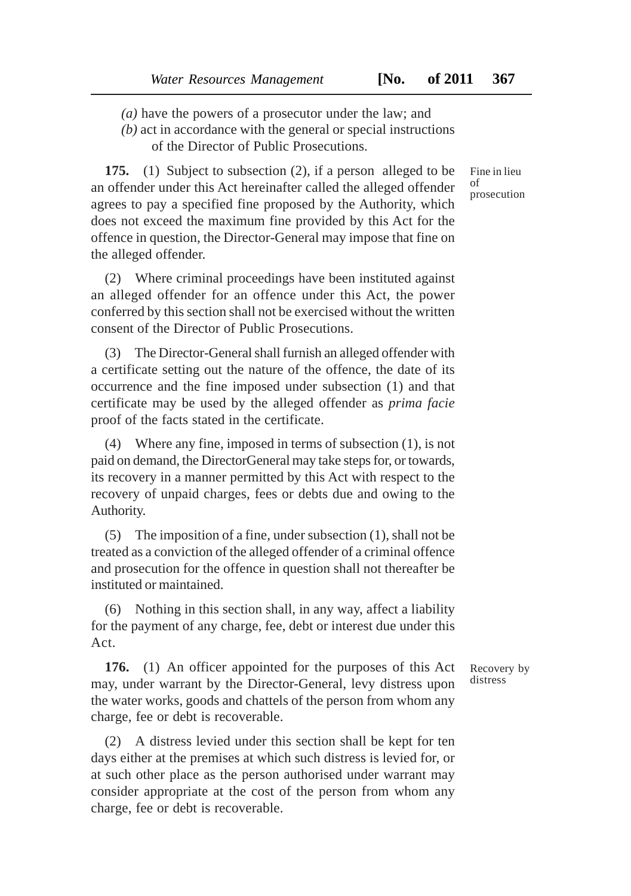*(a)* have the powers of a prosecutor under the law; and

*(b)* act in accordance with the general or special instructions of the Director of Public Prosecutions.

Fine in lieu of prosecution

**175.** (1) Subject to subsection (2), if a person alleged to be an offender under this Act hereinafter called the alleged offender agrees to pay a specified fine proposed by the Authority, which does not exceed the maximum fine provided by this Act for the offence in question, the Director-General may impose that fine on the alleged offender.

(2) Where criminal proceedings have been instituted against an alleged offender for an offence under this Act, the power conferred by this section shall not be exercised without the written consent of the Director of Public Prosecutions.

(3) The Director-General shall furnish an alleged offender with a certificate setting out the nature of the offence, the date of its occurrence and the fine imposed under subsection (1) and that certificate may be used by the alleged offender as *prima facie* proof of the facts stated in the certificate.

(4) Where any fine, imposed in terms of subsection (1), is not paid on demand, the DirectorGeneral may take steps for, or towards, its recovery in a manner permitted by this Act with respect to the recovery of unpaid charges, fees or debts due and owing to the Authority.

(5) The imposition of a fine, under subsection (1), shall not be treated as a conviction of the alleged offender of a criminal offence and prosecution for the offence in question shall not thereafter be instituted or maintained.

(6) Nothing in this section shall, in any way, affect a liability for the payment of any charge, fee, debt or interest due under this Act.

Recovery by distress

**176.** (1) An officer appointed for the purposes of this Act may, under warrant by the Director-General, levy distress upon the water works, goods and chattels of the person from whom any charge, fee or debt is recoverable.

(2) A distress levied under this section shall be kept for ten days either at the premises at which such distress is levied for, or at such other place as the person authorised under warrant may consider appropriate at the cost of the person from whom any charge, fee or debt is recoverable.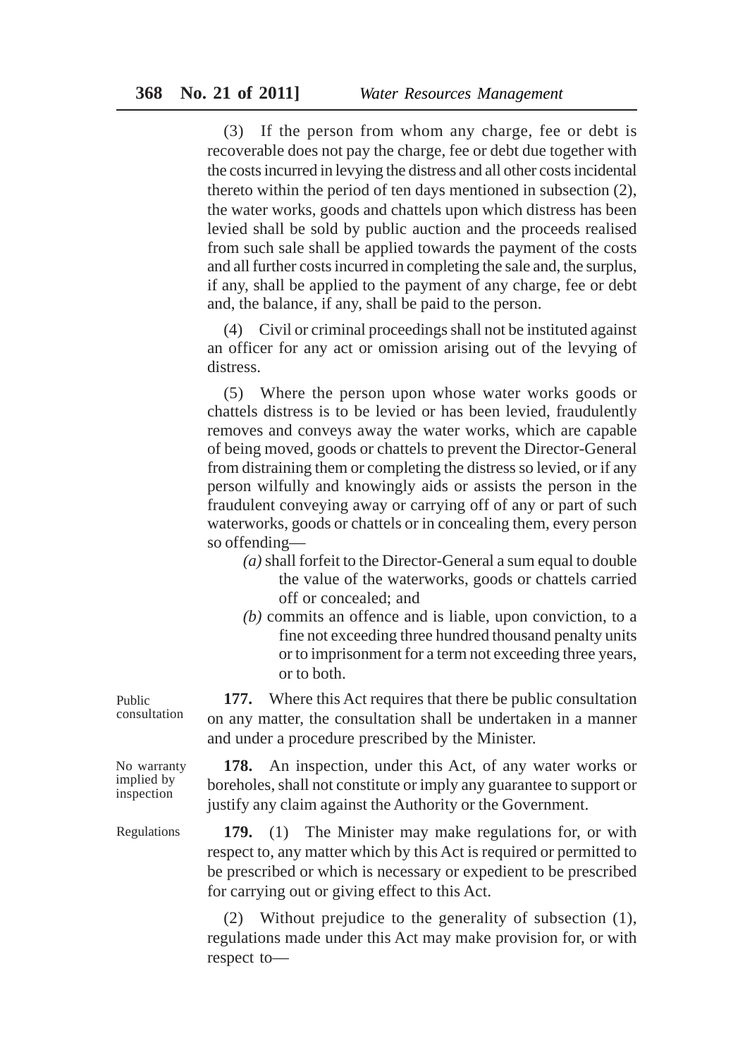(3) If the person from whom any charge, fee or debt is recoverable does not pay the charge, fee or debt due together with the costs incurred in levying the distress and all other costs incidental thereto within the period of ten days mentioned in subsection (2), the water works, goods and chattels upon which distress has been levied shall be sold by public auction and the proceeds realised from such sale shall be applied towards the payment of the costs and all further costs incurred in completing the sale and, the surplus, if any, shall be applied to the payment of any charge, fee or debt and, the balance, if any, shall be paid to the person.

(4) Civil or criminal proceedings shall not be instituted against an officer for any act or omission arising out of the levying of distress.

(5) Where the person upon whose water works goods or chattels distress is to be levied or has been levied, fraudulently removes and conveys away the water works, which are capable of being moved, goods or chattels to prevent the Director-General from distraining them or completing the distress so levied, or if any person wilfully and knowingly aids or assists the person in the fraudulent conveying away or carrying off of any or part of such waterworks, goods or chattels or in concealing them, every person so offending—

*(a)* shall forfeit to the Director-General a sum equal to double the value of the waterworks, goods or chattels carried off or concealed; and

*(b)* commits an offence and is liable, upon conviction, to a fine not exceeding three hundred thousand penalty units or to imprisonment for a term not exceeding three years, or to both.

Public consultation

**177.** Where this Act requires that there be public consultation on any matter, the consultation shall be undertaken in a manner and under a procedure prescribed by the Minister.

No warranty implied by inspection

**178.** An inspection, under this Act, of any water works or boreholes, shall not constitute or imply any guarantee to support or justify any claim against the Authority or the Government.

Regulations

**179.** (1) The Minister may make regulations for, or with respect to, any matter which by this Act is required or permitted to be prescribed or which is necessary or expedient to be prescribed for carrying out or giving effect to this Act.

(2) Without prejudice to the generality of subsection (1), regulations made under this Act may make provision for, or with respect to—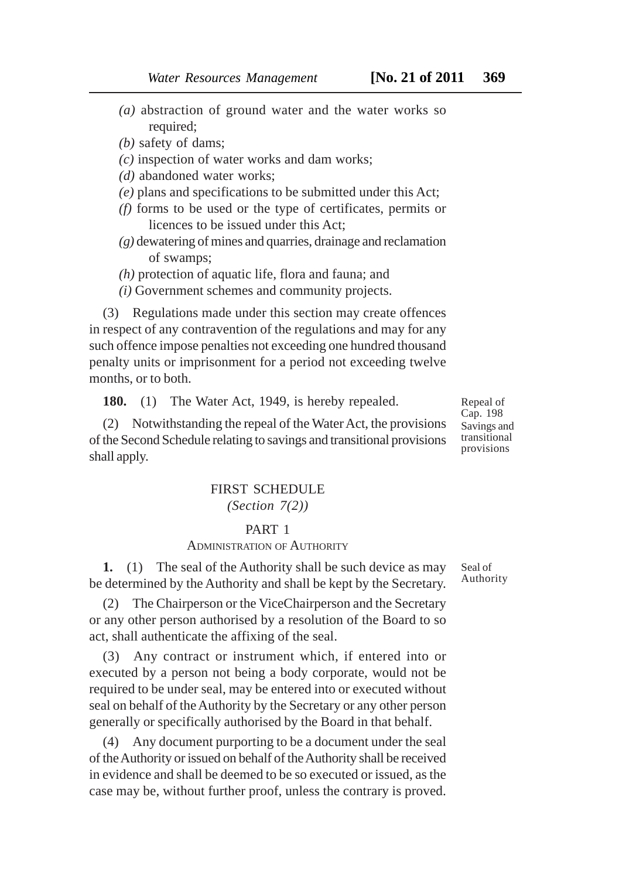*(a)* abstraction of ground water and the water works so required;

*(b)* safety of dams;

*(c)* inspection of water works and dam works;

*(d)* abandoned water works;

*(e)* plans and specifications to be submitted under this Act;

*(f)* forms to be used or the type of certificates, permits or licences to be issued under this Act;

*(g)* dewatering of mines and quarries, drainage and reclamation of swamps;

*(h)* protection of aquatic life, flora and fauna; and

*(i)* Government schemes and community projects.

(3) Regulations made under this section may create offences in respect of any contravention of the regulations and may for any such offence impose penalties not exceeding one hundred thousand penalty units or imprisonment for a period not exceeding twelve months, or to both.

Repeal of Cap. 198
Savings and transitional provisions

**180.** (1) The Water Act, 1949, is hereby repealed.

(2) Notwithstanding the repeal of the Water Act, the provisions of the Second Schedule relating to savings and transitional provisions shall apply.

## FIRST SCHEDULE

*(Section 7(2))*

### PART 1

### ADMINISTRATION OF AUTHORITY

Seal of Authority

**1.** (1) The seal of the Authority shall be such device as may be determined by the Authority and shall be kept by the Secretary.

(2) The Chairperson or the ViceChairperson and the Secretary or any other person authorised by a resolution of the Board to so act, shall authenticate the affixing of the seal.

(3) Any contract or instrument which, if entered into or executed by a person not being a body corporate, would not be required to be under seal, may be entered into or executed without seal on behalf of the Authority by the Secretary or any other person generally or specifically authorised by the Board in that behalf.

(4) Any document purporting to be a document under the seal of the Authority or issued on behalf of the Authority shall be received in evidence and shall be deemed to be so executed or issued, as the case may be, without further proof, unless the contrary is proved.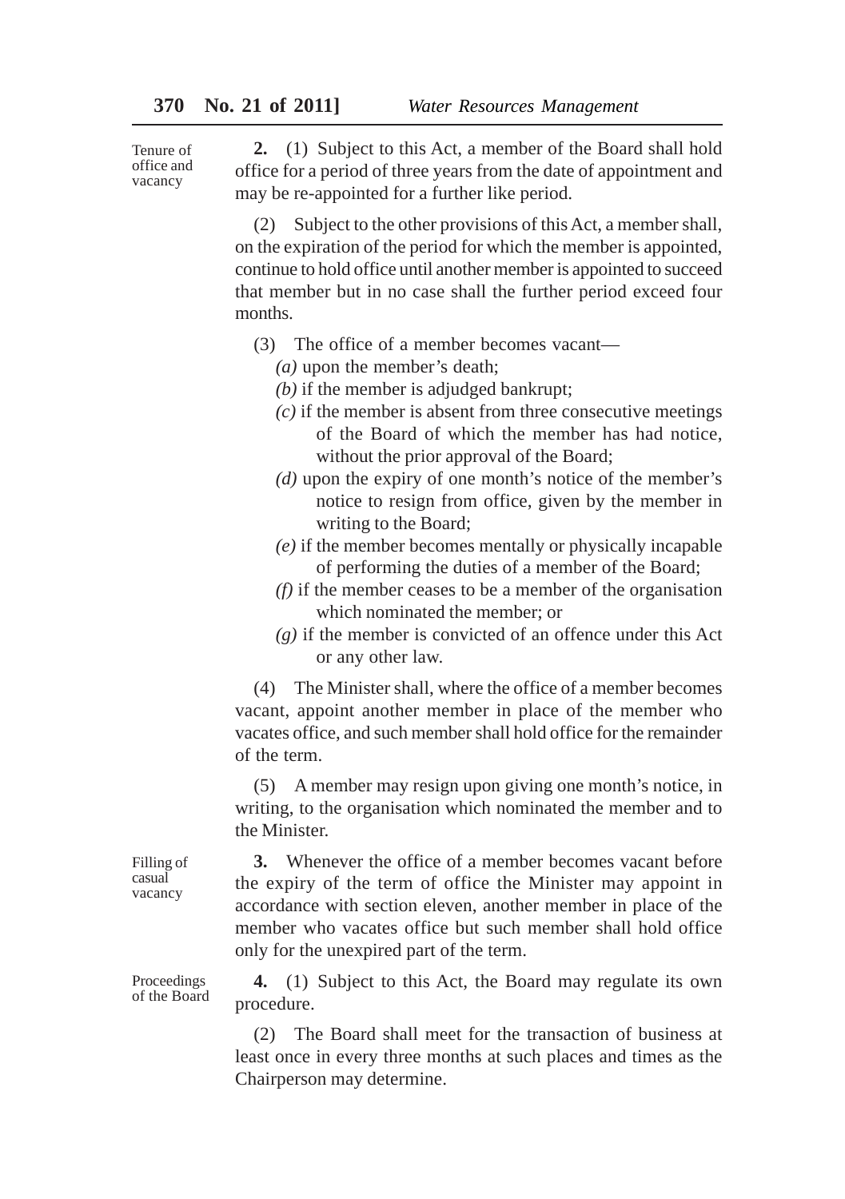Tenure of office and vacancy

**2.** (1) Subject to this Act, a member of the Board shall hold office for a period of three years from the date of appointment and may be re-appointed for a further like period.

(2) Subject to the other provisions of this Act, a member shall, on the expiration of the period for which the member is appointed, continue to hold office until another member is appointed to succeed that member but in no case shall the further period exceed four months.

(3) The office of a member becomes vacant—

*(a)* upon the member's death;

*(b)* if the member is adjudged bankrupt;

*(c)* if the member is absent from three consecutive meetings of the Board of which the member has had notice, without the prior approval of the Board;

*(d)* upon the expiry of one month's notice of the member's notice to resign from office, given by the member in writing to the Board;

*(e)* if the member becomes mentally or physically incapable of performing the duties of a member of the Board;

*(f)* if the member ceases to be a member of the organisation which nominated the member; or

*(g)* if the member is convicted of an offence under this Act or any other law.

(4) The Minister shall, where the office of a member becomes vacant, appoint another member in place of the member who vacates office, and such member shall hold office for the remainder of the term.

(5) A member may resign upon giving one month's notice, in writing, to the organisation which nominated the member and to the Minister.

Filling of casual vacancy

**3.** Whenever the office of a member becomes vacant before the expiry of the term of office the Minister may appoint in accordance with section eleven, another member in place of the member who vacates office but such member shall hold office only for the unexpired part of the term.

Proceedings of the Board

**4.** (1) Subject to this Act, the Board may regulate its own procedure.

(2) The Board shall meet for the transaction of business at least once in every three months at such places and times as the Chairperson may determine.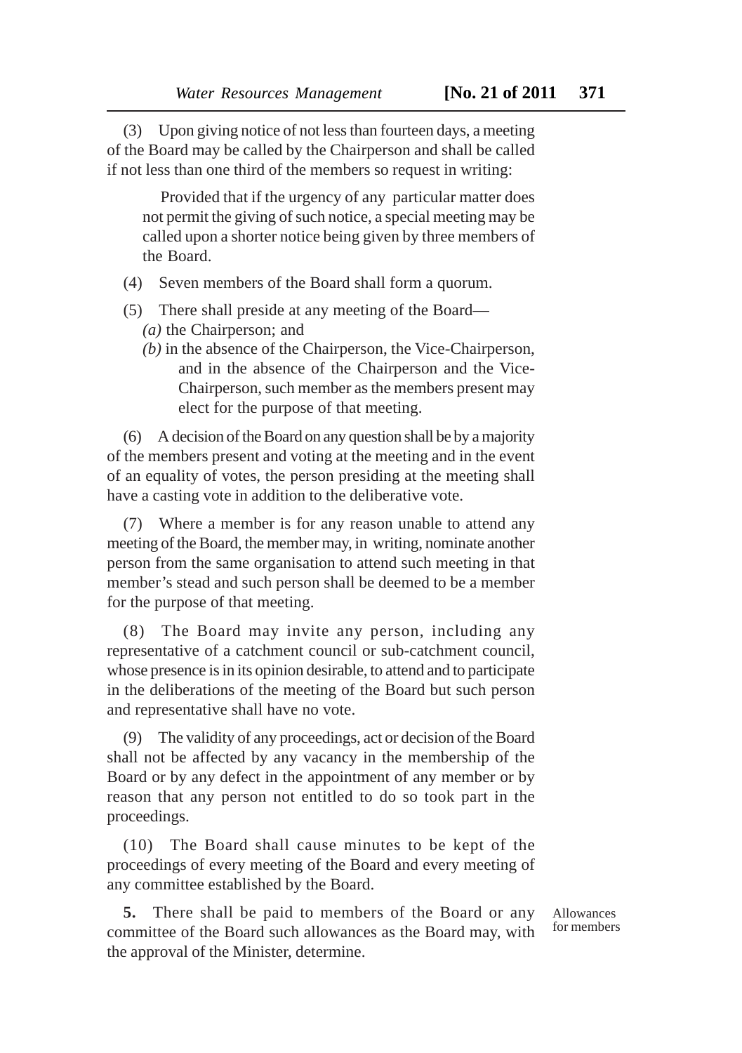(3) Upon giving notice of not less than fourteen days, a meeting of the Board may be called by the Chairperson and shall be called if not less than one third of the members so request in writing:

Provided that if the urgency of any particular matter does not permit the giving of such notice, a special meeting may be called upon a shorter notice being given by three members of the Board.

(4) Seven members of the Board shall form a quorum.

(5) There shall preside at any meeting of the Board—

*(a)* the Chairperson; and

*(b)* in the absence of the Chairperson, the Vice-Chairperson, and in the absence of the Chairperson and the Vice-Chairperson, such member as the members present may elect for the purpose of that meeting.

(6) A decision of the Board on any question shall be by a majority of the members present and voting at the meeting and in the event of an equality of votes, the person presiding at the meeting shall have a casting vote in addition to the deliberative vote.

(7) Where a member is for any reason unable to attend any meeting of the Board, the member may, in writing, nominate another person from the same organisation to attend such meeting in that member's stead and such person shall be deemed to be a member for the purpose of that meeting.

(8) The Board may invite any person, including any representative of a catchment council or sub-catchment council, whose presence is in its opinion desirable, to attend and to participate in the deliberations of the meeting of the Board but such person and representative shall have no vote.

(9) The validity of any proceedings, act or decision of the Board shall not be affected by any vacancy in the membership of the Board or by any defect in the appointment of any member or by reason that any person not entitled to do so took part in the proceedings.

(10) The Board shall cause minutes to be kept of the proceedings of every meeting of the Board and every meeting of any committee established by the Board.

Allowances for members

**5.** There shall be paid to members of the Board or any committee of the Board such allowances as the Board may, with the approval of the Minister, determine.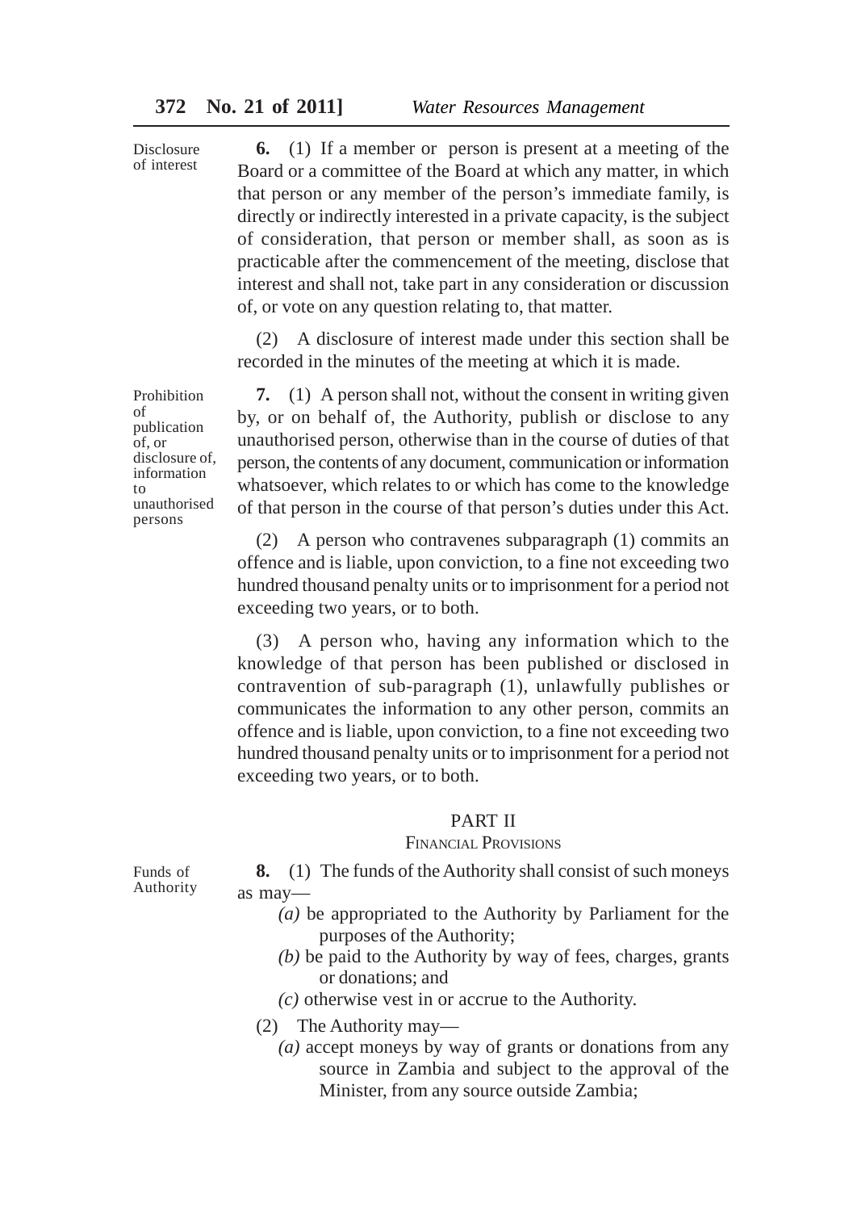Disclosure of interest

**6.** (1) If a member or person is present at a meeting of the Board or a committee of the Board at which any matter, in which that person or any member of the person's immediate family, is directly or indirectly interested in a private capacity, is the subject of consideration, that person or member shall, as soon as is practicable after the commencement of the meeting, disclose that interest and shall not, take part in any consideration or discussion of, or vote on any question relating to, that matter.

(2) A disclosure of interest made under this section shall be recorded in the minutes of the meeting at which it is made.

Prohibition of publication of, or disclosure of, information to unauthorised persons

**7.** (1) A person shall not, without the consent in writing given by, or on behalf of, the Authority, publish or disclose to any unauthorised person, otherwise than in the course of duties of that person, the contents of any document, communication or information whatsoever, which relates to or which has come to the knowledge of that person in the course of that person's duties under this Act.

(2) A person who contravenes subparagraph (1) commits an offence and is liable, upon conviction, to a fine not exceeding two hundred thousand penalty units or to imprisonment for a period not exceeding two years, or to both.

(3) A person who, having any information which to the knowledge of that person has been published or disclosed in contravention of sub-paragraph (1), unlawfully publishes or communicates the information to any other person, commits an offence and is liable, upon conviction, to a fine not exceeding two hundred thousand penalty units or to imprisonment for a period not exceeding two years, or to both.

## PART II

### FINANCIAL PROVISIONS

Funds of Authority

**8.** (1) The funds of the Authority shall consist of such moneys as may—

*(a)* be appropriated to the Authority by Parliament for the purposes of the Authority;

*(b)* be paid to the Authority by way of fees, charges, grants or donations; and

*(c)* otherwise vest in or accrue to the Authority.

(2) The Authority may—

*(a)* accept moneys by way of grants or donations from any source in Zambia and subject to the approval of the Minister, from any source outside Zambia;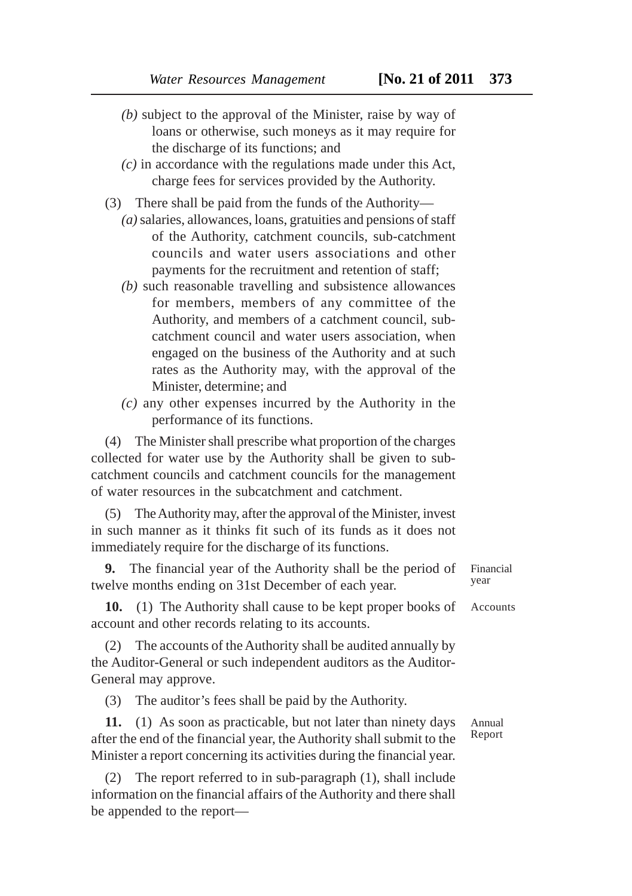*(b)* subject to the approval of the Minister, raise by way of loans or otherwise, such moneys as it may require for the discharge of its functions; and

*(c)* in accordance with the regulations made under this Act, charge fees for services provided by the Authority.

(3) There shall be paid from the funds of the Authority—

*(a)* salaries, allowances, loans, gratuities and pensions of staff of the Authority, catchment councils, sub-catchment councils and water users associations and other payments for the recruitment and retention of staff;

*(b)* such reasonable travelling and subsistence allowances for members, members of any committee of the Authority, and members of a catchment council, sub-catchment council and water users association, when engaged on the business of the Authority and at such rates as the Authority may, with the approval of the Minister, determine; and

*(c)* any other expenses incurred by the Authority in the performance of its functions.

(4) The Minister shall prescribe what proportion of the charges collected for water use by the Authority shall be given to sub-catchment councils and catchment councils for the management of water resources in the subcatchment and catchment.

(5) The Authority may, after the approval of the Minister, invest in such manner as it thinks fit such of its funds as it does not immediately require for the discharge of its functions.

Financial year

**9.** The financial year of the Authority shall be the period of twelve months ending on 31st December of each year.

Accounts

**10.** (1) The Authority shall cause to be kept proper books of account and other records relating to its accounts.

(2) The accounts of the Authority shall be audited annually by the Auditor-General or such independent auditors as the Auditor-General may approve.

(3) The auditor's fees shall be paid by the Authority.

Annual Report

**11.** (1) As soon as practicable, but not later than ninety days after the end of the financial year, the Authority shall submit to the Minister a report concerning its activities during the financial year.

(2) The report referred to in sub-paragraph (1), shall include information on the financial affairs of the Authority and there shall be appended to the report—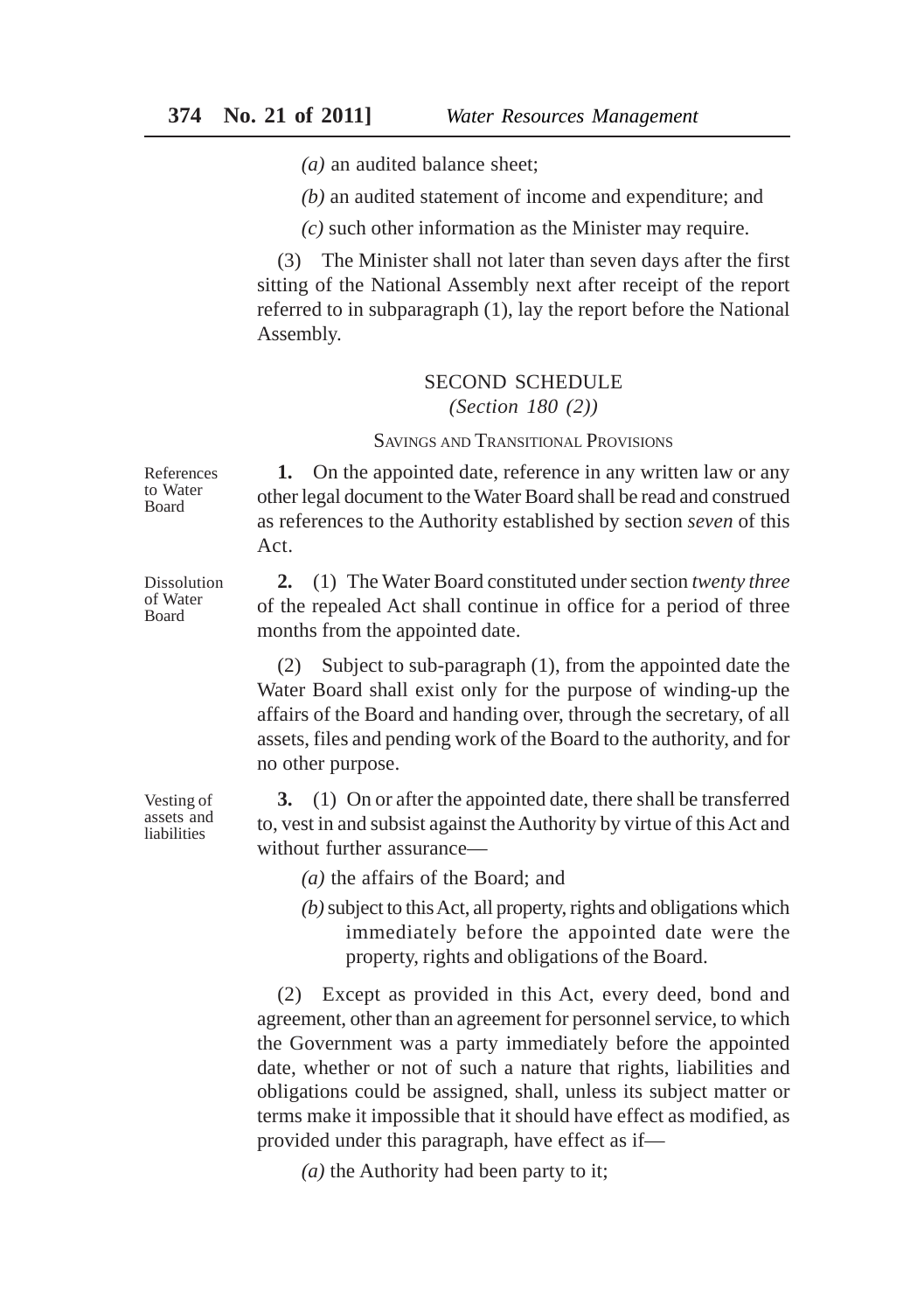*(a)* an audited balance sheet;

*(b)* an audited statement of income and expenditure; and

*(c)* such other information as the Minister may require.

(3) The Minister shall not later than seven days after the first sitting of the National Assembly next after receipt of the report referred to in subparagraph (1), lay the report before the National Assembly.

## SECOND SCHEDULE

*(Section 180 (2))*

### SAVINGS AND TRANSITIONAL PROVISIONS

References to Water Board

**1.** On the appointed date, reference in any written law or any other legal document to the Water Board shall be read and construed as references to the Authority established by section *seven* of this Act.

Dissolution of Water Board

**2.** (1) The Water Board constituted under section *twenty three* of the repealed Act shall continue in office for a period of three months from the appointed date.

(2) Subject to sub-paragraph (1), from the appointed date the Water Board shall exist only for the purpose of winding-up the affairs of the Board and handing over, through the secretary, of all assets, files and pending work of the Board to the authority, and for no other purpose.

Vesting of assets and liabilities

**3.** (1) On or after the appointed date, there shall be transferred to, vest in and subsist against the Authority by virtue of this Act and without further assurance—

*(a)* the affairs of the Board; and

*(b)* subject to this Act, all property, rights and obligations which immediately before the appointed date were the property, rights and obligations of the Board.

(2) Except as provided in this Act, every deed, bond and agreement, other than an agreement for personnel service, to which the Government was a party immediately before the appointed date, whether or not of such a nature that rights, liabilities and obligations could be assigned, shall, unless its subject matter or terms make it impossible that it should have effect as modified, as provided under this paragraph, have effect as if—

*(a)* the Authority had been party to it;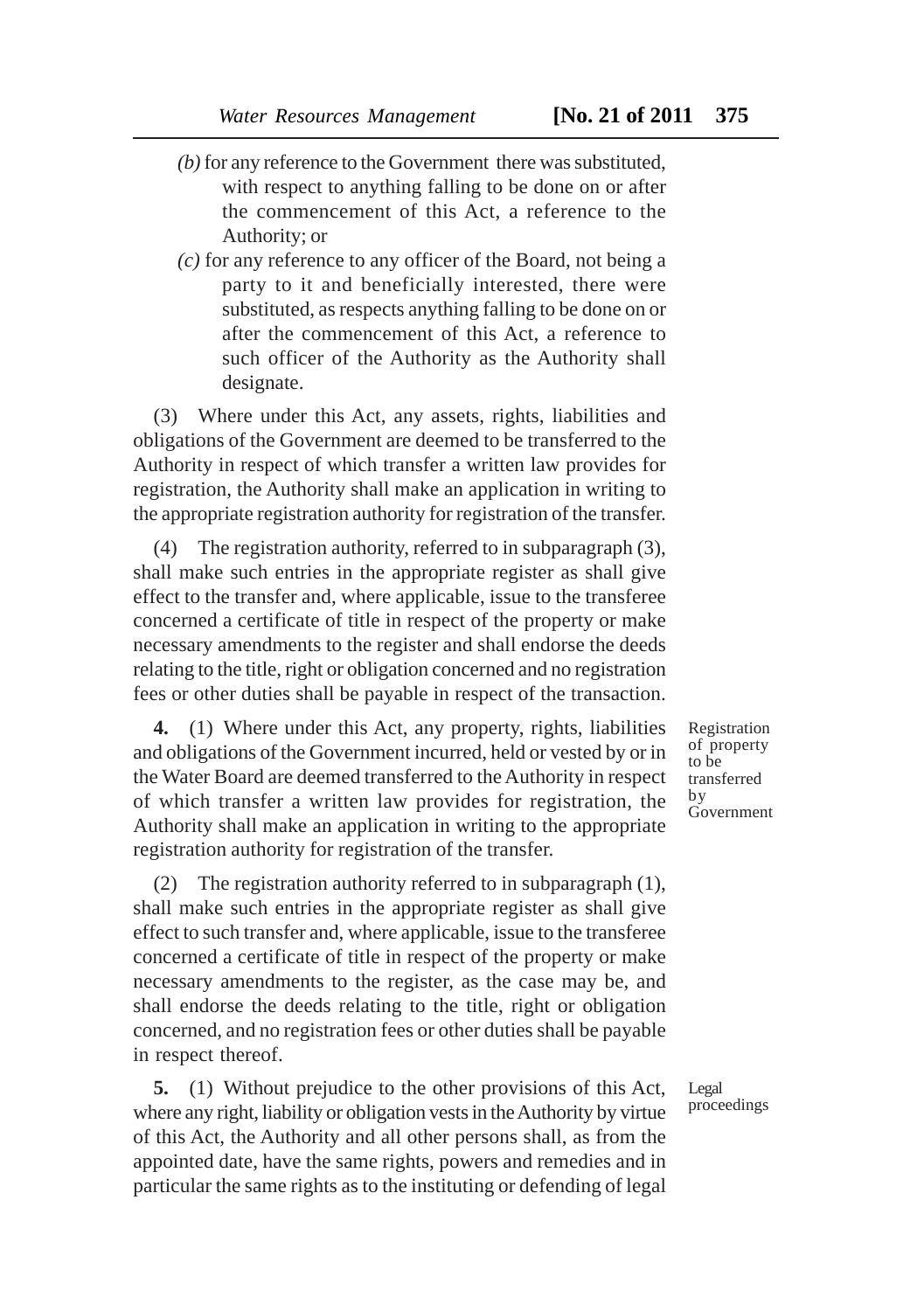(b) for any reference to the Government there was substituted, with respect to anything falling to be done on or after the commencement of this Act, a reference to the Authority; or

(c) for any reference to any officer of the Board, not being a party to it and beneficially interested, there were substituted, as respects anything falling to be done on or after the commencement of this Act, a reference to such officer of the Authority as the Authority shall designate.

(3) Where under this Act, any assets, rights, liabilities and obligations of the Government are deemed to be transferred to the Authority in respect of which transfer a written law provides for registration, the Authority shall make an application in writing to the appropriate registration authority for registration of the transfer.

(4) The registration authority, referred to in subparagraph (3), shall make such entries in the appropriate register as shall give effect to the transfer and, where applicable, issue to the transferee concerned a certificate of title in respect of the property or make necessary amendments to the register and shall endorse the deeds relating to the title, right or obligation concerned and no registration fees or other duties shall be payable in respect of the transaction.

*Registration of property to be transferred by Government*

**4.** (1) Where under this Act, any property, rights, liabilities and obligations of the Government incurred, held or vested by or in the Water Board are deemed transferred to the Authority in respect of which transfer a written law provides for registration, the Authority shall make an application in writing to the appropriate registration authority for registration of the transfer.

(2) The registration authority referred to in subparagraph (1), shall make such entries in the appropriate register as shall give effect to such transfer and, where applicable, issue to the transferee concerned a certificate of title in respect of the property or make necessary amendments to the register, as the case may be, and shall endorse the deeds relating to the title, right or obligation concerned, and no registration fees or other duties shall be payable in respect thereof.

*Legal proceedings*

**5.** (1) Without prejudice to the other provisions of this Act, where any right, liability or obligation vests in the Authority by virtue of this Act, the Authority and all other persons shall, as from the appointed date, have the same rights, powers and remedies and in particular the same rights as to the instituting or defending of legal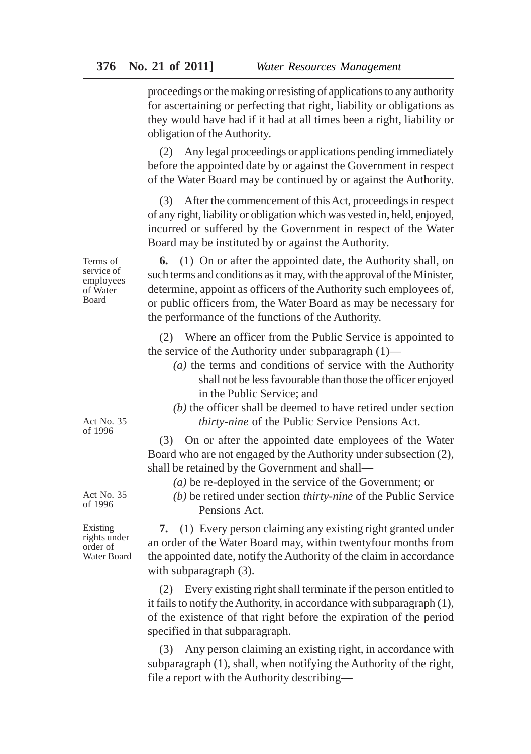proceedings or the making or resisting of applications to any authority for ascertaining or perfecting that right, liability or obligations as they would have had if it had at all times been a right, liability or obligation of the Authority.

(2) Any legal proceedings or applications pending immediately before the appointed date by or against the Government in respect of the Water Board may be continued by or against the Authority.

(3) After the commencement of this Act, proceedings in respect of any right, liability or obligation which was vested in, held, enjoyed, incurred or suffered by the Government in respect of the Water Board may be instituted by or against the Authority.

Terms of service of employees of Water Board

**6.** (1) On or after the appointed date, the Authority shall, on such terms and conditions as it may, with the approval of the Minister, determine, appoint as officers of the Authority such employees of, or public officers from, the Water Board as may be necessary for the performance of the functions of the Authority.

(2) Where an officer from the Public Service is appointed to the service of the Authority under subparagraph (1)—

*(a)* the terms and conditions of service with the Authority shall not be less favourable than those the officer enjoyed in the Public Service; and

*(b)* the officer shall be deemed to have retired under section *thirty-nine* of the Public Service Pensions Act.

Act No. 35 of 1996

(3) On or after the appointed date employees of the Water Board who are not engaged by the Authority under subsection (2), shall be retained by the Government and shall—

*(a)* be re-deployed in the service of the Government; or

*(b)* be retired under section *thirty-nine* of the Public Service Pensions Act.

Act No. 35 of 1996

Existing rights under order of Water Board

**7.** (1) Every person claiming any existing right granted under an order of the Water Board may, within twentyfour months from the appointed date, notify the Authority of the claim in accordance with subparagraph (3).

(2) Every existing right shall terminate if the person entitled to it fails to notify the Authority, in accordance with subparagraph (1), of the existence of that right before the expiration of the period specified in that subparagraph.

(3) Any person claiming an existing right, in accordance with subparagraph (1), shall, when notifying the Authority of the right, file a report with the Authority describing—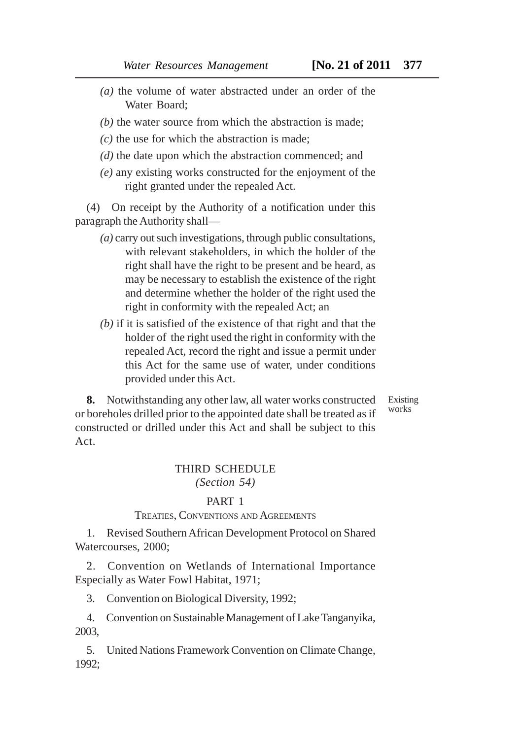*(a)* the volume of water abstracted under an order of the Water Board;

*(b)* the water source from which the abstraction is made;

*(c)* the use for which the abstraction is made;

*(d)* the date upon which the abstraction commenced; and

*(e)* any existing works constructed for the enjoyment of the right granted under the repealed Act.

(4) On receipt by the Authority of a notification under this paragraph the Authority shall—

*(a)* carry out such investigations, through public consultations, with relevant stakeholders, in which the holder of the right shall have the right to be present and be heard, as may be necessary to establish the existence of the right and determine whether the holder of the right used the right in conformity with the repealed Act; an

*(b)* if it is satisfied of the existence of that right and that the holder of the right used the right in conformity with the repealed Act, record the right and issue a permit under this Act for the same use of water, under conditions provided under this Act.

Existing works

**8.** Notwithstanding any other law, all water works constructed or boreholes drilled prior to the appointed date shall be treated as if constructed or drilled under this Act and shall be subject to this Act.

## THIRD SCHEDULE
*(Section 54)*

### PART 1
TREATIES, CONVENTIONS AND AGREEMENTS

1. Revised Southern African Development Protocol on Shared Watercourses, 2000;

2. Convention on Wetlands of International Importance Especially as Water Fowl Habitat, 1971;

3. Convention on Biological Diversity, 1992;

4. Convention on Sustainable Management of Lake Tanganyika, 2003,

5. United Nations Framework Convention on Climate Change, 1992;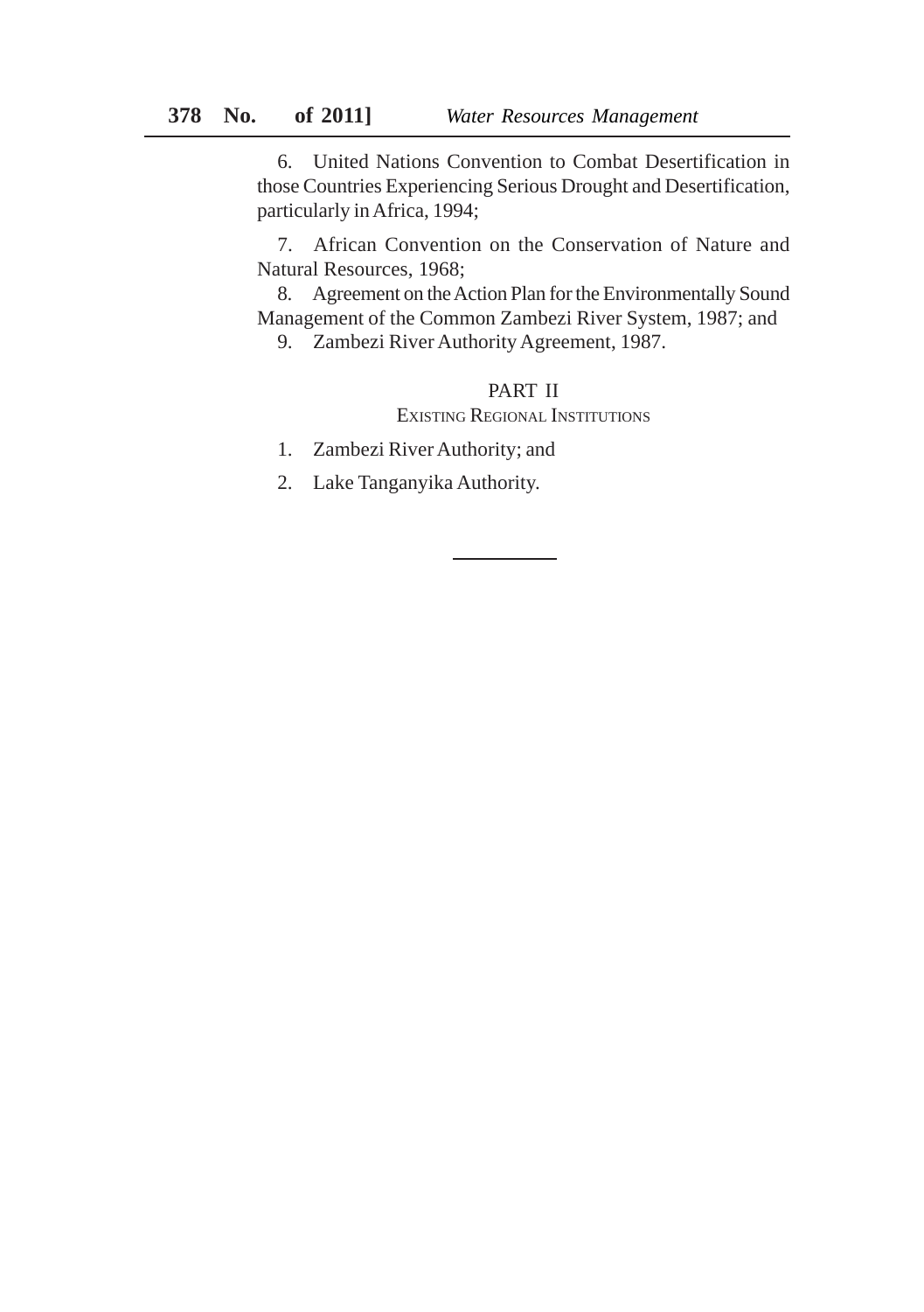6. United Nations Convention to Combat Desertification in those Countries Experiencing Serious Drought and Desertification, particularly in Africa, 1994;

7. African Convention on the Conservation of Nature and Natural Resources, 1968;

8. Agreement on the Action Plan for the Environmentally Sound Management of the Common Zambezi River System, 1987; and

9. Zambezi River Authority Agreement, 1987.

## PART II

### EXISTING REGIONAL INSTITUTIONS

1. Zambezi River Authority; and

2. Lake Tanganyika Authority.